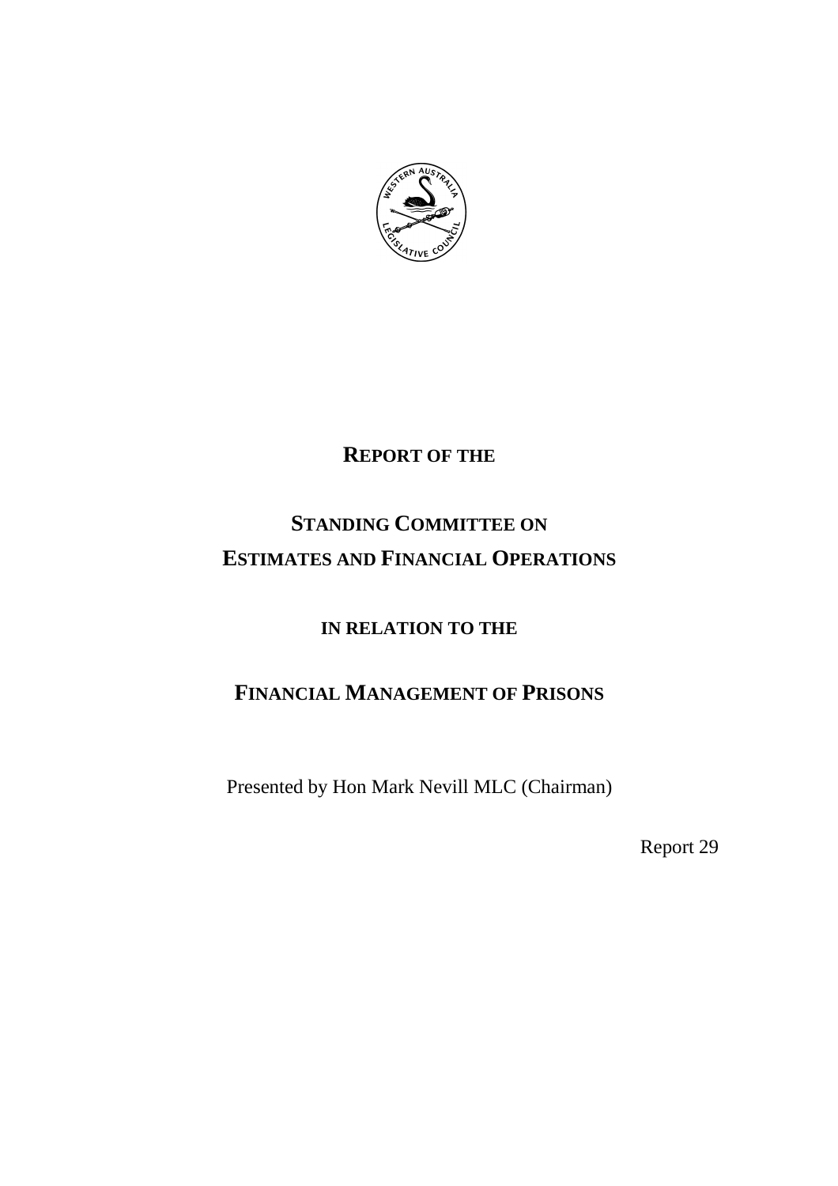# REPORT OF THE

# STANDING COMMITTEE ON ESTIMATES AND FINANCIAL OPERATIONS

## IN RELATION TO THE

# FINANCIAL MANAGEMENT OF PRISONS

Presented by Hon Mark Nevill MLC (Chairman)

Report 29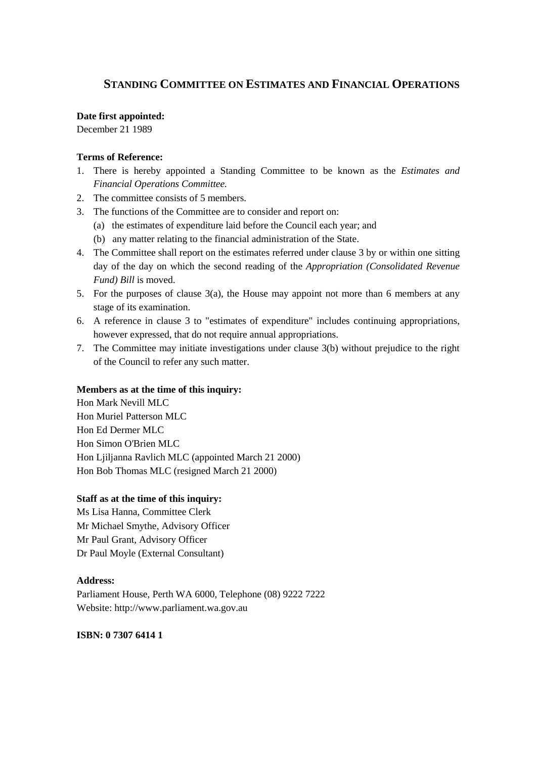## STANDING COMMITTEE ON ESTIMATES AND FINANCIAL OPERATIONS

**Date first appointed:**
December 21 1989

**Terms of Reference:**

1. There is hereby appointed a Standing Committee to be known as the *Estimates and Financial Operations Committee.*
2. The committee consists of 5 members.
3. The functions of the Committee are to consider and report on:
   (a) the estimates of expenditure laid before the Council each year; and
   (b) any matter relating to the financial administration of the State.
4. The Committee shall report on the estimates referred under clause 3 by or within one sitting day of the day on which the second reading of the *Appropriation (Consolidated Revenue Fund) Bill* is moved.
5. For the purposes of clause 3(a), the House may appoint not more than 6 members at any stage of its examination.
6. A reference in clause 3 to "estimates of expenditure" includes continuing appropriations, however expressed, that do not require annual appropriations.
7. The Committee may initiate investigations under clause 3(b) without prejudice to the right of the Council to refer any such matter.

**Members as at the time of this inquiry:**
Hon Mark Nevill MLC
Hon Muriel Patterson MLC
Hon Ed Dermer MLC
Hon Simon O'Brien MLC
Hon Ljiljanna Ravlich MLC (appointed March 21 2000)
Hon Bob Thomas MLC (resigned March 21 2000)

**Staff as at the time of this inquiry:**
Ms Lisa Hanna, Committee Clerk
Mr Michael Smythe, Advisory Officer
Mr Paul Grant, Advisory Officer
Dr Paul Moyle (External Consultant)

**Address:**
Parliament House, Perth WA 6000, Telephone (08) 9222 7222
Website: http://www.parliament.wa.gov.au

**ISBN: 0 7307 6414 1**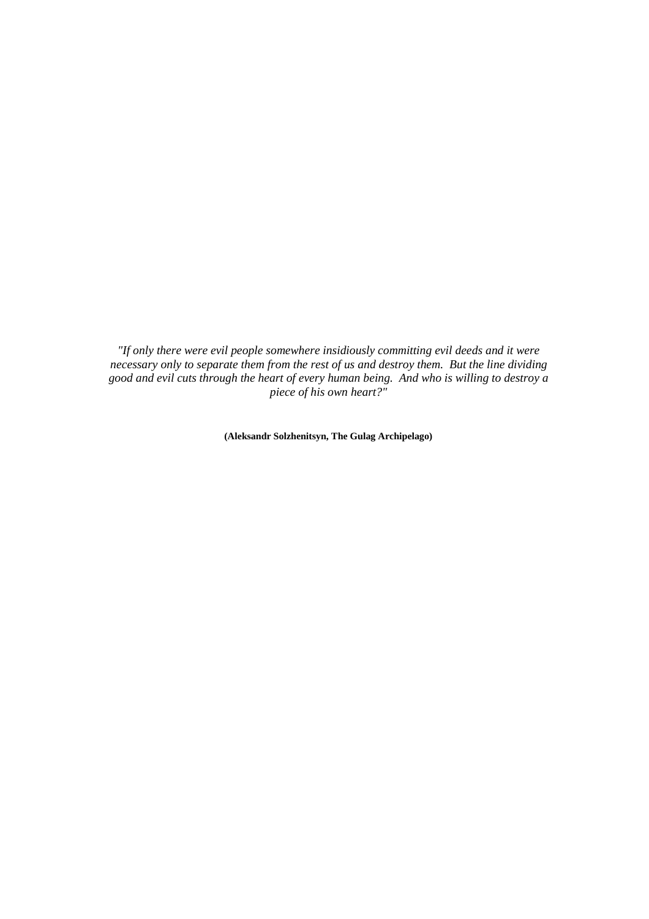*"If only there were evil people somewhere insidiously committing evil deeds and it were necessary only to separate them from the rest of us and destroy them. But the line dividing good and evil cuts through the heart of every human being. And who is willing to destroy a piece of his own heart?"*

**(Aleksandr Solzhenitsyn, The Gulag Archipelago)**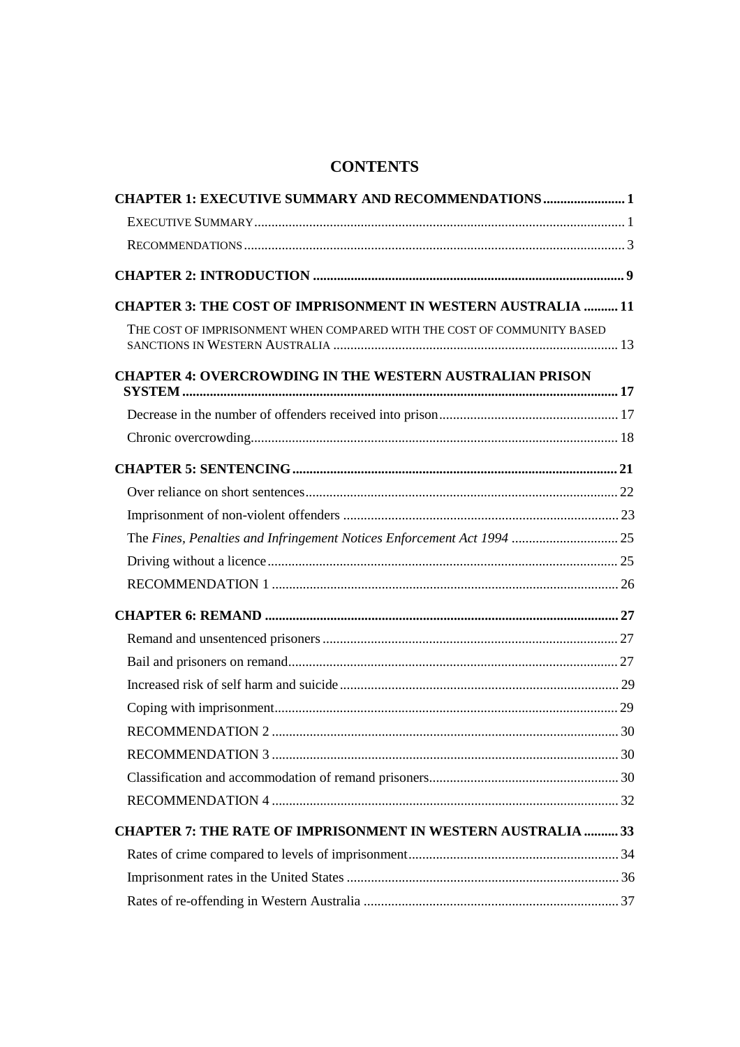# CONTENTS

**CHAPTER 1: EXECUTIVE SUMMARY AND RECOMMENDATIONS** ........................ **1**

EXECUTIVE SUMMARY ........................ 1

RECOMMENDATIONS ........................ 3

**CHAPTER 2: INTRODUCTION** ........................ **9**

**CHAPTER 3: THE COST OF IMPRISONMENT IN WESTERN AUSTRALIA** ........................ **11**

THE COST OF IMPRISONMENT WHEN COMPARED WITH THE COST OF COMMUNITY BASED SANCTIONS IN WESTERN AUSTRALIA ........................ 13

**CHAPTER 4: OVERCROWDING IN THE WESTERN AUSTRALIAN PRISON SYSTEM** ........................ **17**

Decrease in the number of offenders received into prison ........................ 17

Chronic overcrowding ........................ 18

**CHAPTER 5: SENTENCING** ........................ **21**

Over reliance on short sentences ........................ 22

Imprisonment of non-violent offenders ........................ 23

The *Fines, Penalties and Infringement Notices Enforcement Act 1994* ........................ 25

Driving without a licence ........................ 25

RECOMMENDATION 1 ........................ 26

**CHAPTER 6: REMAND** ........................ **27**

Remand and unsentenced prisoners ........................ 27

Bail and prisoners on remand ........................ 27

Increased risk of self harm and suicide ........................ 29

Coping with imprisonment ........................ 29

RECOMMENDATION 2 ........................ 30

RECOMMENDATION 3 ........................ 30

Classification and accommodation of remand prisoners ........................ 30

RECOMMENDATION 4 ........................ 32

**CHAPTER 7: THE RATE OF IMPRISONMENT IN WESTERN AUSTRALIA** ........................ **33**

Rates of crime compared to levels of imprisonment ........................ 34

Imprisonment rates in the United States ........................ 36

Rates of re-offending in Western Australia ........................ 37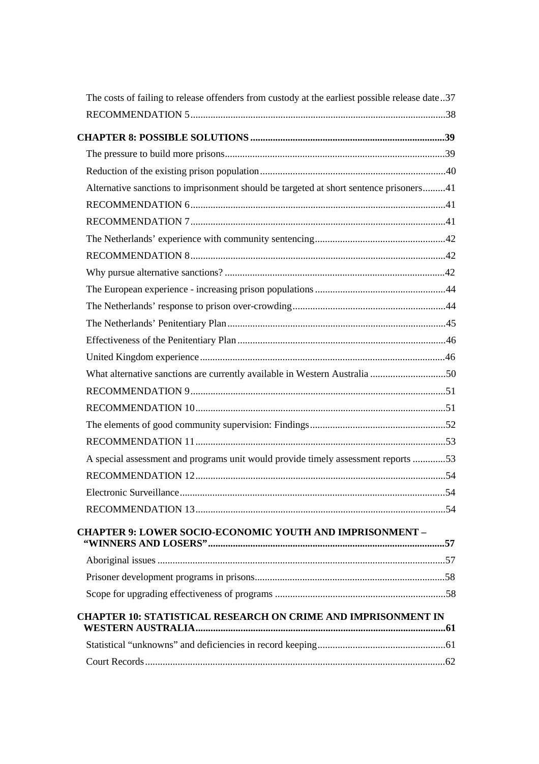The costs of failing to release offenders from custody at the earliest possible release date..37

RECOMMENDATION 5.....38

**CHAPTER 8: POSSIBLE SOLUTIONS.....39**

The pressure to build more prisons.....39

Reduction of the existing prison population.....40

Alternative sanctions to imprisonment should be targeted at short sentence prisoners.....41

RECOMMENDATION 6.....41

RECOMMENDATION 7.....41

The Netherlands' experience with community sentencing.....42

RECOMMENDATION 8.....42

Why pursue alternative sanctions?.....42

The European experience - increasing prison populations.....44

The Netherlands' response to prison over-crowding.....44

The Netherlands' Penitentiary Plan.....45

Effectiveness of the Penitentiary Plan.....46

United Kingdom experience.....46

What alternative sanctions are currently available in Western Australia.....50

RECOMMENDATION 9.....51

RECOMMENDATION 10.....51

The elements of good community supervision: Findings.....52

RECOMMENDATION 11.....53

A special assessment and programs unit would provide timely assessment reports.....53

RECOMMENDATION 12.....54

Electronic Surveillance.....54

RECOMMENDATION 13.....54

**CHAPTER 9: LOWER SOCIO-ECONOMIC YOUTH AND IMPRISONMENT – "WINNERS AND LOSERS".....57**

Aboriginal issues.....57

Prisoner development programs in prisons.....58

Scope for upgrading effectiveness of programs.....58

**CHAPTER 10: STATISTICAL RESEARCH ON CRIME AND IMPRISONMENT IN WESTERN AUSTRALIA.....61**

Statistical "unknowns" and deficiencies in record keeping.....61

Court Records.....62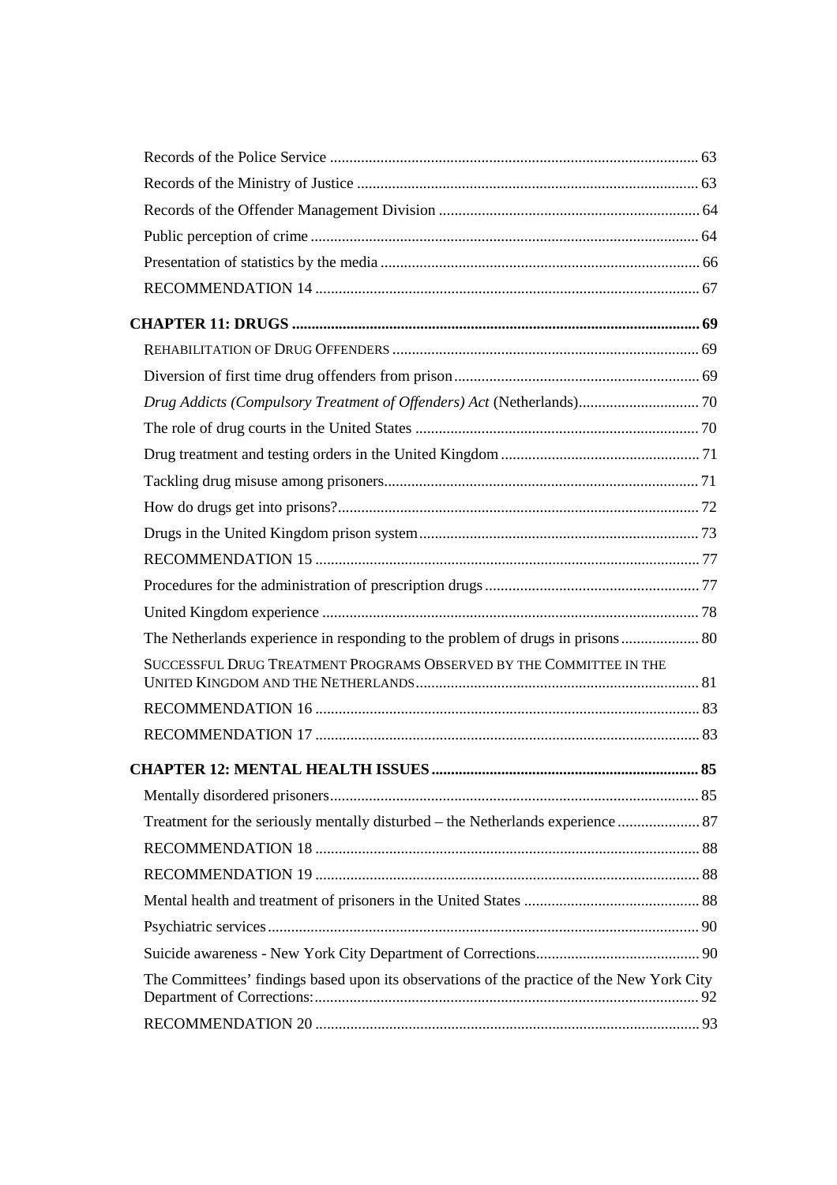Records of the Police Service ........................................................................................ 63

Records of the Ministry of Justice ..................................................................................... 63

Records of the Offender Management Division ................................................................ 64

Public perception of crime ................................................................................................. 64

Presentation of statistics by the media ............................................................................... 66

RECOMMENDATION 14 ................................................................................................ 67

**CHAPTER 11: DRUGS ...................................................................................................... 69**

REHABILITATION OF DRUG OFFENDERS ........................................................................... 69

Diversion of first time drug offenders from prison ............................................................. 69

*Drug Addicts (Compulsory Treatment of Offenders) Act* (Netherlands) .............................. 70

The role of drug courts in the United States ....................................................................... 70

Drug treatment and testing orders in the United Kingdom ................................................. 71

Tackling drug misuse among prisoners .............................................................................. 71

How do drugs get into prisons? .......................................................................................... 72

Drugs in the United Kingdom prison system ...................................................................... 73

RECOMMENDATION 15 ................................................................................................ 77

Procedures for the administration of prescription drugs ..................................................... 77

United Kingdom experience ............................................................................................... 78

The Netherlands experience in responding to the problem of drugs in prisons .................... 80

SUCCESSFUL DRUG TREATMENT PROGRAMS OBSERVED BY THE COMMITTEE IN THE UNITED KINGDOM AND THE NETHERLANDS ....................................................................... 81

RECOMMENDATION 16 ................................................................................................ 83

RECOMMENDATION 17 ................................................................................................ 83

**CHAPTER 12: MENTAL HEALTH ISSUES ..................................................................... 85**

Mentally disordered prisoners ............................................................................................ 85

Treatment for the seriously mentally disturbed – the Netherlands experience ..................... 87

RECOMMENDATION 18 ................................................................................................ 88

RECOMMENDATION 19 ................................................................................................ 88

Mental health and treatment of prisoners in the United States ............................................ 88

Psychiatric services ............................................................................................................ 90

Suicide awareness - New York City Department of Corrections ......................................... 90

The Committees' findings based upon its observations of the practice of the New York City Department of Corrections: ................................................................................................ 92

RECOMMENDATION 20 ................................................................................................ 93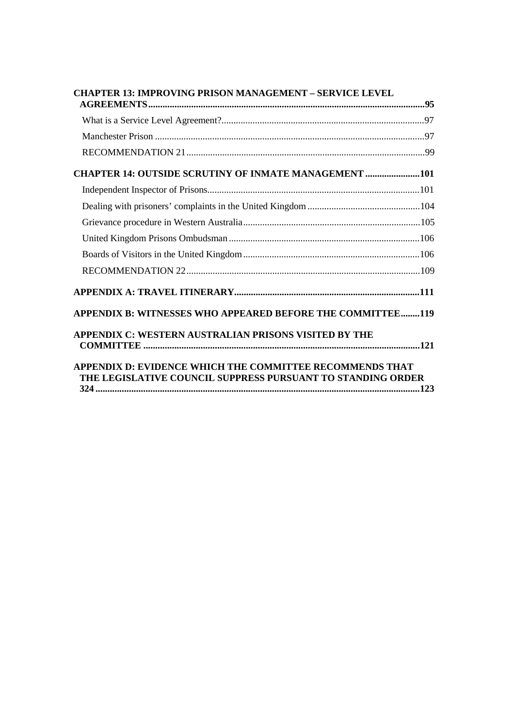**CHAPTER 13: IMPROVING PRISON MANAGEMENT – SERVICE LEVEL AGREEMENTS** .......... **95**

- What is a Service Level Agreement? .......... 97
- Manchester Prison .......... 97
- RECOMMENDATION 21 .......... 99

**CHAPTER 14: OUTSIDE SCRUTINY OF INMATE MANAGEMENT** .......... **101**

- Independent Inspector of Prisons .......... 101
- Dealing with prisoners' complaints in the United Kingdom .......... 104
- Grievance procedure in Western Australia .......... 105
- United Kingdom Prisons Ombudsman .......... 106
- Boards of Visitors in the United Kingdom .......... 106
- RECOMMENDATION 22 .......... 109

**APPENDIX A: TRAVEL ITINERARY** .......... **111**

**APPENDIX B: WITNESSES WHO APPEARED BEFORE THE COMMITTEE** .......... **119**

**APPENDIX C: WESTERN AUSTRALIAN PRISONS VISITED BY THE COMMITTEE** .......... **121**

**APPENDIX D: EVIDENCE WHICH THE COMMITTEE RECOMMENDS THAT THE LEGISLATIVE COUNCIL SUPPRESS PURSUANT TO STANDING ORDER 324** .......... **123**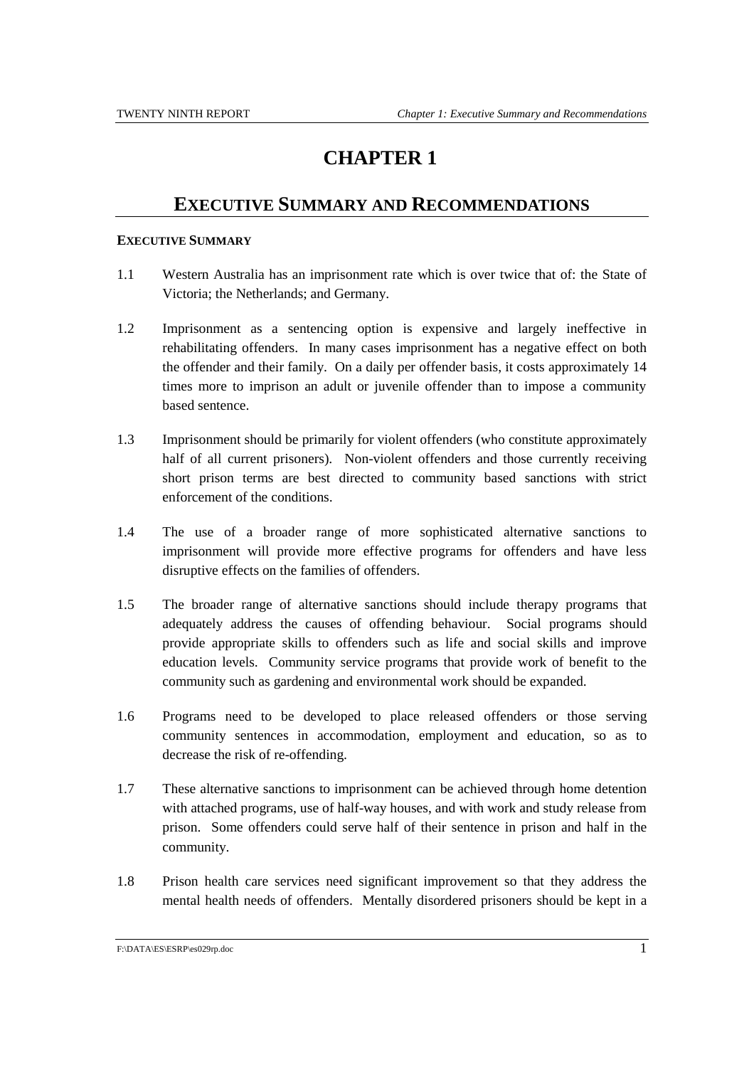# CHAPTER 1

## EXECUTIVE SUMMARY AND RECOMMENDATIONS

### EXECUTIVE SUMMARY

1.1 Western Australia has an imprisonment rate which is over twice that of: the State of Victoria; the Netherlands; and Germany.

1.2 Imprisonment as a sentencing option is expensive and largely ineffective in rehabilitating offenders. In many cases imprisonment has a negative effect on both the offender and their family. On a daily per offender basis, it costs approximately 14 times more to imprison an adult or juvenile offender than to impose a community based sentence.

1.3 Imprisonment should be primarily for violent offenders (who constitute approximately half of all current prisoners). Non-violent offenders and those currently receiving short prison terms are best directed to community based sanctions with strict enforcement of the conditions.

1.4 The use of a broader range of more sophisticated alternative sanctions to imprisonment will provide more effective programs for offenders and have less disruptive effects on the families of offenders.

1.5 The broader range of alternative sanctions should include therapy programs that adequately address the causes of offending behaviour. Social programs should provide appropriate skills to offenders such as life and social skills and improve education levels. Community service programs that provide work of benefit to the community such as gardening and environmental work should be expanded.

1.6 Programs need to be developed to place released offenders or those serving community sentences in accommodation, employment and education, so as to decrease the risk of re-offending.

1.7 These alternative sanctions to imprisonment can be achieved through home detention with attached programs, use of half-way houses, and with work and study release from prison. Some offenders could serve half of their sentence in prison and half in the community.

1.8 Prison health care services need significant improvement so that they address the mental health needs of offenders. Mentally disordered prisoners should be kept in a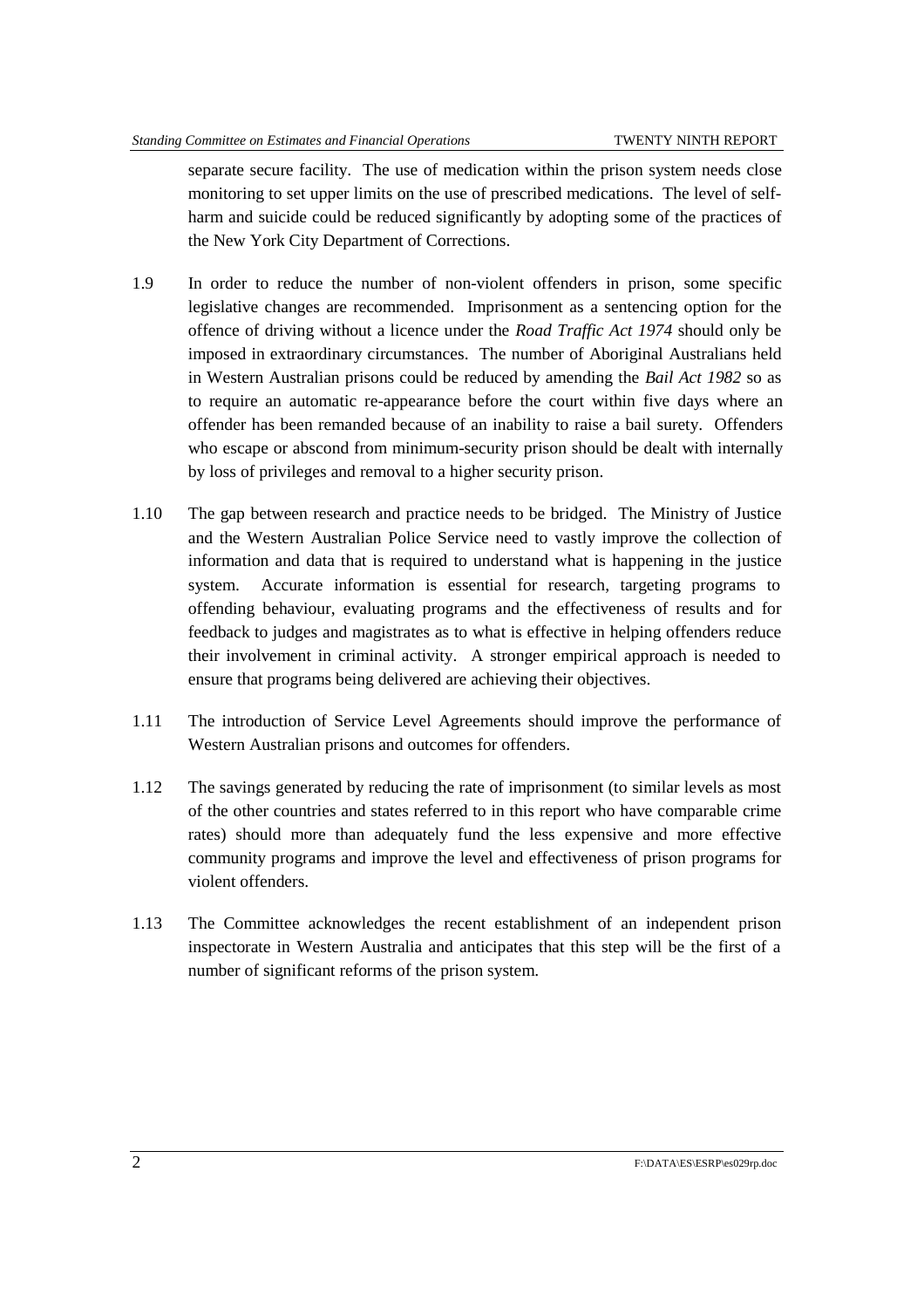separate secure facility. The use of medication within the prison system needs close monitoring to set upper limits on the use of prescribed medications. The level of self-harm and suicide could be reduced significantly by adopting some of the practices of the New York City Department of Corrections.

1.9 In order to reduce the number of non-violent offenders in prison, some specific legislative changes are recommended. Imprisonment as a sentencing option for the offence of driving without a licence under the *Road Traffic Act 1974* should only be imposed in extraordinary circumstances. The number of Aboriginal Australians held in Western Australian prisons could be reduced by amending the *Bail Act 1982* so as to require an automatic re-appearance before the court within five days where an offender has been remanded because of an inability to raise a bail surety. Offenders who escape or abscond from minimum-security prison should be dealt with internally by loss of privileges and removal to a higher security prison.

1.10 The gap between research and practice needs to be bridged. The Ministry of Justice and the Western Australian Police Service need to vastly improve the collection of information and data that is required to understand what is happening in the justice system. Accurate information is essential for research, targeting programs to offending behaviour, evaluating programs and the effectiveness of results and for feedback to judges and magistrates as to what is effective in helping offenders reduce their involvement in criminal activity. A stronger empirical approach is needed to ensure that programs being delivered are achieving their objectives.

1.11 The introduction of Service Level Agreements should improve the performance of Western Australian prisons and outcomes for offenders.

1.12 The savings generated by reducing the rate of imprisonment (to similar levels as most of the other countries and states referred to in this report who have comparable crime rates) should more than adequately fund the less expensive and more effective community programs and improve the level and effectiveness of prison programs for violent offenders.

1.13 The Committee acknowledges the recent establishment of an independent prison inspectorate in Western Australia and anticipates that this step will be the first of a number of significant reforms of the prison system.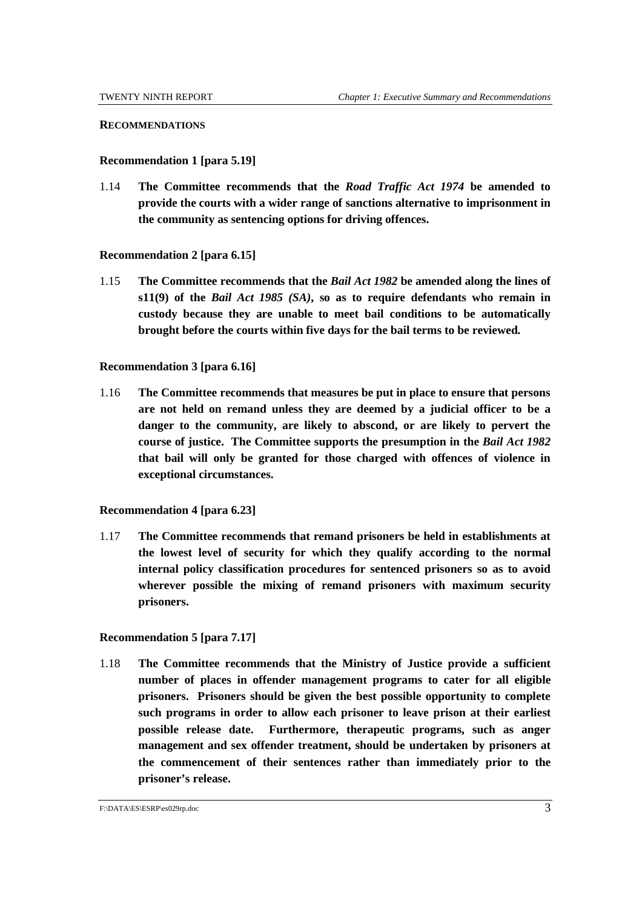**RECOMMENDATIONS**

**Recommendation 1 [para 5.19]**

1.14 **The Committee recommends that the *Road Traffic Act 1974* be amended to provide the courts with a wider range of sanctions alternative to imprisonment in the community as sentencing options for driving offences.**

**Recommendation 2 [para 6.15]**

1.15 **The Committee recommends that the *Bail Act 1982* be amended along the lines of s11(9) of the *Bail Act 1985 (SA)*, so as to require defendants who remain in custody because they are unable to meet bail conditions to be automatically brought before the courts within five days for the bail terms to be reviewed.**

**Recommendation 3 [para 6.16]**

1.16 **The Committee recommends that measures be put in place to ensure that persons are not held on remand unless they are deemed by a judicial officer to be a danger to the community, are likely to abscond, or are likely to pervert the course of justice. The Committee supports the presumption in the *Bail Act 1982* that bail will only be granted for those charged with offences of violence in exceptional circumstances.**

**Recommendation 4 [para 6.23]**

1.17 **The Committee recommends that remand prisoners be held in establishments at the lowest level of security for which they qualify according to the normal internal policy classification procedures for sentenced prisoners so as to avoid wherever possible the mixing of remand prisoners with maximum security prisoners.**

**Recommendation 5 [para 7.17]**

1.18 **The Committee recommends that the Ministry of Justice provide a sufficient number of places in offender management programs to cater for all eligible prisoners. Prisoners should be given the best possible opportunity to complete such programs in order to allow each prisoner to leave prison at their earliest possible release date. Furthermore, therapeutic programs, such as anger management and sex offender treatment, should be undertaken by prisoners at the commencement of their sentences rather than immediately prior to the prisoner's release.**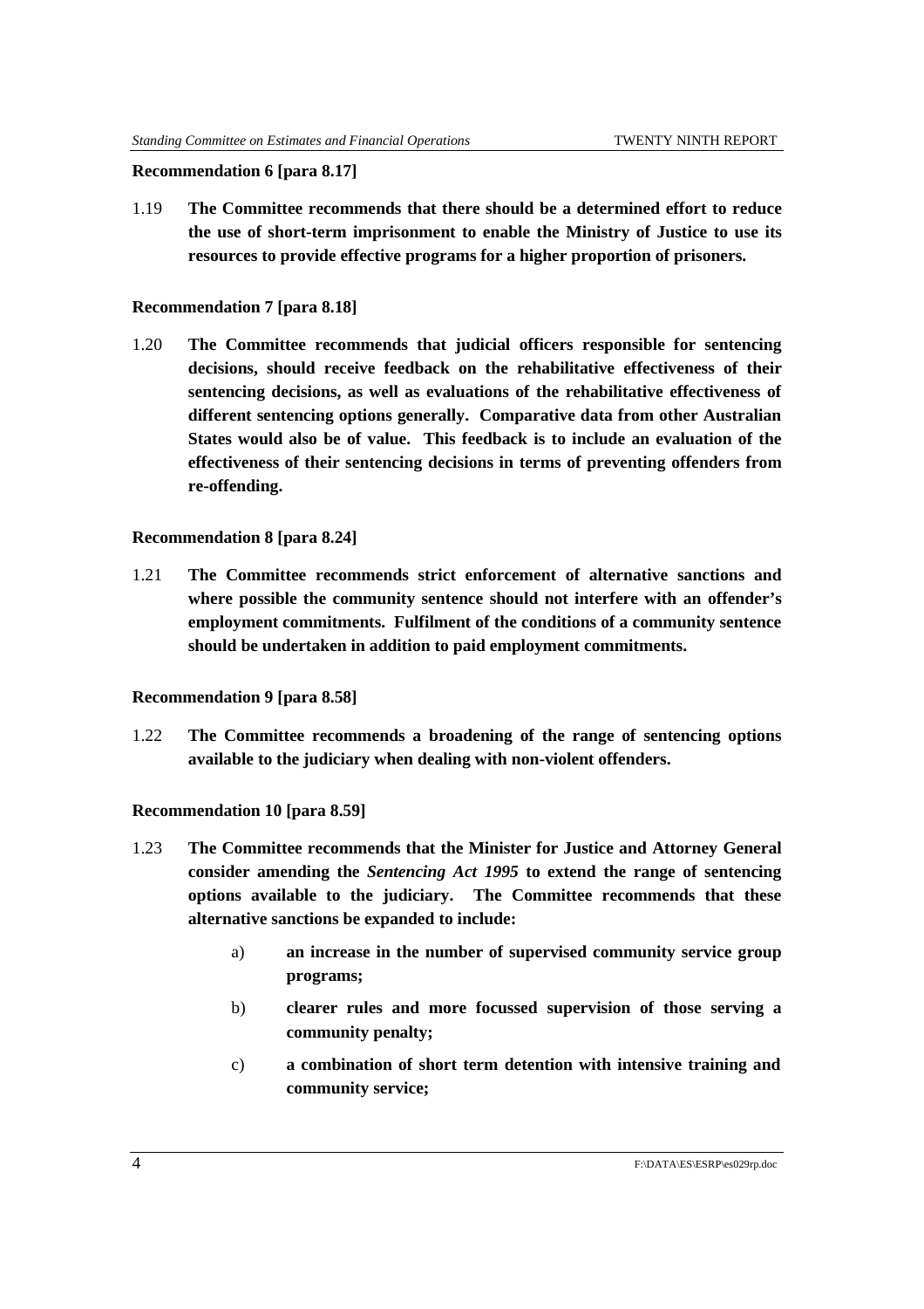**Recommendation 6 [para 8.17]**

1.19 **The Committee recommends that there should be a determined effort to reduce the use of short-term imprisonment to enable the Ministry of Justice to use its resources to provide effective programs for a higher proportion of prisoners.**

**Recommendation 7 [para 8.18]**

1.20 **The Committee recommends that judicial officers responsible for sentencing decisions, should receive feedback on the rehabilitative effectiveness of their sentencing decisions, as well as evaluations of the rehabilitative effectiveness of different sentencing options generally. Comparative data from other Australian States would also be of value. This feedback is to include an evaluation of the effectiveness of their sentencing decisions in terms of preventing offenders from re-offending.**

**Recommendation 8 [para 8.24]**

1.21 **The Committee recommends strict enforcement of alternative sanctions and where possible the community sentence should not interfere with an offender's employment commitments. Fulfilment of the conditions of a community sentence should be undertaken in addition to paid employment commitments.**

**Recommendation 9 [para 8.58]**

1.22 **The Committee recommends a broadening of the range of sentencing options available to the judiciary when dealing with non-violent offenders.**

**Recommendation 10 [para 8.59]**

1.23 **The Committee recommends that the Minister for Justice and Attorney General consider amending the *Sentencing Act 1995* to extend the range of sentencing options available to the judiciary. The Committee recommends that these alternative sanctions be expanded to include:**

a) **an increase in the number of supervised community service group programs;**

b) **clearer rules and more focussed supervision of those serving a community penalty;**

c) **a combination of short term detention with intensive training and community service;**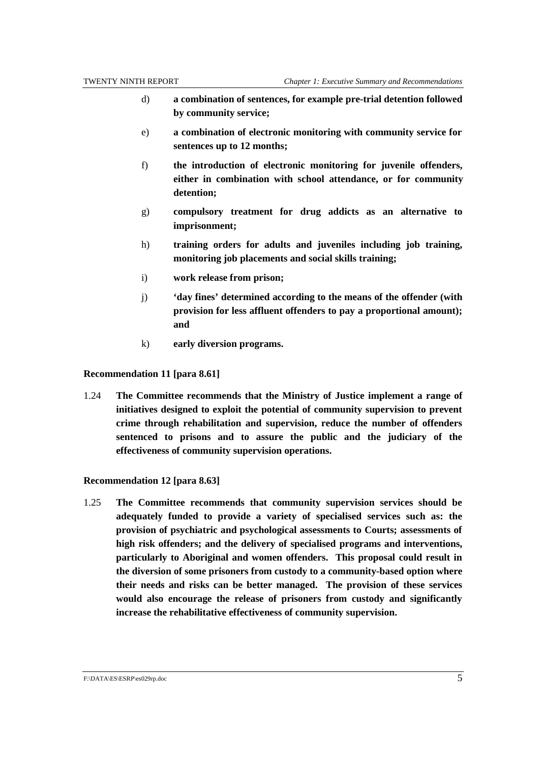d) **a combination of sentences, for example pre-trial detention followed by community service;**

e) **a combination of electronic monitoring with community service for sentences up to 12 months;**

f) **the introduction of electronic monitoring for juvenile offenders, either in combination with school attendance, or for community detention;**

g) **compulsory treatment for drug addicts as an alternative to imprisonment;**

h) **training orders for adults and juveniles including job training, monitoring job placements and social skills training;**

i) **work release from prison;**

j) **'day fines' determined according to the means of the offender (with provision for less affluent offenders to pay a proportional amount); and**

k) **early diversion programs.**

**Recommendation 11 [para 8.61]**

1.24 **The Committee recommends that the Ministry of Justice implement a range of initiatives designed to exploit the potential of community supervision to prevent crime through rehabilitation and supervision, reduce the number of offenders sentenced to prisons and to assure the public and the judiciary of the effectiveness of community supervision operations.**

**Recommendation 12 [para 8.63]**

1.25 **The Committee recommends that community supervision services should be adequately funded to provide a variety of specialised services such as: the provision of psychiatric and psychological assessments to Courts; assessments of high risk offenders; and the delivery of specialised programs and interventions, particularly to Aboriginal and women offenders. This proposal could result in the diversion of some prisoners from custody to a community-based option where their needs and risks can be better managed. The provision of these services would also encourage the release of prisoners from custody and significantly increase the rehabilitative effectiveness of community supervision.**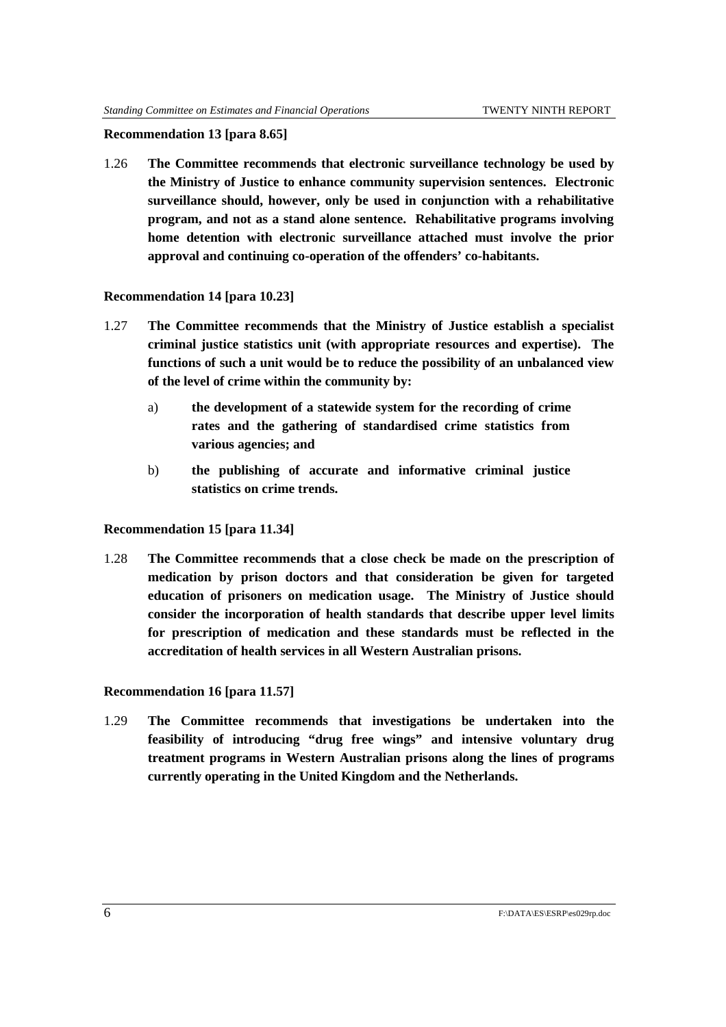**Recommendation 13 [para 8.65]**

1.26 **The Committee recommends that electronic surveillance technology be used by the Ministry of Justice to enhance community supervision sentences. Electronic surveillance should, however, only be used in conjunction with a rehabilitative program, and not as a stand alone sentence. Rehabilitative programs involving home detention with electronic surveillance attached must involve the prior approval and continuing co-operation of the offenders' co-habitants.**

**Recommendation 14 [para 10.23]**

1.27 **The Committee recommends that the Ministry of Justice establish a specialist criminal justice statistics unit (with appropriate resources and expertise). The functions of such a unit would be to reduce the possibility of an unbalanced view of the level of crime within the community by:**

a) **the development of a statewide system for the recording of crime rates and the gathering of standardised crime statistics from various agencies; and**

b) **the publishing of accurate and informative criminal justice statistics on crime trends.**

**Recommendation 15 [para 11.34]**

1.28 **The Committee recommends that a close check be made on the prescription of medication by prison doctors and that consideration be given for targeted education of prisoners on medication usage. The Ministry of Justice should consider the incorporation of health standards that describe upper level limits for prescription of medication and these standards must be reflected in the accreditation of health services in all Western Australian prisons.**

**Recommendation 16 [para 11.57]**

1.29 **The Committee recommends that investigations be undertaken into the feasibility of introducing "drug free wings" and intensive voluntary drug treatment programs in Western Australian prisons along the lines of programs currently operating in the United Kingdom and the Netherlands.**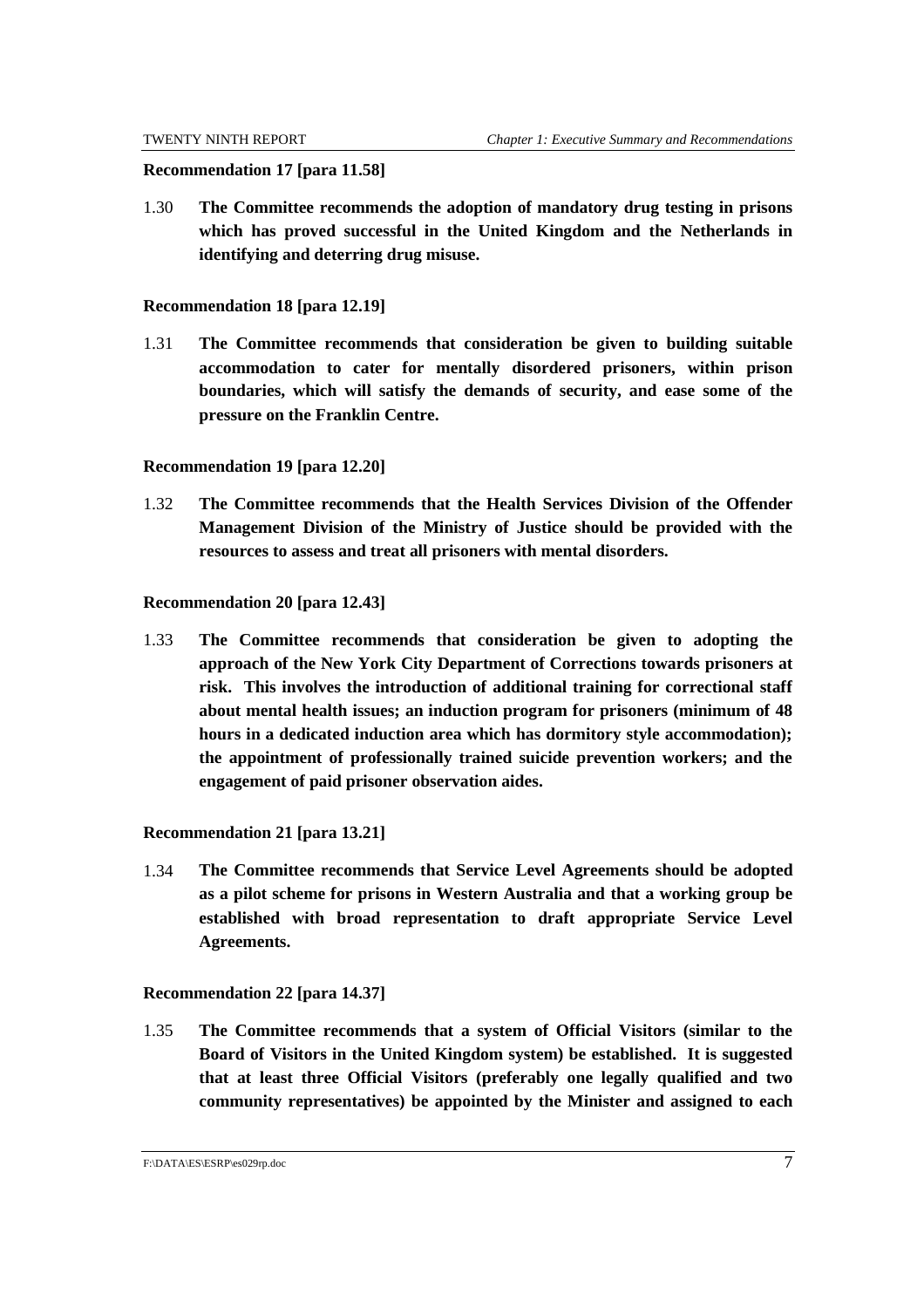**Recommendation 17 [para 11.58]**

1.30 **The Committee recommends the adoption of mandatory drug testing in prisons which has proved successful in the United Kingdom and the Netherlands in identifying and deterring drug misuse.**

**Recommendation 18 [para 12.19]**

1.31 **The Committee recommends that consideration be given to building suitable accommodation to cater for mentally disordered prisoners, within prison boundaries, which will satisfy the demands of security, and ease some of the pressure on the Franklin Centre.**

**Recommendation 19 [para 12.20]**

1.32 **The Committee recommends that the Health Services Division of the Offender Management Division of the Ministry of Justice should be provided with the resources to assess and treat all prisoners with mental disorders.**

**Recommendation 20 [para 12.43]**

1.33 **The Committee recommends that consideration be given to adopting the approach of the New York City Department of Corrections towards prisoners at risk. This involves the introduction of additional training for correctional staff about mental health issues; an induction program for prisoners (minimum of 48 hours in a dedicated induction area which has dormitory style accommodation); the appointment of professionally trained suicide prevention workers; and the engagement of paid prisoner observation aides.**

**Recommendation 21 [para 13.21]**

1.34 **The Committee recommends that Service Level Agreements should be adopted as a pilot scheme for prisons in Western Australia and that a working group be established with broad representation to draft appropriate Service Level Agreements.**

**Recommendation 22 [para 14.37]**

1.35 **The Committee recommends that a system of Official Visitors (similar to the Board of Visitors in the United Kingdom system) be established. It is suggested that at least three Official Visitors (preferably one legally qualified and two community representatives) be appointed by the Minister and assigned to each**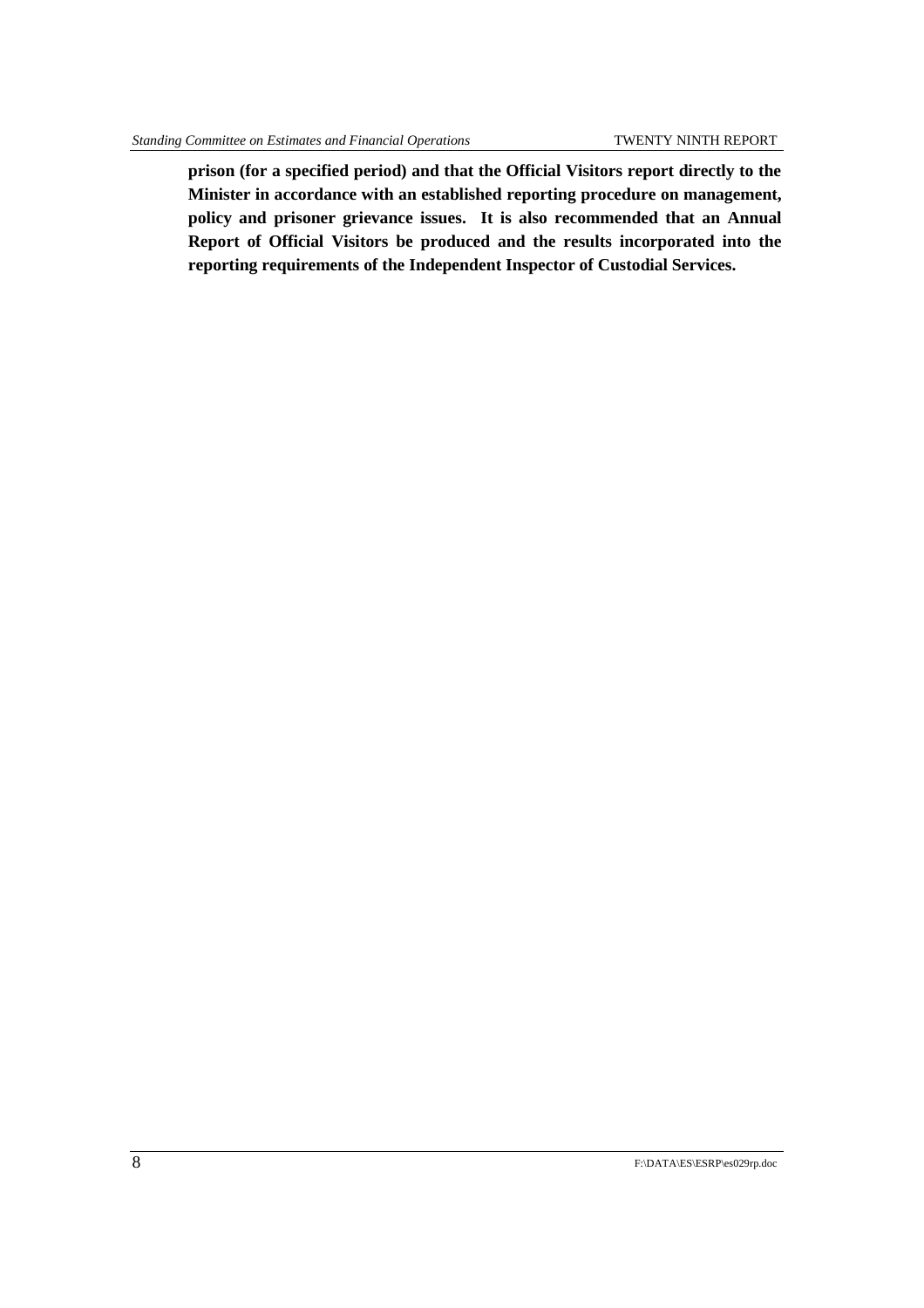**prison (for a specified period) and that the Official Visitors report directly to the Minister in accordance with an established reporting procedure on management, policy and prisoner grievance issues. It is also recommended that an Annual Report of Official Visitors be produced and the results incorporated into the reporting requirements of the Independent Inspector of Custodial Services.**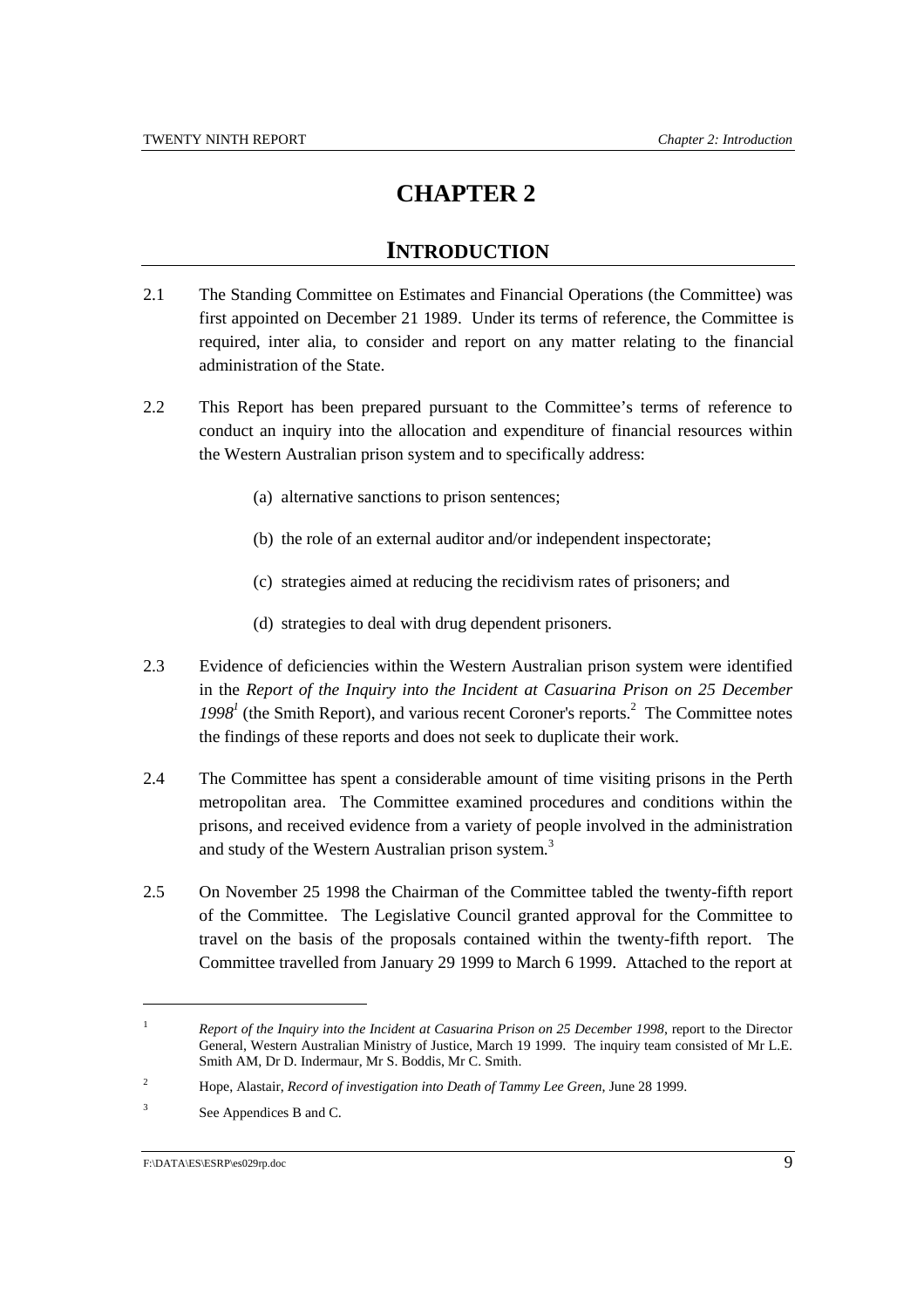# CHAPTER 2

## INTRODUCTION

2.1 The Standing Committee on Estimates and Financial Operations (the Committee) was first appointed on December 21 1989. Under its terms of reference, the Committee is required, inter alia, to consider and report on any matter relating to the financial administration of the State.

2.2 This Report has been prepared pursuant to the Committee's terms of reference to conduct an inquiry into the allocation and expenditure of financial resources within the Western Australian prison system and to specifically address:

(a) alternative sanctions to prison sentences;

(b) the role of an external auditor and/or independent inspectorate;

(c) strategies aimed at reducing the recidivism rates of prisoners; and

(d) strategies to deal with drug dependent prisoners.

2.3 Evidence of deficiencies within the Western Australian prison system were identified in the *Report of the Inquiry into the Incident at Casuarina Prison on 25 December 1998*[1] (the Smith Report), and various recent Coroner's reports.[2] The Committee notes the findings of these reports and does not seek to duplicate their work.

2.4 The Committee has spent a considerable amount of time visiting prisons in the Perth metropolitan area. The Committee examined procedures and conditions within the prisons, and received evidence from a variety of people involved in the administration and study of the Western Australian prison system.[3]

2.5 On November 25 1998 the Chairman of the Committee tabled the twenty-fifth report of the Committee. The Legislative Council granted approval for the Committee to travel on the basis of the proposals contained within the twenty-fifth report. The Committee travelled from January 29 1999 to March 6 1999. Attached to the report at

---

[1] *Report of the Inquiry into the Incident at Casuarina Prison on 25 December 1998*, report to the Director General, Western Australian Ministry of Justice, March 19 1999. The inquiry team consisted of Mr L.E. Smith AM, Dr D. Indermaur, Mr S. Boddis, Mr C. Smith.

[2] Hope, Alastair, *Record of investigation into Death of Tammy Lee Green,* June 28 1999.

[3] See Appendices B and C.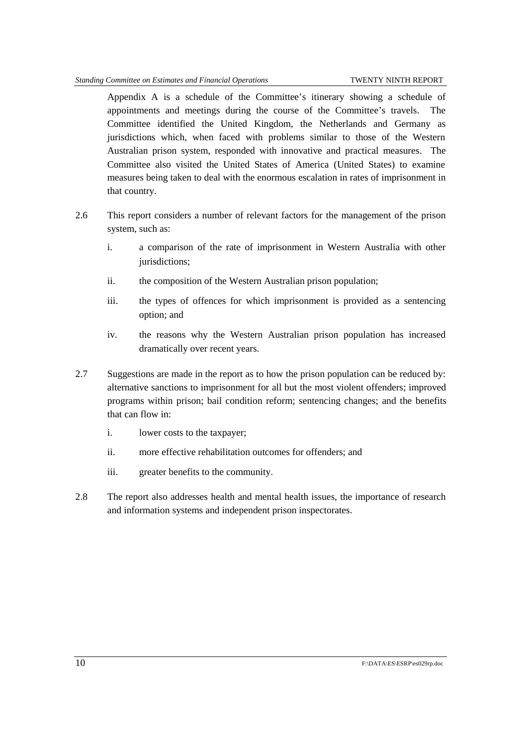Appendix A is a schedule of the Committee's itinerary showing a schedule of appointments and meetings during the course of the Committee's travels. The Committee identified the United Kingdom, the Netherlands and Germany as jurisdictions which, when faced with problems similar to those of the Western Australian prison system, responded with innovative and practical measures. The Committee also visited the United States of America (United States) to examine measures being taken to deal with the enormous escalation in rates of imprisonment in that country.

2.6 This report considers a number of relevant factors for the management of the prison system, such as:

i. a comparison of the rate of imprisonment in Western Australia with other jurisdictions;

ii. the composition of the Western Australian prison population;

iii. the types of offences for which imprisonment is provided as a sentencing option; and

iv. the reasons why the Western Australian prison population has increased dramatically over recent years.

2.7 Suggestions are made in the report as to how the prison population can be reduced by: alternative sanctions to imprisonment for all but the most violent offenders; improved programs within prison; bail condition reform; sentencing changes; and the benefits that can flow in:

i. lower costs to the taxpayer;

ii. more effective rehabilitation outcomes for offenders; and

iii. greater benefits to the community.

2.8 The report also addresses health and mental health issues, the importance of research and information systems and independent prison inspectorates.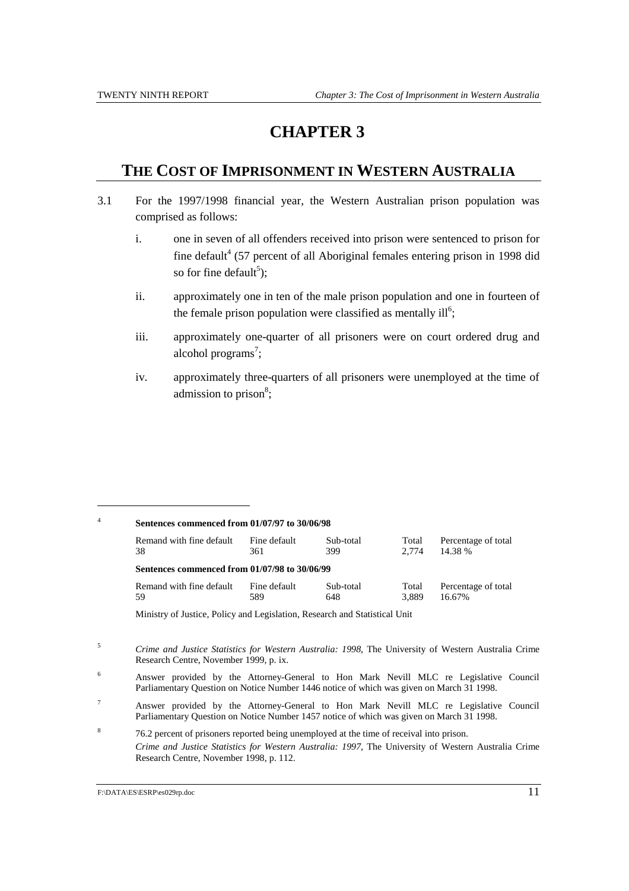# CHAPTER 3

## THE COST OF IMPRISONMENT IN WESTERN AUSTRALIA

3.1 For the 1997/1998 financial year, the Western Australian prison population was comprised as follows:

i. one in seven of all offenders received into prison were sentenced to prison for fine default[4] (57 percent of all Aboriginal females entering prison in 1998 did so for fine default[5]);

ii. approximately one in ten of the male prison population and one in fourteen of the female prison population were classified as mentally ill[6];

iii. approximately one-quarter of all prisoners were on court ordered drug and alcohol programs[7];

iv. approximately three-quarters of all prisoners were unemployed at the time of admission to prison[8];

---

[4] **Sentences commenced from 01/07/97 to 30/06/98**

| Remand with fine default | Fine default | Sub-total | Total | Percentage of total |
|---|---|---|---|---|
| 38 | 361 | 399 | 2,774 | 14.38 % |

**Sentences commenced from 01/07/98 to 30/06/99**

| Remand with fine default | Fine default | Sub-total | Total | Percentage of total |
|---|---|---|---|---|
| 59 | 589 | 648 | 3,889 | 16.67% |

Ministry of Justice, Policy and Legislation, Research and Statistical Unit

[5] *Crime and Justice Statistics for Western Australia: 1998*, The University of Western Australia Crime Research Centre, November 1999, p. ix.

[6] Answer provided by the Attorney-General to Hon Mark Nevill MLC re Legislative Council Parliamentary Question on Notice Number 1446 notice of which was given on March 31 1998.

[7] Answer provided by the Attorney-General to Hon Mark Nevill MLC re Legislative Council Parliamentary Question on Notice Number 1457 notice of which was given on March 31 1998.

[8] 76.2 percent of prisoners reported being unemployed at the time of receival into prison.
*Crime and Justice Statistics for Western Australia: 1997*, The University of Western Australia Crime Research Centre, November 1998, p. 112.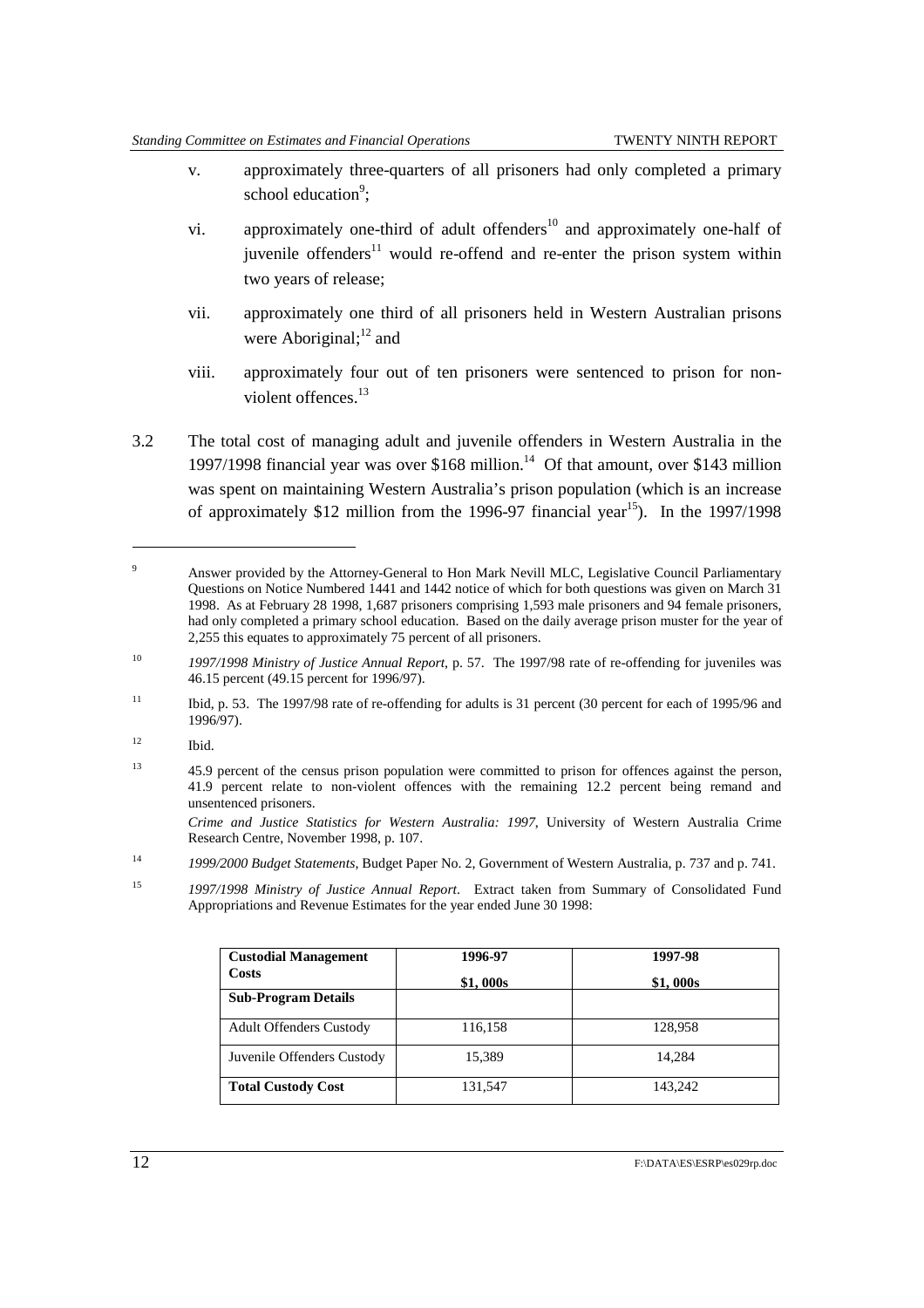v. approximately three-quarters of all prisoners had only completed a primary school education[9];

vi. approximately one-third of adult offenders[10] and approximately one-half of juvenile offenders[11] would re-offend and re-enter the prison system within two years of release;

vii. approximately one third of all prisoners held in Western Australian prisons were Aboriginal;[12] and

viii. approximately four out of ten prisoners were sentenced to prison for non-violent offences.[13]

3.2 The total cost of managing adult and juvenile offenders in Western Australia in the 1997/1998 financial year was over $168 million.[14] Of that amount, over $143 million was spent on maintaining Western Australia's prison population (which is an increase of approximately $12 million from the 1996-97 financial year[15]). In the 1997/1998

---

[9] Answer provided by the Attorney-General to Hon Mark Nevill MLC, Legislative Council Parliamentary Questions on Notice Numbered 1441 and 1442 notice of which for both questions was given on March 31 1998. As at February 28 1998, 1,687 prisoners comprising 1,593 male prisoners and 94 female prisoners, had only completed a primary school education. Based on the daily average prison muster for the year of 2,255 this equates to approximately 75 percent of all prisoners.

[10] *1997/1998 Ministry of Justice Annual Report*, p. 57. The 1997/98 rate of re-offending for juveniles was 46.15 percent (49.15 percent for 1996/97).

[11] Ibid, p. 53. The 1997/98 rate of re-offending for adults is 31 percent (30 percent for each of 1995/96 and 1996/97).

[12] Ibid.

[13] 45.9 percent of the census prison population were committed to prison for offences against the person, 41.9 percent relate to non-violent offences with the remaining 12.2 percent being remand and unsentenced prisoners.

*Crime and Justice Statistics for Western Australia: 1997*, University of Western Australia Crime Research Centre, November 1998, p. 107.

[14] *1999/2000 Budget Statements*, Budget Paper No. 2, Government of Western Australia, p. 737 and p. 741.

[15] *1997/1998 Ministry of Justice Annual Report*. Extract taken from Summary of Consolidated Fund Appropriations and Revenue Estimates for the year ended June 30 1998:

| **Custodial Management Costs** | **1996-97** **$1, 000s** | **1997-98** **$1, 000s** |
|---|---|---|
| **Sub-Program Details** | | |
| Adult Offenders Custody | 116,158 | 128,958 |
| Juvenile Offenders Custody | 15,389 | 14,284 |
| **Total Custody Cost** | 131,547 | 143,242 |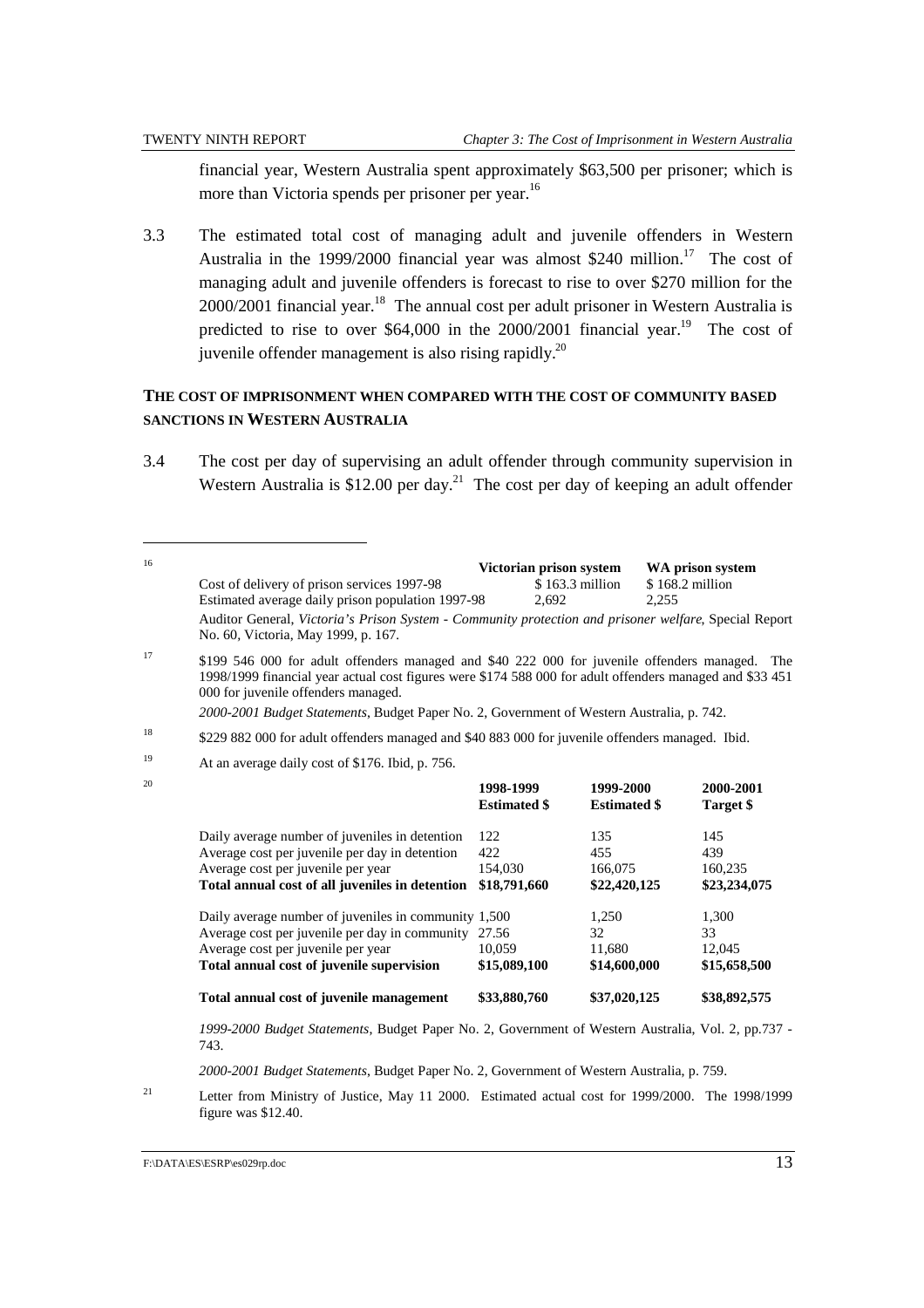financial year, Western Australia spent approximately $63,500 per prisoner; which is more than Victoria spends per prisoner per year.[16]

3.3 The estimated total cost of managing adult and juvenile offenders in Western Australia in the 1999/2000 financial year was almost $240 million.[17] The cost of managing adult and juvenile offenders is forecast to rise to over $270 million for the 2000/2001 financial year.[18] The annual cost per adult prisoner in Western Australia is predicted to rise to over $64,000 in the 2000/2001 financial year.[19] The cost of juvenile offender management is also rising rapidly.[20]

## THE COST OF IMPRISONMENT WHEN COMPARED WITH THE COST OF COMMUNITY BASED SANCTIONS IN WESTERN AUSTRALIA

3.4 The cost per day of supervising an adult offender through community supervision in Western Australia is $12.00 per day.[21] The cost per day of keeping an adult offender

---

[16]

| | **Victorian prison system** | **WA prison system** |
|---|---|---|
| Cost of delivery of prison services 1997-98 | $ 163.3 million | $ 168.2 million |
| Estimated average daily prison population 1997-98 | 2,692 | 2,255 |

Auditor General, *Victoria's Prison System - Community protection and prisoner welfare*, Special Report No. 60, Victoria, May 1999, p. 167.

[17] $199 546 000 for adult offenders managed and $40 222 000 for juvenile offenders managed. The 1998/1999 financial year actual cost figures were $174 588 000 for adult offenders managed and $33 451 000 for juvenile offenders managed.

*2000-2001 Budget Statements*, Budget Paper No. 2, Government of Western Australia, p. 742.

[18] $229 882 000 for adult offenders managed and $40 883 000 for juvenile offenders managed. Ibid.

[19] At an average daily cost of $176. Ibid, p. 756.

[20]

| | **1998-1999 Estimated $** | **1999-2000 Estimated $** | **2000-2001 Target $** |
|---|---|---|---|
| Daily average number of juveniles in detention | 122 | 135 | 145 |
| Average cost per juvenile per day in detention | 422 | 455 | 439 |
| Average cost per juvenile per year | 154,030 | 166,075 | 160,235 |
| **Total annual cost of all juveniles in detention** | **$18,791,660** | **$22,420,125** | **$23,234,075** |
| Daily average number of juveniles in community | 1,500 | 1,250 | 1,300 |
| Average cost per juvenile per day in community | 27.56 | 32 | 33 |
| Average cost per juvenile per year | 10,059 | 11,680 | 12,045 |
| **Total annual cost of juvenile supervision** | **$15,089,100** | **$14,600,000** | **$15,658,500** |
| **Total annual cost of juvenile management** | **$33,880,760** | **$37,020,125** | **$38,892,575** |

*1999-2000 Budget Statements*, Budget Paper No. 2, Government of Western Australia, Vol. 2, pp.737 - 743.

*2000-2001 Budget Statements*, Budget Paper No. 2, Government of Western Australia, p. 759.

[21] Letter from Ministry of Justice, May 11 2000. Estimated actual cost for 1999/2000. The 1998/1999 figure was $12.40.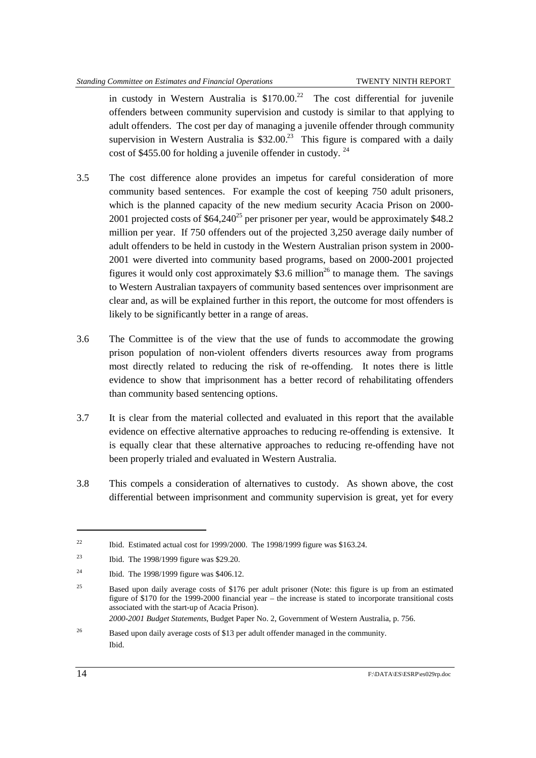in custody in Western Australia is \$170.00.[22] The cost differential for juvenile offenders between community supervision and custody is similar to that applying to adult offenders. The cost per day of managing a juvenile offender through community supervision in Western Australia is \$32.00.[23] This figure is compared with a daily cost of \$455.00 for holding a juvenile offender in custody.[24]

3.5 The cost difference alone provides an impetus for careful consideration of more community based sentences. For example the cost of keeping 750 adult prisoners, which is the planned capacity of the new medium security Acacia Prison on 2000-2001 projected costs of \$64,240[25] per prisoner per year, would be approximately \$48.2 million per year. If 750 offenders out of the projected 3,250 average daily number of adult offenders to be held in custody in the Western Australian prison system in 2000-2001 were diverted into community based programs, based on 2000-2001 projected figures it would only cost approximately \$3.6 million[26] to manage them. The savings to Western Australian taxpayers of community based sentences over imprisonment are clear and, as will be explained further in this report, the outcome for most offenders is likely to be significantly better in a range of areas.

3.6 The Committee is of the view that the use of funds to accommodate the growing prison population of non-violent offenders diverts resources away from programs most directly related to reducing the risk of re-offending. It notes there is little evidence to show that imprisonment has a better record of rehabilitating offenders than community based sentencing options.

3.7 It is clear from the material collected and evaluated in this report that the available evidence on effective alternative approaches to reducing re-offending is extensive. It is equally clear that these alternative approaches to reducing re-offending have not been properly trialed and evaluated in Western Australia.

3.8 This compels a consideration of alternatives to custody. As shown above, the cost differential between imprisonment and community supervision is great, yet for every

---

[22] Ibid. Estimated actual cost for 1999/2000. The 1998/1999 figure was \$163.24.

[23] Ibid. The 1998/1999 figure was \$29.20.

[24] Ibid. The 1998/1999 figure was \$406.12.

[25] Based upon daily average costs of \$176 per adult prisoner (Note: this figure is up from an estimated figure of \$170 for the 1999-2000 financial year – the increase is stated to incorporate transitional costs associated with the start-up of Acacia Prison).
*2000-2001 Budget Statements*, Budget Paper No. 2, Government of Western Australia, p. 756.

[26] Based upon daily average costs of \$13 per adult offender managed in the community.
Ibid.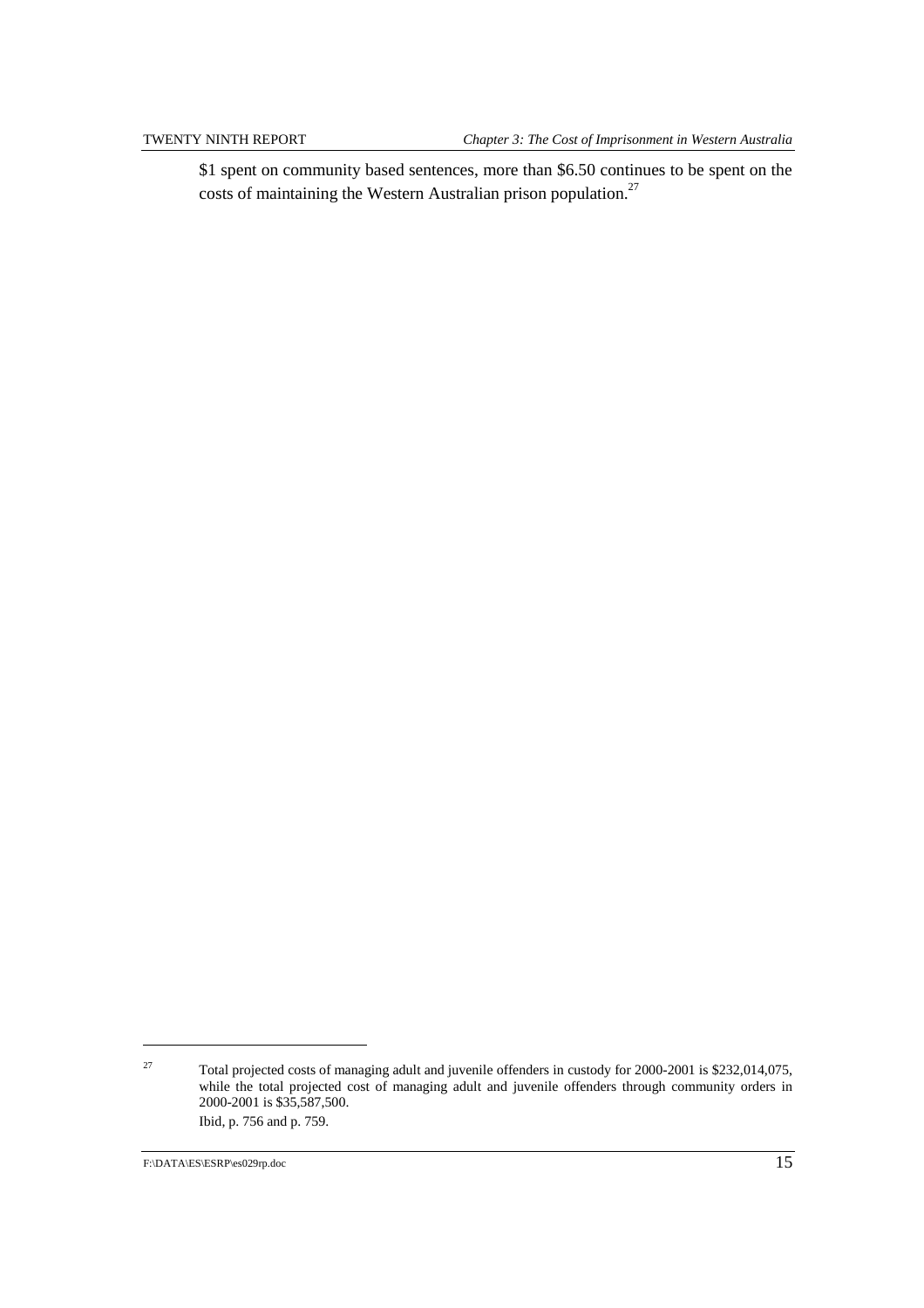$1 spent on community based sentences, more than $6.50 continues to be spent on the costs of maintaining the Western Australian prison population.[27]

---

[27] Total projected costs of managing adult and juvenile offenders in custody for 2000-2001 is $232,014,075, while the total projected cost of managing adult and juvenile offenders through community orders in 2000-2001 is $35,587,500.
Ibid, p. 756 and p. 759.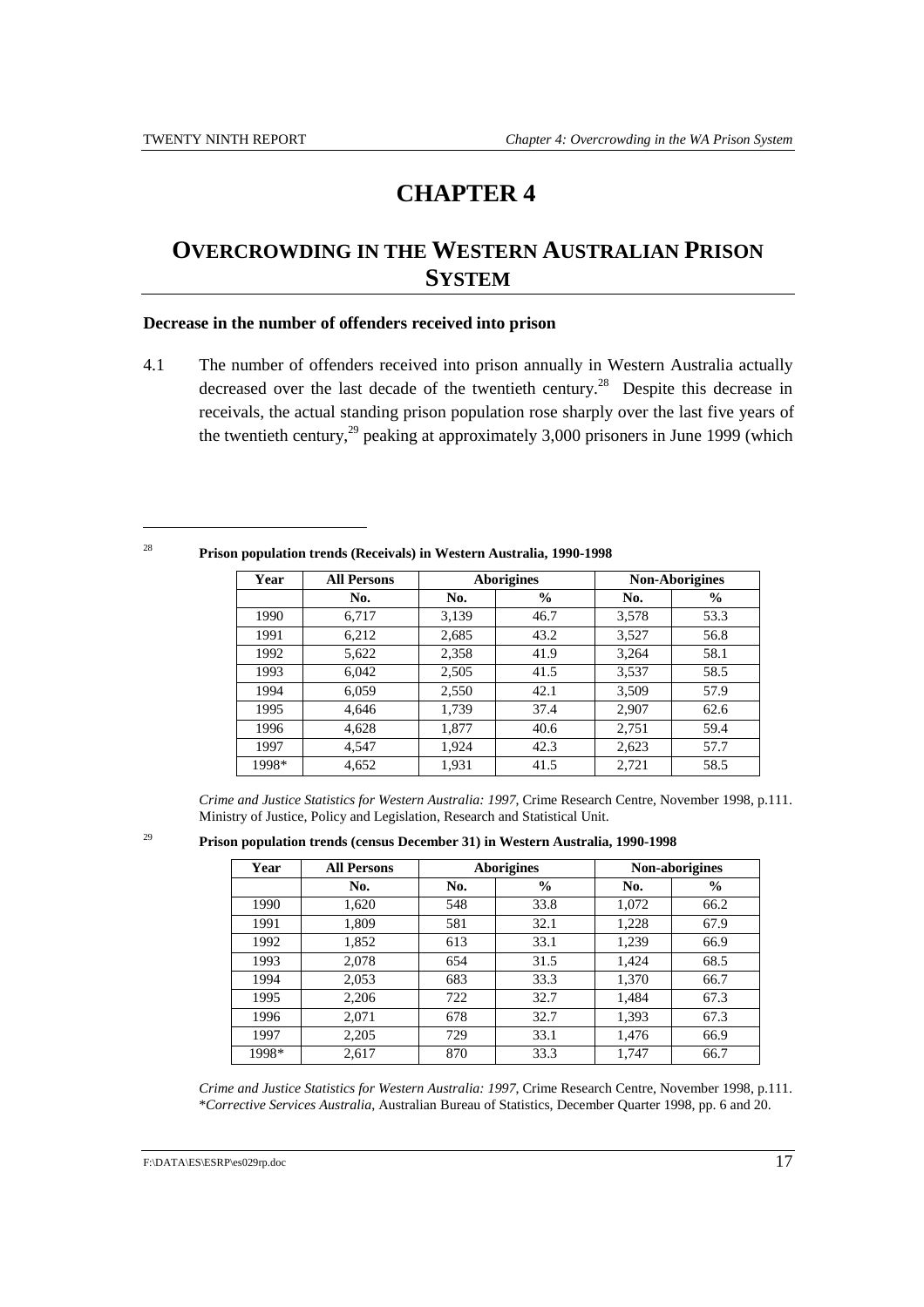# CHAPTER 4

# OVERCROWDING IN THE WESTERN AUSTRALIAN PRISON SYSTEM

**Decrease in the number of offenders received into prison**

4.1 The number of offenders received into prison annually in Western Australia actually decreased over the last decade of the twentieth century.[28] Despite this decrease in receivals, the actual standing prison population rose sharply over the last five years of the twentieth century,[29] peaking at approximately 3,000 prisoners in June 1999 (which

---

[28] **Prison population trends (Receivals) in Western Australia, 1990-1998**

| Year | All Persons | Aborigines | | Non-Aborigines | |
|---|---|---|---|---|---|
| | No. | No. | % | No. | % |
| 1990 | 6,717 | 3,139 | 46.7 | 3,578 | 53.3 |
| 1991 | 6,212 | 2,685 | 43.2 | 3,527 | 56.8 |
| 1992 | 5,622 | 2,358 | 41.9 | 3,264 | 58.1 |
| 1993 | 6,042 | 2,505 | 41.5 | 3,537 | 58.5 |
| 1994 | 6,059 | 2,550 | 42.1 | 3,509 | 57.9 |
| 1995 | 4,646 | 1,739 | 37.4 | 2,907 | 62.6 |
| 1996 | 4,628 | 1,877 | 40.6 | 2,751 | 59.4 |
| 1997 | 4,547 | 1,924 | 42.3 | 2,623 | 57.7 |
| 1998* | 4,652 | 1,931 | 41.5 | 2,721 | 58.5 |

*Crime and Justice Statistics for Western Australia: 1997*, Crime Research Centre, November 1998, p.111. Ministry of Justice, Policy and Legislation, Research and Statistical Unit.

[29] **Prison population trends (census December 31) in Western Australia, 1990-1998**

| Year | All Persons | Aborigines | | Non-aborigines | |
|---|---|---|---|---|---|
| | No. | No. | % | No. | % |
| 1990 | 1,620 | 548 | 33.8 | 1,072 | 66.2 |
| 1991 | 1,809 | 581 | 32.1 | 1,228 | 67.9 |
| 1992 | 1,852 | 613 | 33.1 | 1,239 | 66.9 |
| 1993 | 2,078 | 654 | 31.5 | 1,424 | 68.5 |
| 1994 | 2,053 | 683 | 33.3 | 1,370 | 66.7 |
| 1995 | 2,206 | 722 | 32.7 | 1,484 | 67.3 |
| 1996 | 2,071 | 678 | 32.7 | 1,393 | 67.3 |
| 1997 | 2,205 | 729 | 33.1 | 1,476 | 66.9 |
| 1998* | 2,617 | 870 | 33.3 | 1,747 | 66.7 |

*Crime and Justice Statistics for Western Australia: 1997*, Crime Research Centre, November 1998, p.111. **Corrective Services Australia*, Australian Bureau of Statistics, December Quarter 1998, pp. 6 and 20.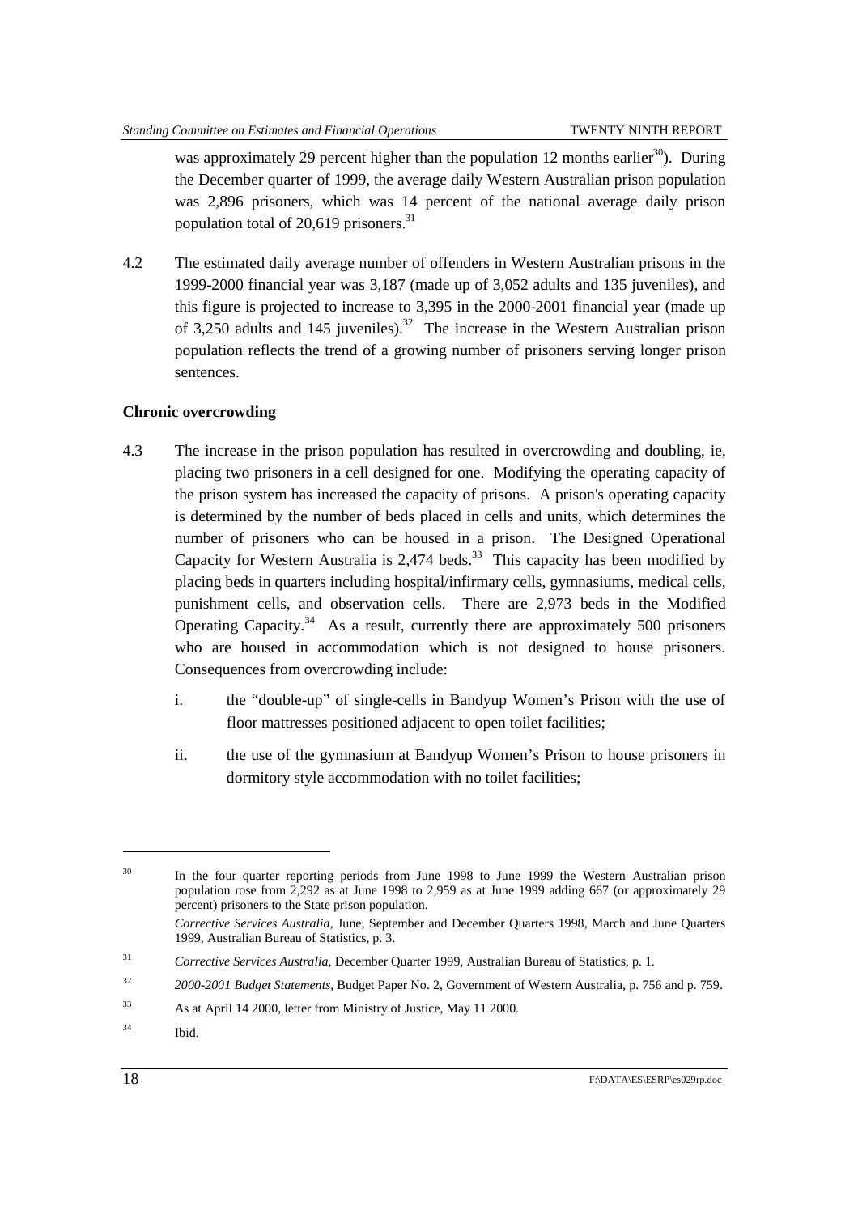was approximately 29 percent higher than the population 12 months earlier[30]). During the December quarter of 1999, the average daily Western Australian prison population was 2,896 prisoners, which was 14 percent of the national average daily prison population total of 20,619 prisoners.[31]

4.2 The estimated daily average number of offenders in Western Australian prisons in the 1999-2000 financial year was 3,187 (made up of 3,052 adults and 135 juveniles), and this figure is projected to increase to 3,395 in the 2000-2001 financial year (made up of 3,250 adults and 145 juveniles).[32] The increase in the Western Australian prison population reflects the trend of a growing number of prisoners serving longer prison sentences.

**Chronic overcrowding**

4.3 The increase in the prison population has resulted in overcrowding and doubling, ie, placing two prisoners in a cell designed for one. Modifying the operating capacity of the prison system has increased the capacity of prisons. A prison's operating capacity is determined by the number of beds placed in cells and units, which determines the number of prisoners who can be housed in a prison. The Designed Operational Capacity for Western Australia is 2,474 beds.[33] This capacity has been modified by placing beds in quarters including hospital/infirmary cells, gymnasiums, medical cells, punishment cells, and observation cells. There are 2,973 beds in the Modified Operating Capacity.[34] As a result, currently there are approximately 500 prisoners who are housed in accommodation which is not designed to house prisoners. Consequences from overcrowding include:

i. the "double-up" of single-cells in Bandyup Women's Prison with the use of floor mattresses positioned adjacent to open toilet facilities;

ii. the use of the gymnasium at Bandyup Women's Prison to house prisoners in dormitory style accommodation with no toilet facilities;

---

[30] In the four quarter reporting periods from June 1998 to June 1999 the Western Australian prison population rose from 2,292 as at June 1998 to 2,959 as at June 1999 adding 667 (or approximately 29 percent) prisoners to the State prison population.
*Corrective Services Australia*, June, September and December Quarters 1998, March and June Quarters 1999, Australian Bureau of Statistics, p. 3.

[31] *Corrective Services Australia*, December Quarter 1999, Australian Bureau of Statistics, p. 1.

[32] *2000-2001 Budget Statements*, Budget Paper No. 2, Government of Western Australia, p. 756 and p. 759.

[33] As at April 14 2000, letter from Ministry of Justice, May 11 2000.

[34] Ibid.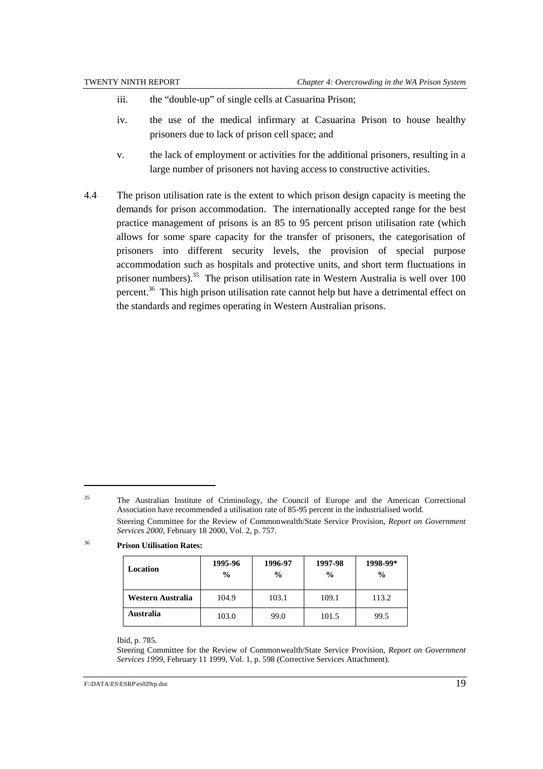iii. the "double-up" of single cells at Casuarina Prison;

iv. the use of the medical infirmary at Casuarina Prison to house healthy prisoners due to lack of prison cell space; and

v. the lack of employment or activities for the additional prisoners, resulting in a large number of prisoners not having access to constructive activities.

4.4 The prison utilisation rate is the extent to which prison design capacity is meeting the demands for prison accommodation. The internationally accepted range for the best practice management of prisons is an 85 to 95 percent prison utilisation rate (which allows for some spare capacity for the transfer of prisoners, the categorisation of prisoners into different security levels, the provision of special purpose accommodation such as hospitals and protective units, and short term fluctuations in prisoner numbers).[35] The prison utilisation rate in Western Australia is well over 100 percent.[36] This high prison utilisation rate cannot help but have a detrimental effect on the standards and regimes operating in Western Australian prisons.

---

[35] The Australian Institute of Criminology, the Council of Europe and the American Correctional Association have recommended a utilisation rate of 85-95 percent in the industrialised world.

Steering Committee for the Review of Commonwealth/State Service Provision, *Report on Government Services 2000*, February 18 2000, Vol. 2, p. 757.

[36] **Prison Utilisation Rates:**

| Location | 1995-96 % | 1996-97 % | 1997-98 % | 1998-99* % |
|---|---|---|---|---|
| **Western Australia** | 104.9 | 103.1 | 109.1 | 113.2 |
| **Australia** | 103.0 | 99.0 | 101.5 | 99.5 |

Ibid, p. 785.

Steering Committee for the Review of Commonwealth/State Service Provision, *Report on Government Services 1999*, February 11 1999, Vol. 1, p. 598 (Corrective Services Attachment).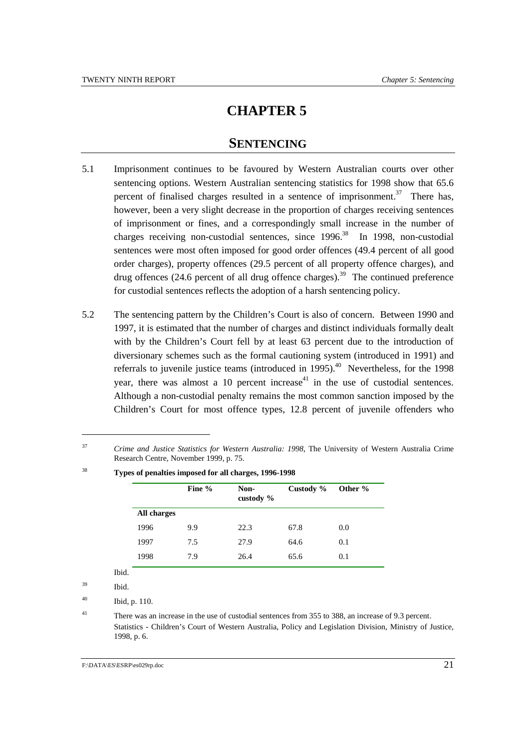# CHAPTER 5

## SENTENCING

5.1 Imprisonment continues to be favoured by Western Australian courts over other sentencing options. Western Australian sentencing statistics for 1998 show that 65.6 percent of finalised charges resulted in a sentence of imprisonment.[37] There has, however, been a very slight decrease in the proportion of charges receiving sentences of imprisonment or fines, and a correspondingly small increase in the number of charges receiving non-custodial sentences, since 1996.[38] In 1998, non-custodial sentences were most often imposed for good order offences (49.4 percent of all good order charges), property offences (29.5 percent of all property offence charges), and drug offences (24.6 percent of all drug offence charges).[39] The continued preference for custodial sentences reflects the adoption of a harsh sentencing policy.

5.2 The sentencing pattern by the Children's Court is also of concern. Between 1990 and 1997, it is estimated that the number of charges and distinct individuals formally dealt with by the Children's Court fell by at least 63 percent due to the introduction of diversionary schemes such as the formal cautioning system (introduced in 1991) and referrals to juvenile justice teams (introduced in 1995).[40] Nevertheless, for the 1998 year, there was almost a 10 percent increase[41] in the use of custodial sentences. Although a non-custodial penalty remains the most common sanction imposed by the Children's Court for most offence types, 12.8 percent of juvenile offenders who

---

[37] *Crime and Justice Statistics for Western Australia: 1998*, The University of Western Australia Crime Research Centre, November 1999, p. 75.

[38] **Types of penalties imposed for all charges, 1996-1998**

| | Fine % | Non-custody % | Custody % | Other % |
|---|---|---|---|---|
| **All charges** | | | | |
| 1996 | 9.9 | 22.3 | 67.8 | 0.0 |
| 1997 | 7.5 | 27.9 | 64.6 | 0.1 |
| 1998 | 7.9 | 26.4 | 65.6 | 0.1 |

Ibid.

[39] Ibid.

[40] Ibid, p. 110.

[41] There was an increase in the use of custodial sentences from 355 to 388, an increase of 9.3 percent. Statistics - Children's Court of Western Australia, Policy and Legislation Division, Ministry of Justice, 1998, p. 6.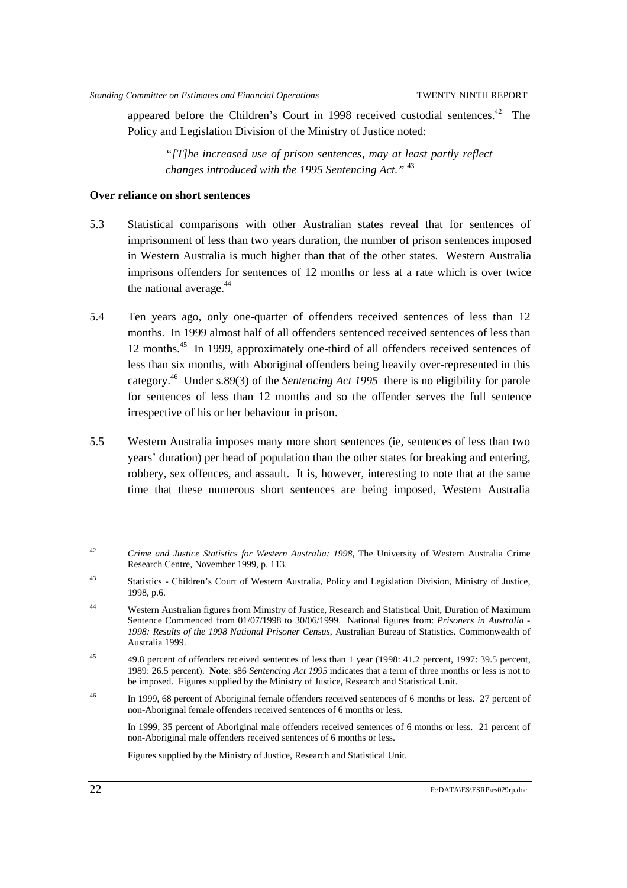appeared before the Children's Court in 1998 received custodial sentences.[42] The Policy and Legislation Division of the Ministry of Justice noted:

> *"[T]he increased use of prison sentences, may at least partly reflect changes introduced with the 1995 Sentencing Act."* [43]

**Over reliance on short sentences**

5.3 Statistical comparisons with other Australian states reveal that for sentences of imprisonment of less than two years duration, the number of prison sentences imposed in Western Australia is much higher than that of the other states. Western Australia imprisons offenders for sentences of 12 months or less at a rate which is over twice the national average.[44]

5.4 Ten years ago, only one-quarter of offenders received sentences of less than 12 months. In 1999 almost half of all offenders sentenced received sentences of less than 12 months.[45] In 1999, approximately one-third of all offenders received sentences of less than six months, with Aboriginal offenders being heavily over-represented in this category.[46] Under s.89(3) of the *Sentencing Act 1995* there is no eligibility for parole for sentences of less than 12 months and so the offender serves the full sentence irrespective of his or her behaviour in prison.

5.5 Western Australia imposes many more short sentences (ie, sentences of less than two years' duration) per head of population than the other states for breaking and entering, robbery, sex offences, and assault. It is, however, interesting to note that at the same time that these numerous short sentences are being imposed, Western Australia

---

[42] *Crime and Justice Statistics for Western Australia: 1998*, The University of Western Australia Crime Research Centre, November 1999, p. 113.

[43] Statistics - Children's Court of Western Australia, Policy and Legislation Division, Ministry of Justice, 1998, p.6.

[44] Western Australian figures from Ministry of Justice, Research and Statistical Unit, Duration of Maximum Sentence Commenced from 01/07/1998 to 30/06/1999. National figures from: *Prisoners in Australia - 1998: Results of the 1998 National Prisoner Census*, Australian Bureau of Statistics. Commonwealth of Australia 1999.

[45] 49.8 percent of offenders received sentences of less than 1 year (1998: 41.2 percent, 1997: 39.5 percent, 1989: 26.5 percent). **Note**: s86 *Sentencing Act 1995* indicates that a term of three months or less is not to be imposed. Figures supplied by the Ministry of Justice, Research and Statistical Unit.

[46] In 1999, 68 percent of Aboriginal female offenders received sentences of 6 months or less. 27 percent of non-Aboriginal female offenders received sentences of 6 months or less.

In 1999, 35 percent of Aboriginal male offenders received sentences of 6 months or less. 21 percent of non-Aboriginal male offenders received sentences of 6 months or less.

Figures supplied by the Ministry of Justice, Research and Statistical Unit.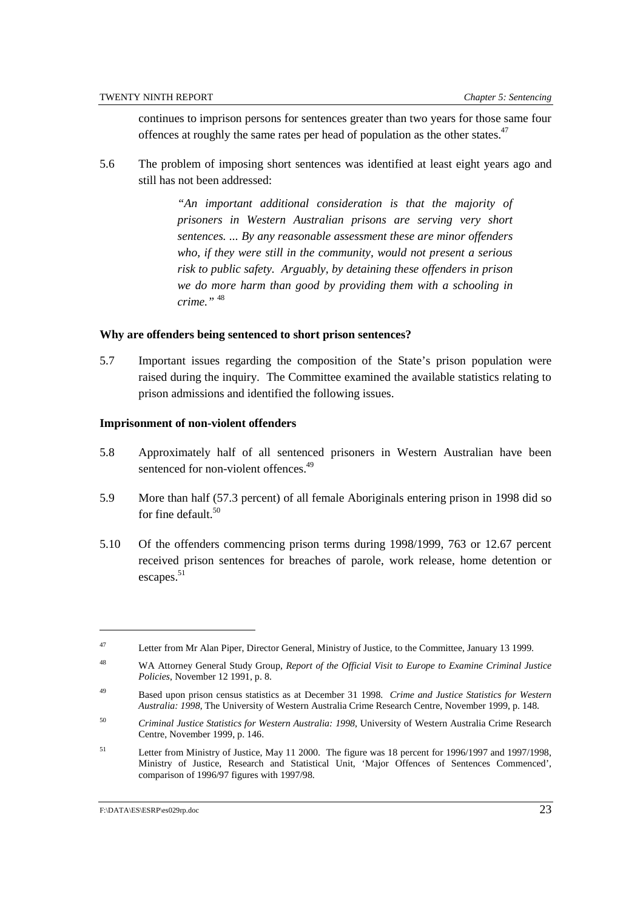continues to imprison persons for sentences greater than two years for those same four offences at roughly the same rates per head of population as the other states.[47]

5.6 The problem of imposing short sentences was identified at least eight years ago and still has not been addressed:

> *"An important additional consideration is that the majority of prisoners in Western Australian prisons are serving very short sentences. ... By any reasonable assessment these are minor offenders who, if they were still in the community, would not present a serious risk to public safety. Arguably, by detaining these offenders in prison we do more harm than good by providing them with a schooling in crime."* [48]

**Why are offenders being sentenced to short prison sentences?**

5.7 Important issues regarding the composition of the State's prison population were raised during the inquiry. The Committee examined the available statistics relating to prison admissions and identified the following issues.

**Imprisonment of non-violent offenders**

5.8 Approximately half of all sentenced prisoners in Western Australian have been sentenced for non-violent offences.[49]

5.9 More than half (57.3 percent) of all female Aboriginals entering prison in 1998 did so for fine default.[50]

5.10 Of the offenders commencing prison terms during 1998/1999, 763 or 12.67 percent received prison sentences for breaches of parole, work release, home detention or escapes.[51]

---

[47] Letter from Mr Alan Piper, Director General, Ministry of Justice, to the Committee, January 13 1999.

[48] WA Attorney General Study Group, *Report of the Official Visit to Europe to Examine Criminal Justice Policies*, November 12 1991, p. 8.

[49] Based upon prison census statistics as at December 31 1998. *Crime and Justice Statistics for Western Australia: 1998*, The University of Western Australia Crime Research Centre, November 1999, p. 148.

[50] *Criminal Justice Statistics for Western Australia: 1998*, University of Western Australia Crime Research Centre, November 1999, p. 146.

[51] Letter from Ministry of Justice, May 11 2000. The figure was 18 percent for 1996/1997 and 1997/1998, Ministry of Justice, Research and Statistical Unit, 'Major Offences of Sentences Commenced', comparison of 1996/97 figures with 1997/98.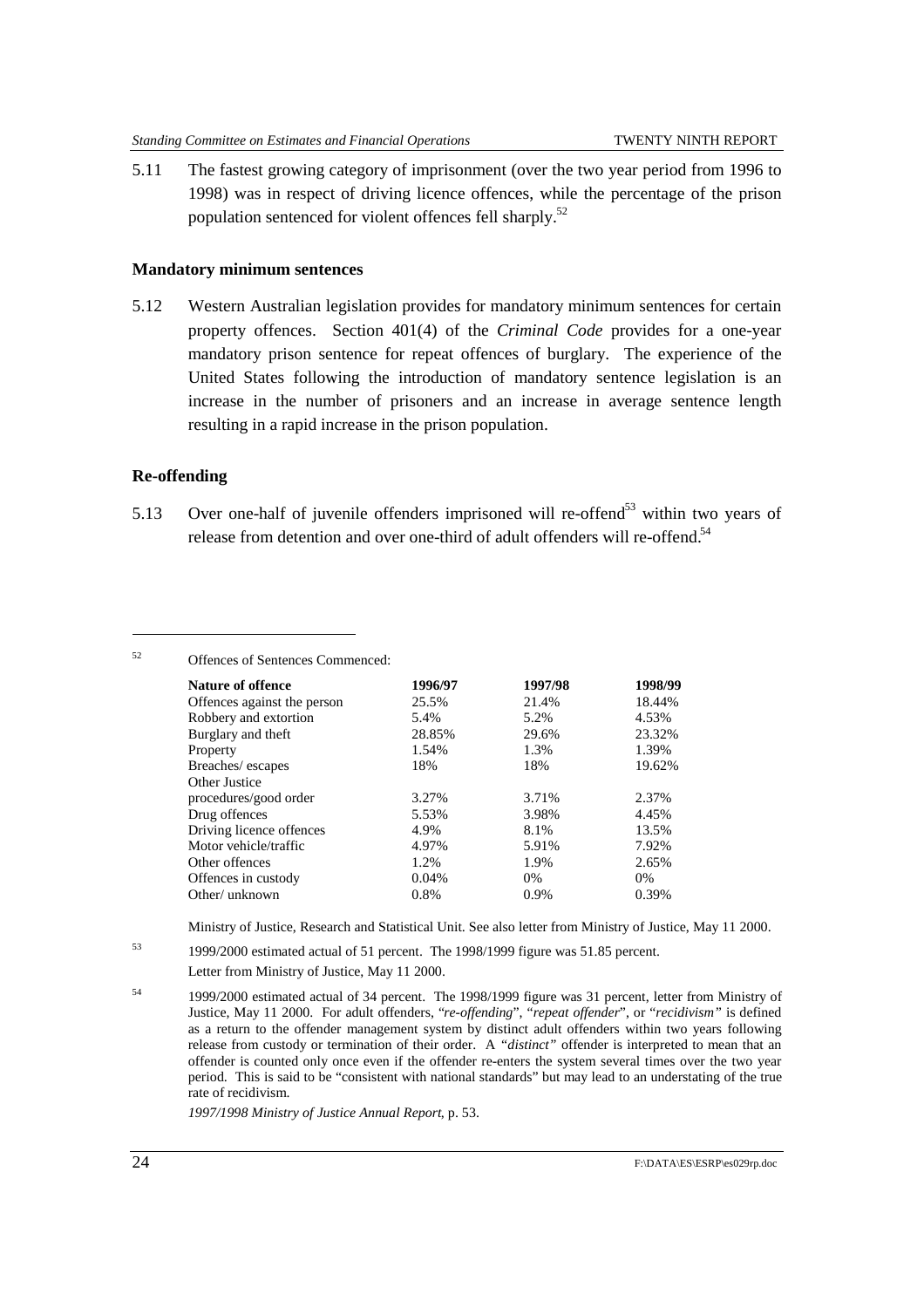5.11 The fastest growing category of imprisonment (over the two year period from 1996 to 1998) was in respect of driving licence offences, while the percentage of the prison population sentenced for violent offences fell sharply.[52]

**Mandatory minimum sentences**

5.12 Western Australian legislation provides for mandatory minimum sentences for certain property offences. Section 401(4) of the *Criminal Code* provides for a one-year mandatory prison sentence for repeat offences of burglary. The experience of the United States following the introduction of mandatory sentence legislation is an increase in the number of prisoners and an increase in average sentence length resulting in a rapid increase in the prison population.

**Re-offending**

5.13 Over one-half of juvenile offenders imprisoned will re-offend[53] within two years of release from detention and over one-third of adult offenders will re-offend.[54]

---

[52] Offences of Sentences Commenced:

| Nature of offence | 1996/97 | 1997/98 | 1998/99 |
|---|---|---|---|
| Offences against the person | 25.5% | 21.4% | 18.44% |
| Robbery and extortion | 5.4% | 5.2% | 4.53% |
| Burglary and theft | 28.85% | 29.6% | 23.32% |
| Property | 1.54% | 1.3% | 1.39% |
| Breaches/ escapes | 18% | 18% | 19.62% |
| Other Justice procedures/good order | 3.27% | 3.71% | 2.37% |
| Drug offences | 5.53% | 3.98% | 4.45% |
| Driving licence offences | 4.9% | 8.1% | 13.5% |
| Motor vehicle/traffic | 4.97% | 5.91% | 7.92% |
| Other offences | 1.2% | 1.9% | 2.65% |
| Offences in custody | 0.04% | 0% | 0% |
| Other/ unknown | 0.8% | 0.9% | 0.39% |

Ministry of Justice, Research and Statistical Unit. See also letter from Ministry of Justice, May 11 2000.

[53] 1999/2000 estimated actual of 51 percent. The 1998/1999 figure was 51.85 percent. Letter from Ministry of Justice, May 11 2000.

[54] 1999/2000 estimated actual of 34 percent. The 1998/1999 figure was 31 percent, letter from Ministry of Justice, May 11 2000. For adult offenders, "*re-offending*", "*repeat offender*", or "*recidivism*" is defined as a return to the offender management system by distinct adult offenders within two years following release from custody or termination of their order. A "*distinct*" offender is interpreted to mean that an offender is counted only once even if the offender re-enters the system several times over the two year period. This is said to be "consistent with national standards" but may lead to an understating of the true rate of recidivism.

*1997/1998 Ministry of Justice Annual Report*, p. 53.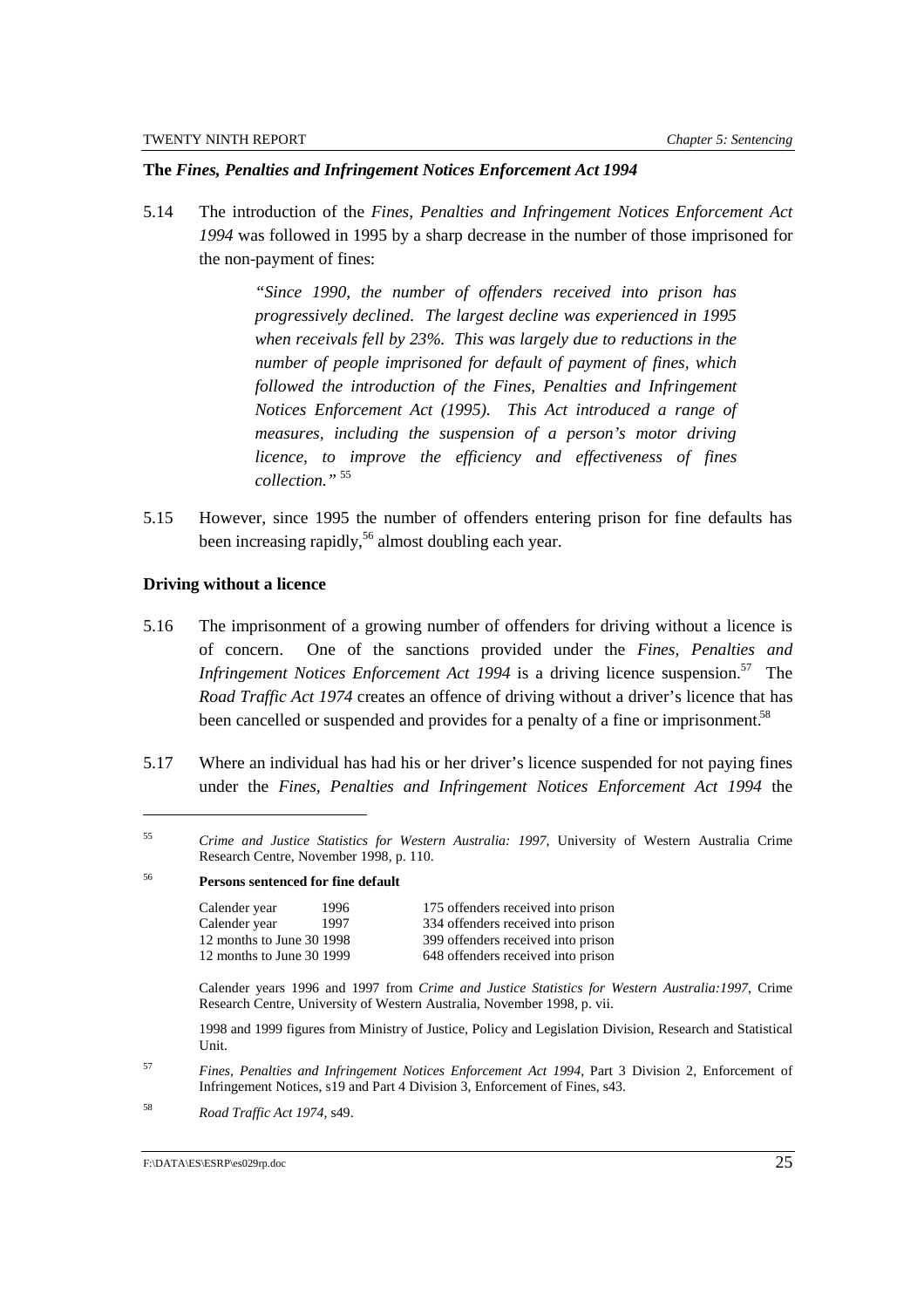### The *Fines, Penalties and Infringement Notices Enforcement Act 1994*

5.14 The introduction of the *Fines, Penalties and Infringement Notices Enforcement Act 1994* was followed in 1995 by a sharp decrease in the number of those imprisoned for the non-payment of fines:

> *"Since 1990, the number of offenders received into prison has progressively declined. The largest decline was experienced in 1995 when receivals fell by 23%. This was largely due to reductions in the number of people imprisoned for default of payment of fines, which followed the introduction of the Fines, Penalties and Infringement Notices Enforcement Act (1995). This Act introduced a range of measures, including the suspension of a person's motor driving licence, to improve the efficiency and effectiveness of fines collection."* [55]

5.15 However, since 1995 the number of offenders entering prison for fine defaults has been increasing rapidly,[56] almost doubling each year.

### Driving without a licence

5.16 The imprisonment of a growing number of offenders for driving without a licence is of concern. One of the sanctions provided under the *Fines, Penalties and Infringement Notices Enforcement Act 1994* is a driving licence suspension.[57] The *Road Traffic Act 1974* creates an offence of driving without a driver's licence that has been cancelled or suspended and provides for a penalty of a fine or imprisonment.[58]

5.17 Where an individual has had his or her driver's licence suspended for not paying fines under the *Fines, Penalties and Infringement Notices Enforcement Act 1994* the

---

[55] *Crime and Justice Statistics for Western Australia: 1997*, University of Western Australia Crime Research Centre, November 1998, p. 110.

[56] **Persons sentenced for fine default**

| | |
|---|---|
| Calender year 1996 | 175 offenders received into prison |
| Calender year 1997 | 334 offenders received into prison |
| 12 months to June 30 1998 | 399 offenders received into prison |
| 12 months to June 30 1999 | 648 offenders received into prison |

Calender years 1996 and 1997 from *Crime and Justice Statistics for Western Australia:1997*, Crime Research Centre, University of Western Australia, November 1998, p. vii.

1998 and 1999 figures from Ministry of Justice, Policy and Legislation Division, Research and Statistical Unit.

[57] *Fines, Penalties and Infringement Notices Enforcement Act 1994*, Part 3 Division 2, Enforcement of Infringement Notices, s19 and Part 4 Division 3, Enforcement of Fines, s43.

[58] *Road Traffic Act 1974*, s49.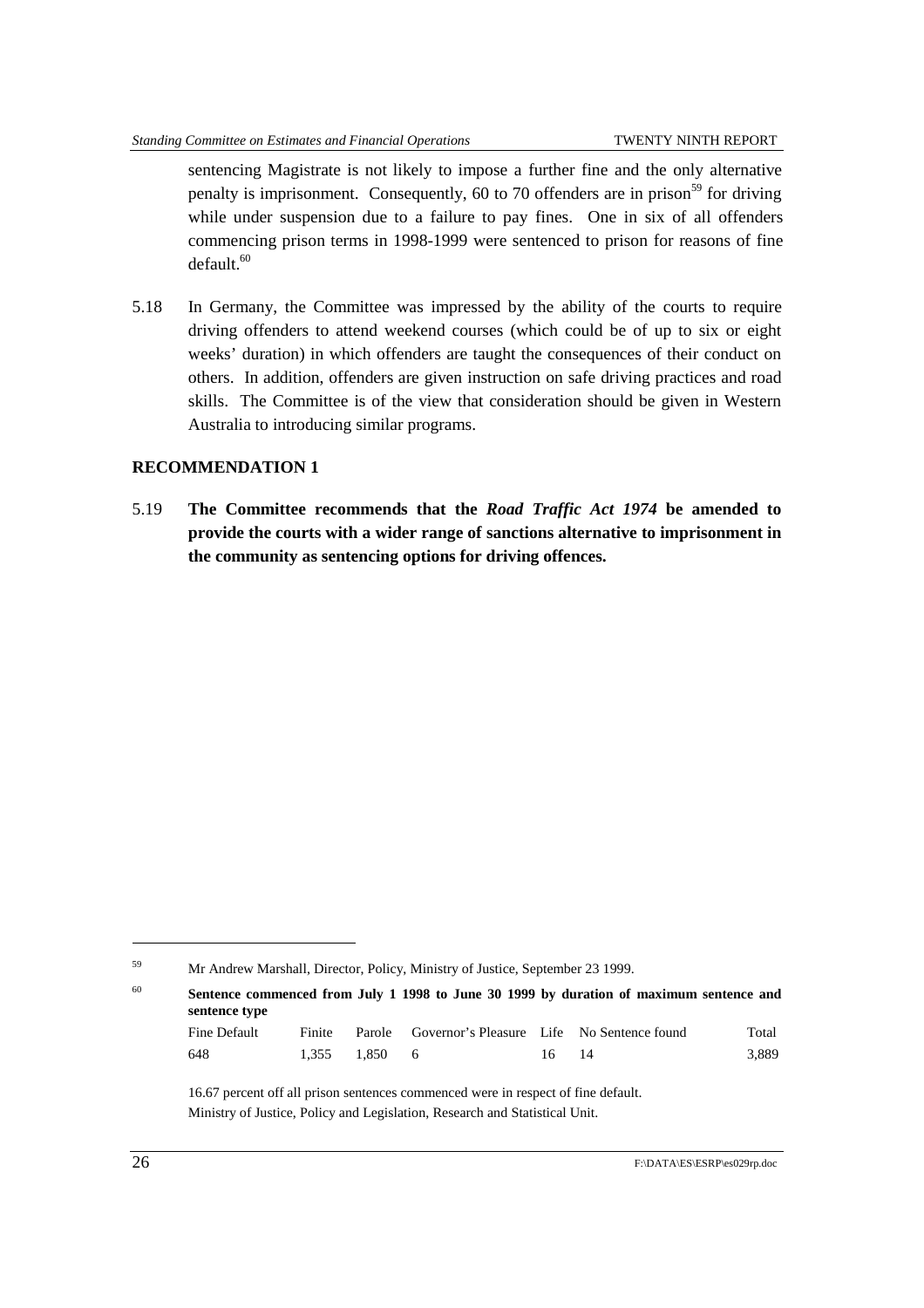sentencing Magistrate is not likely to impose a further fine and the only alternative penalty is imprisonment. Consequently, 60 to 70 offenders are in prison[59] for driving while under suspension due to a failure to pay fines. One in six of all offenders commencing prison terms in 1998-1999 were sentenced to prison for reasons of fine default.[60]

5.18 In Germany, the Committee was impressed by the ability of the courts to require driving offenders to attend weekend courses (which could be of up to six or eight weeks' duration) in which offenders are taught the consequences of their conduct on others. In addition, offenders are given instruction on safe driving practices and road skills. The Committee is of the view that consideration should be given in Western Australia to introducing similar programs.

**RECOMMENDATION 1**

5.19 **The Committee recommends that the *Road Traffic Act 1974* be amended to provide the courts with a wider range of sanctions alternative to imprisonment in the community as sentencing options for driving offences.**

---

[59] Mr Andrew Marshall, Director, Policy, Ministry of Justice, September 23 1999.

[60] **Sentence commenced from July 1 1998 to June 30 1999 by duration of maximum sentence and sentence type**

| Fine Default | Finite | Parole | Governor's Pleasure | Life | No Sentence found | Total |
|---|---|---|---|---|---|---|
| 648 | 1,355 | 1,850 | 6 | 16 | 14 | 3,889 |

16.67 percent off all prison sentences commenced were in respect of fine default.
Ministry of Justice, Policy and Legislation, Research and Statistical Unit.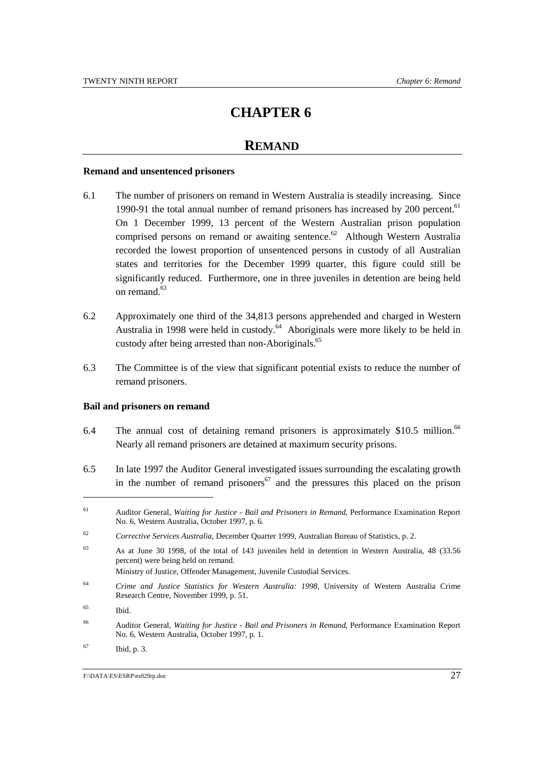# CHAPTER 6

## REMAND

**Remand and unsentenced prisoners**

6.1 The number of prisoners on remand in Western Australia is steadily increasing. Since 1990-91 the total annual number of remand prisoners has increased by 200 percent.[61] On 1 December 1999, 13 percent of the Western Australian prison population comprised persons on remand or awaiting sentence.[62] Although Western Australia recorded the lowest proportion of unsentenced persons in custody of all Australian states and territories for the December 1999 quarter, this figure could still be significantly reduced. Furthermore, one in three juveniles in detention are being held on remand.[63]

6.2 Approximately one third of the 34,813 persons apprehended and charged in Western Australia in 1998 were held in custody.[64] Aboriginals were more likely to be held in custody after being arrested than non-Aboriginals.[65]

6.3 The Committee is of the view that significant potential exists to reduce the number of remand prisoners.

**Bail and prisoners on remand**

6.4 The annual cost of detaining remand prisoners is approximately $10.5 million.[66] Nearly all remand prisoners are detained at maximum security prisons.

6.5 In late 1997 the Auditor General investigated issues surrounding the escalating growth in the number of remand prisoners[67] and the pressures this placed on the prison

---

[61] Auditor General, *Waiting for Justice - Bail and Prisoners in Remand*, Performance Examination Report No. 6, Western Australia, October 1997, p. 6.

[62] *Corrective Services Australia*, December Quarter 1999, Australian Bureau of Statistics, p. 2.

[63] As at June 30 1998, of the total of 143 juveniles held in detention in Western Australia, 48 (33.56 percent) were being held on remand.
Ministry of Justice, Offender Management, Juvenile Custodial Services.

[64] *Crime and Justice Statistics for Western Australia: 1998*, University of Western Australia Crime Research Centre, November 1999, p. 51.

[65] Ibid.

[66] Auditor General, *Waiting for Justice - Bail and Prisoners in Remand*, Performance Examination Report No. 6, Western Australia, October 1997, p. 1.

[67] Ibid, p. 3.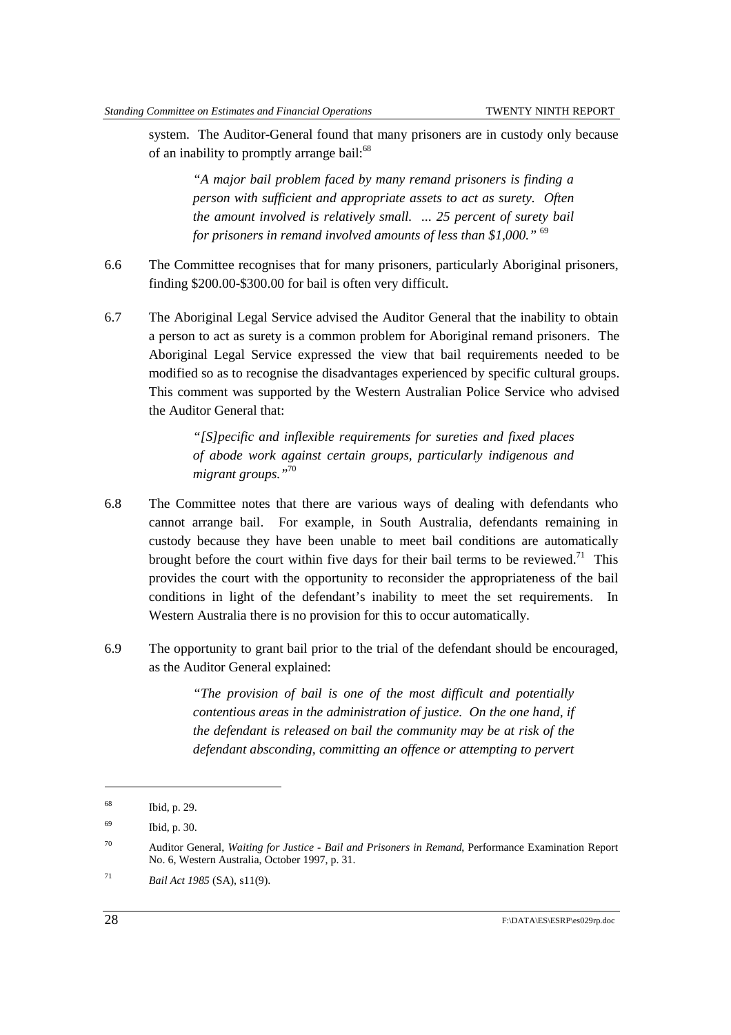system. The Auditor-General found that many prisoners are in custody only because of an inability to promptly arrange bail:[68]

> *"A major bail problem faced by many remand prisoners is finding a person with sufficient and appropriate assets to act as surety. Often the amount involved is relatively small. ... 25 percent of surety bail for prisoners in remand involved amounts of less than $1,000."* [69]

6.6 The Committee recognises that for many prisoners, particularly Aboriginal prisoners, finding $200.00-$300.00 for bail is often very difficult.

6.7 The Aboriginal Legal Service advised the Auditor General that the inability to obtain a person to act as surety is a common problem for Aboriginal remand prisoners. The Aboriginal Legal Service expressed the view that bail requirements needed to be modified so as to recognise the disadvantages experienced by specific cultural groups. This comment was supported by the Western Australian Police Service who advised the Auditor General that:

> *"[S]pecific and inflexible requirements for sureties and fixed places of abode work against certain groups, particularly indigenous and migrant groups."*[70]

6.8 The Committee notes that there are various ways of dealing with defendants who cannot arrange bail. For example, in South Australia, defendants remaining in custody because they have been unable to meet bail conditions are automatically brought before the court within five days for their bail terms to be reviewed.[71] This provides the court with the opportunity to reconsider the appropriateness of the bail conditions in light of the defendant's inability to meet the set requirements. In Western Australia there is no provision for this to occur automatically.

6.9 The opportunity to grant bail prior to the trial of the defendant should be encouraged, as the Auditor General explained:

> *"The provision of bail is one of the most difficult and potentially contentious areas in the administration of justice. On the one hand, if the defendant is released on bail the community may be at risk of the defendant absconding, committing an offence or attempting to pervert*

---

[68] Ibid, p. 29.

[69] Ibid, p. 30.

[70] Auditor General, *Waiting for Justice - Bail and Prisoners in Remand*, Performance Examination Report No. 6, Western Australia, October 1997, p. 31.

[71] *Bail Act 1985* (SA), s11(9).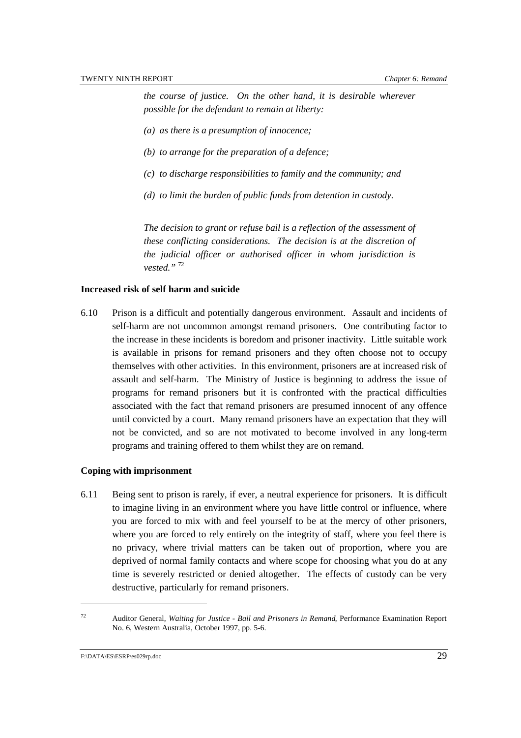*the course of justice. On the other hand, it is desirable wherever possible for the defendant to remain at liberty:*

*(a) as there is a presumption of innocence;*

*(b) to arrange for the preparation of a defence;*

*(c) to discharge responsibilities to family and the community; and*

*(d) to limit the burden of public funds from detention in custody.*

*The decision to grant or refuse bail is a reflection of the assessment of these conflicting considerations. The decision is at the discretion of the judicial officer or authorised officer in whom jurisdiction is vested."* [72]

**Increased risk of self harm and suicide**

6.10 Prison is a difficult and potentially dangerous environment. Assault and incidents of self-harm are not uncommon amongst remand prisoners. One contributing factor to the increase in these incidents is boredom and prisoner inactivity. Little suitable work is available in prisons for remand prisoners and they often choose not to occupy themselves with other activities. In this environment, prisoners are at increased risk of assault and self-harm. The Ministry of Justice is beginning to address the issue of programs for remand prisoners but it is confronted with the practical difficulties associated with the fact that remand prisoners are presumed innocent of any offence until convicted by a court. Many remand prisoners have an expectation that they will not be convicted, and so are not motivated to become involved in any long-term programs and training offered to them whilst they are on remand.

**Coping with imprisonment**

6.11 Being sent to prison is rarely, if ever, a neutral experience for prisoners. It is difficult to imagine living in an environment where you have little control or influence, where you are forced to mix with and feel yourself to be at the mercy of other prisoners, where you are forced to rely entirely on the integrity of staff, where you feel there is no privacy, where trivial matters can be taken out of proportion, where you are deprived of normal family contacts and where scope for choosing what you do at any time is severely restricted or denied altogether. The effects of custody can be very destructive, particularly for remand prisoners.

---

[72] Auditor General, *Waiting for Justice - Bail and Prisoners in Remand*, Performance Examination Report No. 6, Western Australia, October 1997, pp. 5-6.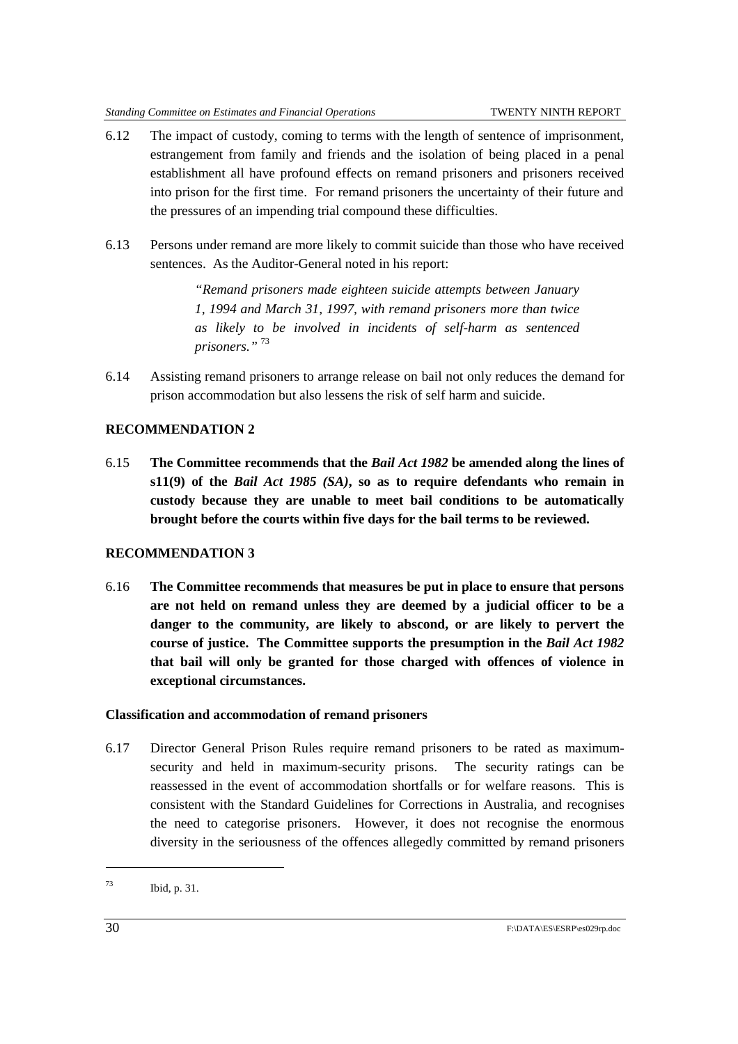6.12 The impact of custody, coming to terms with the length of sentence of imprisonment, estrangement from family and friends and the isolation of being placed in a penal establishment all have profound effects on remand prisoners and prisoners received into prison for the first time. For remand prisoners the uncertainty of their future and the pressures of an impending trial compound these difficulties.

6.13 Persons under remand are more likely to commit suicide than those who have received sentences. As the Auditor-General noted in his report:

> *"Remand prisoners made eighteen suicide attempts between January 1, 1994 and March 31, 1997, with remand prisoners more than twice as likely to be involved in incidents of self-harm as sentenced prisoners."* [73]

6.14 Assisting remand prisoners to arrange release on bail not only reduces the demand for prison accommodation but also lessens the risk of self harm and suicide.

**RECOMMENDATION 2**

6.15 **The Committee recommends that the *Bail Act 1982* be amended along the lines of s11(9) of the *Bail Act 1985 (SA)*, so as to require defendants who remain in custody because they are unable to meet bail conditions to be automatically brought before the courts within five days for the bail terms to be reviewed.**

**RECOMMENDATION 3**

6.16 **The Committee recommends that measures be put in place to ensure that persons are not held on remand unless they are deemed by a judicial officer to be a danger to the community, are likely to abscond, or are likely to pervert the course of justice. The Committee supports the presumption in the *Bail Act 1982* that bail will only be granted for those charged with offences of violence in exceptional circumstances.**

**Classification and accommodation of remand prisoners**

6.17 Director General Prison Rules require remand prisoners to be rated as maximum-security and held in maximum-security prisons. The security ratings can be reassessed in the event of accommodation shortfalls or for welfare reasons. This is consistent with the Standard Guidelines for Corrections in Australia, and recognises the need to categorise prisoners. However, it does not recognise the enormous diversity in the seriousness of the offences allegedly committed by remand prisoners

---

[73] Ibid, p. 31.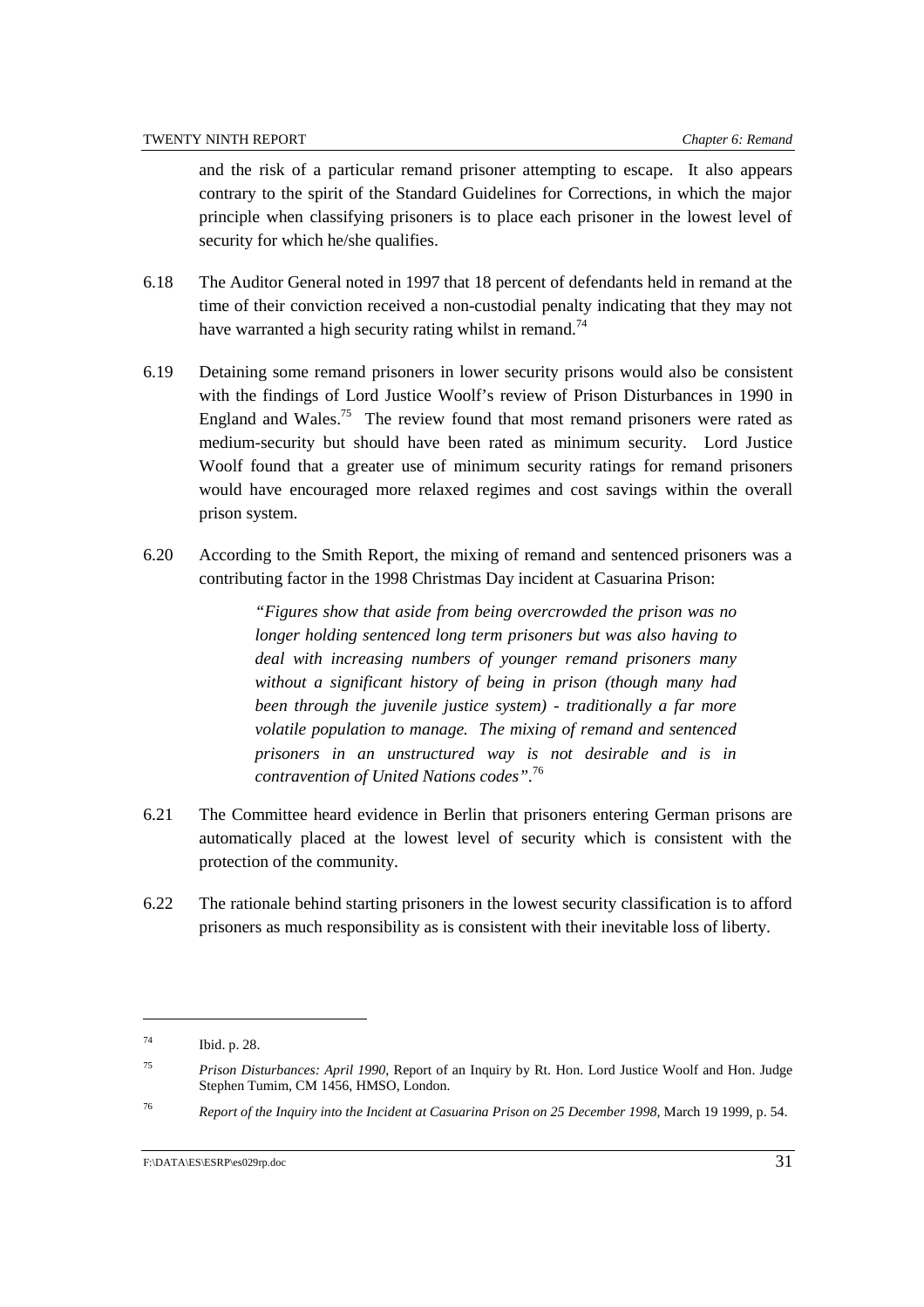and the risk of a particular remand prisoner attempting to escape. It also appears contrary to the spirit of the Standard Guidelines for Corrections, in which the major principle when classifying prisoners is to place each prisoner in the lowest level of security for which he/she qualifies.

6.18 The Auditor General noted in 1997 that 18 percent of defendants held in remand at the time of their conviction received a non-custodial penalty indicating that they may not have warranted a high security rating whilst in remand.[74]

6.19 Detaining some remand prisoners in lower security prisons would also be consistent with the findings of Lord Justice Woolf's review of Prison Disturbances in 1990 in England and Wales.[75] The review found that most remand prisoners were rated as medium-security but should have been rated as minimum security. Lord Justice Woolf found that a greater use of minimum security ratings for remand prisoners would have encouraged more relaxed regimes and cost savings within the overall prison system.

6.20 According to the Smith Report, the mixing of remand and sentenced prisoners was a contributing factor in the 1998 Christmas Day incident at Casuarina Prison:

> *"Figures show that aside from being overcrowded the prison was no longer holding sentenced long term prisoners but was also having to deal with increasing numbers of younger remand prisoners many without a significant history of being in prison (though many had been through the juvenile justice system) - traditionally a far more volatile population to manage. The mixing of remand and sentenced prisoners in an unstructured way is not desirable and is in contravention of United Nations codes".*[76]

6.21 The Committee heard evidence in Berlin that prisoners entering German prisons are automatically placed at the lowest level of security which is consistent with the protection of the community.

6.22 The rationale behind starting prisoners in the lowest security classification is to afford prisoners as much responsibility as is consistent with their inevitable loss of liberty.

---

[74] Ibid. p. 28.

[75] *Prison Disturbances: April 1990*, Report of an Inquiry by Rt. Hon. Lord Justice Woolf and Hon. Judge Stephen Tumim, CM 1456, HMSO, London.

[76] *Report of the Inquiry into the Incident at Casuarina Prison on 25 December 1998*, March 19 1999, p. 54.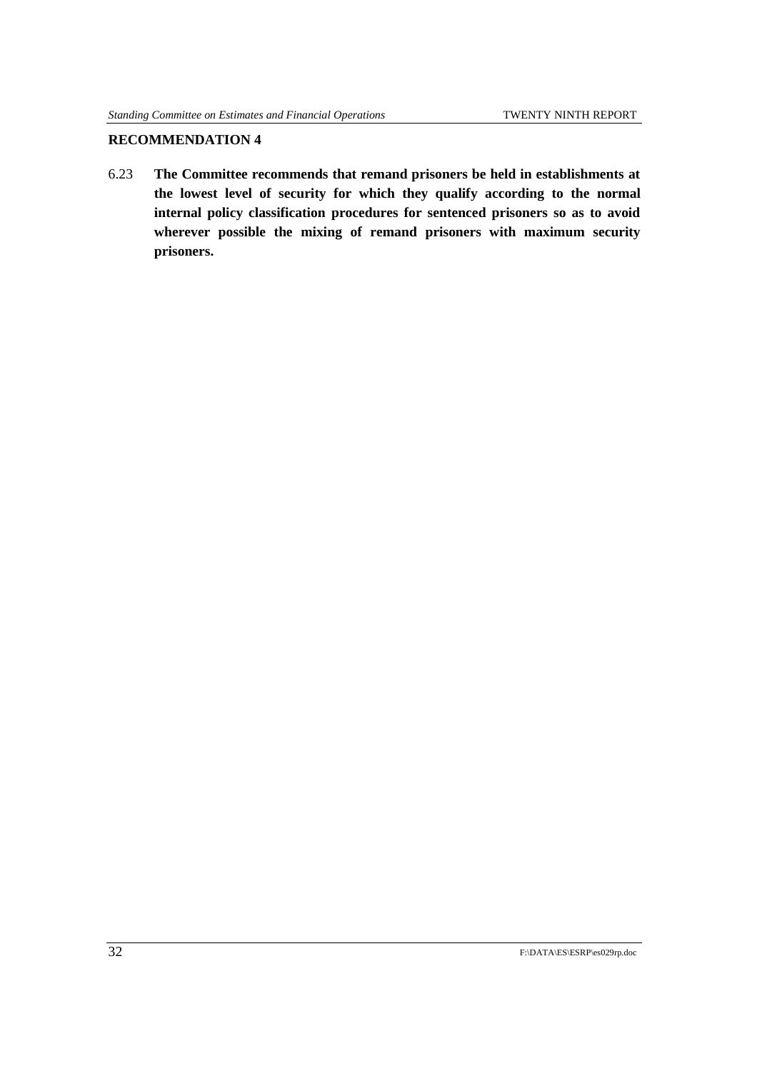**RECOMMENDATION 4**

6.23 **The Committee recommends that remand prisoners be held in establishments at the lowest level of security for which they qualify according to the normal internal policy classification procedures for sentenced prisoners so as to avoid wherever possible the mixing of remand prisoners with maximum security prisoners.**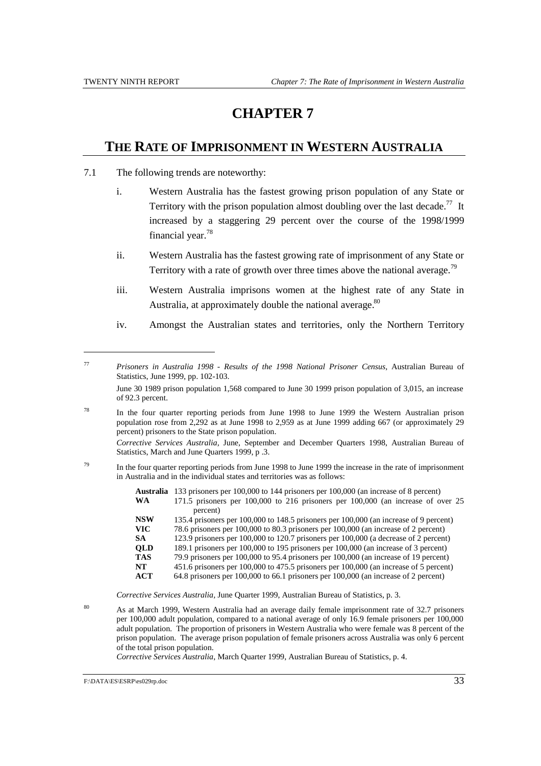# CHAPTER 7

## THE RATE OF IMPRISONMENT IN WESTERN AUSTRALIA

7.1 The following trends are noteworthy:

i. Western Australia has the fastest growing prison population of any State or Territory with the prison population almost doubling over the last decade.[77] It increased by a staggering 29 percent over the course of the 1998/1999 financial year.[78]

ii. Western Australia has the fastest growing rate of imprisonment of any State or Territory with a rate of growth over three times above the national average.[79]

iii. Western Australia imprisons women at the highest rate of any State in Australia, at approximately double the national average.[80]

iv. Amongst the Australian states and territories, only the Northern Territory

---

[77] *Prisoners in Australia 1998 - Results of the 1998 National Prisoner Census*, Australian Bureau of Statistics, June 1999, pp. 102-103.

June 30 1989 prison population 1,568 compared to June 30 1999 prison population of 3,015, an increase of 92.3 percent.

[78] In the four quarter reporting periods from June 1998 to June 1999 the Western Australian prison population rose from 2,292 as at June 1998 to 2,959 as at June 1999 adding 667 (or approximately 29 percent) prisoners to the State prison population.

*Corrective Services Australia,* June, September and December Quarters 1998, Australian Bureau of Statistics, March and June Quarters 1999, p .3.

[79] In the four quarter reporting periods from June 1998 to June 1999 the increase in the rate of imprisonment in Australia and in the individual states and territories was as follows:

| | |
|---|---|
| **Australia** | 133 prisoners per 100,000 to 144 prisoners per 100,000 (an increase of 8 percent) |
| **WA** | 171.5 prisoners per 100,000 to 216 prisoners per 100,000 (an increase of over 25 percent) |
| **NSW** | 135.4 prisoners per 100,000 to 148.5 prisoners per 100,000 (an increase of 9 percent) |
| **VIC** | 78.6 prisoners per 100,000 to 80.3 prisoners per 100,000 (an increase of 2 percent) |
| **SA** | 123.9 prisoners per 100,000 to 120.7 prisoners per 100,000 (a decrease of 2 percent) |
| **QLD** | 189.1 prisoners per 100,000 to 195 prisoners per 100,000 (an increase of 3 percent) |
| **TAS** | 79.9 prisoners per 100,000 to 95.4 prisoners per 100,000 (an increase of 19 percent) |
| **NT** | 451.6 prisoners per 100,000 to 475.5 prisoners per 100,000 (an increase of 5 percent) |
| **ACT** | 64.8 prisoners per 100,000 to 66.1 prisoners per 100,000 (an increase of 2 percent) |

*Corrective Services Australia*, June Quarter 1999, Australian Bureau of Statistics, p. 3.

[80] As at March 1999, Western Australia had an average daily female imprisonment rate of 32.7 prisoners per 100,000 adult population, compared to a national average of only 16.9 female prisoners per 100,000 adult population. The proportion of prisoners in Western Australia who were female was 8 percent of the prison population. The average prison population of female prisoners across Australia was only 6 percent of the total prison population.
*Corrective Services Australia*, March Quarter 1999, Australian Bureau of Statistics, p. 4.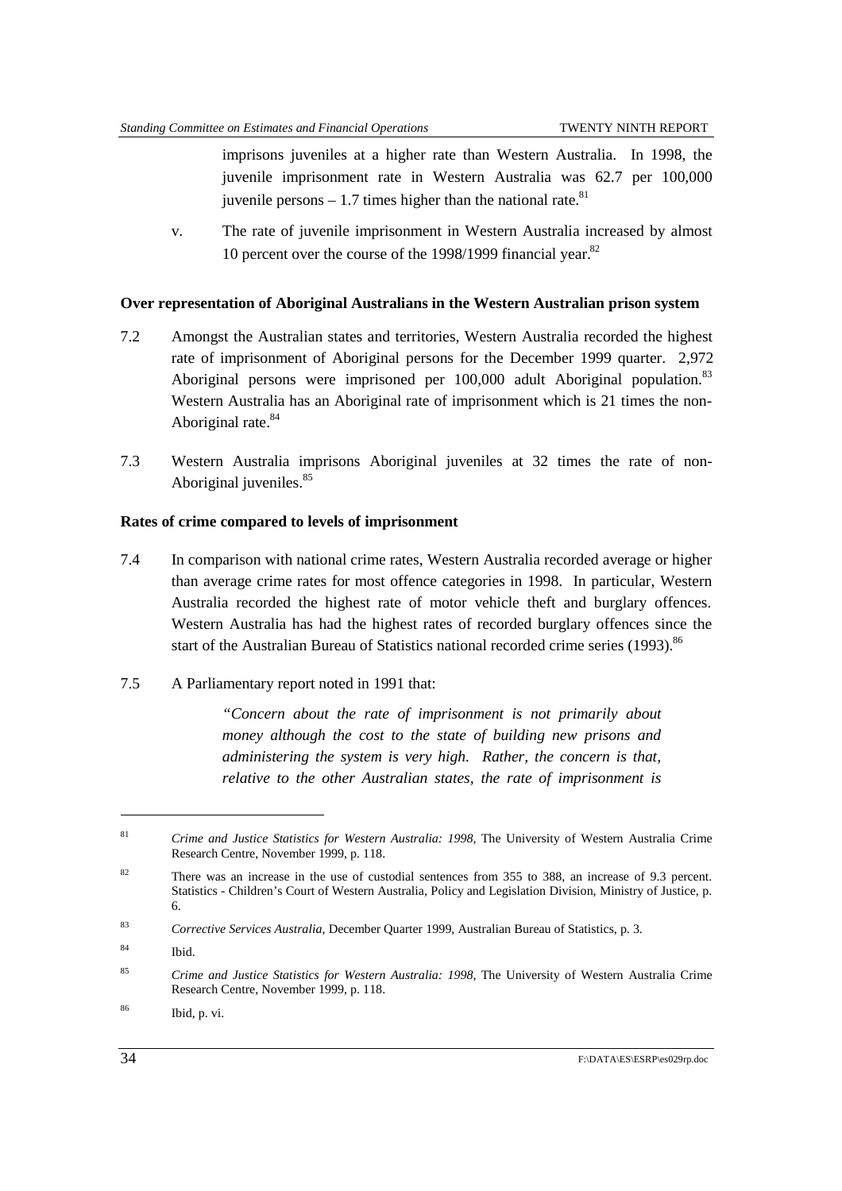imprisons juveniles at a higher rate than Western Australia. In 1998, the juvenile imprisonment rate in Western Australia was 62.7 per 100,000 juvenile persons – 1.7 times higher than the national rate.[81]

v. The rate of juvenile imprisonment in Western Australia increased by almost 10 percent over the course of the 1998/1999 financial year.[82]

**Over representation of Aboriginal Australians in the Western Australian prison system**

7.2 Amongst the Australian states and territories, Western Australia recorded the highest rate of imprisonment of Aboriginal persons for the December 1999 quarter. 2,972 Aboriginal persons were imprisoned per 100,000 adult Aboriginal population.[83] Western Australia has an Aboriginal rate of imprisonment which is 21 times the non-Aboriginal rate.[84]

7.3 Western Australia imprisons Aboriginal juveniles at 32 times the rate of non-Aboriginal juveniles.[85]

**Rates of crime compared to levels of imprisonment**

7.4 In comparison with national crime rates, Western Australia recorded average or higher than average crime rates for most offence categories in 1998. In particular, Western Australia recorded the highest rate of motor vehicle theft and burglary offences. Western Australia has had the highest rates of recorded burglary offences since the start of the Australian Bureau of Statistics national recorded crime series (1993).[86]

7.5 A Parliamentary report noted in 1991 that:

> *"Concern about the rate of imprisonment is not primarily about money although the cost to the state of building new prisons and administering the system is very high. Rather, the concern is that, relative to the other Australian states, the rate of imprisonment is*

---

[81] *Crime and Justice Statistics for Western Australia: 1998*, The University of Western Australia Crime Research Centre, November 1999, p. 118.

[82] There was an increase in the use of custodial sentences from 355 to 388, an increase of 9.3 percent. Statistics - Children's Court of Western Australia, Policy and Legislation Division, Ministry of Justice, p. 6.

[83] *Corrective Services Australia*, December Quarter 1999, Australian Bureau of Statistics, p. 3.

[84] Ibid.

[85] *Crime and Justice Statistics for Western Australia: 1998*, The University of Western Australia Crime Research Centre, November 1999, p. 118.

[86] Ibid, p. vi.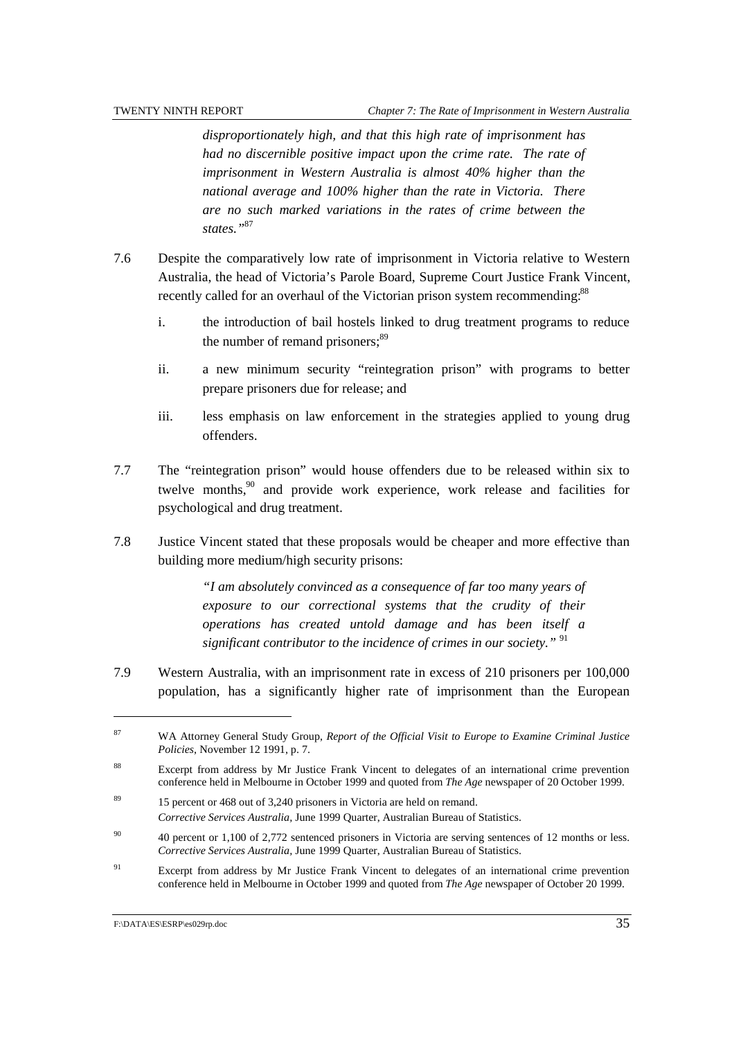*disproportionately high, and that this high rate of imprisonment has had no discernible positive impact upon the crime rate. The rate of imprisonment in Western Australia is almost 40% higher than the national average and 100% higher than the rate in Victoria. There are no such marked variations in the rates of crime between the states."*[87]

7.6 Despite the comparatively low rate of imprisonment in Victoria relative to Western Australia, the head of Victoria's Parole Board, Supreme Court Justice Frank Vincent, recently called for an overhaul of the Victorian prison system recommending:[88]

i. the introduction of bail hostels linked to drug treatment programs to reduce the number of remand prisoners;[89]

ii. a new minimum security "reintegration prison" with programs to better prepare prisoners due for release; and

iii. less emphasis on law enforcement in the strategies applied to young drug offenders.

7.7 The "reintegration prison" would house offenders due to be released within six to twelve months,[90] and provide work experience, work release and facilities for psychological and drug treatment.

7.8 Justice Vincent stated that these proposals would be cheaper and more effective than building more medium/high security prisons:

> *"I am absolutely convinced as a consequence of far too many years of exposure to our correctional systems that the crudity of their operations has created untold damage and has been itself a significant contributor to the incidence of crimes in our society."* [91]

7.9 Western Australia, with an imprisonment rate in excess of 210 prisoners per 100,000 population, has a significantly higher rate of imprisonment than the European

---

[87] WA Attorney General Study Group, *Report of the Official Visit to Europe to Examine Criminal Justice Policies*, November 12 1991, p. 7.

[88] Excerpt from address by Mr Justice Frank Vincent to delegates of an international crime prevention conference held in Melbourne in October 1999 and quoted from *The Age* newspaper of 20 October 1999.

[89] 15 percent or 468 out of 3,240 prisoners in Victoria are held on remand. *Corrective Services Australia*, June 1999 Quarter, Australian Bureau of Statistics.

[90] 40 percent or 1,100 of 2,772 sentenced prisoners in Victoria are serving sentences of 12 months or less. *Corrective Services Australia*, June 1999 Quarter, Australian Bureau of Statistics.

[91] Excerpt from address by Mr Justice Frank Vincent to delegates of an international crime prevention conference held in Melbourne in October 1999 and quoted from *The Age* newspaper of October 20 1999.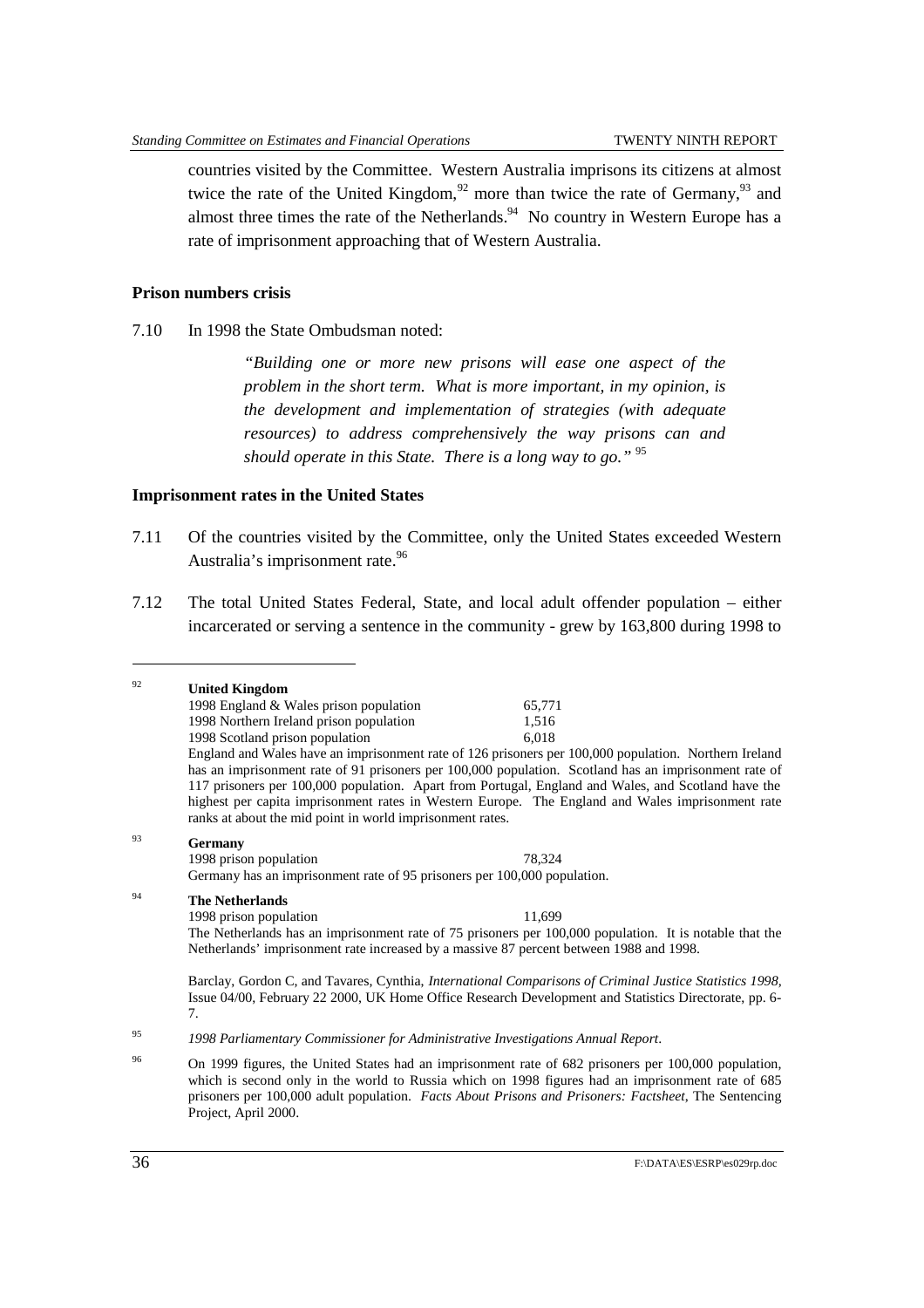countries visited by the Committee. Western Australia imprisons its citizens at almost twice the rate of the United Kingdom,[92] more than twice the rate of Germany,[93] and almost three times the rate of the Netherlands.[94] No country in Western Europe has a rate of imprisonment approaching that of Western Australia.

**Prison numbers crisis**

7.10 In 1998 the State Ombudsman noted:

> *"Building one or more new prisons will ease one aspect of the problem in the short term. What is more important, in my opinion, is the development and implementation of strategies (with adequate resources) to address comprehensively the way prisons can and should operate in this State. There is a long way to go."* [95]

**Imprisonment rates in the United States**

7.11 Of the countries visited by the Committee, only the United States exceeded Western Australia's imprisonment rate.[96]

7.12 The total United States Federal, State, and local adult offender population – either incarcerated or serving a sentence in the community - grew by 163,800 during 1998 to

---

[92] **United Kingdom**

| | |
|---|---|
| 1998 England & Wales prison population | 65,771 |
| 1998 Northern Ireland prison population | 1,516 |
| 1998 Scotland prison population | 6,018 |

England and Wales have an imprisonment rate of 126 prisoners per 100,000 population. Northern Ireland has an imprisonment rate of 91 prisoners per 100,000 population. Scotland has an imprisonment rate of 117 prisoners per 100,000 population. Apart from Portugal, England and Wales, and Scotland have the highest per capita imprisonment rates in Western Europe. The England and Wales imprisonment rate ranks at about the mid point in world imprisonment rates.

[93] **Germany**

1998 prison population 78,324

Germany has an imprisonment rate of 95 prisoners per 100,000 population.

[94] **The Netherlands**

1998 prison population 11,699

The Netherlands has an imprisonment rate of 75 prisoners per 100,000 population. It is notable that the Netherlands' imprisonment rate increased by a massive 87 percent between 1988 and 1998.

Barclay, Gordon C, and Tavares, Cynthia, *International Comparisons of Criminal Justice Statistics 1998*, Issue 04/00, February 22 2000, UK Home Office Research Development and Statistics Directorate, pp. 6-7.

[95] *1998 Parliamentary Commissioner for Administrative Investigations Annual Report*.

[96] On 1999 figures, the United States had an imprisonment rate of 682 prisoners per 100,000 population, which is second only in the world to Russia which on 1998 figures had an imprisonment rate of 685 prisoners per 100,000 adult population. *Facts About Prisons and Prisoners: Factsheet*, The Sentencing Project, April 2000.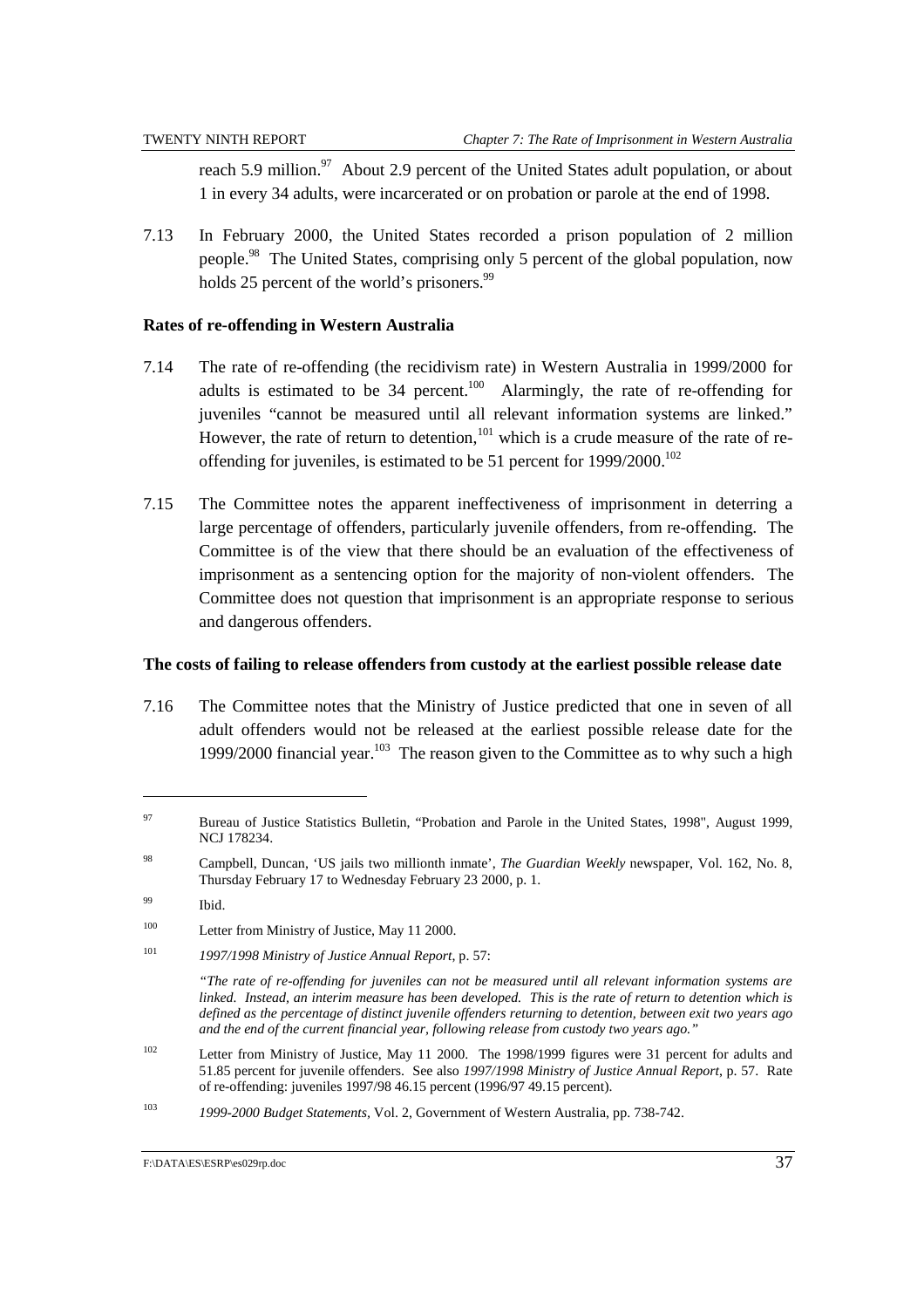reach 5.9 million.[97] About 2.9 percent of the United States adult population, or about 1 in every 34 adults, were incarcerated or on probation or parole at the end of 1998.

7.13 In February 2000, the United States recorded a prison population of 2 million people.[98] The United States, comprising only 5 percent of the global population, now holds 25 percent of the world's prisoners.[99]

**Rates of re-offending in Western Australia**

7.14 The rate of re-offending (the recidivism rate) in Western Australia in 1999/2000 for adults is estimated to be 34 percent.[100] Alarmingly, the rate of re-offending for juveniles "cannot be measured until all relevant information systems are linked." However, the rate of return to detention,[101] which is a crude measure of the rate of re-offending for juveniles, is estimated to be 51 percent for 1999/2000.[102]

7.15 The Committee notes the apparent ineffectiveness of imprisonment in deterring a large percentage of offenders, particularly juvenile offenders, from re-offending. The Committee is of the view that there should be an evaluation of the effectiveness of imprisonment as a sentencing option for the majority of non-violent offenders. The Committee does not question that imprisonment is an appropriate response to serious and dangerous offenders.

**The costs of failing to release offenders from custody at the earliest possible release date**

7.16 The Committee notes that the Ministry of Justice predicted that one in seven of all adult offenders would not be released at the earliest possible release date for the 1999/2000 financial year.[103] The reason given to the Committee as to why such a high

---

[97] Bureau of Justice Statistics Bulletin, "Probation and Parole in the United States, 1998", August 1999, NCJ 178234.

[98] Campbell, Duncan, 'US jails two millionth inmate', *The Guardian Weekly* newspaper, Vol. 162, No. 8, Thursday February 17 to Wednesday February 23 2000, p. 1.

[99] Ibid.

[100] Letter from Ministry of Justice, May 11 2000.

[101] *1997/1998 Ministry of Justice Annual Report*, p. 57:

*"The rate of re-offending for juveniles can not be measured until all relevant information systems are linked. Instead, an interim measure has been developed. This is the rate of return to detention which is defined as the percentage of distinct juvenile offenders returning to detention, between exit two years ago and the end of the current financial year, following release from custody two years ago."*

[102] Letter from Ministry of Justice, May 11 2000. The 1998/1999 figures were 31 percent for adults and 51.85 percent for juvenile offenders. See also *1997/1998 Ministry of Justice Annual Report*, p. 57. Rate of re-offending: juveniles 1997/98 46.15 percent (1996/97 49.15 percent).

[103] *1999-2000 Budget Statements*, Vol. 2, Government of Western Australia, pp. 738-742.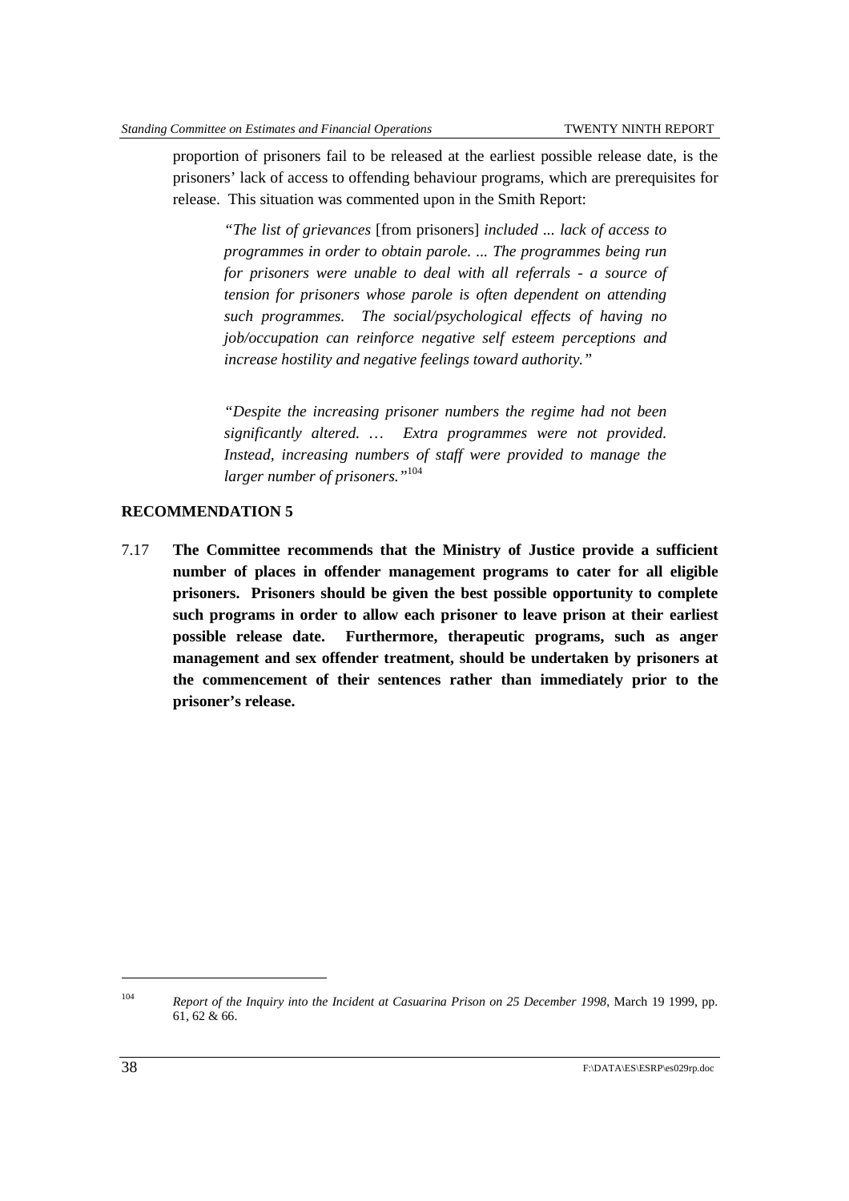proportion of prisoners fail to be released at the earliest possible release date, is the prisoners' lack of access to offending behaviour programs, which are prerequisites for release. This situation was commented upon in the Smith Report:

> *"The list of grievances* [from prisoners] *included ... lack of access to programmes in order to obtain parole. ... The programmes being run for prisoners were unable to deal with all referrals - a source of tension for prisoners whose parole is often dependent on attending such programmes. The social/psychological effects of having no job/occupation can reinforce negative self esteem perceptions and increase hostility and negative feelings toward authority."*
>
> *"Despite the increasing prisoner numbers the regime had not been significantly altered. … Extra programmes were not provided. Instead, increasing numbers of staff were provided to manage the larger number of prisoners."*[104]

**RECOMMENDATION 5**

7.17 **The Committee recommends that the Ministry of Justice provide a sufficient number of places in offender management programs to cater for all eligible prisoners. Prisoners should be given the best possible opportunity to complete such programs in order to allow each prisoner to leave prison at their earliest possible release date. Furthermore, therapeutic programs, such as anger management and sex offender treatment, should be undertaken by prisoners at the commencement of their sentences rather than immediately prior to the prisoner's release.**

---

[104] *Report of the Inquiry into the Incident at Casuarina Prison on 25 December 1998*, March 19 1999, pp. 61, 62 & 66.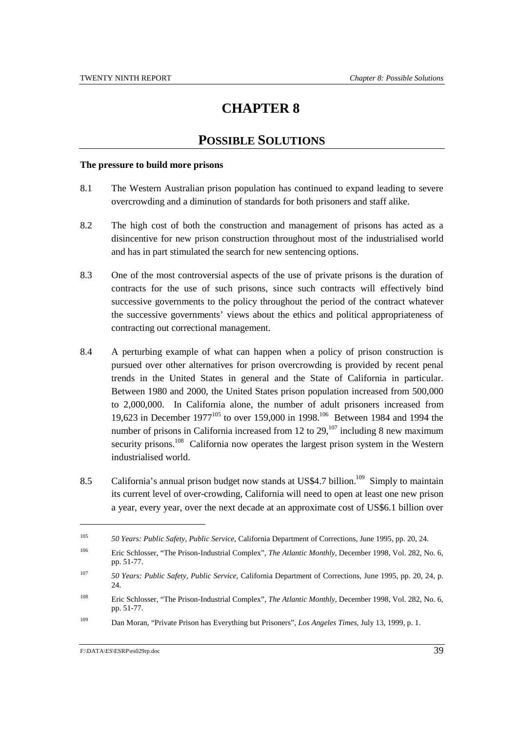# CHAPTER 8

## POSSIBLE SOLUTIONS

**The pressure to build more prisons**

8.1 The Western Australian prison population has continued to expand leading to severe overcrowding and a diminution of standards for both prisoners and staff alike.

8.2 The high cost of both the construction and management of prisons has acted as a disincentive for new prison construction throughout most of the industrialised world and has in part stimulated the search for new sentencing options.

8.3 One of the most controversial aspects of the use of private prisons is the duration of contracts for the use of such prisons, since such contracts will effectively bind successive governments to the policy throughout the period of the contract whatever the successive governments' views about the ethics and political appropriateness of contracting out correctional management.

8.4 A perturbing example of what can happen when a policy of prison construction is pursued over other alternatives for prison overcrowding is provided by recent penal trends in the United States in general and the State of California in particular. Between 1980 and 2000, the United States prison population increased from 500,000 to 2,000,000. In California alone, the number of adult prisoners increased from 19,623 in December 1977[105] to over 159,000 in 1998.[106] Between 1984 and 1994 the number of prisons in California increased from 12 to 29,[107] including 8 new maximum security prisons.[108] California now operates the largest prison system in the Western industrialised world.

8.5 California's annual prison budget now stands at US$4.7 billion.[109] Simply to maintain its current level of over-crowding, California will need to open at least one new prison a year, every year, over the next decade at an approximate cost of US$6.1 billion over

---

[105] *50 Years: Public Safety, Public Service,* California Department of Corrections, June 1995, pp. 20, 24.

[106] Eric Schlosser, "The Prison-Industrial Complex", *The Atlantic Monthly*, December 1998, Vol. 282, No. 6, pp. 51-77.

[107] *50 Years: Public Safety, Public Service,* California Department of Corrections, June 1995, pp. 20, 24, p. 24.

[108] Eric Schlosser, "The Prison-Industrial Complex", *The Atlantic Monthly*, December 1998, Vol. 282, No. 6, pp. 51-77.

[109] Dan Moran, "Private Prison has Everything but Prisoners", *Los Angeles Times*, July 13, 1999, p. 1.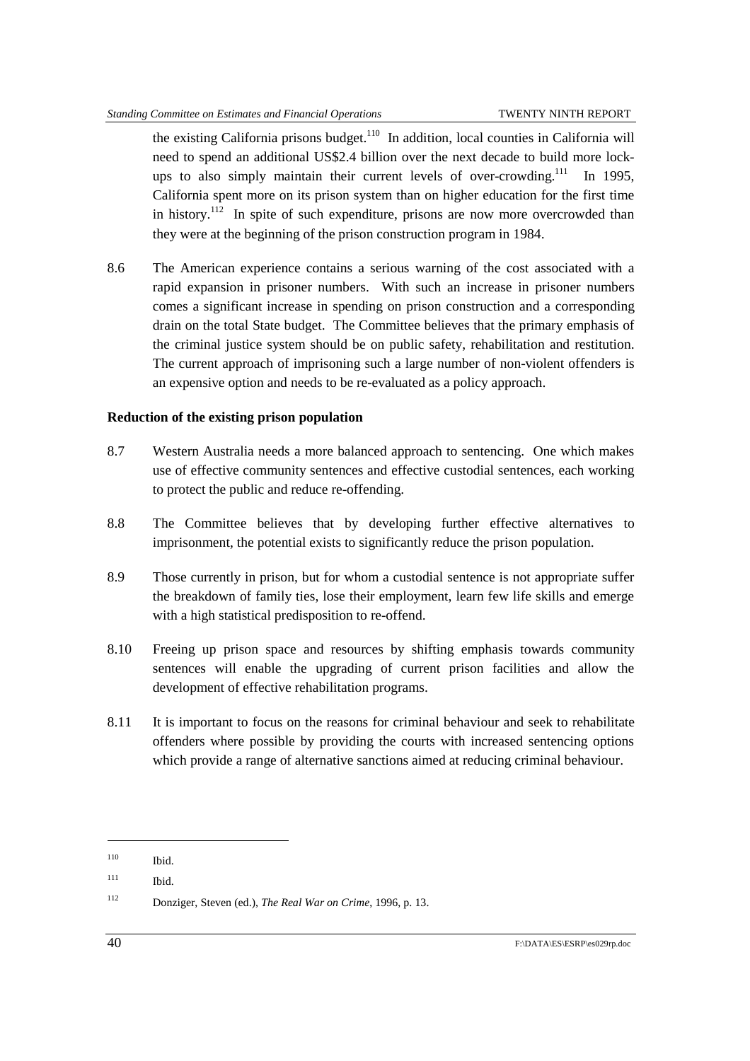the existing California prisons budget.[110] In addition, local counties in California will need to spend an additional US$2.4 billion over the next decade to build more lock-ups to also simply maintain their current levels of over-crowding.[111] In 1995, California spent more on its prison system than on higher education for the first time in history.[112] In spite of such expenditure, prisons are now more overcrowded than they were at the beginning of the prison construction program in 1984.

8.6 The American experience contains a serious warning of the cost associated with a rapid expansion in prisoner numbers. With such an increase in prisoner numbers comes a significant increase in spending on prison construction and a corresponding drain on the total State budget. The Committee believes that the primary emphasis of the criminal justice system should be on public safety, rehabilitation and restitution. The current approach of imprisoning such a large number of non-violent offenders is an expensive option and needs to be re-evaluated as a policy approach.

**Reduction of the existing prison population**

8.7 Western Australia needs a more balanced approach to sentencing. One which makes use of effective community sentences and effective custodial sentences, each working to protect the public and reduce re-offending.

8.8 The Committee believes that by developing further effective alternatives to imprisonment, the potential exists to significantly reduce the prison population.

8.9 Those currently in prison, but for whom a custodial sentence is not appropriate suffer the breakdown of family ties, lose their employment, learn few life skills and emerge with a high statistical predisposition to re-offend.

8.10 Freeing up prison space and resources by shifting emphasis towards community sentences will enable the upgrading of current prison facilities and allow the development of effective rehabilitation programs.

8.11 It is important to focus on the reasons for criminal behaviour and seek to rehabilitate offenders where possible by providing the courts with increased sentencing options which provide a range of alternative sanctions aimed at reducing criminal behaviour.

---

110 Ibid.

111 Ibid.

112 Donziger, Steven (ed.), *The Real War on Crime*, 1996, p. 13.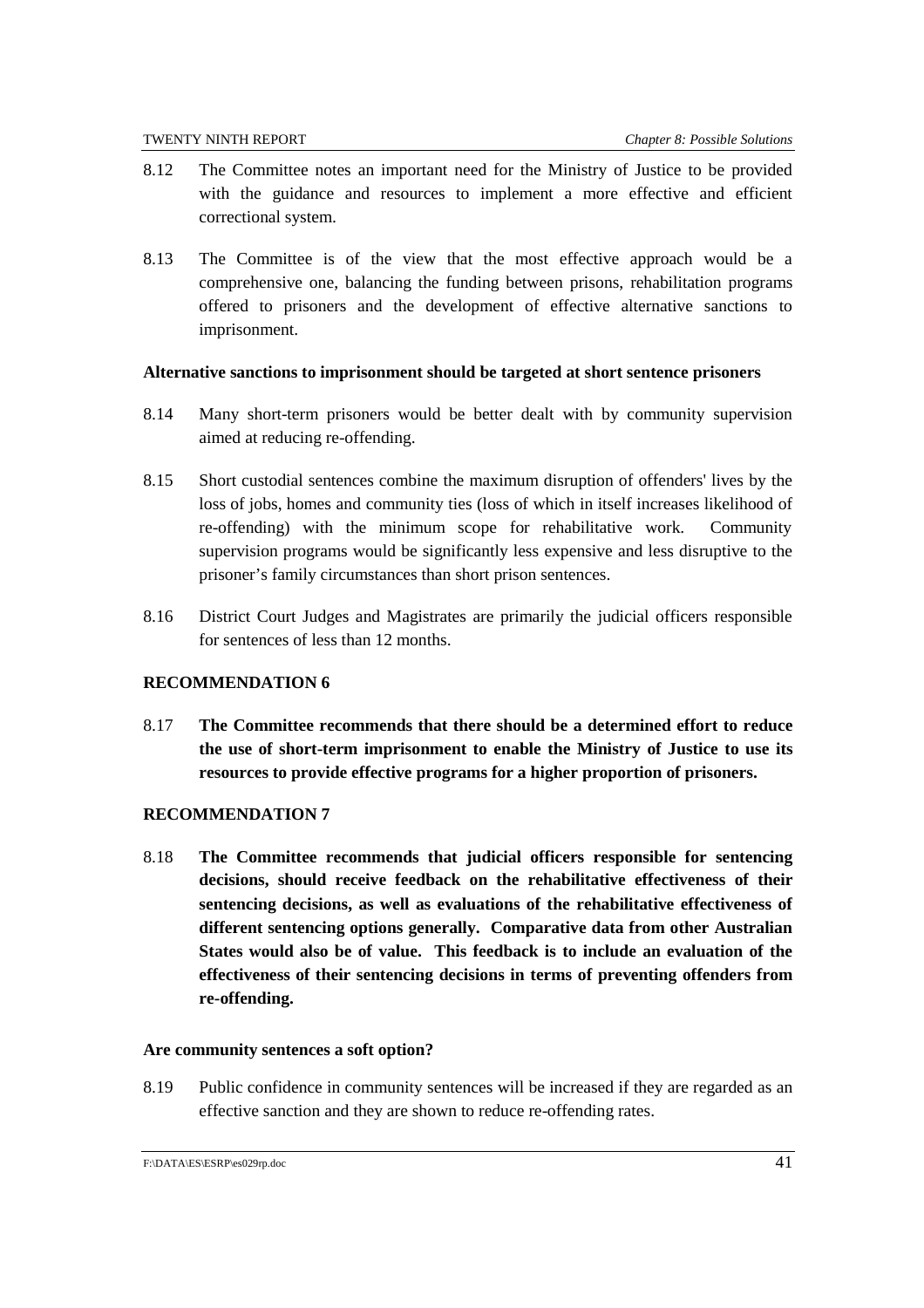8.12 The Committee notes an important need for the Ministry of Justice to be provided with the guidance and resources to implement a more effective and efficient correctional system.

8.13 The Committee is of the view that the most effective approach would be a comprehensive one, balancing the funding between prisons, rehabilitation programs offered to prisoners and the development of effective alternative sanctions to imprisonment.

**Alternative sanctions to imprisonment should be targeted at short sentence prisoners**

8.14 Many short-term prisoners would be better dealt with by community supervision aimed at reducing re-offending.

8.15 Short custodial sentences combine the maximum disruption of offenders' lives by the loss of jobs, homes and community ties (loss of which in itself increases likelihood of re-offending) with the minimum scope for rehabilitative work. Community supervision programs would be significantly less expensive and less disruptive to the prisoner's family circumstances than short prison sentences.

8.16 District Court Judges and Magistrates are primarily the judicial officers responsible for sentences of less than 12 months.

**RECOMMENDATION 6**

8.17 **The Committee recommends that there should be a determined effort to reduce the use of short-term imprisonment to enable the Ministry of Justice to use its resources to provide effective programs for a higher proportion of prisoners.**

**RECOMMENDATION 7**

8.18 **The Committee recommends that judicial officers responsible for sentencing decisions, should receive feedback on the rehabilitative effectiveness of their sentencing decisions, as well as evaluations of the rehabilitative effectiveness of different sentencing options generally. Comparative data from other Australian States would also be of value. This feedback is to include an evaluation of the effectiveness of their sentencing decisions in terms of preventing offenders from re-offending.**

**Are community sentences a soft option?**

8.19 Public confidence in community sentences will be increased if they are regarded as an effective sanction and they are shown to reduce re-offending rates.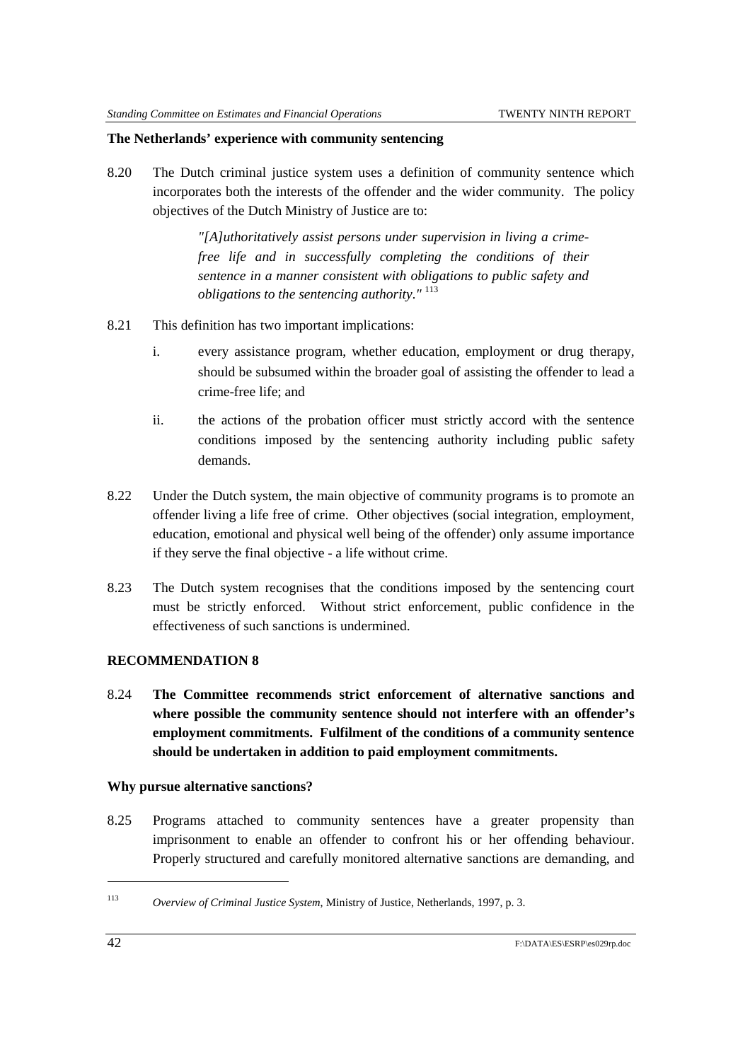**The Netherlands' experience with community sentencing**

8.20 The Dutch criminal justice system uses a definition of community sentence which incorporates both the interests of the offender and the wider community. The policy objectives of the Dutch Ministry of Justice are to:

> *"[A]uthoritatively assist persons under supervision in living a crime-free life and in successfully completing the conditions of their sentence in a manner consistent with obligations to public safety and obligations to the sentencing authority."* [113]

8.21 This definition has two important implications:

i. every assistance program, whether education, employment or drug therapy, should be subsumed within the broader goal of assisting the offender to lead a crime-free life; and

ii. the actions of the probation officer must strictly accord with the sentence conditions imposed by the sentencing authority including public safety demands.

8.22 Under the Dutch system, the main objective of community programs is to promote an offender living a life free of crime. Other objectives (social integration, employment, education, emotional and physical well being of the offender) only assume importance if they serve the final objective - a life without crime.

8.23 The Dutch system recognises that the conditions imposed by the sentencing court must be strictly enforced. Without strict enforcement, public confidence in the effectiveness of such sanctions is undermined.

**RECOMMENDATION 8**

8.24 **The Committee recommends strict enforcement of alternative sanctions and where possible the community sentence should not interfere with an offender's employment commitments. Fulfilment of the conditions of a community sentence should be undertaken in addition to paid employment commitments.**

**Why pursue alternative sanctions?**

8.25 Programs attached to community sentences have a greater propensity than imprisonment to enable an offender to confront his or her offending behaviour. Properly structured and carefully monitored alternative sanctions are demanding, and

---

[113] *Overview of Criminal Justice System*, Ministry of Justice, Netherlands, 1997, p. 3.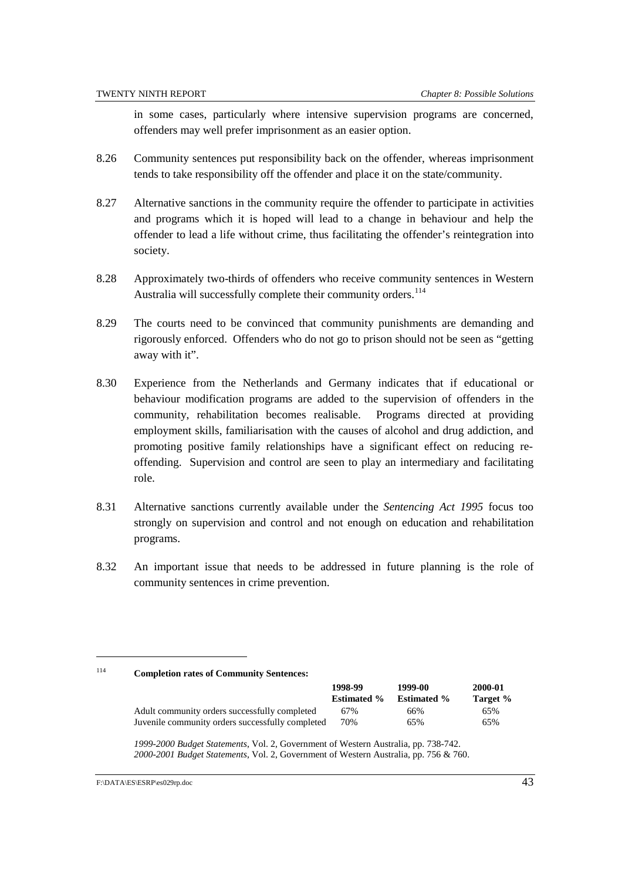in some cases, particularly where intensive supervision programs are concerned, offenders may well prefer imprisonment as an easier option.

8.26 Community sentences put responsibility back on the offender, whereas imprisonment tends to take responsibility off the offender and place it on the state/community.

8.27 Alternative sanctions in the community require the offender to participate in activities and programs which it is hoped will lead to a change in behaviour and help the offender to lead a life without crime, thus facilitating the offender's reintegration into society.

8.28 Approximately two-thirds of offenders who receive community sentences in Western Australia will successfully complete their community orders.[114]

8.29 The courts need to be convinced that community punishments are demanding and rigorously enforced. Offenders who do not go to prison should not be seen as "getting away with it".

8.30 Experience from the Netherlands and Germany indicates that if educational or behaviour modification programs are added to the supervision of offenders in the community, rehabilitation becomes realisable. Programs directed at providing employment skills, familiarisation with the causes of alcohol and drug addiction, and promoting positive family relationships have a significant effect on reducing re-offending. Supervision and control are seen to play an intermediary and facilitating role.

8.31 Alternative sanctions currently available under the *Sentencing Act 1995* focus too strongly on supervision and control and not enough on education and rehabilitation programs.

8.32 An important issue that needs to be addressed in future planning is the role of community sentences in crime prevention.

---

[114] **Completion rates of Community Sentences:**

| | 1998-99 Estimated % | 1999-00 Estimated % | 2000-01 Target % |
|---|---|---|---|
| Adult community orders successfully completed | 67% | 66% | 65% |
| Juvenile community orders successfully completed | 70% | 65% | 65% |

*1999-2000 Budget Statements*, Vol. 2, Government of Western Australia, pp. 738-742.
*2000-2001 Budget Statements*, Vol. 2, Government of Western Australia, pp. 756 & 760.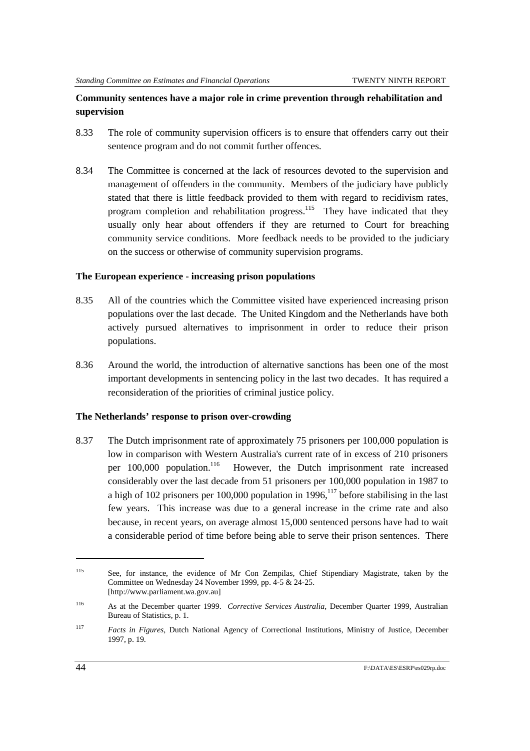**Community sentences have a major role in crime prevention through rehabilitation and supervision**

8.33 The role of community supervision officers is to ensure that offenders carry out their sentence program and do not commit further offences.

8.34 The Committee is concerned at the lack of resources devoted to the supervision and management of offenders in the community. Members of the judiciary have publicly stated that there is little feedback provided to them with regard to recidivism rates, program completion and rehabilitation progress.[115] They have indicated that they usually only hear about offenders if they are returned to Court for breaching community service conditions. More feedback needs to be provided to the judiciary on the success or otherwise of community supervision programs.

**The European experience - increasing prison populations**

8.35 All of the countries which the Committee visited have experienced increasing prison populations over the last decade. The United Kingdom and the Netherlands have both actively pursued alternatives to imprisonment in order to reduce their prison populations.

8.36 Around the world, the introduction of alternative sanctions has been one of the most important developments in sentencing policy in the last two decades. It has required a reconsideration of the priorities of criminal justice policy.

**The Netherlands' response to prison over-crowding**

8.37 The Dutch imprisonment rate of approximately 75 prisoners per 100,000 population is low in comparison with Western Australia's current rate of in excess of 210 prisoners per 100,000 population.[116] However, the Dutch imprisonment rate increased considerably over the last decade from 51 prisoners per 100,000 population in 1987 to a high of 102 prisoners per 100,000 population in 1996,[117] before stabilising in the last few years. This increase was due to a general increase in the crime rate and also because, in recent years, on average almost 15,000 sentenced persons have had to wait a considerable period of time before being able to serve their prison sentences. There

---

115 See, for instance, the evidence of Mr Con Zempilas, Chief Stipendiary Magistrate, taken by the Committee on Wednesday 24 November 1999, pp. 4-5 & 24-25. [http://www.parliament.wa.gov.au]

116 As at the December quarter 1999. *Corrective Services Australia*, December Quarter 1999, Australian Bureau of Statistics, p. 1.

117 *Facts in Figures*, Dutch National Agency of Correctional Institutions, Ministry of Justice, December 1997, p. 19.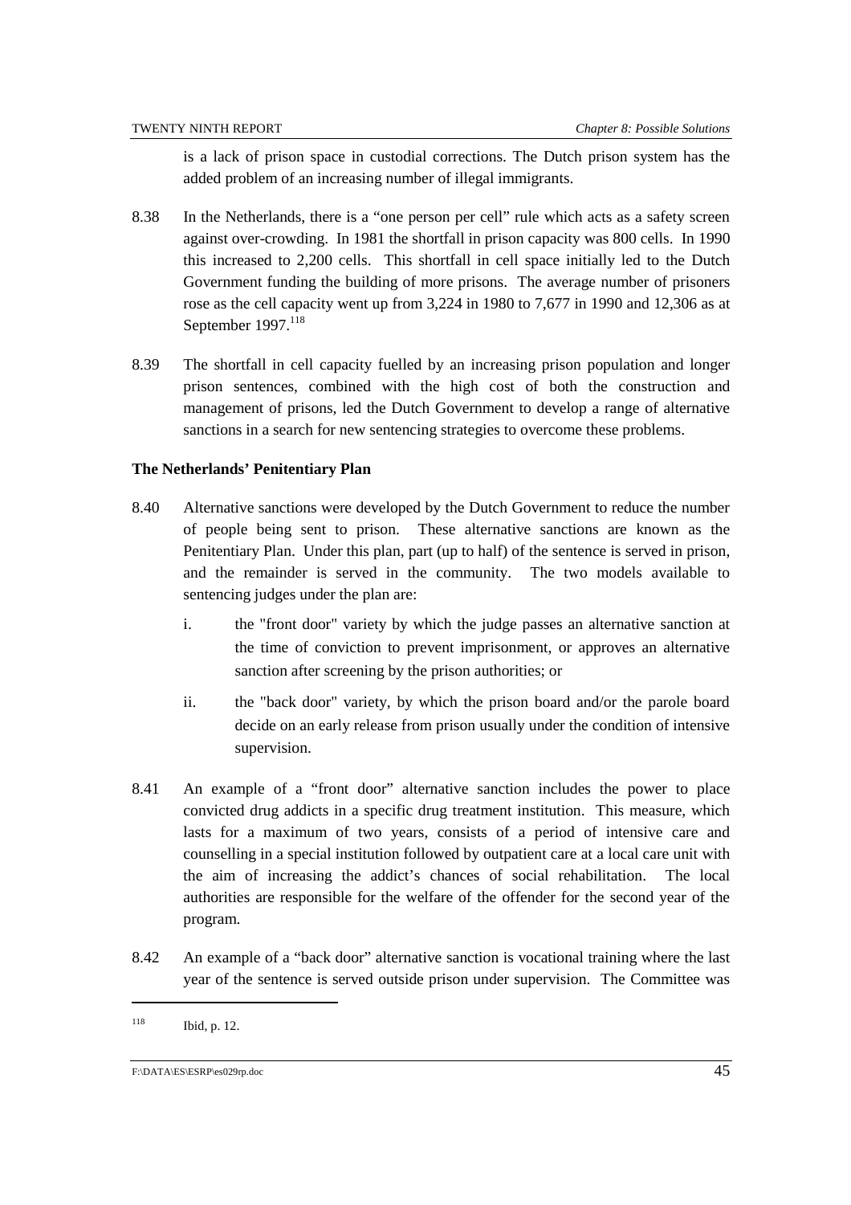is a lack of prison space in custodial corrections. The Dutch prison system has the added problem of an increasing number of illegal immigrants.

8.38 In the Netherlands, there is a "one person per cell" rule which acts as a safety screen against over-crowding. In 1981 the shortfall in prison capacity was 800 cells. In 1990 this increased to 2,200 cells. This shortfall in cell space initially led to the Dutch Government funding the building of more prisons. The average number of prisoners rose as the cell capacity went up from 3,224 in 1980 to 7,677 in 1990 and 12,306 as at September 1997.[118]

8.39 The shortfall in cell capacity fuelled by an increasing prison population and longer prison sentences, combined with the high cost of both the construction and management of prisons, led the Dutch Government to develop a range of alternative sanctions in a search for new sentencing strategies to overcome these problems.

**The Netherlands' Penitentiary Plan**

8.40 Alternative sanctions were developed by the Dutch Government to reduce the number of people being sent to prison. These alternative sanctions are known as the Penitentiary Plan. Under this plan, part (up to half) of the sentence is served in prison, and the remainder is served in the community. The two models available to sentencing judges under the plan are:

i. the "front door" variety by which the judge passes an alternative sanction at the time of conviction to prevent imprisonment, or approves an alternative sanction after screening by the prison authorities; or

ii. the "back door" variety, by which the prison board and/or the parole board decide on an early release from prison usually under the condition of intensive supervision.

8.41 An example of a "front door" alternative sanction includes the power to place convicted drug addicts in a specific drug treatment institution. This measure, which lasts for a maximum of two years, consists of a period of intensive care and counselling in a special institution followed by outpatient care at a local care unit with the aim of increasing the addict's chances of social rehabilitation. The local authorities are responsible for the welfare of the offender for the second year of the program.

8.42 An example of a "back door" alternative sanction is vocational training where the last year of the sentence is served outside prison under supervision. The Committee was

---

[118] Ibid, p. 12.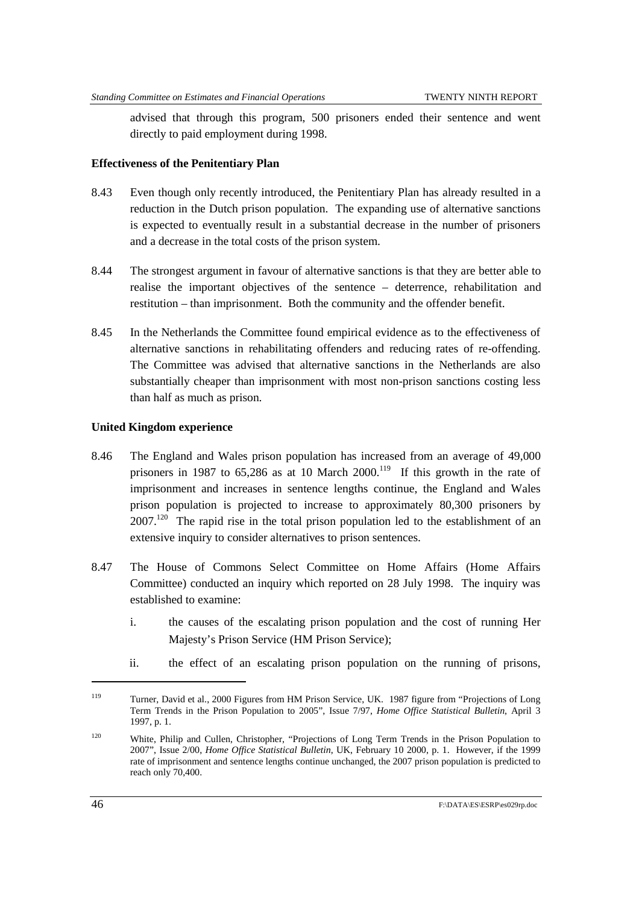advised that through this program, 500 prisoners ended their sentence and went directly to paid employment during 1998.

**Effectiveness of the Penitentiary Plan**

8.43 Even though only recently introduced, the Penitentiary Plan has already resulted in a reduction in the Dutch prison population. The expanding use of alternative sanctions is expected to eventually result in a substantial decrease in the number of prisoners and a decrease in the total costs of the prison system.

8.44 The strongest argument in favour of alternative sanctions is that they are better able to realise the important objectives of the sentence – deterrence, rehabilitation and restitution – than imprisonment. Both the community and the offender benefit.

8.45 In the Netherlands the Committee found empirical evidence as to the effectiveness of alternative sanctions in rehabilitating offenders and reducing rates of re-offending. The Committee was advised that alternative sanctions in the Netherlands are also substantially cheaper than imprisonment with most non-prison sanctions costing less than half as much as prison.

**United Kingdom experience**

8.46 The England and Wales prison population has increased from an average of 49,000 prisoners in 1987 to 65,286 as at 10 March 2000.[119] If this growth in the rate of imprisonment and increases in sentence lengths continue, the England and Wales prison population is projected to increase to approximately 80,300 prisoners by 2007.[120] The rapid rise in the total prison population led to the establishment of an extensive inquiry to consider alternatives to prison sentences.

8.47 The House of Commons Select Committee on Home Affairs (Home Affairs Committee) conducted an inquiry which reported on 28 July 1998. The inquiry was established to examine:

i. the causes of the escalating prison population and the cost of running Her Majesty's Prison Service (HM Prison Service);

ii. the effect of an escalating prison population on the running of prisons,

---

[119] Turner, David et al., 2000 Figures from HM Prison Service, UK. 1987 figure from "Projections of Long Term Trends in the Prison Population to 2005", Issue 7/97, *Home Office Statistical Bulletin*, April 3 1997, p. 1.

[120] White, Philip and Cullen, Christopher, "Projections of Long Term Trends in the Prison Population to 2007", Issue 2/00, *Home Office Statistical Bulletin*, UK, February 10 2000, p. 1. However, if the 1999 rate of imprisonment and sentence lengths continue unchanged, the 2007 prison population is predicted to reach only 70,400.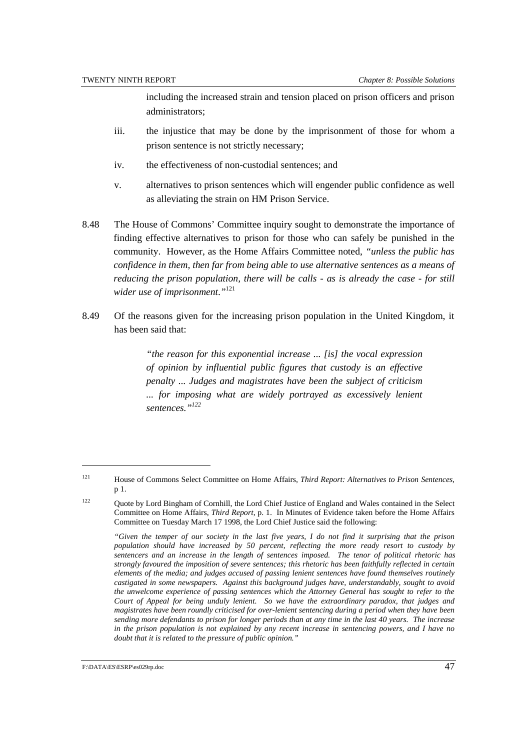including the increased strain and tension placed on prison officers and prison administrators;

iii. the injustice that may be done by the imprisonment of those for whom a prison sentence is not strictly necessary;

iv. the effectiveness of non-custodial sentences; and

v. alternatives to prison sentences which will engender public confidence as well as alleviating the strain on HM Prison Service.

8.48 The House of Commons' Committee inquiry sought to demonstrate the importance of finding effective alternatives to prison for those who can safely be punished in the community. However, as the Home Affairs Committee noted, *"unless the public has confidence in them, then far from being able to use alternative sentences as a means of reducing the prison population, there will be calls - as is already the case - for still wider use of imprisonment."*[121]

8.49 Of the reasons given for the increasing prison population in the United Kingdom, it has been said that:

> *"the reason for this exponential increase ... [is] the vocal expression of opinion by influential public figures that custody is an effective penalty ... Judges and magistrates have been the subject of criticism ... for imposing what are widely portrayed as excessively lenient sentences."*[122]

---

[121] House of Commons Select Committee on Home Affairs, *Third Report: Alternatives to Prison Sentences*, p 1.

[122] Quote by Lord Bingham of Cornhill, the Lord Chief Justice of England and Wales contained in the Select Committee on Home Affairs, *Third Report*, p. 1. In Minutes of Evidence taken before the Home Affairs Committee on Tuesday March 17 1998, the Lord Chief Justice said the following:

*"Given the temper of our society in the last five years, I do not find it surprising that the prison population should have increased by 50 percent, reflecting the more ready resort to custody by sentencers and an increase in the length of sentences imposed. The tenor of political rhetoric has strongly favoured the imposition of severe sentences; this rhetoric has been faithfully reflected in certain elements of the media; and judges accused of passing lenient sentences have found themselves routinely castigated in some newspapers. Against this background judges have, understandably, sought to avoid the unwelcome experience of passing sentences which the Attorney General has sought to refer to the Court of Appeal for being unduly lenient. So we have the extraordinary paradox, that judges and magistrates have been roundly criticised for over-lenient sentencing during a period when they have been sending more defendants to prison for longer periods than at any time in the last 40 years. The increase in the prison population is not explained by any recent increase in sentencing powers, and I have no doubt that it is related to the pressure of public opinion."*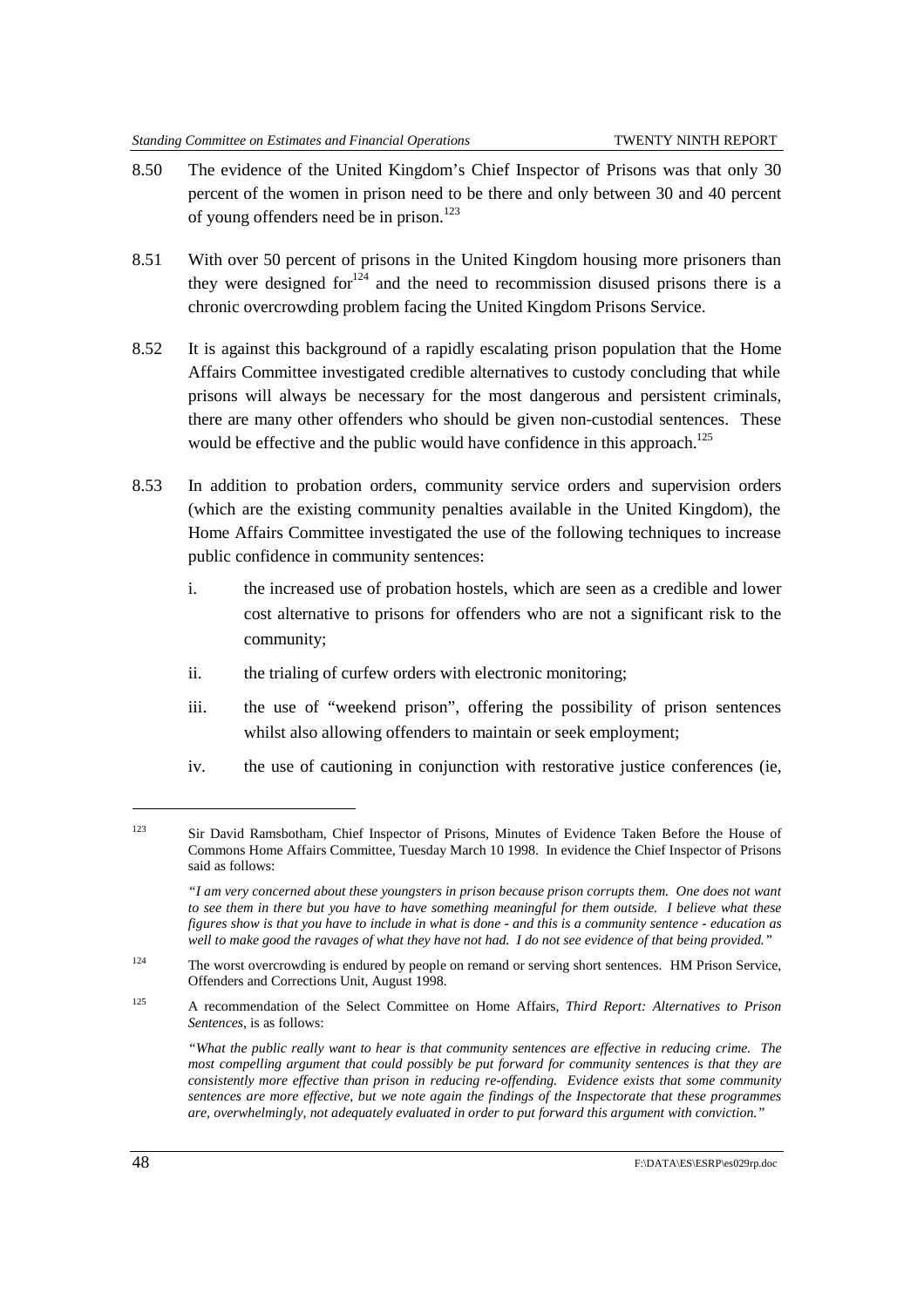8.50 The evidence of the United Kingdom's Chief Inspector of Prisons was that only 30 percent of the women in prison need to be there and only between 30 and 40 percent of young offenders need be in prison.[123]

8.51 With over 50 percent of prisons in the United Kingdom housing more prisoners than they were designed for[124] and the need to recommission disused prisons there is a chronic overcrowding problem facing the United Kingdom Prisons Service.

8.52 It is against this background of a rapidly escalating prison population that the Home Affairs Committee investigated credible alternatives to custody concluding that while prisons will always be necessary for the most dangerous and persistent criminals, there are many other offenders who should be given non-custodial sentences. These would be effective and the public would have confidence in this approach.[125]

8.53 In addition to probation orders, community service orders and supervision orders (which are the existing community penalties available in the United Kingdom), the Home Affairs Committee investigated the use of the following techniques to increase public confidence in community sentences:

i. the increased use of probation hostels, which are seen as a credible and lower cost alternative to prisons for offenders who are not a significant risk to the community;

ii. the trialing of curfew orders with electronic monitoring;

iii. the use of "weekend prison", offering the possibility of prison sentences whilst also allowing offenders to maintain or seek employment;

iv. the use of cautioning in conjunction with restorative justice conferences (ie,

---

[123] Sir David Ramsbotham, Chief Inspector of Prisons, Minutes of Evidence Taken Before the House of Commons Home Affairs Committee, Tuesday March 10 1998. In evidence the Chief Inspector of Prisons said as follows:

*"I am very concerned about these youngsters in prison because prison corrupts them. One does not want to see them in there but you have to have something meaningful for them outside. I believe what these figures show is that you have to include in what is done - and this is a community sentence - education as well to make good the ravages of what they have not had. I do not see evidence of that being provided."*

[124] The worst overcrowding is endured by people on remand or serving short sentences. HM Prison Service, Offenders and Corrections Unit, August 1998.

[125] A recommendation of the Select Committee on Home Affairs, *Third Report: Alternatives to Prison Sentences*, is as follows:

*"What the public really want to hear is that community sentences are effective in reducing crime. The most compelling argument that could possibly be put forward for community sentences is that they are consistently more effective than prison in reducing re-offending. Evidence exists that some community sentences are more effective, but we note again the findings of the Inspectorate that these programmes are, overwhelmingly, not adequately evaluated in order to put forward this argument with conviction."*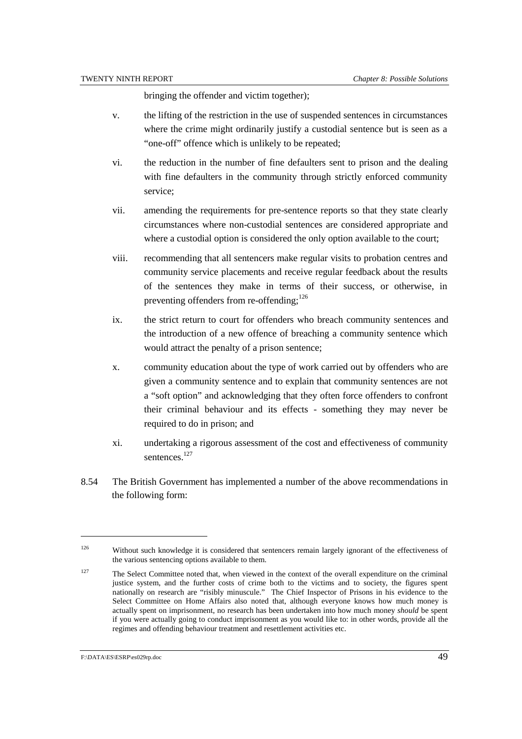bringing the offender and victim together);

v. the lifting of the restriction in the use of suspended sentences in circumstances where the crime might ordinarily justify a custodial sentence but is seen as a "one-off" offence which is unlikely to be repeated;

vi. the reduction in the number of fine defaulters sent to prison and the dealing with fine defaulters in the community through strictly enforced community service;

vii. amending the requirements for pre-sentence reports so that they state clearly circumstances where non-custodial sentences are considered appropriate and where a custodial option is considered the only option available to the court;

viii. recommending that all sentencers make regular visits to probation centres and community service placements and receive regular feedback about the results of the sentences they make in terms of their success, or otherwise, in preventing offenders from re-offending;[126]

ix. the strict return to court for offenders who breach community sentences and the introduction of a new offence of breaching a community sentence which would attract the penalty of a prison sentence;

x. community education about the type of work carried out by offenders who are given a community sentence and to explain that community sentences are not a "soft option" and acknowledging that they often force offenders to confront their criminal behaviour and its effects - something they may never be required to do in prison; and

xi. undertaking a rigorous assessment of the cost and effectiveness of community sentences.[127]

8.54 The British Government has implemented a number of the above recommendations in the following form:

---

[126] Without such knowledge it is considered that sentencers remain largely ignorant of the effectiveness of the various sentencing options available to them.

[127] The Select Committee noted that, when viewed in the context of the overall expenditure on the criminal justice system, and the further costs of crime both to the victims and to society, the figures spent nationally on research are "risibly minuscule." The Chief Inspector of Prisons in his evidence to the Select Committee on Home Affairs also noted that, although everyone knows how much money is actually spent on imprisonment, no research has been undertaken into how much money *should* be spent if you were actually going to conduct imprisonment as you would like to: in other words, provide all the regimes and offending behaviour treatment and resettlement activities etc.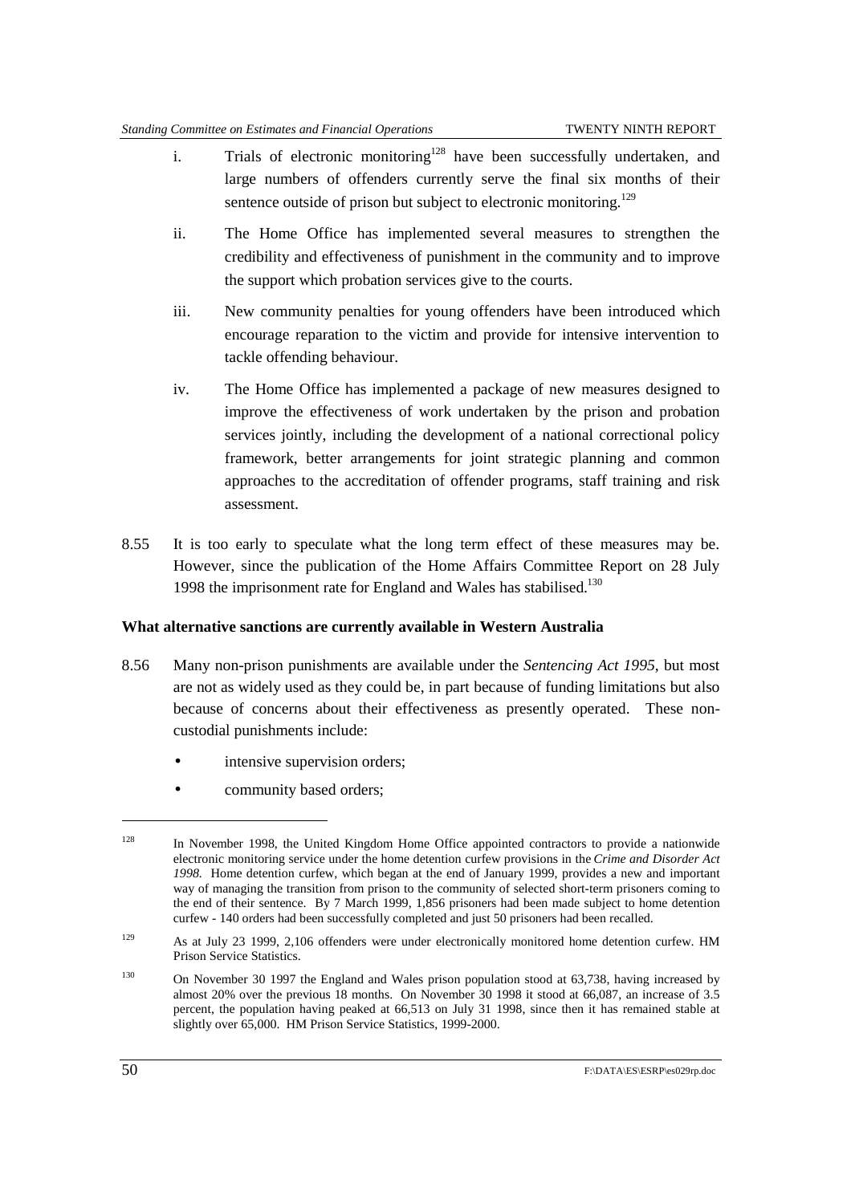i. Trials of electronic monitoring[128] have been successfully undertaken, and large numbers of offenders currently serve the final six months of their sentence outside of prison but subject to electronic monitoring.[129]

ii. The Home Office has implemented several measures to strengthen the credibility and effectiveness of punishment in the community and to improve the support which probation services give to the courts.

iii. New community penalties for young offenders have been introduced which encourage reparation to the victim and provide for intensive intervention to tackle offending behaviour.

iv. The Home Office has implemented a package of new measures designed to improve the effectiveness of work undertaken by the prison and probation services jointly, including the development of a national correctional policy framework, better arrangements for joint strategic planning and common approaches to the accreditation of offender programs, staff training and risk assessment.

8.55 It is too early to speculate what the long term effect of these measures may be. However, since the publication of the Home Affairs Committee Report on 28 July 1998 the imprisonment rate for England and Wales has stabilised.[130]

**What alternative sanctions are currently available in Western Australia**

8.56 Many non-prison punishments are available under the *Sentencing Act 1995*, but most are not as widely used as they could be, in part because of funding limitations but also because of concerns about their effectiveness as presently operated. These non-custodial punishments include:

- intensive supervision orders;
- community based orders;

---

[128] In November 1998, the United Kingdom Home Office appointed contractors to provide a nationwide electronic monitoring service under the home detention curfew provisions in the *Crime and Disorder Act 1998.* Home detention curfew, which began at the end of January 1999, provides a new and important way of managing the transition from prison to the community of selected short-term prisoners coming to the end of their sentence. By 7 March 1999, 1,856 prisoners had been made subject to home detention curfew - 140 orders had been successfully completed and just 50 prisoners had been recalled.

[129] As at July 23 1999, 2,106 offenders were under electronically monitored home detention curfew. HM Prison Service Statistics.

[130] On November 30 1997 the England and Wales prison population stood at 63,738, having increased by almost 20% over the previous 18 months. On November 30 1998 it stood at 66,087, an increase of 3.5 percent, the population having peaked at 66,513 on July 31 1998, since then it has remained stable at slightly over 65,000. HM Prison Service Statistics, 1999-2000.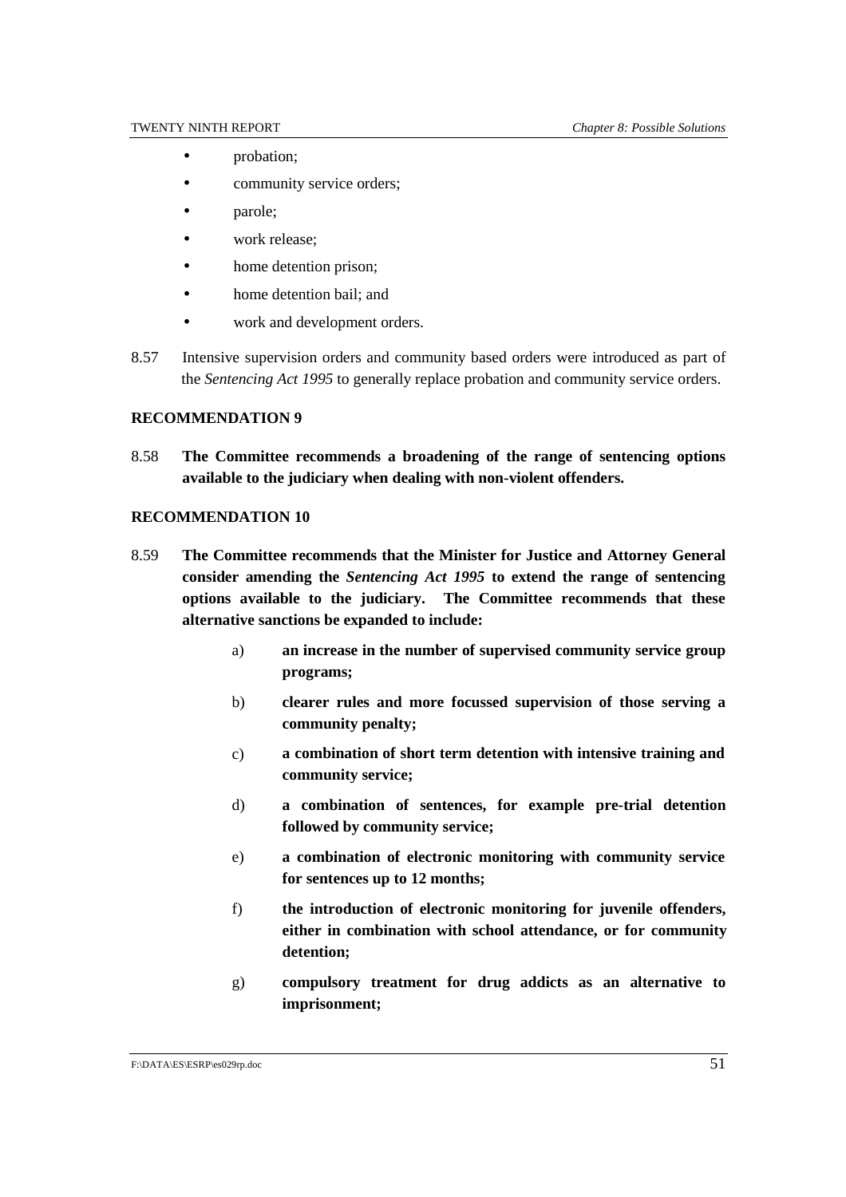- probation;
- community service orders;
- parole;
- work release;
- home detention prison;
- home detention bail; and
- work and development orders.

8.57 Intensive supervision orders and community based orders were introduced as part of the *Sentencing Act 1995* to generally replace probation and community service orders.

**RECOMMENDATION 9**

8.58 **The Committee recommends a broadening of the range of sentencing options available to the judiciary when dealing with non-violent offenders.**

**RECOMMENDATION 10**

8.59 **The Committee recommends that the Minister for Justice and Attorney General consider amending the *Sentencing Act 1995* to extend the range of sentencing options available to the judiciary. The Committee recommends that these alternative sanctions be expanded to include:**

a) **an increase in the number of supervised community service group programs;**

b) **clearer rules and more focussed supervision of those serving a community penalty;**

c) **a combination of short term detention with intensive training and community service;**

d) **a combination of sentences, for example pre-trial detention followed by community service;**

e) **a combination of electronic monitoring with community service for sentences up to 12 months;**

f) **the introduction of electronic monitoring for juvenile offenders, either in combination with school attendance, or for community detention;**

g) **compulsory treatment for drug addicts as an alternative to imprisonment;**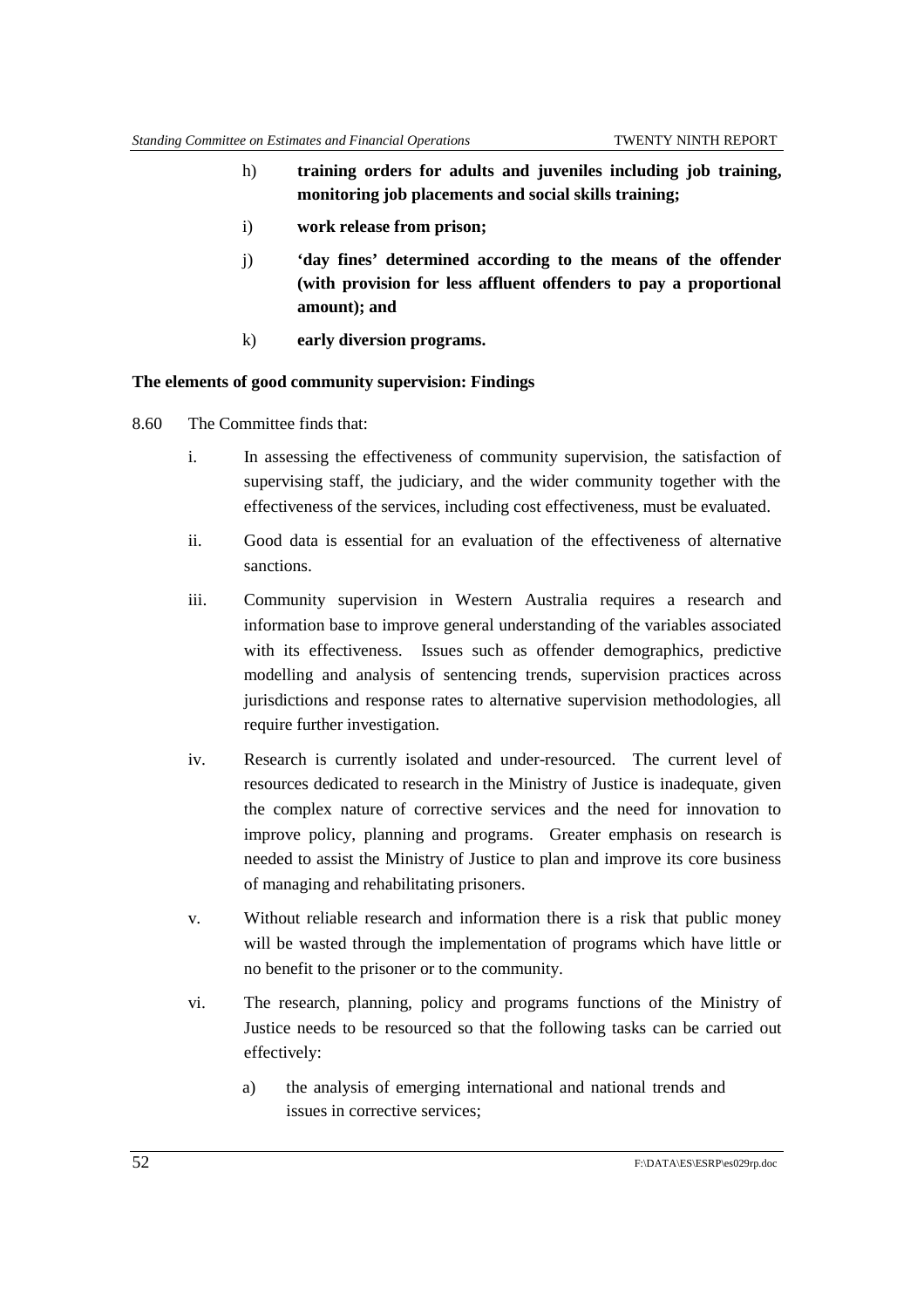h) **training orders for adults and juveniles including job training, monitoring job placements and social skills training;**

i) **work release from prison;**

j) **'day fines' determined according to the means of the offender (with provision for less affluent offenders to pay a proportional amount); and**

k) **early diversion programs.**

**The elements of good community supervision: Findings**

8.60 The Committee finds that:

i. In assessing the effectiveness of community supervision, the satisfaction of supervising staff, the judiciary, and the wider community together with the effectiveness of the services, including cost effectiveness, must be evaluated.

ii. Good data is essential for an evaluation of the effectiveness of alternative sanctions.

iii. Community supervision in Western Australia requires a research and information base to improve general understanding of the variables associated with its effectiveness. Issues such as offender demographics, predictive modelling and analysis of sentencing trends, supervision practices across jurisdictions and response rates to alternative supervision methodologies, all require further investigation.

iv. Research is currently isolated and under-resourced. The current level of resources dedicated to research in the Ministry of Justice is inadequate, given the complex nature of corrective services and the need for innovation to improve policy, planning and programs. Greater emphasis on research is needed to assist the Ministry of Justice to plan and improve its core business of managing and rehabilitating prisoners.

v. Without reliable research and information there is a risk that public money will be wasted through the implementation of programs which have little or no benefit to the prisoner or to the community.

vi. The research, planning, policy and programs functions of the Ministry of Justice needs to be resourced so that the following tasks can be carried out effectively:

a) the analysis of emerging international and national trends and issues in corrective services;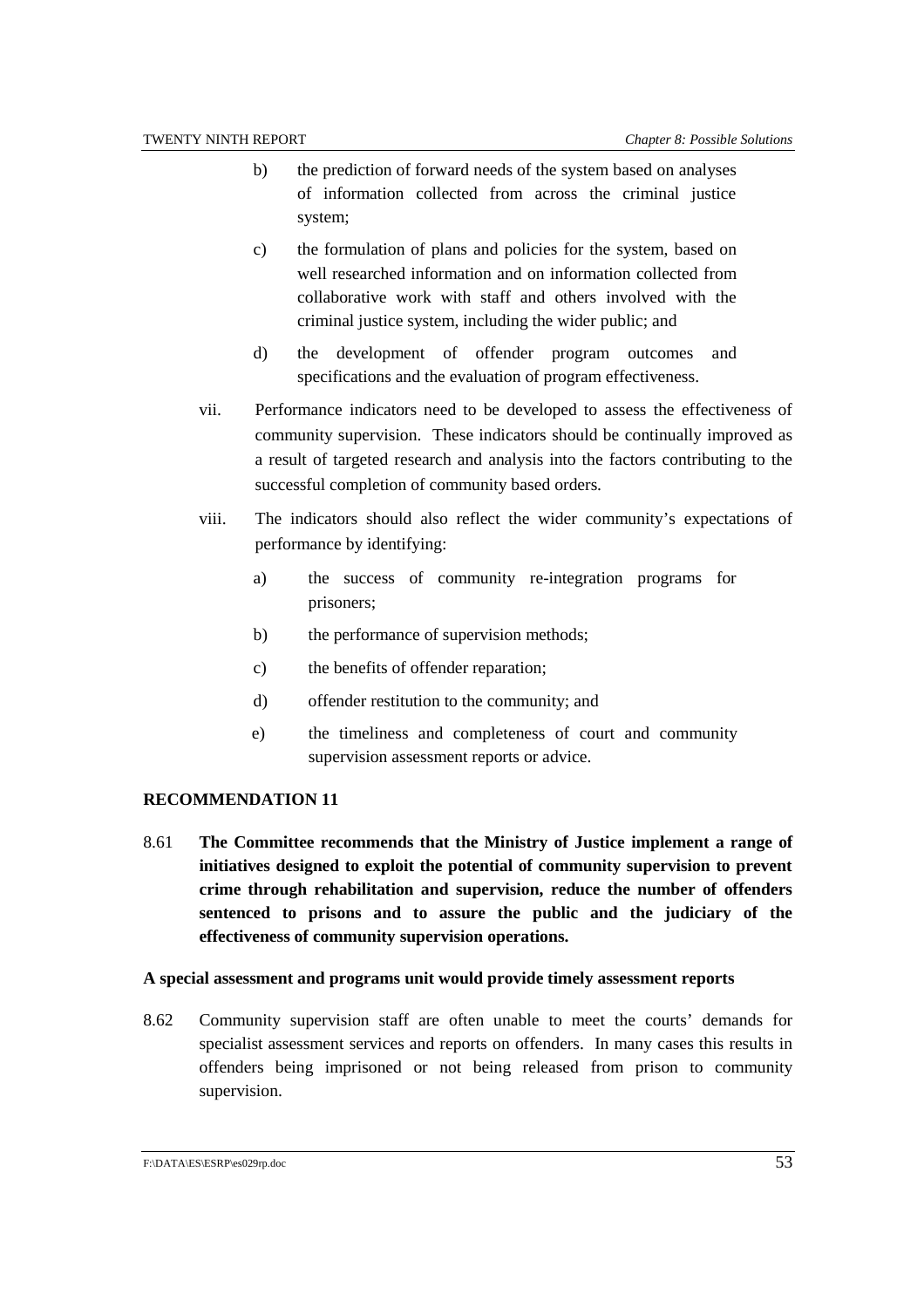b) the prediction of forward needs of the system based on analyses of information collected from across the criminal justice system;

c) the formulation of plans and policies for the system, based on well researched information and on information collected from collaborative work with staff and others involved with the criminal justice system, including the wider public; and

d) the development of offender program outcomes and specifications and the evaluation of program effectiveness.

vii. Performance indicators need to be developed to assess the effectiveness of community supervision. These indicators should be continually improved as a result of targeted research and analysis into the factors contributing to the successful completion of community based orders.

viii. The indicators should also reflect the wider community's expectations of performance by identifying:

a) the success of community re-integration programs for prisoners;

b) the performance of supervision methods;

c) the benefits of offender reparation;

d) offender restitution to the community; and

e) the timeliness and completeness of court and community supervision assessment reports or advice.

**RECOMMENDATION 11**

8.61 **The Committee recommends that the Ministry of Justice implement a range of initiatives designed to exploit the potential of community supervision to prevent crime through rehabilitation and supervision, reduce the number of offenders sentenced to prisons and to assure the public and the judiciary of the effectiveness of community supervision operations.**

**A special assessment and programs unit would provide timely assessment reports**

8.62 Community supervision staff are often unable to meet the courts' demands for specialist assessment services and reports on offenders. In many cases this results in offenders being imprisoned or not being released from prison to community supervision.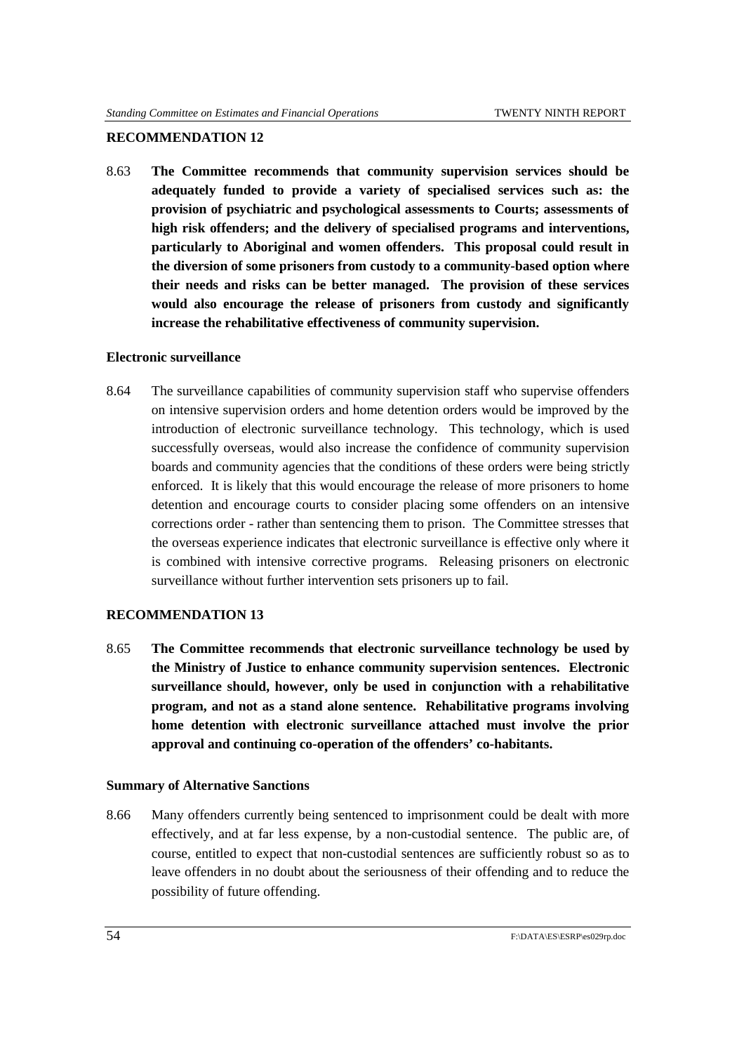**RECOMMENDATION 12**

8.63 **The Committee recommends that community supervision services should be adequately funded to provide a variety of specialised services such as: the provision of psychiatric and psychological assessments to Courts; assessments of high risk offenders; and the delivery of specialised programs and interventions, particularly to Aboriginal and women offenders. This proposal could result in the diversion of some prisoners from custody to a community-based option where their needs and risks can be better managed. The provision of these services would also encourage the release of prisoners from custody and significantly increase the rehabilitative effectiveness of community supervision.**

**Electronic surveillance**

8.64 The surveillance capabilities of community supervision staff who supervise offenders on intensive supervision orders and home detention orders would be improved by the introduction of electronic surveillance technology. This technology, which is used successfully overseas, would also increase the confidence of community supervision boards and community agencies that the conditions of these orders were being strictly enforced. It is likely that this would encourage the release of more prisoners to home detention and encourage courts to consider placing some offenders on an intensive corrections order - rather than sentencing them to prison. The Committee stresses that the overseas experience indicates that electronic surveillance is effective only where it is combined with intensive corrective programs. Releasing prisoners on electronic surveillance without further intervention sets prisoners up to fail.

**RECOMMENDATION 13**

8.65 **The Committee recommends that electronic surveillance technology be used by the Ministry of Justice to enhance community supervision sentences. Electronic surveillance should, however, only be used in conjunction with a rehabilitative program, and not as a stand alone sentence. Rehabilitative programs involving home detention with electronic surveillance attached must involve the prior approval and continuing co-operation of the offenders' co-habitants.**

**Summary of Alternative Sanctions**

8.66 Many offenders currently being sentenced to imprisonment could be dealt with more effectively, and at far less expense, by a non-custodial sentence. The public are, of course, entitled to expect that non-custodial sentences are sufficiently robust so as to leave offenders in no doubt about the seriousness of their offending and to reduce the possibility of future offending.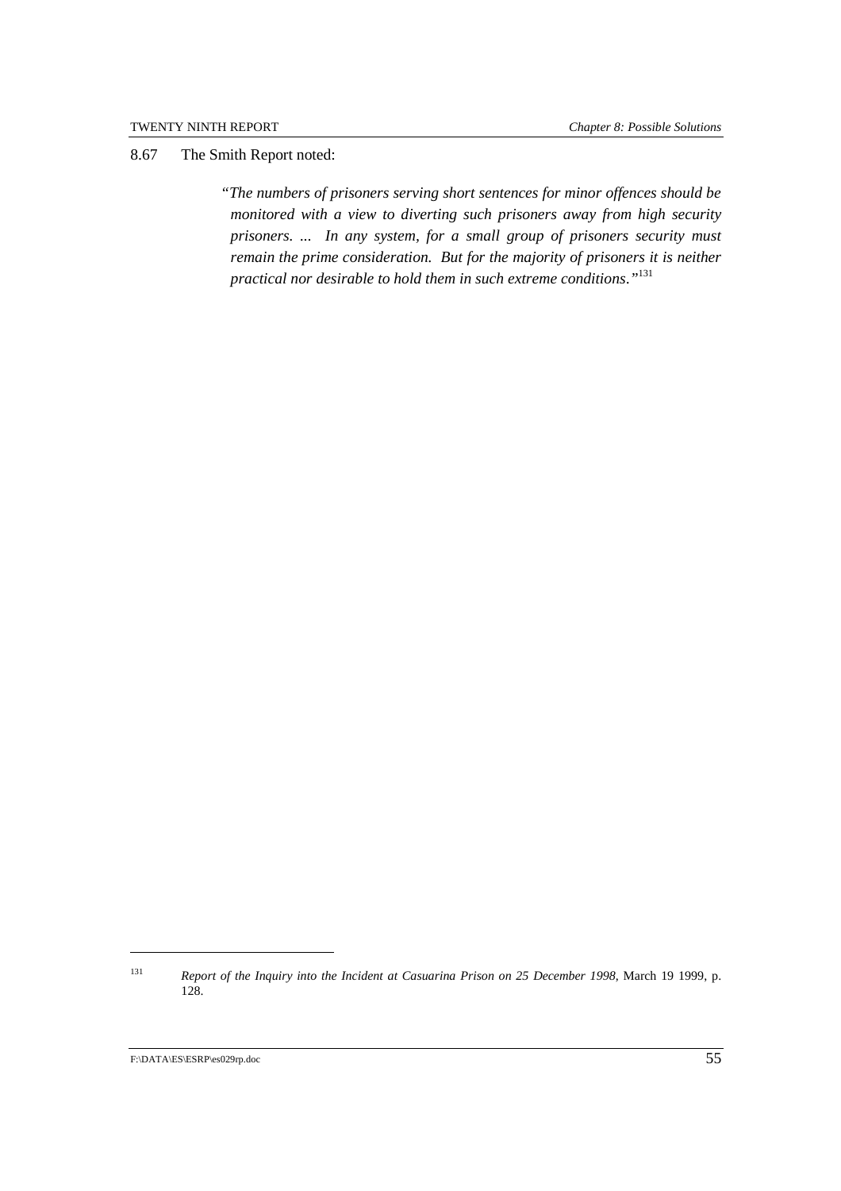8.67 The Smith Report noted:

> "*The numbers of prisoners serving short sentences for minor offences should be monitored with a view to diverting such prisoners away from high security prisoners. ... In any system, for a small group of prisoners security must remain the prime consideration. But for the majority of prisoners it is neither practical nor desirable to hold them in such extreme conditions.*"[131]

---

[131] *Report of the Inquiry into the Incident at Casuarina Prison on 25 December 1998*, March 19 1999, p. 128.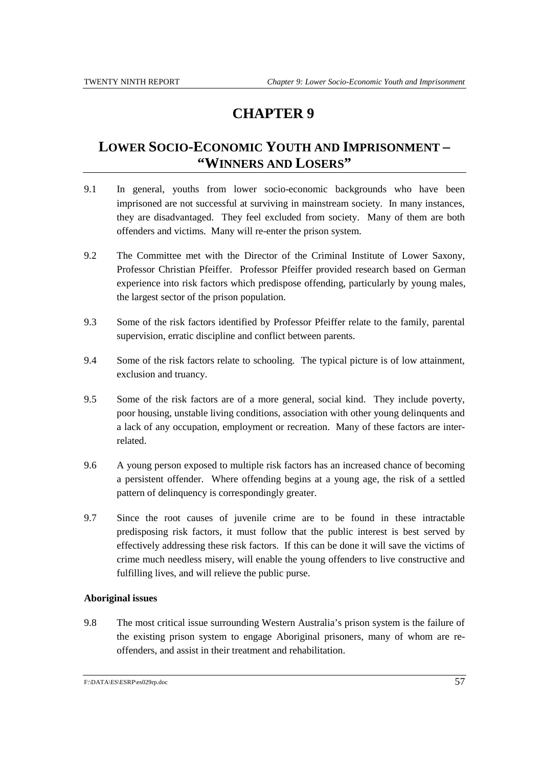# CHAPTER 9

## LOWER SOCIO-ECONOMIC YOUTH AND IMPRISONMENT – "WINNERS AND LOSERS"

9.1 In general, youths from lower socio-economic backgrounds who have been imprisoned are not successful at surviving in mainstream society. In many instances, they are disadvantaged. They feel excluded from society. Many of them are both offenders and victims. Many will re-enter the prison system.

9.2 The Committee met with the Director of the Criminal Institute of Lower Saxony, Professor Christian Pfeiffer. Professor Pfeiffer provided research based on German experience into risk factors which predispose offending, particularly by young males, the largest sector of the prison population.

9.3 Some of the risk factors identified by Professor Pfeiffer relate to the family, parental supervision, erratic discipline and conflict between parents.

9.4 Some of the risk factors relate to schooling. The typical picture is of low attainment, exclusion and truancy.

9.5 Some of the risk factors are of a more general, social kind. They include poverty, poor housing, unstable living conditions, association with other young delinquents and a lack of any occupation, employment or recreation. Many of these factors are inter-related.

9.6 A young person exposed to multiple risk factors has an increased chance of becoming a persistent offender. Where offending begins at a young age, the risk of a settled pattern of delinquency is correspondingly greater.

9.7 Since the root causes of juvenile crime are to be found in these intractable predisposing risk factors, it must follow that the public interest is best served by effectively addressing these risk factors. If this can be done it will save the victims of crime much needless misery, will enable the young offenders to live constructive and fulfilling lives, and will relieve the public purse.

**Aboriginal issues**

9.8 The most critical issue surrounding Western Australia's prison system is the failure of the existing prison system to engage Aboriginal prisoners, many of whom are re-offenders, and assist in their treatment and rehabilitation.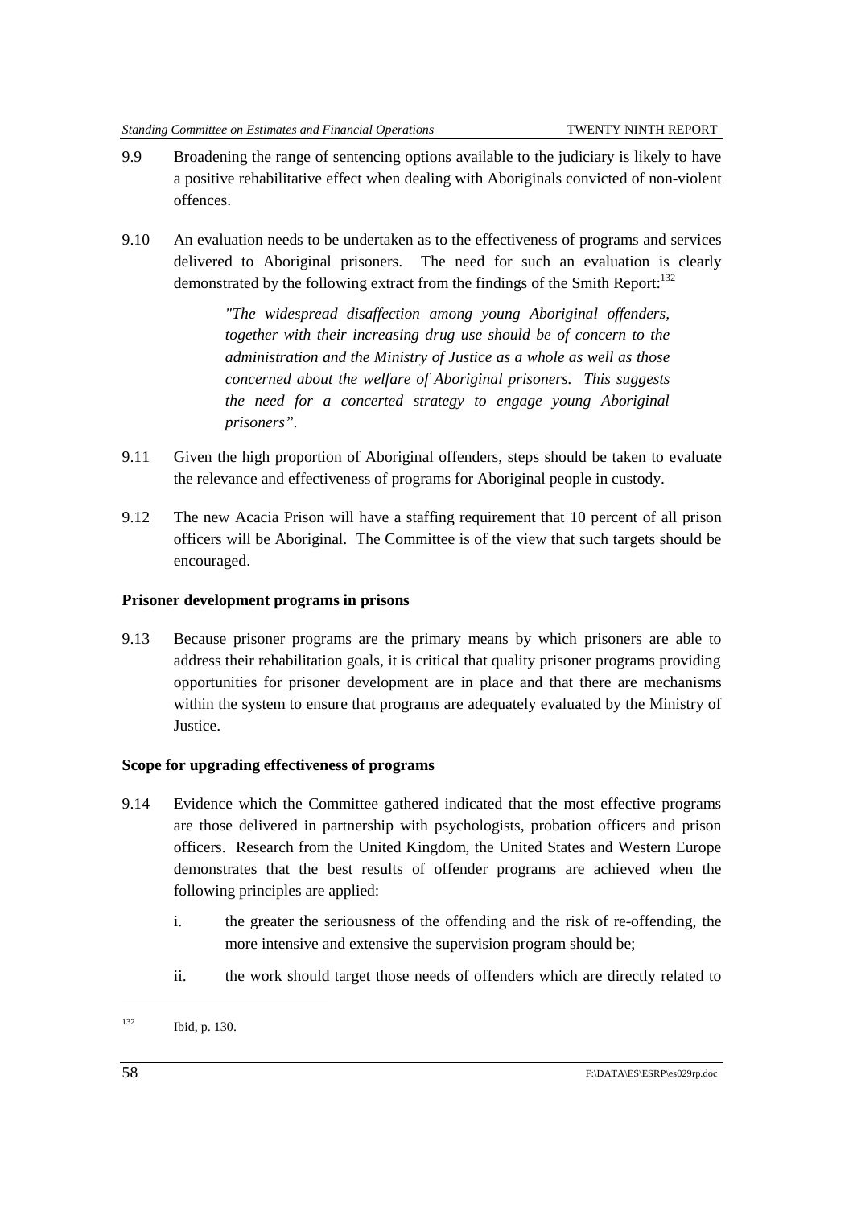9.9 Broadening the range of sentencing options available to the judiciary is likely to have a positive rehabilitative effect when dealing with Aboriginals convicted of non-violent offences.

9.10 An evaluation needs to be undertaken as to the effectiveness of programs and services delivered to Aboriginal prisoners. The need for such an evaluation is clearly demonstrated by the following extract from the findings of the Smith Report:[132]

> *"The widespread disaffection among young Aboriginal offenders, together with their increasing drug use should be of concern to the administration and the Ministry of Justice as a whole as well as those concerned about the welfare of Aboriginal prisoners. This suggests the need for a concerted strategy to engage young Aboriginal prisoners".*

9.11 Given the high proportion of Aboriginal offenders, steps should be taken to evaluate the relevance and effectiveness of programs for Aboriginal people in custody.

9.12 The new Acacia Prison will have a staffing requirement that 10 percent of all prison officers will be Aboriginal. The Committee is of the view that such targets should be encouraged.

**Prisoner development programs in prisons**

9.13 Because prisoner programs are the primary means by which prisoners are able to address their rehabilitation goals, it is critical that quality prisoner programs providing opportunities for prisoner development are in place and that there are mechanisms within the system to ensure that programs are adequately evaluated by the Ministry of Justice.

**Scope for upgrading effectiveness of programs**

9.14 Evidence which the Committee gathered indicated that the most effective programs are those delivered in partnership with psychologists, probation officers and prison officers. Research from the United Kingdom, the United States and Western Europe demonstrates that the best results of offender programs are achieved when the following principles are applied:

i. the greater the seriousness of the offending and the risk of re-offending, the more intensive and extensive the supervision program should be;

ii. the work should target those needs of offenders which are directly related to

---

[132] Ibid, p. 130.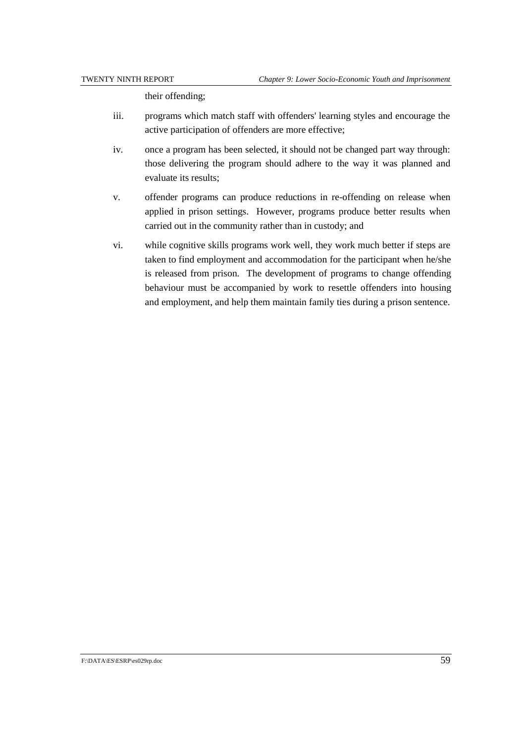their offending;

iii. programs which match staff with offenders' learning styles and encourage the active participation of offenders are more effective;

iv. once a program has been selected, it should not be changed part way through: those delivering the program should adhere to the way it was planned and evaluate its results;

v. offender programs can produce reductions in re-offending on release when applied in prison settings. However, programs produce better results when carried out in the community rather than in custody; and

vi. while cognitive skills programs work well, they work much better if steps are taken to find employment and accommodation for the participant when he/she is released from prison. The development of programs to change offending behaviour must be accompanied by work to resettle offenders into housing and employment, and help them maintain family ties during a prison sentence.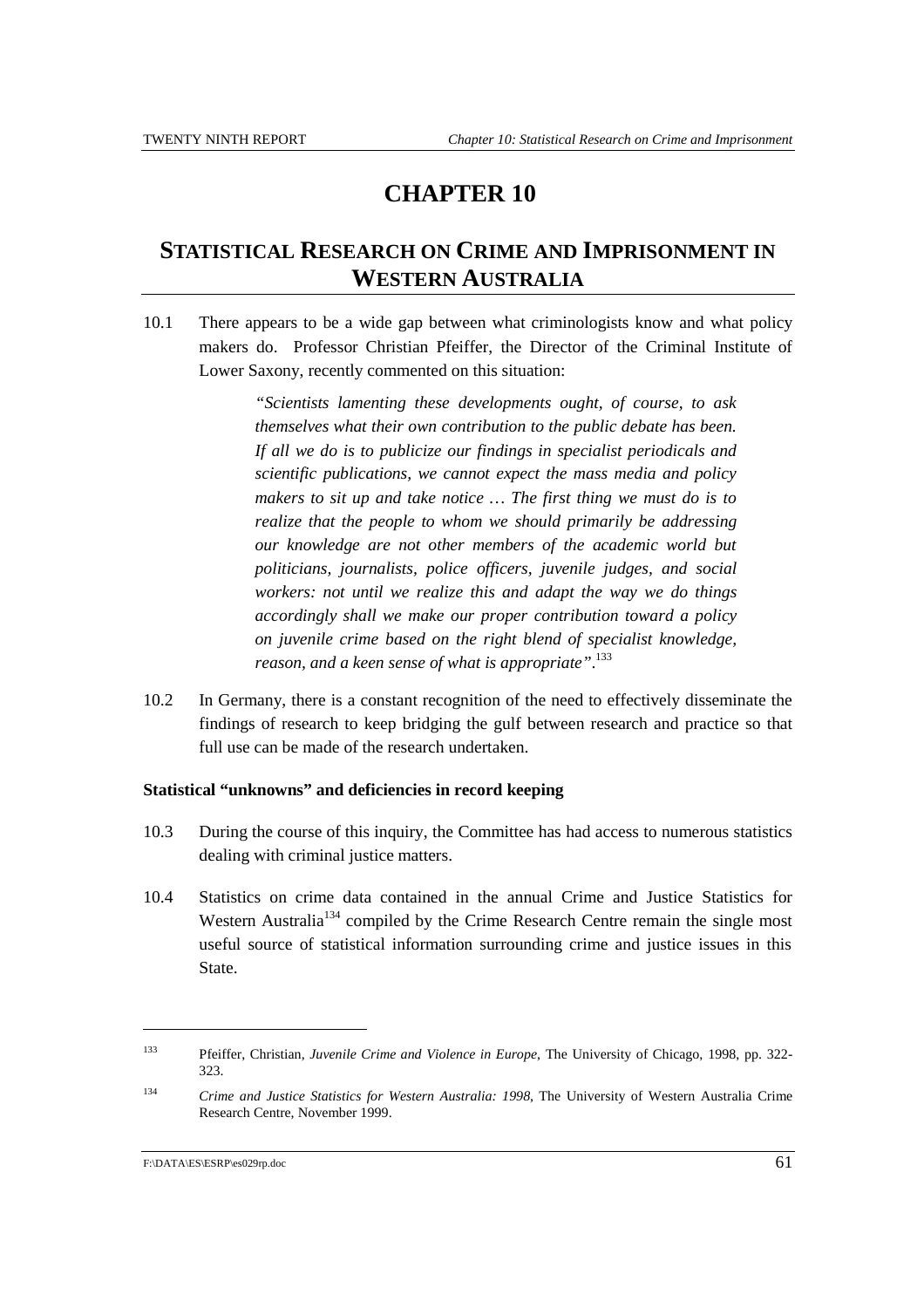# CHAPTER 10

## STATISTICAL RESEARCH ON CRIME AND IMPRISONMENT IN WESTERN AUSTRALIA

10.1 There appears to be a wide gap between what criminologists know and what policy makers do. Professor Christian Pfeiffer, the Director of the Criminal Institute of Lower Saxony, recently commented on this situation:

> *"Scientists lamenting these developments ought, of course, to ask themselves what their own contribution to the public debate has been. If all we do is to publicize our findings in specialist periodicals and scientific publications, we cannot expect the mass media and policy makers to sit up and take notice … The first thing we must do is to realize that the people to whom we should primarily be addressing our knowledge are not other members of the academic world but politicians, journalists, police officers, juvenile judges, and social workers: not until we realize this and adapt the way we do things accordingly shall we make our proper contribution toward a policy on juvenile crime based on the right blend of specialist knowledge, reason, and a keen sense of what is appropriate".*[133]

10.2 In Germany, there is a constant recognition of the need to effectively disseminate the findings of research to keep bridging the gulf between research and practice so that full use can be made of the research undertaken.

**Statistical "unknowns" and deficiencies in record keeping**

10.3 During the course of this inquiry, the Committee has had access to numerous statistics dealing with criminal justice matters.

10.4 Statistics on crime data contained in the annual Crime and Justice Statistics for Western Australia[134] compiled by the Crime Research Centre remain the single most useful source of statistical information surrounding crime and justice issues in this State.

---

[133] Pfeiffer, Christian, *Juvenile Crime and Violence in Europe*, The University of Chicago, 1998, pp. 322-323.

[134] *Crime and Justice Statistics for Western Australia: 1998*, The University of Western Australia Crime Research Centre, November 1999.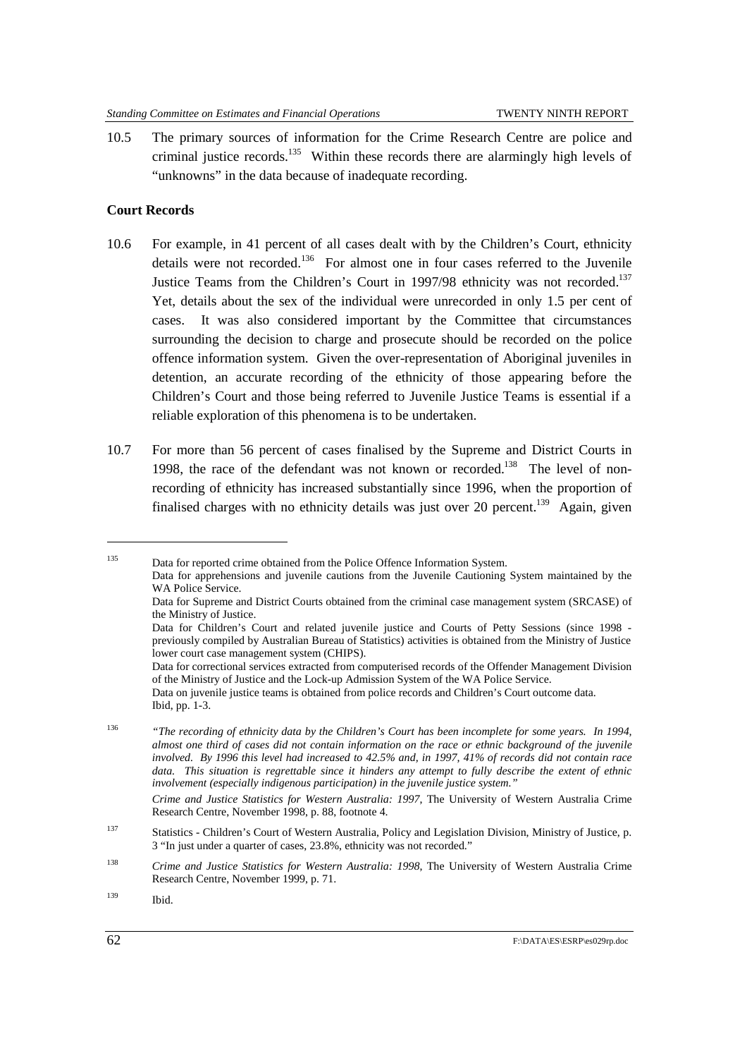10.5 The primary sources of information for the Crime Research Centre are police and criminal justice records.[135] Within these records there are alarmingly high levels of "unknowns" in the data because of inadequate recording.

**Court Records**

10.6 For example, in 41 percent of all cases dealt with by the Children's Court, ethnicity details were not recorded.[136] For almost one in four cases referred to the Juvenile Justice Teams from the Children's Court in 1997/98 ethnicity was not recorded.[137] Yet, details about the sex of the individual were unrecorded in only 1.5 per cent of cases. It was also considered important by the Committee that circumstances surrounding the decision to charge and prosecute should be recorded on the police offence information system. Given the over-representation of Aboriginal juveniles in detention, an accurate recording of the ethnicity of those appearing before the Children's Court and those being referred to Juvenile Justice Teams is essential if a reliable exploration of this phenomena is to be undertaken.

10.7 For more than 56 percent of cases finalised by the Supreme and District Courts in 1998, the race of the defendant was not known or recorded.[138] The level of non-recording of ethnicity has increased substantially since 1996, when the proportion of finalised charges with no ethnicity details was just over 20 percent.[139] Again, given

---

[135] Data for reported crime obtained from the Police Offence Information System.
Data for apprehensions and juvenile cautions from the Juvenile Cautioning System maintained by the WA Police Service.
Data for Supreme and District Courts obtained from the criminal case management system (SRCASE) of the Ministry of Justice.
Data for Children's Court and related juvenile justice and Courts of Petty Sessions (since 1998 - previously compiled by Australian Bureau of Statistics) activities is obtained from the Ministry of Justice lower court case management system (CHIPS).
Data for correctional services extracted from computerised records of the Offender Management Division of the Ministry of Justice and the Lock-up Admission System of the WA Police Service.
Data on juvenile justice teams is obtained from police records and Children's Court outcome data.
Ibid, pp. 1-3.

[136] *"The recording of ethnicity data by the Children's Court has been incomplete for some years. In 1994, almost one third of cases did not contain information on the race or ethnic background of the juvenile involved. By 1996 this level had increased to 42.5% and, in 1997, 41% of records did not contain race data. This situation is regrettable since it hinders any attempt to fully describe the extent of ethnic involvement (especially indigenous participation) in the juvenile justice system."*
*Crime and Justice Statistics for Western Australia: 1997*, The University of Western Australia Crime Research Centre, November 1998, p. 88, footnote 4.

[137] Statistics - Children's Court of Western Australia, Policy and Legislation Division, Ministry of Justice, p. 3 "In just under a quarter of cases, 23.8%, ethnicity was not recorded."

[138] *Crime and Justice Statistics for Western Australia: 1998*, The University of Western Australia Crime Research Centre, November 1999, p. 71.

[139] Ibid.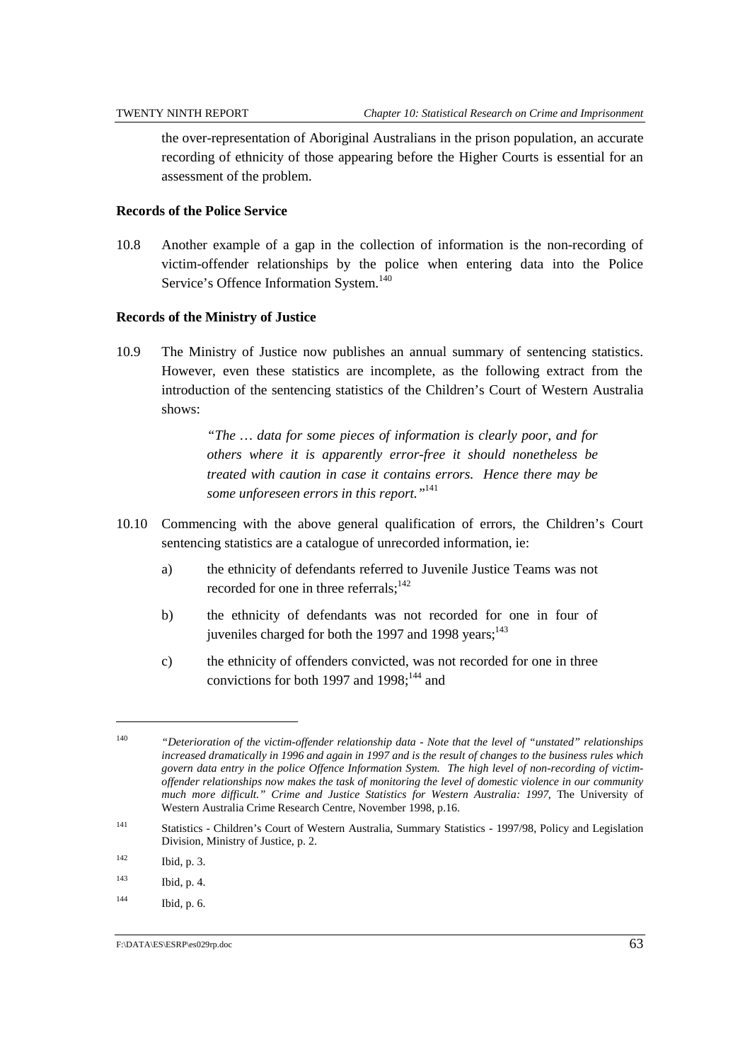the over-representation of Aboriginal Australians in the prison population, an accurate recording of ethnicity of those appearing before the Higher Courts is essential for an assessment of the problem.

**Records of the Police Service**

10.8 Another example of a gap in the collection of information is the non-recording of victim-offender relationships by the police when entering data into the Police Service's Offence Information System.[140]

**Records of the Ministry of Justice**

10.9 The Ministry of Justice now publishes an annual summary of sentencing statistics. However, even these statistics are incomplete, as the following extract from the introduction of the sentencing statistics of the Children's Court of Western Australia shows:

> *"The … data for some pieces of information is clearly poor, and for others where it is apparently error-free it should nonetheless be treated with caution in case it contains errors. Hence there may be some unforeseen errors in this report."*[141]

10.10 Commencing with the above general qualification of errors, the Children's Court sentencing statistics are a catalogue of unrecorded information, ie:

a) the ethnicity of defendants referred to Juvenile Justice Teams was not recorded for one in three referrals;[142]

b) the ethnicity of defendants was not recorded for one in four of juveniles charged for both the 1997 and 1998 years;[143]

c) the ethnicity of offenders convicted, was not recorded for one in three convictions for both 1997 and 1998;[144] and

---

[140] *"Deterioration of the victim-offender relationship data - Note that the level of "unstated" relationships increased dramatically in 1996 and again in 1997 and is the result of changes to the business rules which govern data entry in the police Offence Information System. The high level of non-recording of victim-offender relationships now makes the task of monitoring the level of domestic violence in our community much more difficult." Crime and Justice Statistics for Western Australia: 1997*, The University of Western Australia Crime Research Centre, November 1998, p.16.

[141] Statistics - Children's Court of Western Australia, Summary Statistics - 1997/98, Policy and Legislation Division, Ministry of Justice, p. 2.

[142] Ibid, p. 3.

[143] Ibid, p. 4.

[144] Ibid, p. 6.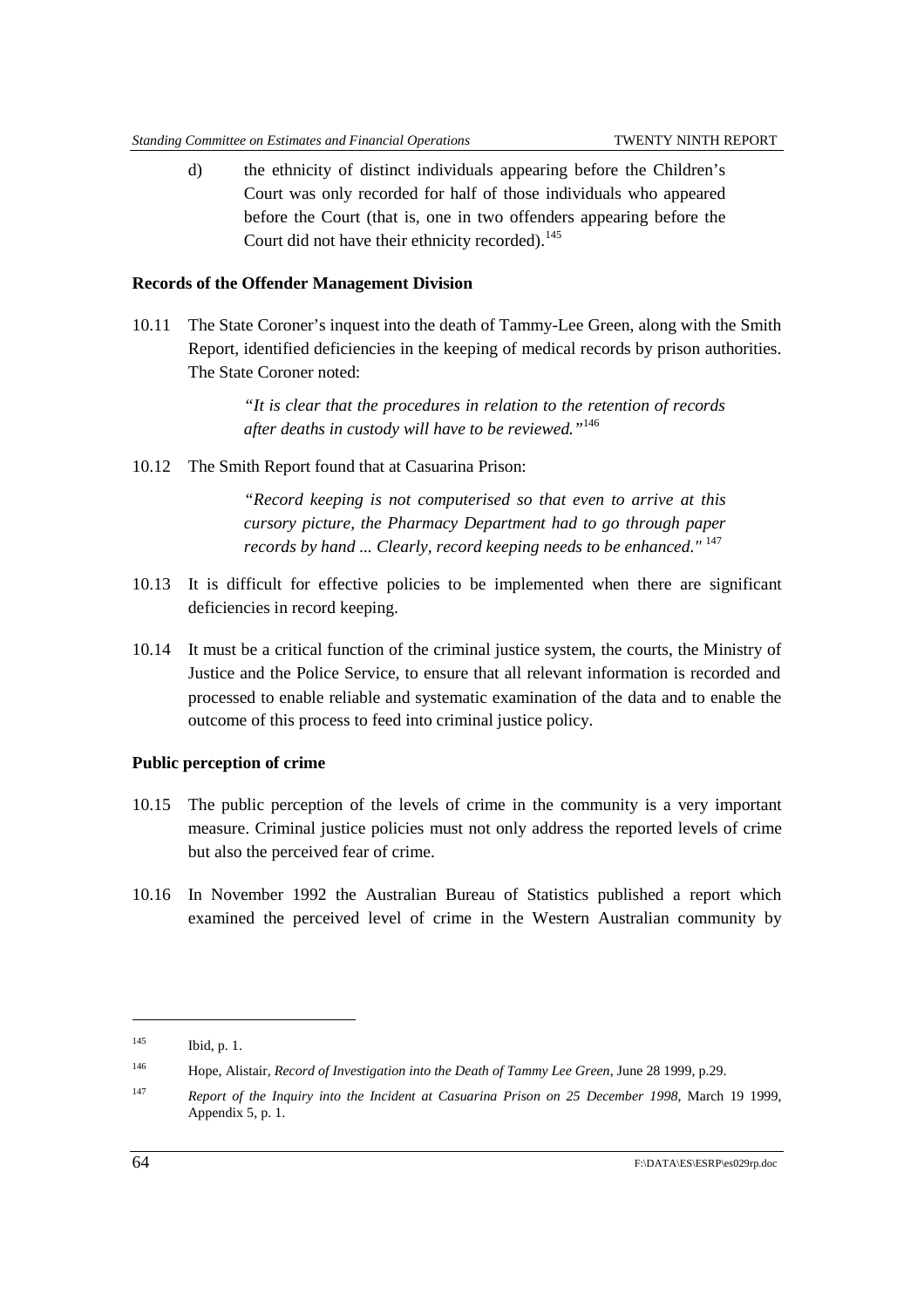d) the ethnicity of distinct individuals appearing before the Children's Court was only recorded for half of those individuals who appeared before the Court (that is, one in two offenders appearing before the Court did not have their ethnicity recorded).[145]

**Records of the Offender Management Division**

10.11 The State Coroner's inquest into the death of Tammy-Lee Green, along with the Smith Report, identified deficiencies in the keeping of medical records by prison authorities. The State Coroner noted:

> *"It is clear that the procedures in relation to the retention of records after deaths in custody will have to be reviewed."*[146]

10.12 The Smith Report found that at Casuarina Prison:

> *"Record keeping is not computerised so that even to arrive at this cursory picture, the Pharmacy Department had to go through paper records by hand ... Clearly, record keeping needs to be enhanced."* [147]

10.13 It is difficult for effective policies to be implemented when there are significant deficiencies in record keeping.

10.14 It must be a critical function of the criminal justice system, the courts, the Ministry of Justice and the Police Service, to ensure that all relevant information is recorded and processed to enable reliable and systematic examination of the data and to enable the outcome of this process to feed into criminal justice policy.

**Public perception of crime**

10.15 The public perception of the levels of crime in the community is a very important measure. Criminal justice policies must not only address the reported levels of crime but also the perceived fear of crime.

10.16 In November 1992 the Australian Bureau of Statistics published a report which examined the perceived level of crime in the Western Australian community by

---

[145] Ibid, p. 1.

[146] Hope, Alistair, *Record of Investigation into the Death of Tammy Lee Green*, June 28 1999, p.29.

[147] *Report of the Inquiry into the Incident at Casuarina Prison on 25 December 1998*, March 19 1999, Appendix 5, p. 1.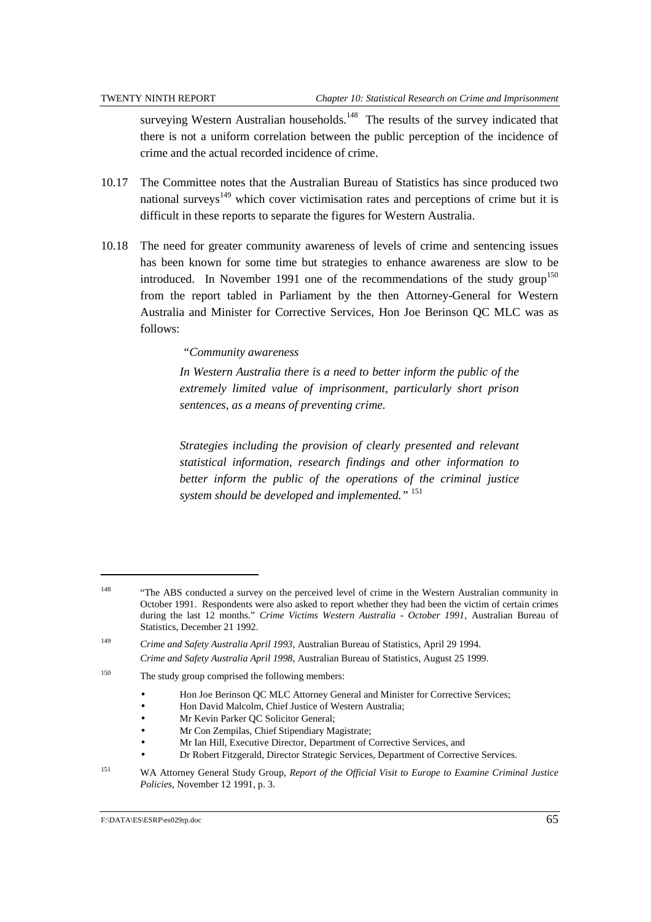surveying Western Australian households.[148] The results of the survey indicated that there is not a uniform correlation between the public perception of the incidence of crime and the actual recorded incidence of crime.

10.17 The Committee notes that the Australian Bureau of Statistics has since produced two national surveys[149] which cover victimisation rates and perceptions of crime but it is difficult in these reports to separate the figures for Western Australia.

10.18 The need for greater community awareness of levels of crime and sentencing issues has been known for some time but strategies to enhance awareness are slow to be introduced. In November 1991 one of the recommendations of the study group[150] from the report tabled in Parliament by the then Attorney-General for Western Australia and Minister for Corrective Services, Hon Joe Berinson QC MLC was as follows:

> *"Community awareness*
>
> *In Western Australia there is a need to better inform the public of the extremely limited value of imprisonment, particularly short prison sentences, as a means of preventing crime.*
>
> *Strategies including the provision of clearly presented and relevant statistical information, research findings and other information to better inform the public of the operations of the criminal justice system should be developed and implemented."* [151]

---

[148] "The ABS conducted a survey on the perceived level of crime in the Western Australian community in October 1991. Respondents were also asked to report whether they had been the victim of certain crimes during the last 12 months." *Crime Victims Western Australia - October 1991*, Australian Bureau of Statistics, December 21 1992.

[149] *Crime and Safety Australia April 1993*, Australian Bureau of Statistics, April 29 1994.
*Crime and Safety Australia April 1998*, Australian Bureau of Statistics, August 25 1999.

[150] The study group comprised the following members:

- Hon Joe Berinson QC MLC Attorney General and Minister for Corrective Services;
- Hon David Malcolm, Chief Justice of Western Australia;
- Mr Kevin Parker QC Solicitor General;
- Mr Con Zempilas, Chief Stipendiary Magistrate;
- Mr Ian Hill, Executive Director, Department of Corrective Services, and
- Dr Robert Fitzgerald, Director Strategic Services, Department of Corrective Services.

[151] WA Attorney General Study Group, *Report of the Official Visit to Europe to Examine Criminal Justice Policies*, November 12 1991, p. 3.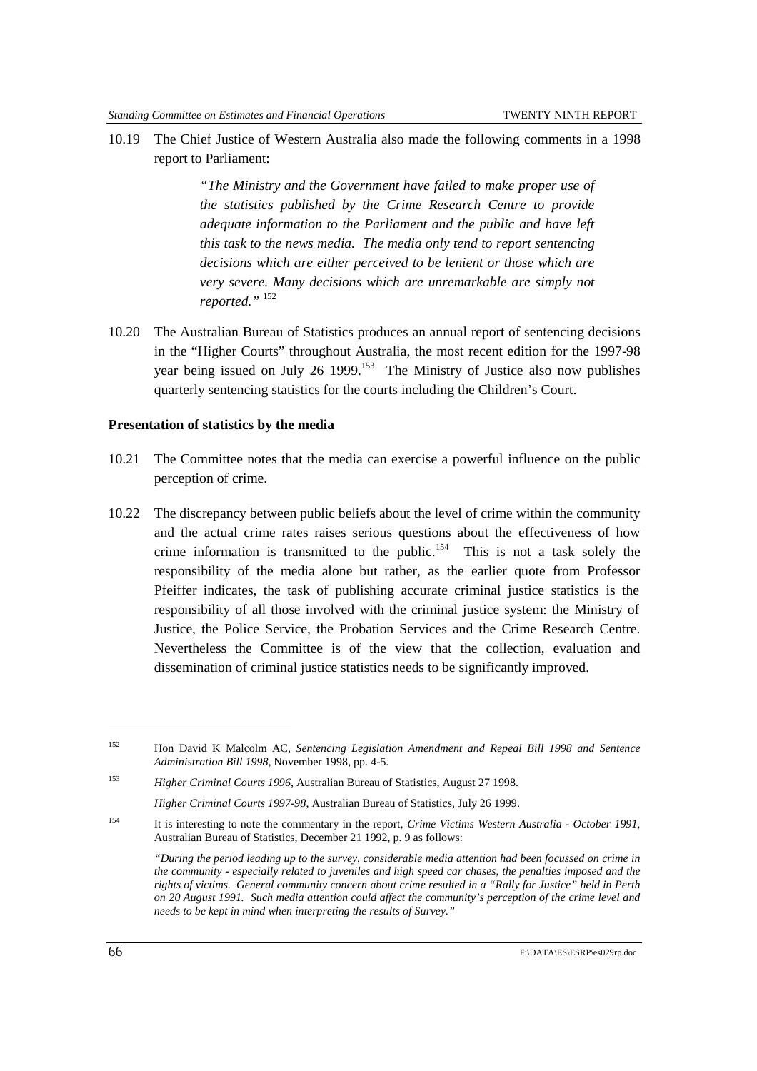10.19 The Chief Justice of Western Australia also made the following comments in a 1998 report to Parliament:

> *"The Ministry and the Government have failed to make proper use of the statistics published by the Crime Research Centre to provide adequate information to the Parliament and the public and have left this task to the news media. The media only tend to report sentencing decisions which are either perceived to be lenient or those which are very severe. Many decisions which are unremarkable are simply not reported."* [152]

10.20 The Australian Bureau of Statistics produces an annual report of sentencing decisions in the "Higher Courts" throughout Australia, the most recent edition for the 1997-98 year being issued on July 26 1999.[153] The Ministry of Justice also now publishes quarterly sentencing statistics for the courts including the Children's Court.

**Presentation of statistics by the media**

10.21 The Committee notes that the media can exercise a powerful influence on the public perception of crime.

10.22 The discrepancy between public beliefs about the level of crime within the community and the actual crime rates raises serious questions about the effectiveness of how crime information is transmitted to the public.[154] This is not a task solely the responsibility of the media alone but rather, as the earlier quote from Professor Pfeiffer indicates, the task of publishing accurate criminal justice statistics is the responsibility of all those involved with the criminal justice system: the Ministry of Justice, the Police Service, the Probation Services and the Crime Research Centre. Nevertheless the Committee is of the view that the collection, evaluation and dissemination of criminal justice statistics needs to be significantly improved.

---

[152] Hon David K Malcolm AC, *Sentencing Legislation Amendment and Repeal Bill 1998 and Sentence Administration Bill 1998*, November 1998, pp. 4-5.

[153] *Higher Criminal Courts 1996*, Australian Bureau of Statistics, August 27 1998.

*Higher Criminal Courts 1997-98*, Australian Bureau of Statistics, July 26 1999.

[154] It is interesting to note the commentary in the report, *Crime Victims Western Australia - October 1991*, Australian Bureau of Statistics, December 21 1992, p. 9 as follows:

*"During the period leading up to the survey, considerable media attention had been focussed on crime in the community - especially related to juveniles and high speed car chases, the penalties imposed and the rights of victims. General community concern about crime resulted in a "Rally for Justice" held in Perth on 20 August 1991. Such media attention could affect the community's perception of the crime level and needs to be kept in mind when interpreting the results of Survey."*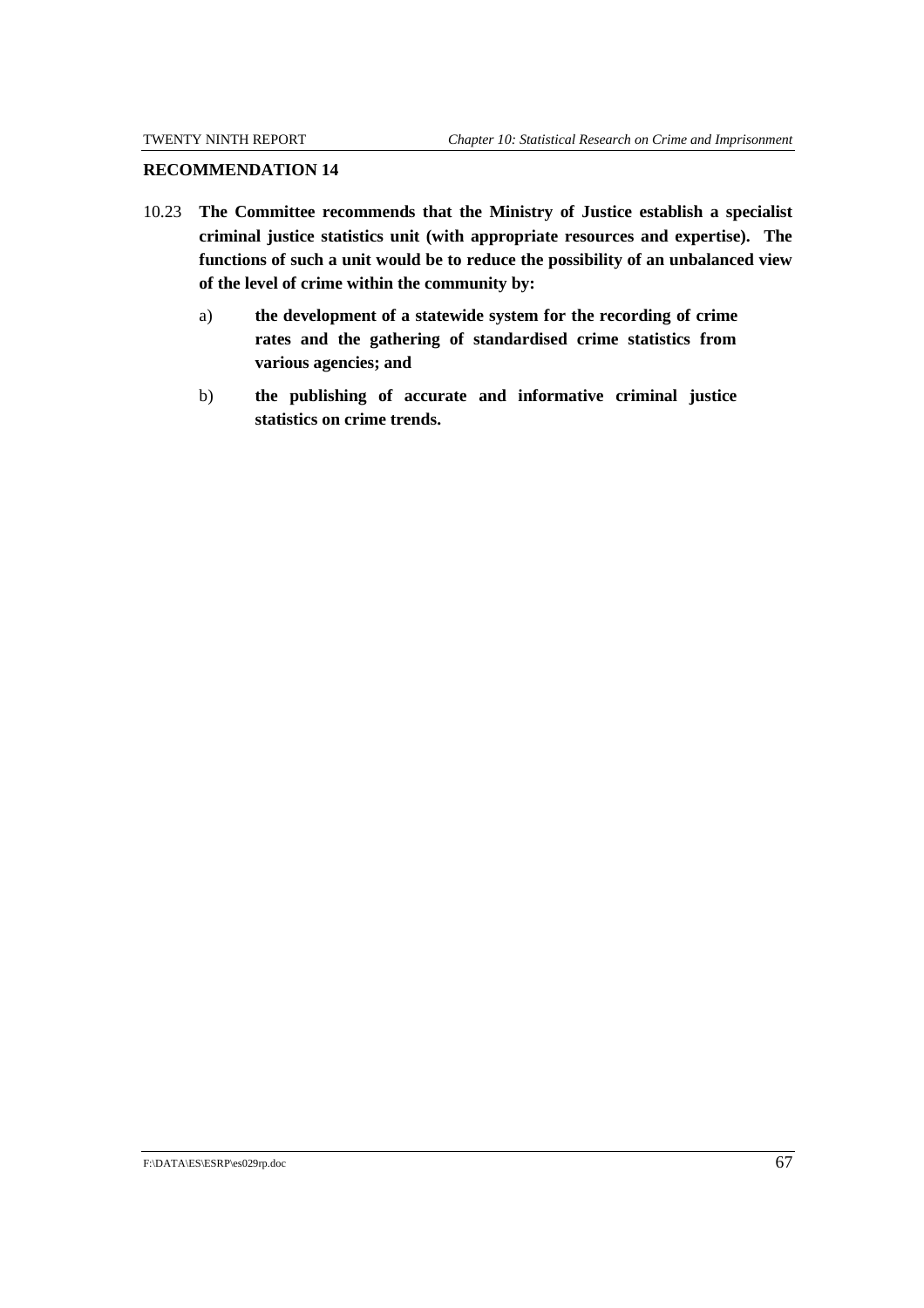## RECOMMENDATION 14

10.23 **The Committee recommends that the Ministry of Justice establish a specialist criminal justice statistics unit (with appropriate resources and expertise). The functions of such a unit would be to reduce the possibility of an unbalanced view of the level of crime within the community by:**

a) **the development of a statewide system for the recording of crime rates and the gathering of standardised crime statistics from various agencies; and**

b) **the publishing of accurate and informative criminal justice statistics on crime trends.**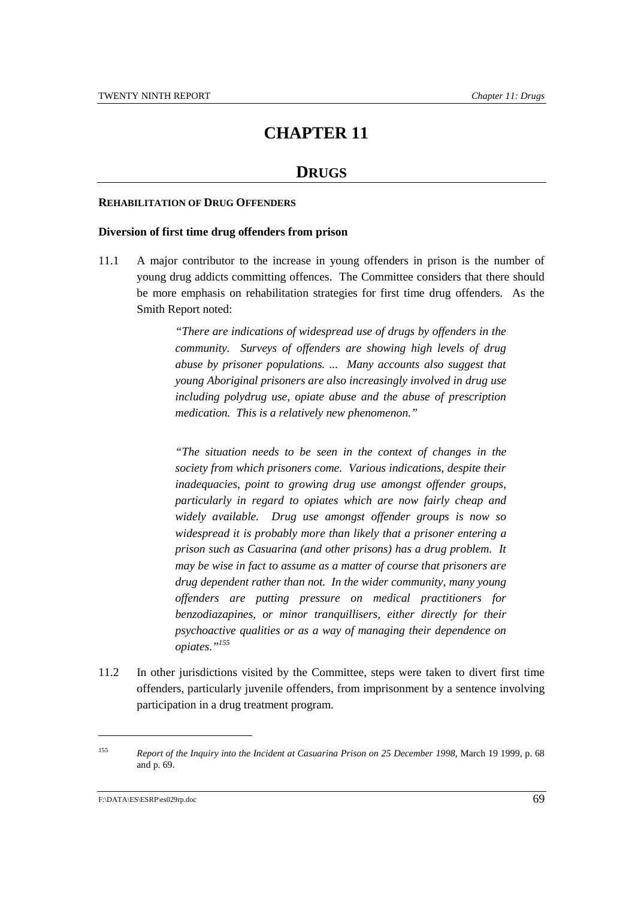# CHAPTER 11

## DRUGS

### REHABILITATION OF DRUG OFFENDERS

**Diversion of first time drug offenders from prison**

11.1 A major contributor to the increase in young offenders in prison is the number of young drug addicts committing offences. The Committee considers that there should be more emphasis on rehabilitation strategies for first time drug offenders. As the Smith Report noted:

> *"There are indications of widespread use of drugs by offenders in the community. Surveys of offenders are showing high levels of drug abuse by prisoner populations. ... Many accounts also suggest that young Aboriginal prisoners are also increasingly involved in drug use including polydrug use, opiate abuse and the abuse of prescription medication. This is a relatively new phenomenon."*
>
> *"The situation needs to be seen in the context of changes in the society from which prisoners come. Various indications, despite their inadequacies, point to growing drug use amongst offender groups, particularly in regard to opiates which are now fairly cheap and widely available. Drug use amongst offender groups is now so widespread it is probably more than likely that a prisoner entering a prison such as Casuarina (and other prisons) has a drug problem. It may be wise in fact to assume as a matter of course that prisoners are drug dependent rather than not. In the wider community, many young offenders are putting pressure on medical practitioners for benzodiazapines, or minor tranquillisers, either directly for their psychoactive qualities or as a way of managing their dependence on opiates."*[155]

11.2 In other jurisdictions visited by the Committee, steps were taken to divert first time offenders, particularly juvenile offenders, from imprisonment by a sentence involving participation in a drug treatment program.

---

[155] *Report of the Inquiry into the Incident at Casuarina Prison on 25 December 1998*, March 19 1999, p. 68 and p. 69.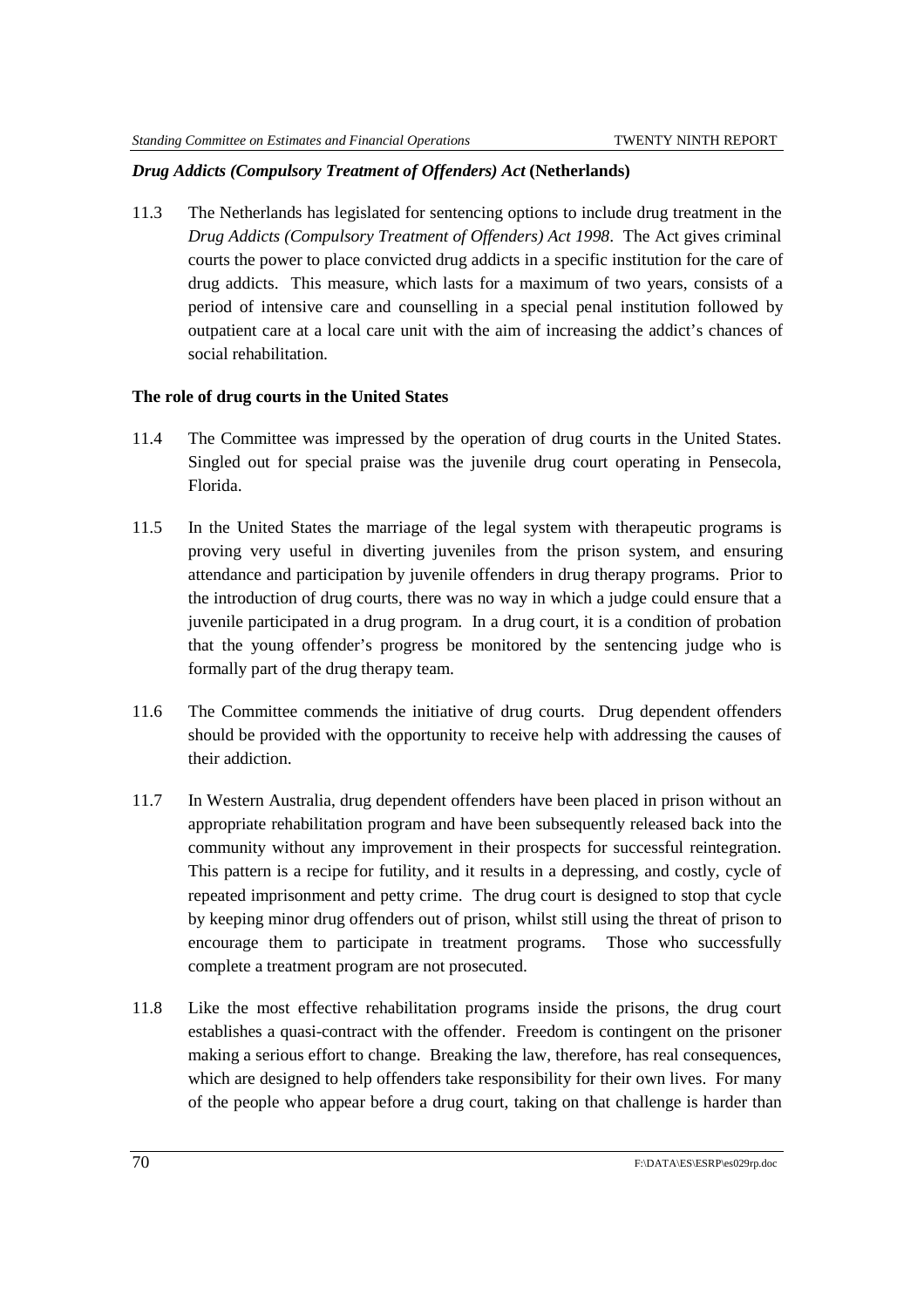### *Drug Addicts (Compulsory Treatment of Offenders) Act* (Netherlands)

11.3 The Netherlands has legislated for sentencing options to include drug treatment in the *Drug Addicts (Compulsory Treatment of Offenders) Act 1998*. The Act gives criminal courts the power to place convicted drug addicts in a specific institution for the care of drug addicts. This measure, which lasts for a maximum of two years, consists of a period of intensive care and counselling in a special penal institution followed by outpatient care at a local care unit with the aim of increasing the addict's chances of social rehabilitation.

### The role of drug courts in the United States

11.4 The Committee was impressed by the operation of drug courts in the United States. Singled out for special praise was the juvenile drug court operating in Pensecola, Florida.

11.5 In the United States the marriage of the legal system with therapeutic programs is proving very useful in diverting juveniles from the prison system, and ensuring attendance and participation by juvenile offenders in drug therapy programs. Prior to the introduction of drug courts, there was no way in which a judge could ensure that a juvenile participated in a drug program. In a drug court, it is a condition of probation that the young offender's progress be monitored by the sentencing judge who is formally part of the drug therapy team.

11.6 The Committee commends the initiative of drug courts. Drug dependent offenders should be provided with the opportunity to receive help with addressing the causes of their addiction.

11.7 In Western Australia, drug dependent offenders have been placed in prison without an appropriate rehabilitation program and have been subsequently released back into the community without any improvement in their prospects for successful reintegration. This pattern is a recipe for futility, and it results in a depressing, and costly, cycle of repeated imprisonment and petty crime. The drug court is designed to stop that cycle by keeping minor drug offenders out of prison, whilst still using the threat of prison to encourage them to participate in treatment programs. Those who successfully complete a treatment program are not prosecuted.

11.8 Like the most effective rehabilitation programs inside the prisons, the drug court establishes a quasi-contract with the offender. Freedom is contingent on the prisoner making a serious effort to change. Breaking the law, therefore, has real consequences, which are designed to help offenders take responsibility for their own lives. For many of the people who appear before a drug court, taking on that challenge is harder than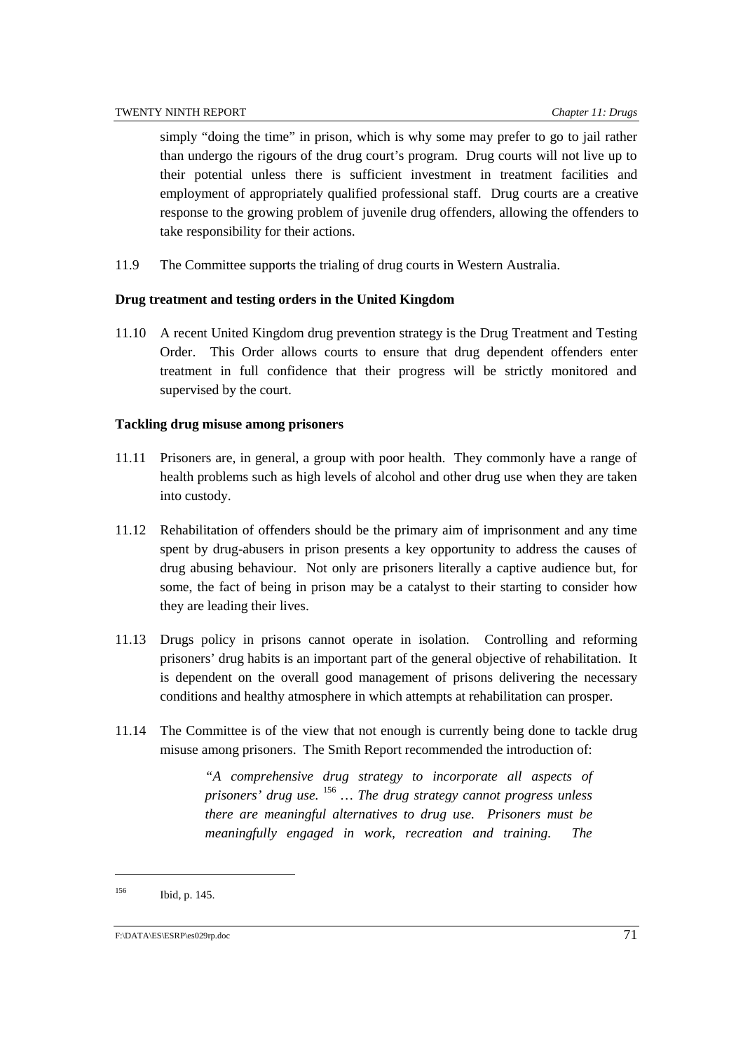simply "doing the time" in prison, which is why some may prefer to go to jail rather than undergo the rigours of the drug court's program. Drug courts will not live up to their potential unless there is sufficient investment in treatment facilities and employment of appropriately qualified professional staff. Drug courts are a creative response to the growing problem of juvenile drug offenders, allowing the offenders to take responsibility for their actions.

11.9 The Committee supports the trialing of drug courts in Western Australia.

**Drug treatment and testing orders in the United Kingdom**

11.10 A recent United Kingdom drug prevention strategy is the Drug Treatment and Testing Order. This Order allows courts to ensure that drug dependent offenders enter treatment in full confidence that their progress will be strictly monitored and supervised by the court.

**Tackling drug misuse among prisoners**

11.11 Prisoners are, in general, a group with poor health. They commonly have a range of health problems such as high levels of alcohol and other drug use when they are taken into custody.

11.12 Rehabilitation of offenders should be the primary aim of imprisonment and any time spent by drug-abusers in prison presents a key opportunity to address the causes of drug abusing behaviour. Not only are prisoners literally a captive audience but, for some, the fact of being in prison may be a catalyst to their starting to consider how they are leading their lives.

11.13 Drugs policy in prisons cannot operate in isolation. Controlling and reforming prisoners' drug habits is an important part of the general objective of rehabilitation. It is dependent on the overall good management of prisons delivering the necessary conditions and healthy atmosphere in which attempts at rehabilitation can prosper.

11.14 The Committee is of the view that not enough is currently being done to tackle drug misuse among prisoners. The Smith Report recommended the introduction of:

> *"A comprehensive drug strategy to incorporate all aspects of prisoners' drug use.* [156] *… The drug strategy cannot progress unless there are meaningful alternatives to drug use. Prisoners must be meaningfully engaged in work, recreation and training. The*

---

156 Ibid, p. 145.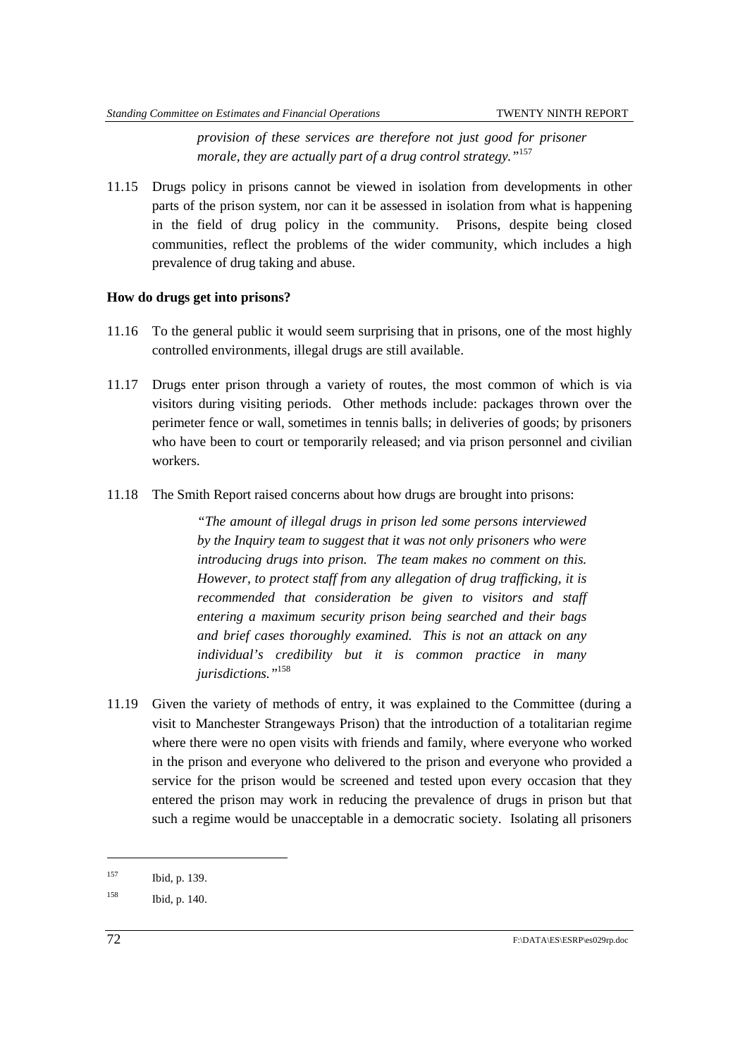*provision of these services are therefore not just good for prisoner morale, they are actually part of a drug control strategy."*[157]

11.15 Drugs policy in prisons cannot be viewed in isolation from developments in other parts of the prison system, nor can it be assessed in isolation from what is happening in the field of drug policy in the community. Prisons, despite being closed communities, reflect the problems of the wider community, which includes a high prevalence of drug taking and abuse.

**How do drugs get into prisons?**

11.16 To the general public it would seem surprising that in prisons, one of the most highly controlled environments, illegal drugs are still available.

11.17 Drugs enter prison through a variety of routes, the most common of which is via visitors during visiting periods. Other methods include: packages thrown over the perimeter fence or wall, sometimes in tennis balls; in deliveries of goods; by prisoners who have been to court or temporarily released; and via prison personnel and civilian workers.

11.18 The Smith Report raised concerns about how drugs are brought into prisons:

> *"The amount of illegal drugs in prison led some persons interviewed by the Inquiry team to suggest that it was not only prisoners who were introducing drugs into prison. The team makes no comment on this. However, to protect staff from any allegation of drug trafficking, it is recommended that consideration be given to visitors and staff entering a maximum security prison being searched and their bags and brief cases thoroughly examined. This is not an attack on any individual's credibility but it is common practice in many jurisdictions."*[158]

11.19 Given the variety of methods of entry, it was explained to the Committee (during a visit to Manchester Strangeways Prison) that the introduction of a totalitarian regime where there were no open visits with friends and family, where everyone who worked in the prison and everyone who delivered to the prison and everyone who provided a service for the prison would be screened and tested upon every occasion that they entered the prison may work in reducing the prevalence of drugs in prison but that such a regime would be unacceptable in a democratic society. Isolating all prisoners

---

[157] Ibid, p. 139.

[158] Ibid, p. 140.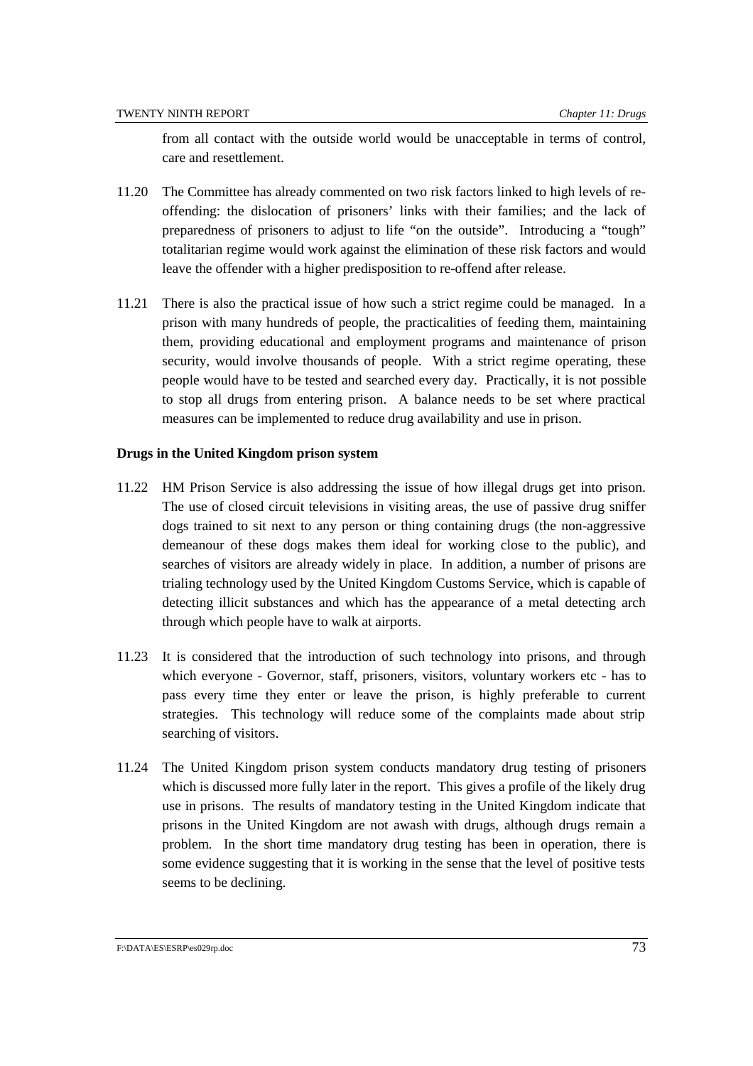from all contact with the outside world would be unacceptable in terms of control, care and resettlement.

11.20 The Committee has already commented on two risk factors linked to high levels of re-offending: the dislocation of prisoners' links with their families; and the lack of preparedness of prisoners to adjust to life "on the outside". Introducing a "tough" totalitarian regime would work against the elimination of these risk factors and would leave the offender with a higher predisposition to re-offend after release.

11.21 There is also the practical issue of how such a strict regime could be managed. In a prison with many hundreds of people, the practicalities of feeding them, maintaining them, providing educational and employment programs and maintenance of prison security, would involve thousands of people. With a strict regime operating, these people would have to be tested and searched every day. Practically, it is not possible to stop all drugs from entering prison. A balance needs to be set where practical measures can be implemented to reduce drug availability and use in prison.

**Drugs in the United Kingdom prison system**

11.22 HM Prison Service is also addressing the issue of how illegal drugs get into prison. The use of closed circuit televisions in visiting areas, the use of passive drug sniffer dogs trained to sit next to any person or thing containing drugs (the non-aggressive demeanour of these dogs makes them ideal for working close to the public), and searches of visitors are already widely in place. In addition, a number of prisons are trialing technology used by the United Kingdom Customs Service, which is capable of detecting illicit substances and which has the appearance of a metal detecting arch through which people have to walk at airports.

11.23 It is considered that the introduction of such technology into prisons, and through which everyone - Governor, staff, prisoners, visitors, voluntary workers etc - has to pass every time they enter or leave the prison, is highly preferable to current strategies. This technology will reduce some of the complaints made about strip searching of visitors.

11.24 The United Kingdom prison system conducts mandatory drug testing of prisoners which is discussed more fully later in the report. This gives a profile of the likely drug use in prisons. The results of mandatory testing in the United Kingdom indicate that prisons in the United Kingdom are not awash with drugs, although drugs remain a problem. In the short time mandatory drug testing has been in operation, there is some evidence suggesting that it is working in the sense that the level of positive tests seems to be declining.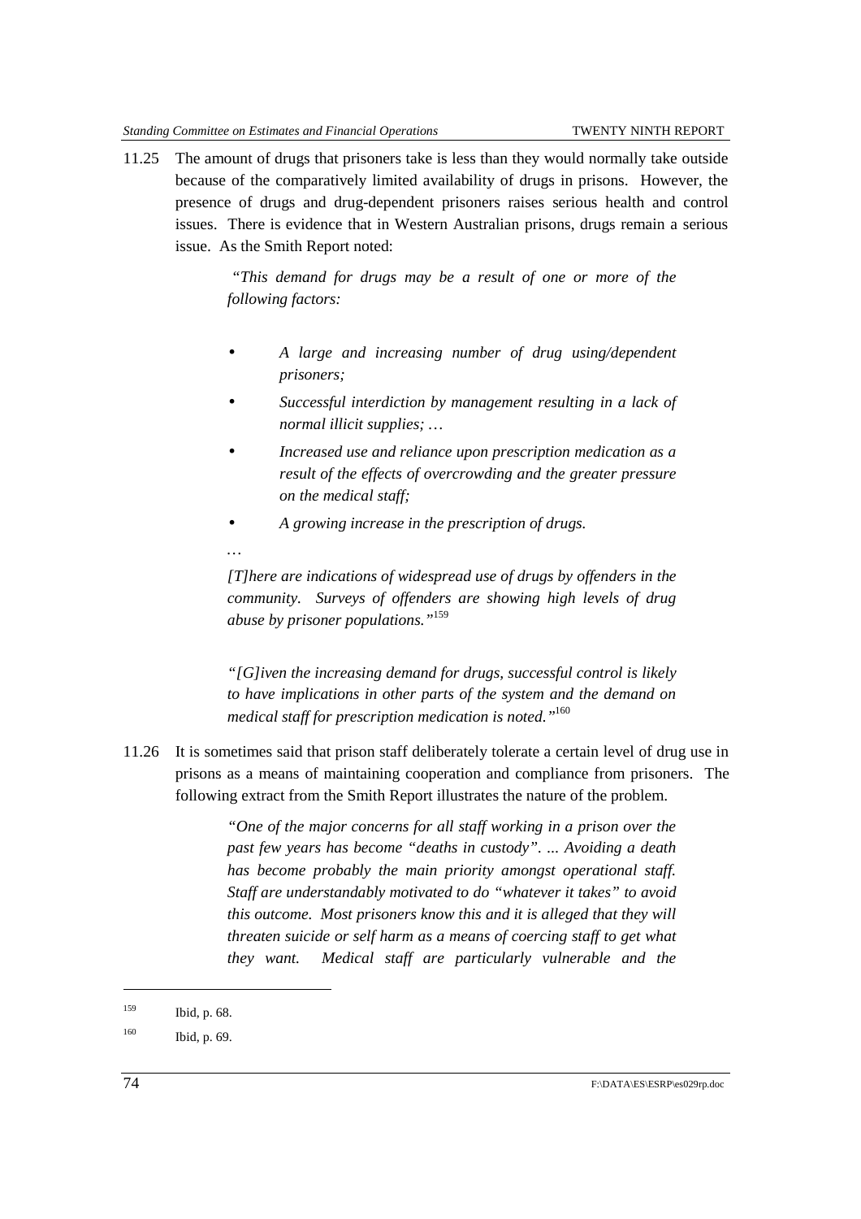11.25 The amount of drugs that prisoners take is less than they would normally take outside because of the comparatively limited availability of drugs in prisons. However, the presence of drugs and drug-dependent prisoners raises serious health and control issues. There is evidence that in Western Australian prisons, drugs remain a serious issue. As the Smith Report noted:

> *"This demand for drugs may be a result of one or more of the following factors:*
>
> - *A large and increasing number of drug using/dependent prisoners;*
> - *Successful interdiction by management resulting in a lack of normal illicit supplies; …*
> - *Increased use and reliance upon prescription medication as a result of the effects of overcrowding and the greater pressure on the medical staff;*
> - *A growing increase in the prescription of drugs.*
>
> *…*
>
> *[T]here are indications of widespread use of drugs by offenders in the community. Surveys of offenders are showing high levels of drug abuse by prisoner populations."*[159]
>
> *"[G]iven the increasing demand for drugs, successful control is likely to have implications in other parts of the system and the demand on medical staff for prescription medication is noted."*[160]

11.26 It is sometimes said that prison staff deliberately tolerate a certain level of drug use in prisons as a means of maintaining cooperation and compliance from prisoners. The following extract from the Smith Report illustrates the nature of the problem.

> *"One of the major concerns for all staff working in a prison over the past few years has become "deaths in custody". ... Avoiding a death has become probably the main priority amongst operational staff. Staff are understandably motivated to do "whatever it takes" to avoid this outcome. Most prisoners know this and it is alleged that they will threaten suicide or self harm as a means of coercing staff to get what they want. Medical staff are particularly vulnerable and the*

---

[159] Ibid, p. 68.

[160] Ibid, p. 69.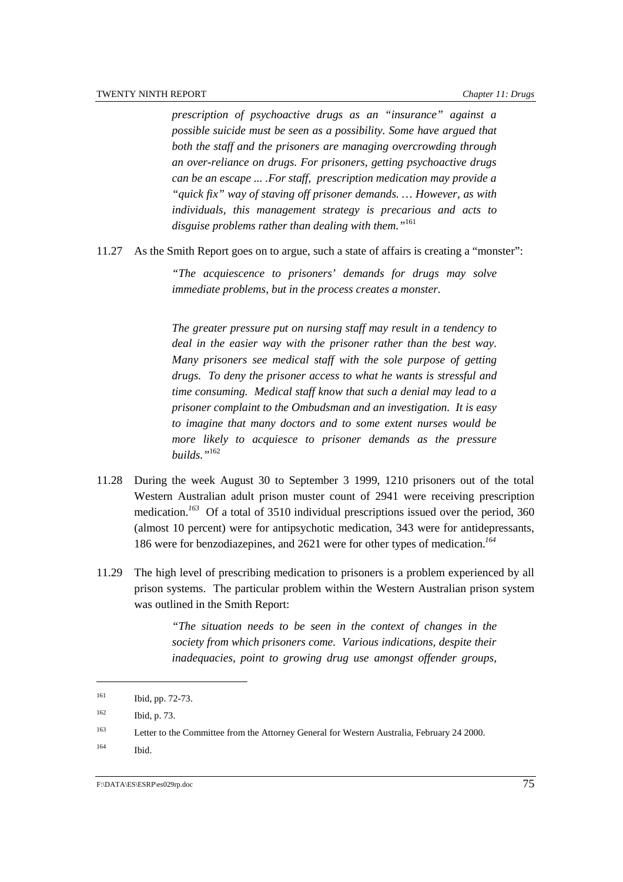*prescription of psychoactive drugs as an "insurance" against a possible suicide must be seen as a possibility. Some have argued that both the staff and the prisoners are managing overcrowding through an over-reliance on drugs. For prisoners, getting psychoactive drugs can be an escape ... .For staff, prescription medication may provide a "quick fix" way of staving off prisoner demands. … However, as with individuals, this management strategy is precarious and acts to disguise problems rather than dealing with them."*[161]

11.27 As the Smith Report goes on to argue, such a state of affairs is creating a "monster":

> *"The acquiescence to prisoners' demands for drugs may solve immediate problems, but in the process creates a monster.*
>
> *The greater pressure put on nursing staff may result in a tendency to deal in the easier way with the prisoner rather than the best way. Many prisoners see medical staff with the sole purpose of getting drugs. To deny the prisoner access to what he wants is stressful and time consuming. Medical staff know that such a denial may lead to a prisoner complaint to the Ombudsman and an investigation. It is easy to imagine that many doctors and to some extent nurses would be more likely to acquiesce to prisoner demands as the pressure builds."*[162]

11.28 During the week August 30 to September 3 1999, 1210 prisoners out of the total Western Australian adult prison muster count of 2941 were receiving prescription medication.[163] Of a total of 3510 individual prescriptions issued over the period, 360 (almost 10 percent) were for antipsychotic medication, 343 were for antidepressants, 186 were for benzodiazepines, and 2621 were for other types of medication.[164]

11.29 The high level of prescribing medication to prisoners is a problem experienced by all prison systems. The particular problem within the Western Australian prison system was outlined in the Smith Report:

> *"The situation needs to be seen in the context of changes in the society from which prisoners come. Various indications, despite their inadequacies, point to growing drug use amongst offender groups,*

---

[161] Ibid, pp. 72-73.

[162] Ibid, p. 73.

[163] Letter to the Committee from the Attorney General for Western Australia, February 24 2000.

[164] Ibid.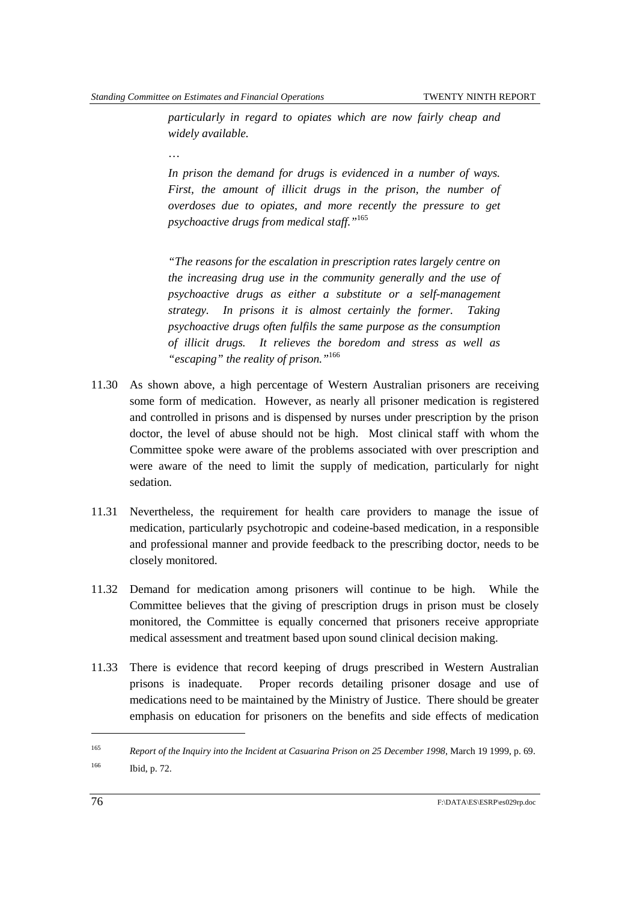> *particularly in regard to opiates which are now fairly cheap and widely available.*
>
> …
>
> *In prison the demand for drugs is evidenced in a number of ways. First, the amount of illicit drugs in the prison, the number of overdoses due to opiates, and more recently the pressure to get psychoactive drugs from medical staff."*[165]
>
> *"The reasons for the escalation in prescription rates largely centre on the increasing drug use in the community generally and the use of psychoactive drugs as either a substitute or a self-management strategy. In prisons it is almost certainly the former. Taking psychoactive drugs often fulfils the same purpose as the consumption of illicit drugs. It relieves the boredom and stress as well as "escaping" the reality of prison."*[166]

11.30 As shown above, a high percentage of Western Australian prisoners are receiving some form of medication. However, as nearly all prisoner medication is registered and controlled in prisons and is dispensed by nurses under prescription by the prison doctor, the level of abuse should not be high. Most clinical staff with whom the Committee spoke were aware of the problems associated with over prescription and were aware of the need to limit the supply of medication, particularly for night sedation.

11.31 Nevertheless, the requirement for health care providers to manage the issue of medication, particularly psychotropic and codeine-based medication, in a responsible and professional manner and provide feedback to the prescribing doctor, needs to be closely monitored.

11.32 Demand for medication among prisoners will continue to be high. While the Committee believes that the giving of prescription drugs in prison must be closely monitored, the Committee is equally concerned that prisoners receive appropriate medical assessment and treatment based upon sound clinical decision making.

11.33 There is evidence that record keeping of drugs prescribed in Western Australian prisons is inadequate. Proper records detailing prisoner dosage and use of medications need to be maintained by the Ministry of Justice. There should be greater emphasis on education for prisoners on the benefits and side effects of medication

---

[165] *Report of the Inquiry into the Incident at Casuarina Prison on 25 December 1998*, March 19 1999, p. 69.

[166] Ibid, p. 72.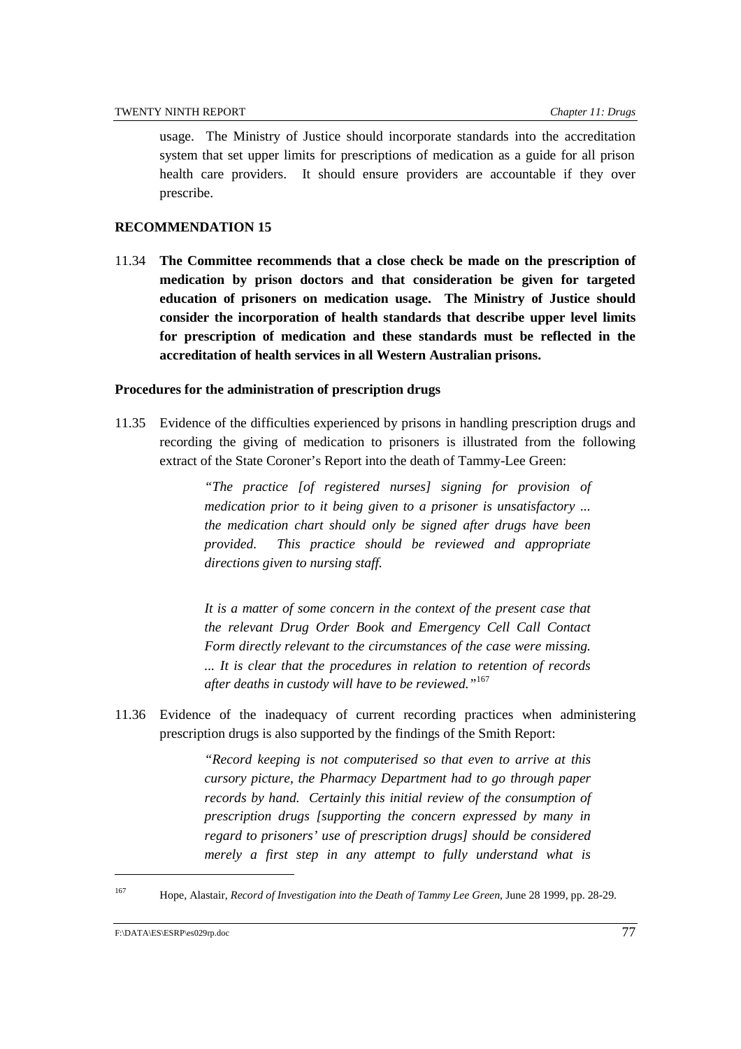usage. The Ministry of Justice should incorporate standards into the accreditation system that set upper limits for prescriptions of medication as a guide for all prison health care providers. It should ensure providers are accountable if they over prescribe.

**RECOMMENDATION 15**

11.34 **The Committee recommends that a close check be made on the prescription of medication by prison doctors and that consideration be given for targeted education of prisoners on medication usage. The Ministry of Justice should consider the incorporation of health standards that describe upper level limits for prescription of medication and these standards must be reflected in the accreditation of health services in all Western Australian prisons.**

**Procedures for the administration of prescription drugs**

11.35 Evidence of the difficulties experienced by prisons in handling prescription drugs and recording the giving of medication to prisoners is illustrated from the following extract of the State Coroner's Report into the death of Tammy-Lee Green:

> *"The practice [of registered nurses] signing for provision of medication prior to it being given to a prisoner is unsatisfactory ... the medication chart should only be signed after drugs have been provided. This practice should be reviewed and appropriate directions given to nursing staff.*
>
> *It is a matter of some concern in the context of the present case that the relevant Drug Order Book and Emergency Cell Call Contact Form directly relevant to the circumstances of the case were missing. ... It is clear that the procedures in relation to retention of records after deaths in custody will have to be reviewed."*[167]

11.36 Evidence of the inadequacy of current recording practices when administering prescription drugs is also supported by the findings of the Smith Report:

> *"Record keeping is not computerised so that even to arrive at this cursory picture, the Pharmacy Department had to go through paper records by hand. Certainly this initial review of the consumption of prescription drugs [supporting the concern expressed by many in regard to prisoners' use of prescription drugs] should be considered merely a first step in any attempt to fully understand what is*

---

[167] Hope, Alastair, *Record of Investigation into the Death of Tammy Lee Green*, June 28 1999, pp. 28-29.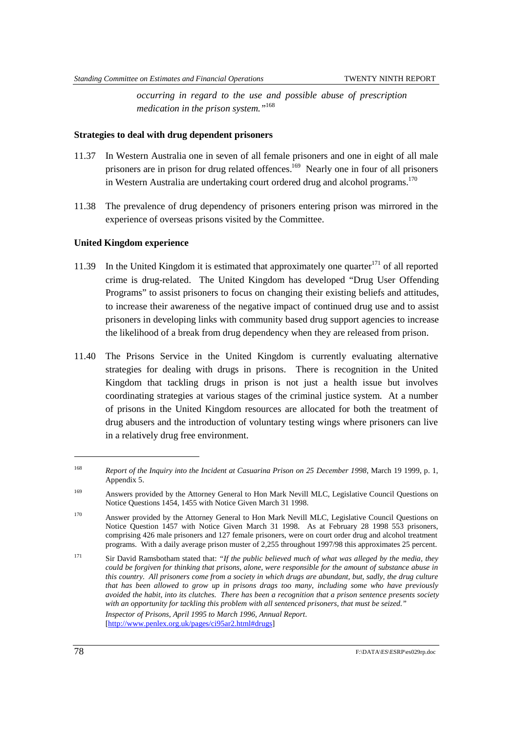*occurring in regard to the use and possible abuse of prescription medication in the prison system."*[168]

**Strategies to deal with drug dependent prisoners**

11.37 In Western Australia one in seven of all female prisoners and one in eight of all male prisoners are in prison for drug related offences.[169] Nearly one in four of all prisoners in Western Australia are undertaking court ordered drug and alcohol programs.[170]

11.38 The prevalence of drug dependency of prisoners entering prison was mirrored in the experience of overseas prisons visited by the Committee.

**United Kingdom experience**

11.39 In the United Kingdom it is estimated that approximately one quarter[171] of all reported crime is drug-related. The United Kingdom has developed "Drug User Offending Programs" to assist prisoners to focus on changing their existing beliefs and attitudes, to increase their awareness of the negative impact of continued drug use and to assist prisoners in developing links with community based drug support agencies to increase the likelihood of a break from drug dependency when they are released from prison.

11.40 The Prisons Service in the United Kingdom is currently evaluating alternative strategies for dealing with drugs in prisons. There is recognition in the United Kingdom that tackling drugs in prison is not just a health issue but involves coordinating strategies at various stages of the criminal justice system. At a number of prisons in the United Kingdom resources are allocated for both the treatment of drug abusers and the introduction of voluntary testing wings where prisoners can live in a relatively drug free environment.

---

[168] *Report of the Inquiry into the Incident at Casuarina Prison on 25 December 1998*, March 19 1999, p. 1, Appendix 5.

[169] Answers provided by the Attorney General to Hon Mark Nevill MLC, Legislative Council Questions on Notice Questions 1454, 1455 with Notice Given March 31 1998.

[170] Answer provided by the Attorney General to Hon Mark Nevill MLC, Legislative Council Questions on Notice Question 1457 with Notice Given March 31 1998. As at February 28 1998 553 prisoners, comprising 426 male prisoners and 127 female prisoners, were on court order drug and alcohol treatment programs. With a daily average prison muster of 2,255 throughout 1997/98 this approximates 25 percent.

[171] Sir David Ramsbotham stated that: *"If the public believed much of what was alleged by the media, they could be forgiven for thinking that prisons, alone, were responsible for the amount of substance abuse in this country. All prisoners come from a society in which drugs are abundant, but, sadly, the drug culture that has been allowed to grow up in prisons drags too many, including some who have previously avoided the habit, into its clutches. There has been a recognition that a prison sentence presents society with an opportunity for tackling this problem with all sentenced prisoners, that must be seized."* *Inspector of Prisons, April 1995 to March 1996, Annual Report*. [http://www.penlex.org.uk/pages/ci95ar2.html#drugs]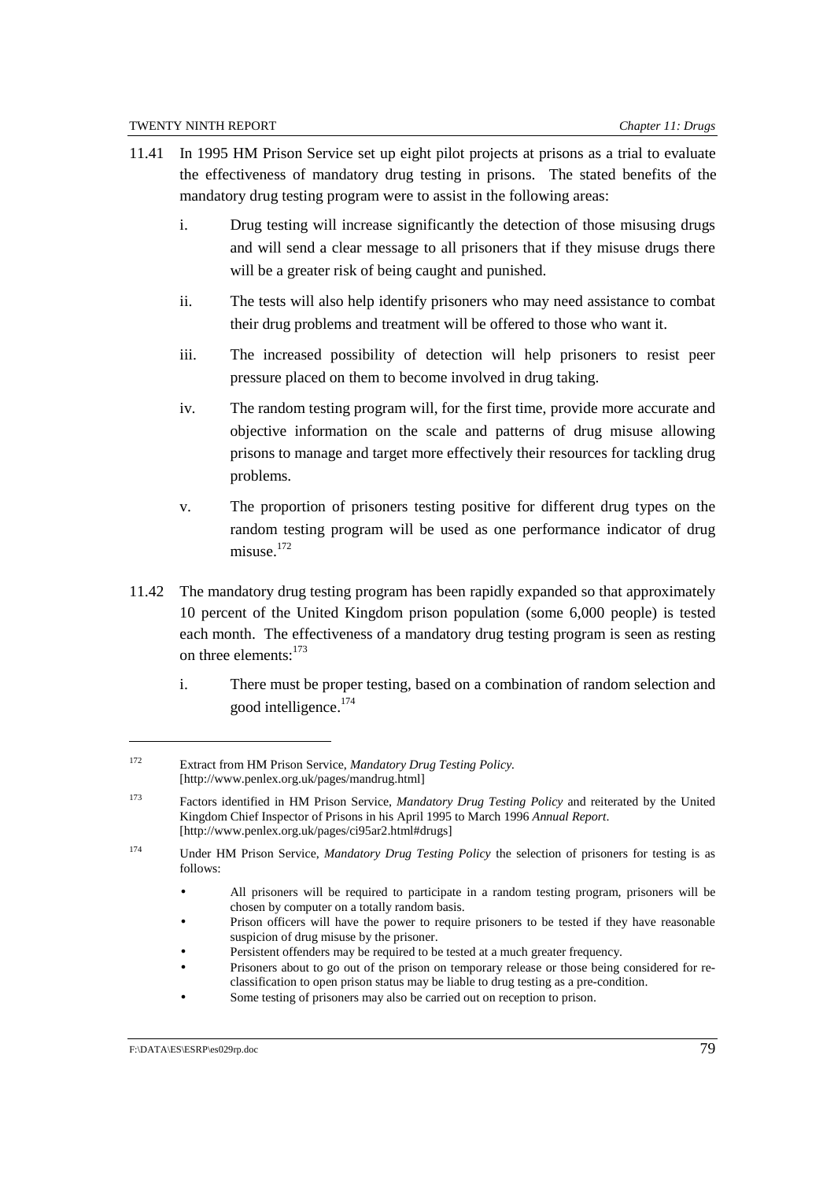11.41 In 1995 HM Prison Service set up eight pilot projects at prisons as a trial to evaluate the effectiveness of mandatory drug testing in prisons. The stated benefits of the mandatory drug testing program were to assist in the following areas:

i. Drug testing will increase significantly the detection of those misusing drugs and will send a clear message to all prisoners that if they misuse drugs there will be a greater risk of being caught and punished.

ii. The tests will also help identify prisoners who may need assistance to combat their drug problems and treatment will be offered to those who want it.

iii. The increased possibility of detection will help prisoners to resist peer pressure placed on them to become involved in drug taking.

iv. The random testing program will, for the first time, provide more accurate and objective information on the scale and patterns of drug misuse allowing prisons to manage and target more effectively their resources for tackling drug problems.

v. The proportion of prisoners testing positive for different drug types on the random testing program will be used as one performance indicator of drug misuse.[172]

11.42 The mandatory drug testing program has been rapidly expanded so that approximately 10 percent of the United Kingdom prison population (some 6,000 people) is tested each month. The effectiveness of a mandatory drug testing program is seen as resting on three elements:[173]

i. There must be proper testing, based on a combination of random selection and good intelligence.[174]

---

[172] Extract from HM Prison Service, *Mandatory Drug Testing Policy.* [http://www.penlex.org.uk/pages/mandrug.html]

[173] Factors identified in HM Prison Service, *Mandatory Drug Testing Policy* and reiterated by the United Kingdom Chief Inspector of Prisons in his April 1995 to March 1996 *Annual Report*. [http://www.penlex.org.uk/pages/ci95ar2.html#drugs]

[174] Under HM Prison Service, *Mandatory Drug Testing Policy* the selection of prisoners for testing is as follows:

- All prisoners will be required to participate in a random testing program, prisoners will be chosen by computer on a totally random basis.
- Prison officers will have the power to require prisoners to be tested if they have reasonable suspicion of drug misuse by the prisoner.
- Persistent offenders may be required to be tested at a much greater frequency.
- Prisoners about to go out of the prison on temporary release or those being considered for re-classification to open prison status may be liable to drug testing as a pre-condition.
- Some testing of prisoners may also be carried out on reception to prison.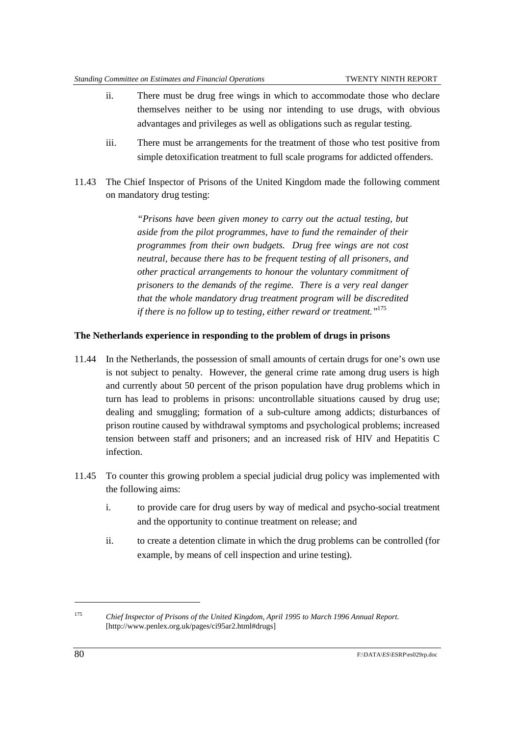ii. There must be drug free wings in which to accommodate those who declare themselves neither to be using nor intending to use drugs, with obvious advantages and privileges as well as obligations such as regular testing.

iii. There must be arrangements for the treatment of those who test positive from simple detoxification treatment to full scale programs for addicted offenders.

11.43 The Chief Inspector of Prisons of the United Kingdom made the following comment on mandatory drug testing:

> *"Prisons have been given money to carry out the actual testing, but aside from the pilot programmes, have to fund the remainder of their programmes from their own budgets. Drug free wings are not cost neutral, because there has to be frequent testing of all prisoners, and other practical arrangements to honour the voluntary commitment of prisoners to the demands of the regime. There is a very real danger that the whole mandatory drug treatment program will be discredited if there is no follow up to testing, either reward or treatment."*[175]

**The Netherlands experience in responding to the problem of drugs in prisons**

11.44 In the Netherlands, the possession of small amounts of certain drugs for one's own use is not subject to penalty. However, the general crime rate among drug users is high and currently about 50 percent of the prison population have drug problems which in turn has lead to problems in prisons: uncontrollable situations caused by drug use; dealing and smuggling; formation of a sub-culture among addicts; disturbances of prison routine caused by withdrawal symptoms and psychological problems; increased tension between staff and prisoners; and an increased risk of HIV and Hepatitis C infection.

11.45 To counter this growing problem a special judicial drug policy was implemented with the following aims:

i. to provide care for drug users by way of medical and psycho-social treatment and the opportunity to continue treatment on release; and

ii. to create a detention climate in which the drug problems can be controlled (for example, by means of cell inspection and urine testing).

---

[175] *Chief Inspector of Prisons of the United Kingdom, April 1995 to March 1996 Annual Report.* [http://www.penlex.org.uk/pages/ci95ar2.html#drugs]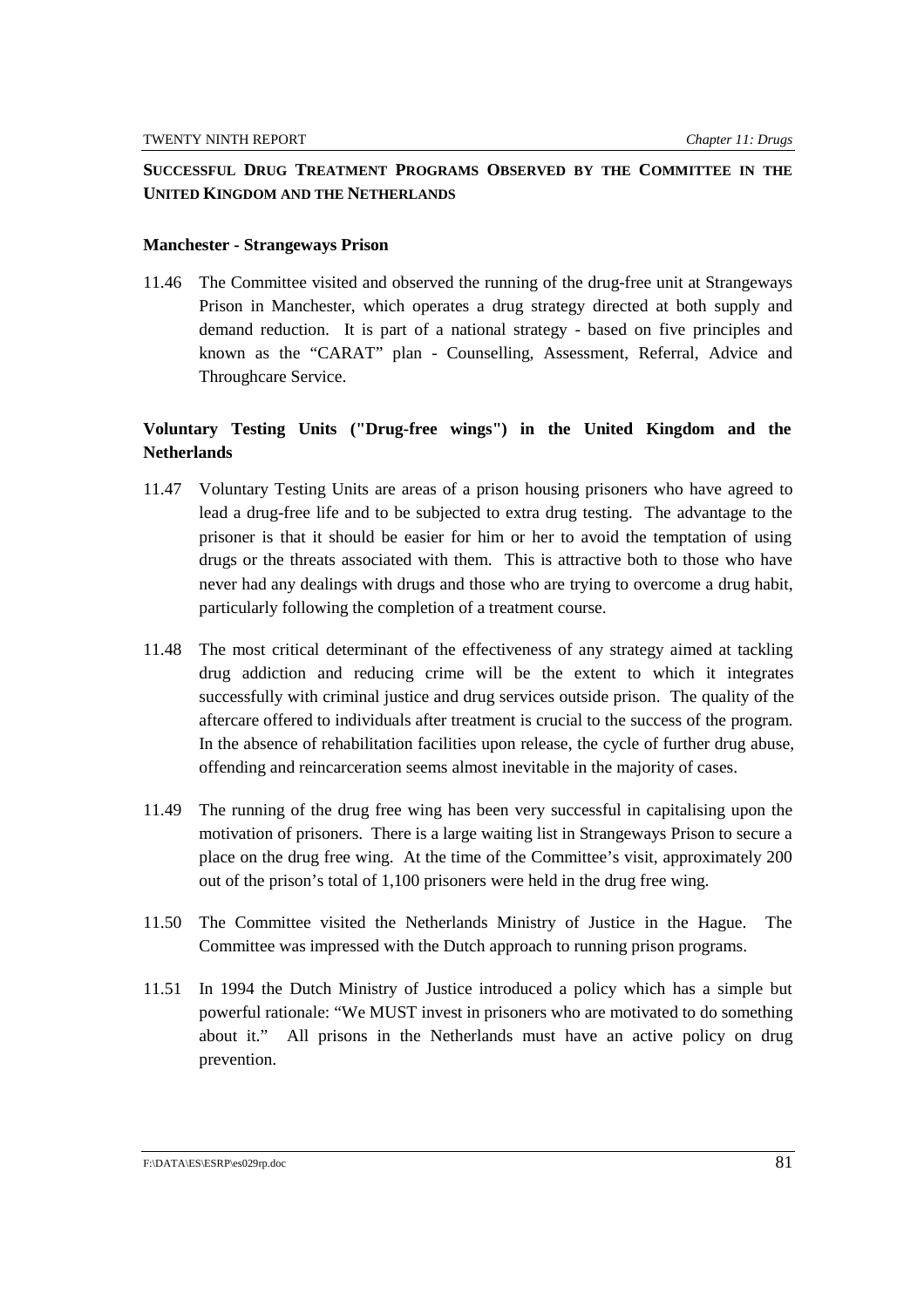## SUCCESSFUL DRUG TREATMENT PROGRAMS OBSERVED BY THE COMMITTEE IN THE UNITED KINGDOM AND THE NETHERLANDS

### Manchester - Strangeways Prison

11.46 The Committee visited and observed the running of the drug-free unit at Strangeways Prison in Manchester, which operates a drug strategy directed at both supply and demand reduction. It is part of a national strategy - based on five principles and known as the "CARAT" plan - Counselling, Assessment, Referral, Advice and Throughcare Service.

### Voluntary Testing Units ("Drug-free wings") in the United Kingdom and the Netherlands

11.47 Voluntary Testing Units are areas of a prison housing prisoners who have agreed to lead a drug-free life and to be subjected to extra drug testing. The advantage to the prisoner is that it should be easier for him or her to avoid the temptation of using drugs or the threats associated with them. This is attractive both to those who have never had any dealings with drugs and those who are trying to overcome a drug habit, particularly following the completion of a treatment course.

11.48 The most critical determinant of the effectiveness of any strategy aimed at tackling drug addiction and reducing crime will be the extent to which it integrates successfully with criminal justice and drug services outside prison. The quality of the aftercare offered to individuals after treatment is crucial to the success of the program. In the absence of rehabilitation facilities upon release, the cycle of further drug abuse, offending and reincarceration seems almost inevitable in the majority of cases.

11.49 The running of the drug free wing has been very successful in capitalising upon the motivation of prisoners. There is a large waiting list in Strangeways Prison to secure a place on the drug free wing. At the time of the Committee's visit, approximately 200 out of the prison's total of 1,100 prisoners were held in the drug free wing.

11.50 The Committee visited the Netherlands Ministry of Justice in the Hague. The Committee was impressed with the Dutch approach to running prison programs.

11.51 In 1994 the Dutch Ministry of Justice introduced a policy which has a simple but powerful rationale: "We MUST invest in prisoners who are motivated to do something about it." All prisons in the Netherlands must have an active policy on drug prevention.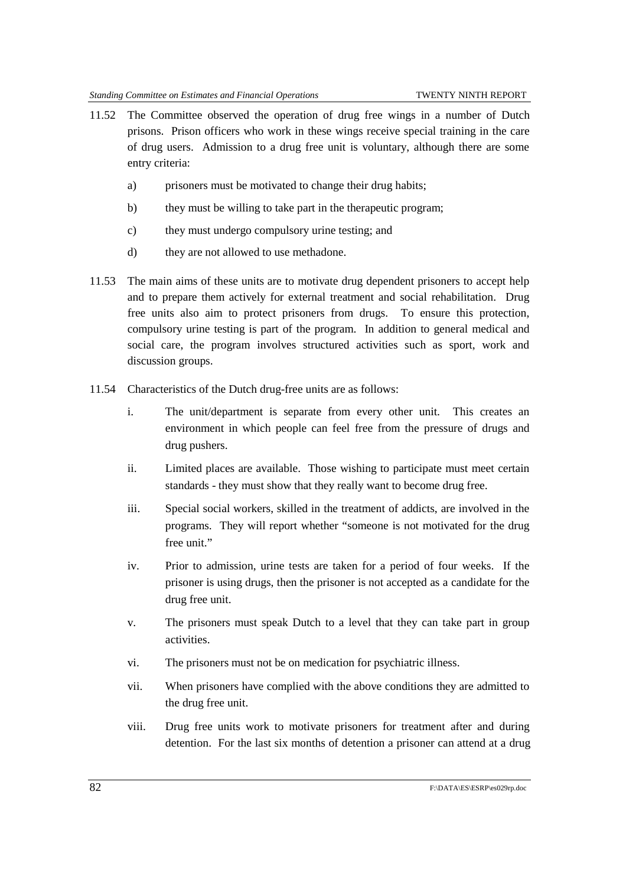11.52 The Committee observed the operation of drug free wings in a number of Dutch prisons. Prison officers who work in these wings receive special training in the care of drug users. Admission to a drug free unit is voluntary, although there are some entry criteria:

a) prisoners must be motivated to change their drug habits;

b) they must be willing to take part in the therapeutic program;

c) they must undergo compulsory urine testing; and

d) they are not allowed to use methadone.

11.53 The main aims of these units are to motivate drug dependent prisoners to accept help and to prepare them actively for external treatment and social rehabilitation. Drug free units also aim to protect prisoners from drugs. To ensure this protection, compulsory urine testing is part of the program. In addition to general medical and social care, the program involves structured activities such as sport, work and discussion groups.

11.54 Characteristics of the Dutch drug-free units are as follows:

i. The unit/department is separate from every other unit. This creates an environment in which people can feel free from the pressure of drugs and drug pushers.

ii. Limited places are available. Those wishing to participate must meet certain standards - they must show that they really want to become drug free.

iii. Special social workers, skilled in the treatment of addicts, are involved in the programs. They will report whether "someone is not motivated for the drug free unit."

iv. Prior to admission, urine tests are taken for a period of four weeks. If the prisoner is using drugs, then the prisoner is not accepted as a candidate for the drug free unit.

v. The prisoners must speak Dutch to a level that they can take part in group activities.

vi. The prisoners must not be on medication for psychiatric illness.

vii. When prisoners have complied with the above conditions they are admitted to the drug free unit.

viii. Drug free units work to motivate prisoners for treatment after and during detention. For the last six months of detention a prisoner can attend at a drug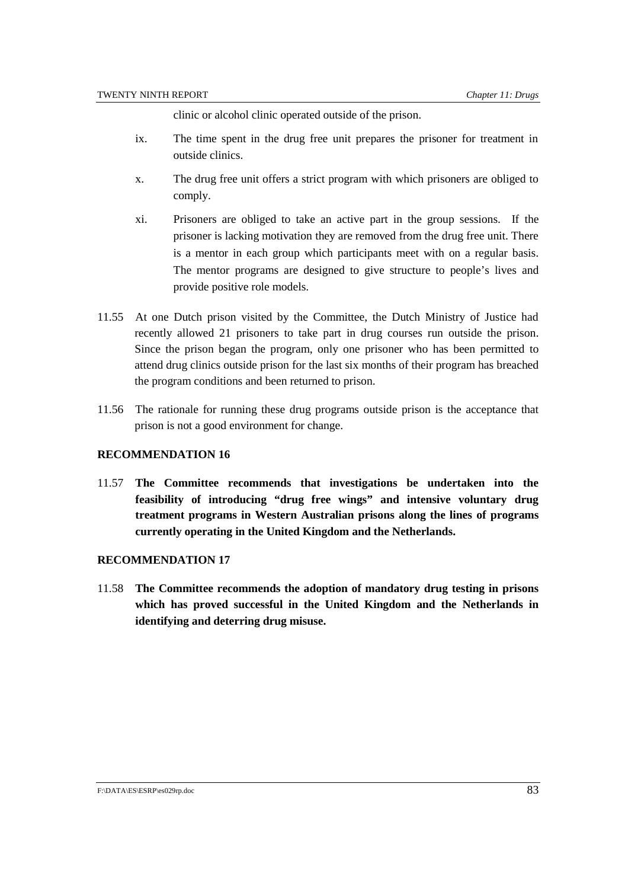clinic or alcohol clinic operated outside of the prison.

ix. The time spent in the drug free unit prepares the prisoner for treatment in outside clinics.

x. The drug free unit offers a strict program with which prisoners are obliged to comply.

xi. Prisoners are obliged to take an active part in the group sessions. If the prisoner is lacking motivation they are removed from the drug free unit. There is a mentor in each group which participants meet with on a regular basis. The mentor programs are designed to give structure to people's lives and provide positive role models.

11.55 At one Dutch prison visited by the Committee, the Dutch Ministry of Justice had recently allowed 21 prisoners to take part in drug courses run outside the prison. Since the prison began the program, only one prisoner who has been permitted to attend drug clinics outside prison for the last six months of their program has breached the program conditions and been returned to prison.

11.56 The rationale for running these drug programs outside prison is the acceptance that prison is not a good environment for change.

**RECOMMENDATION 16**

11.57 **The Committee recommends that investigations be undertaken into the feasibility of introducing "drug free wings" and intensive voluntary drug treatment programs in Western Australian prisons along the lines of programs currently operating in the United Kingdom and the Netherlands.**

**RECOMMENDATION 17**

11.58 **The Committee recommends the adoption of mandatory drug testing in prisons which has proved successful in the United Kingdom and the Netherlands in identifying and deterring drug misuse.**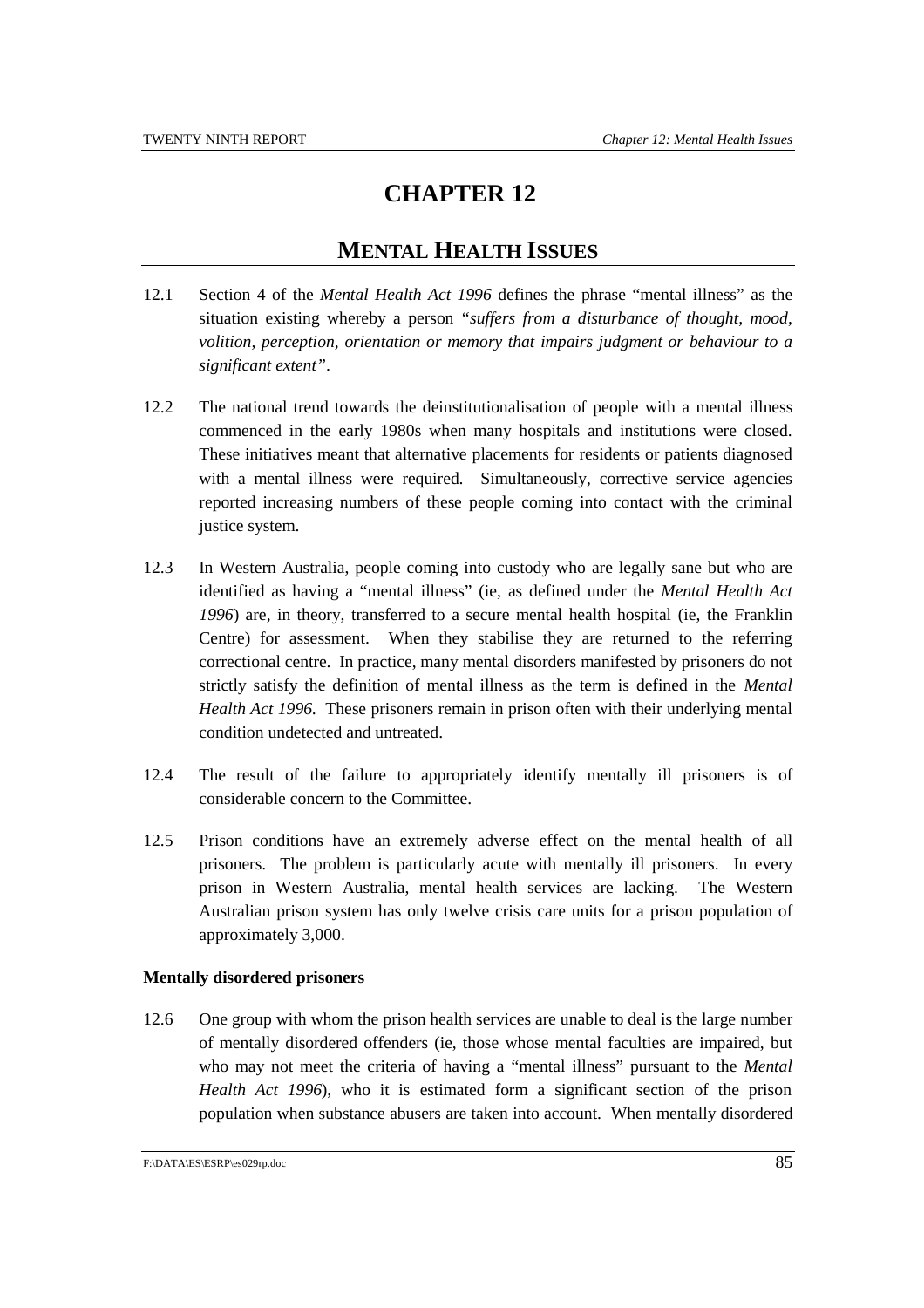# CHAPTER 12

## MENTAL HEALTH ISSUES

12.1 Section 4 of the *Mental Health Act 1996* defines the phrase "mental illness" as the situation existing whereby a person *"suffers from a disturbance of thought, mood, volition, perception, orientation or memory that impairs judgment or behaviour to a significant extent"*.

12.2 The national trend towards the deinstitutionalisation of people with a mental illness commenced in the early 1980s when many hospitals and institutions were closed. These initiatives meant that alternative placements for residents or patients diagnosed with a mental illness were required. Simultaneously, corrective service agencies reported increasing numbers of these people coming into contact with the criminal justice system.

12.3 In Western Australia, people coming into custody who are legally sane but who are identified as having a "mental illness" (ie, as defined under the *Mental Health Act 1996*) are, in theory, transferred to a secure mental health hospital (ie, the Franklin Centre) for assessment. When they stabilise they are returned to the referring correctional centre. In practice, many mental disorders manifested by prisoners do not strictly satisfy the definition of mental illness as the term is defined in the *Mental Health Act 1996*. These prisoners remain in prison often with their underlying mental condition undetected and untreated.

12.4 The result of the failure to appropriately identify mentally ill prisoners is of considerable concern to the Committee.

12.5 Prison conditions have an extremely adverse effect on the mental health of all prisoners. The problem is particularly acute with mentally ill prisoners. In every prison in Western Australia, mental health services are lacking. The Western Australian prison system has only twelve crisis care units for a prison population of approximately 3,000.

**Mentally disordered prisoners**

12.6 One group with whom the prison health services are unable to deal is the large number of mentally disordered offenders (ie, those whose mental faculties are impaired, but who may not meet the criteria of having a "mental illness" pursuant to the *Mental Health Act 1996*), who it is estimated form a significant section of the prison population when substance abusers are taken into account. When mentally disordered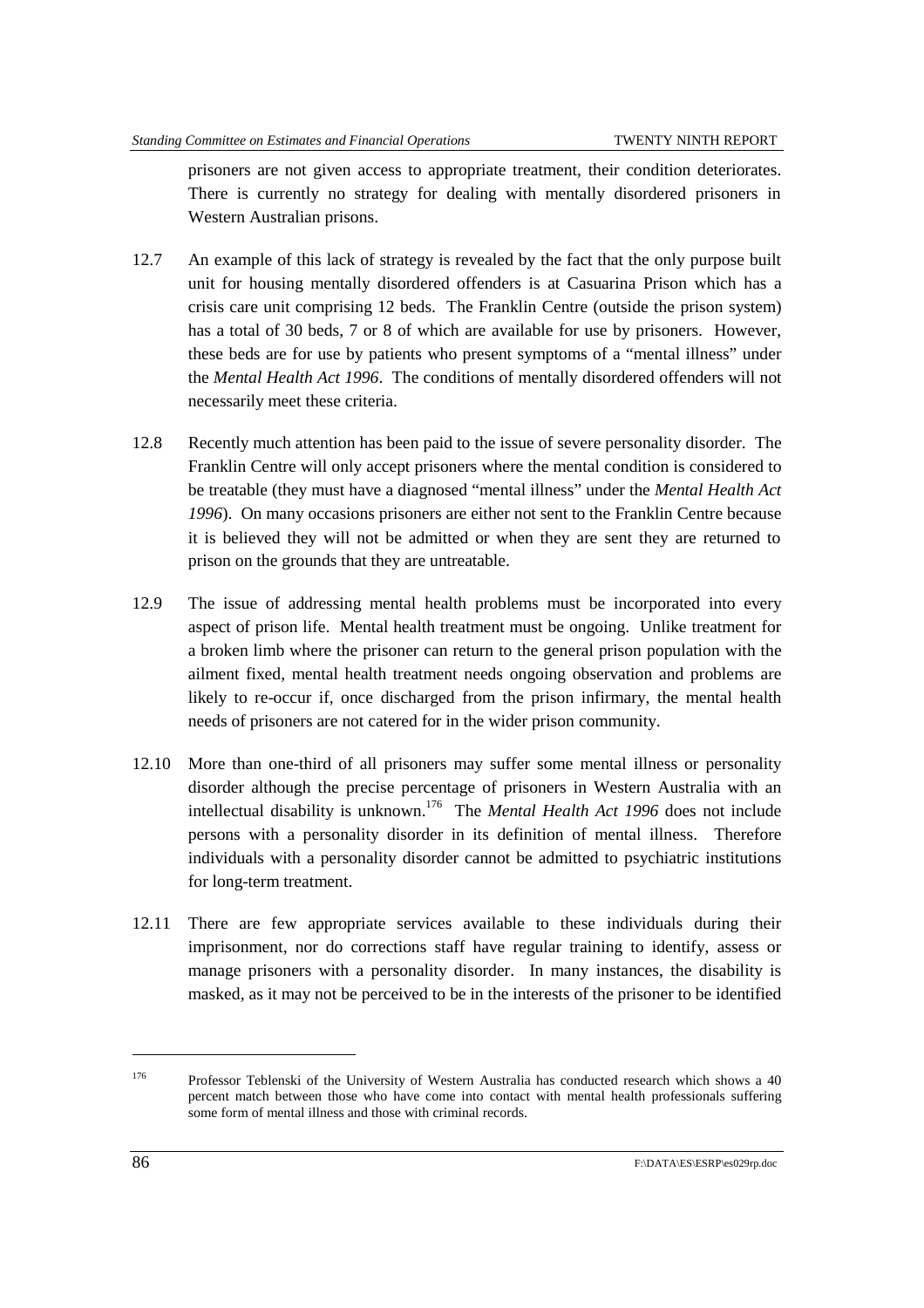prisoners are not given access to appropriate treatment, their condition deteriorates. There is currently no strategy for dealing with mentally disordered prisoners in Western Australian prisons.

12.7 An example of this lack of strategy is revealed by the fact that the only purpose built unit for housing mentally disordered offenders is at Casuarina Prison which has a crisis care unit comprising 12 beds. The Franklin Centre (outside the prison system) has a total of 30 beds, 7 or 8 of which are available for use by prisoners. However, these beds are for use by patients who present symptoms of a "mental illness" under the *Mental Health Act 1996*. The conditions of mentally disordered offenders will not necessarily meet these criteria.

12.8 Recently much attention has been paid to the issue of severe personality disorder. The Franklin Centre will only accept prisoners where the mental condition is considered to be treatable (they must have a diagnosed "mental illness" under the *Mental Health Act 1996*). On many occasions prisoners are either not sent to the Franklin Centre because it is believed they will not be admitted or when they are sent they are returned to prison on the grounds that they are untreatable.

12.9 The issue of addressing mental health problems must be incorporated into every aspect of prison life. Mental health treatment must be ongoing. Unlike treatment for a broken limb where the prisoner can return to the general prison population with the ailment fixed, mental health treatment needs ongoing observation and problems are likely to re-occur if, once discharged from the prison infirmary, the mental health needs of prisoners are not catered for in the wider prison community.

12.10 More than one-third of all prisoners may suffer some mental illness or personality disorder although the precise percentage of prisoners in Western Australia with an intellectual disability is unknown.[176] The *Mental Health Act 1996* does not include persons with a personality disorder in its definition of mental illness. Therefore individuals with a personality disorder cannot be admitted to psychiatric institutions for long-term treatment.

12.11 There are few appropriate services available to these individuals during their imprisonment, nor do corrections staff have regular training to identify, assess or manage prisoners with a personality disorder. In many instances, the disability is masked, as it may not be perceived to be in the interests of the prisoner to be identified

---

[176] Professor Teblenski of the University of Western Australia has conducted research which shows a 40 percent match between those who have come into contact with mental health professionals suffering some form of mental illness and those with criminal records.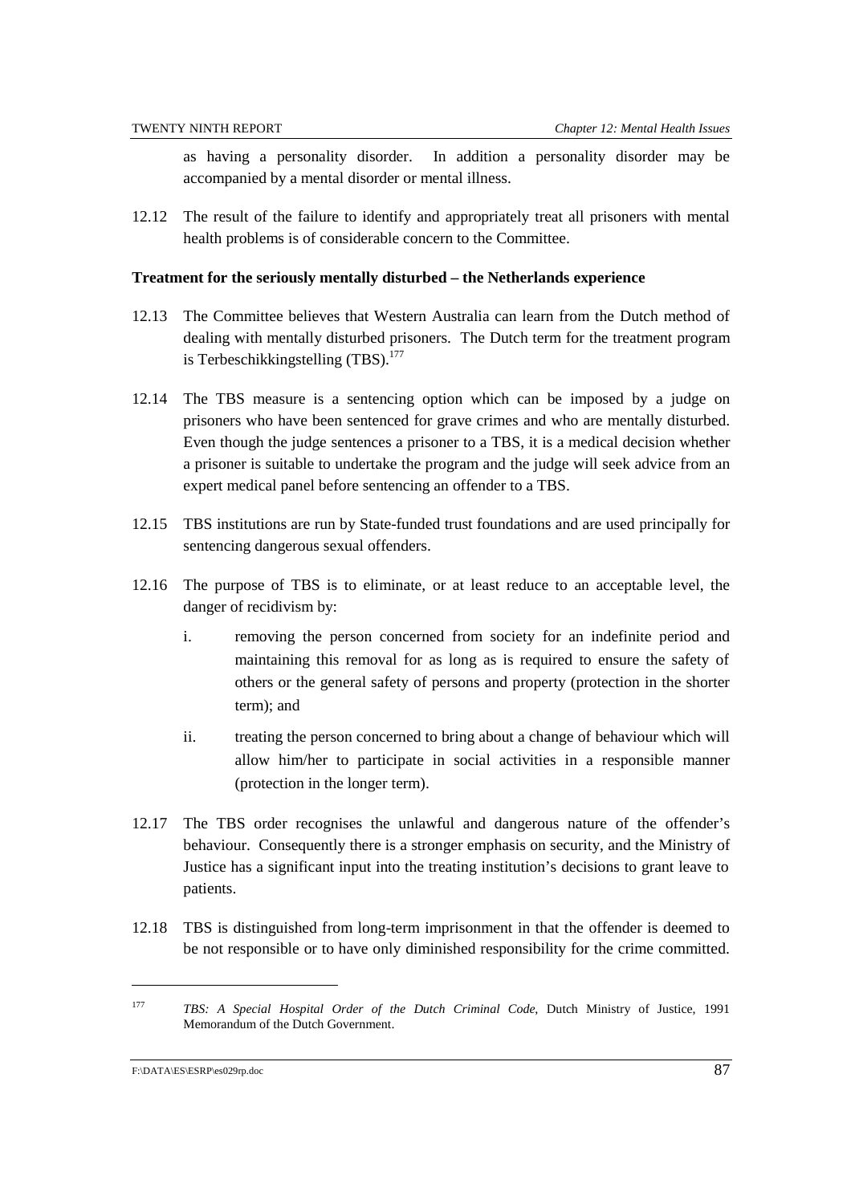as having a personality disorder. In addition a personality disorder may be accompanied by a mental disorder or mental illness.

12.12 The result of the failure to identify and appropriately treat all prisoners with mental health problems is of considerable concern to the Committee.

**Treatment for the seriously mentally disturbed – the Netherlands experience**

12.13 The Committee believes that Western Australia can learn from the Dutch method of dealing with mentally disturbed prisoners. The Dutch term for the treatment program is Terbeschikkingstelling (TBS).[177]

12.14 The TBS measure is a sentencing option which can be imposed by a judge on prisoners who have been sentenced for grave crimes and who are mentally disturbed. Even though the judge sentences a prisoner to a TBS, it is a medical decision whether a prisoner is suitable to undertake the program and the judge will seek advice from an expert medical panel before sentencing an offender to a TBS.

12.15 TBS institutions are run by State-funded trust foundations and are used principally for sentencing dangerous sexual offenders.

12.16 The purpose of TBS is to eliminate, or at least reduce to an acceptable level, the danger of recidivism by:

i. removing the person concerned from society for an indefinite period and maintaining this removal for as long as is required to ensure the safety of others or the general safety of persons and property (protection in the shorter term); and

ii. treating the person concerned to bring about a change of behaviour which will allow him/her to participate in social activities in a responsible manner (protection in the longer term).

12.17 The TBS order recognises the unlawful and dangerous nature of the offender's behaviour. Consequently there is a stronger emphasis on security, and the Ministry of Justice has a significant input into the treating institution's decisions to grant leave to patients.

12.18 TBS is distinguished from long-term imprisonment in that the offender is deemed to be not responsible or to have only diminished responsibility for the crime committed.

---

[177] *TBS: A Special Hospital Order of the Dutch Criminal Code*, Dutch Ministry of Justice, 1991 Memorandum of the Dutch Government.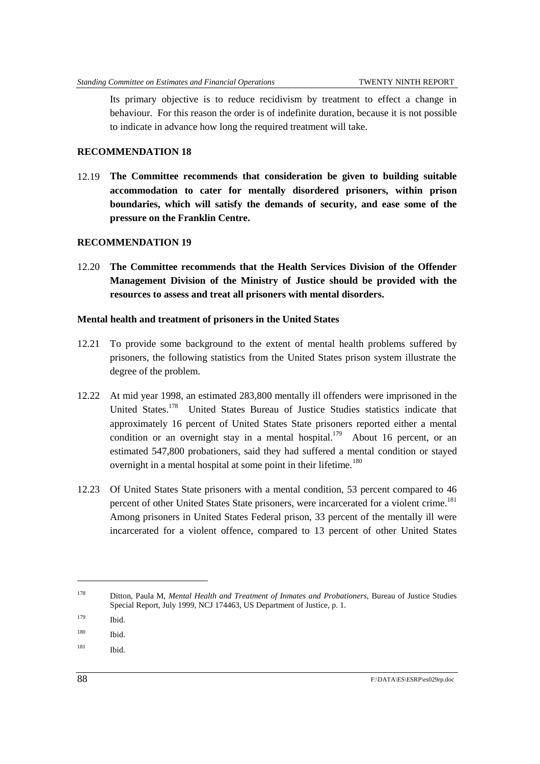Its primary objective is to reduce recidivism by treatment to effect a change in behaviour. For this reason the order is of indefinite duration, because it is not possible to indicate in advance how long the required treatment will take.

**RECOMMENDATION 18**

12.19 **The Committee recommends that consideration be given to building suitable accommodation to cater for mentally disordered prisoners, within prison boundaries, which will satisfy the demands of security, and ease some of the pressure on the Franklin Centre.**

**RECOMMENDATION 19**

12.20 **The Committee recommends that the Health Services Division of the Offender Management Division of the Ministry of Justice should be provided with the resources to assess and treat all prisoners with mental disorders.**

**Mental health and treatment of prisoners in the United States**

12.21 To provide some background to the extent of mental health problems suffered by prisoners, the following statistics from the United States prison system illustrate the degree of the problem.

12.22 At mid year 1998, an estimated 283,800 mentally ill offenders were imprisoned in the United States.[178] United States Bureau of Justice Studies statistics indicate that approximately 16 percent of United States State prisoners reported either a mental condition or an overnight stay in a mental hospital.[179] About 16 percent, or an estimated 547,800 probationers, said they had suffered a mental condition or stayed overnight in a mental hospital at some point in their lifetime.[180]

12.23 Of United States State prisoners with a mental condition, 53 percent compared to 46 percent of other United States State prisoners, were incarcerated for a violent crime.[181] Among prisoners in United States Federal prison, 33 percent of the mentally ill were incarcerated for a violent offence, compared to 13 percent of other United States

---

[178] Ditton, Paula M, *Mental Health and Treatment of Inmates and Probationers*, Bureau of Justice Studies Special Report, July 1999, NCJ 174463, US Department of Justice, p. 1.

[179] Ibid.

[180] Ibid.

[181] Ibid.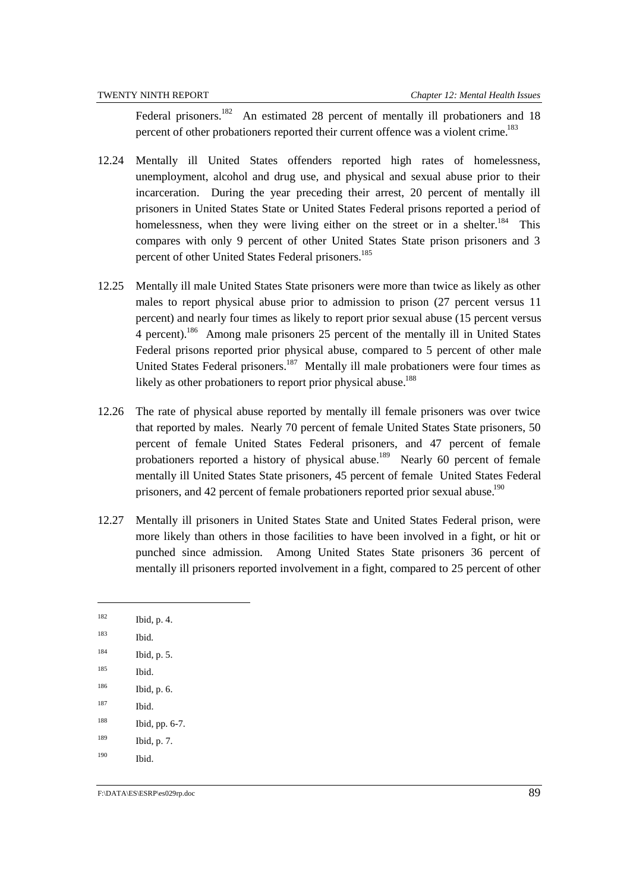Federal prisoners.[182] An estimated 28 percent of mentally ill probationers and 18 percent of other probationers reported their current offence was a violent crime.[183]

12.24 Mentally ill United States offenders reported high rates of homelessness, unemployment, alcohol and drug use, and physical and sexual abuse prior to their incarceration. During the year preceding their arrest, 20 percent of mentally ill prisoners in United States State or United States Federal prisons reported a period of homelessness, when they were living either on the street or in a shelter.[184] This compares with only 9 percent of other United States State prison prisoners and 3 percent of other United States Federal prisoners.[185]

12.25 Mentally ill male United States State prisoners were more than twice as likely as other males to report physical abuse prior to admission to prison (27 percent versus 11 percent) and nearly four times as likely to report prior sexual abuse (15 percent versus 4 percent).[186] Among male prisoners 25 percent of the mentally ill in United States Federal prisons reported prior physical abuse, compared to 5 percent of other male United States Federal prisoners.[187] Mentally ill male probationers were four times as likely as other probationers to report prior physical abuse.[188]

12.26 The rate of physical abuse reported by mentally ill female prisoners was over twice that reported by males. Nearly 70 percent of female United States State prisoners, 50 percent of female United States Federal prisoners, and 47 percent of female probationers reported a history of physical abuse.[189] Nearly 60 percent of female mentally ill United States State prisoners, 45 percent of female United States Federal prisoners, and 42 percent of female probationers reported prior sexual abuse.[190]

12.27 Mentally ill prisoners in United States State and United States Federal prison, were more likely than others in those facilities to have been involved in a fight, or hit or punched since admission. Among United States State prisoners 36 percent of mentally ill prisoners reported involvement in a fight, compared to 25 percent of other

---

182 Ibid, p. 4.

183 Ibid.

184 Ibid, p. 5.

185 Ibid.

186 Ibid, p. 6.

187 Ibid.

188 Ibid, pp. 6-7.

189 Ibid, p. 7.

190 Ibid.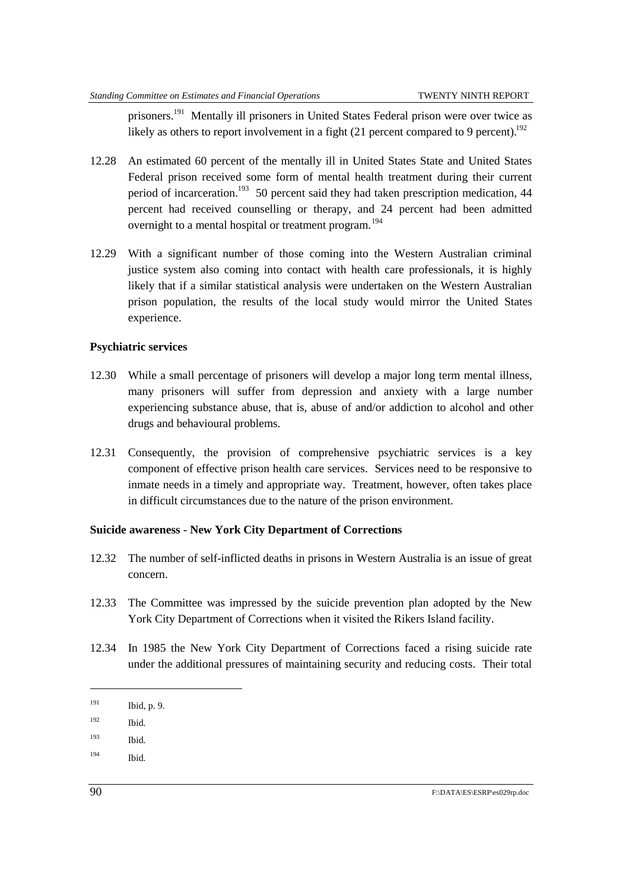prisoners.[191] Mentally ill prisoners in United States Federal prison were over twice as likely as others to report involvement in a fight (21 percent compared to 9 percent).[192]

12.28 An estimated 60 percent of the mentally ill in United States State and United States Federal prison received some form of mental health treatment during their current period of incarceration.[193] 50 percent said they had taken prescription medication, 44 percent had received counselling or therapy, and 24 percent had been admitted overnight to a mental hospital or treatment program.[194]

12.29 With a significant number of those coming into the Western Australian criminal justice system also coming into contact with health care professionals, it is highly likely that if a similar statistical analysis were undertaken on the Western Australian prison population, the results of the local study would mirror the United States experience.

**Psychiatric services**

12.30 While a small percentage of prisoners will develop a major long term mental illness, many prisoners will suffer from depression and anxiety with a large number experiencing substance abuse, that is, abuse of and/or addiction to alcohol and other drugs and behavioural problems.

12.31 Consequently, the provision of comprehensive psychiatric services is a key component of effective prison health care services. Services need to be responsive to inmate needs in a timely and appropriate way. Treatment, however, often takes place in difficult circumstances due to the nature of the prison environment.

**Suicide awareness - New York City Department of Corrections**

12.32 The number of self-inflicted deaths in prisons in Western Australia is an issue of great concern.

12.33 The Committee was impressed by the suicide prevention plan adopted by the New York City Department of Corrections when it visited the Rikers Island facility.

12.34 In 1985 the New York City Department of Corrections faced a rising suicide rate under the additional pressures of maintaining security and reducing costs. Their total

---

[191] Ibid, p. 9.

[192] Ibid.

[193] Ibid.

[194] Ibid.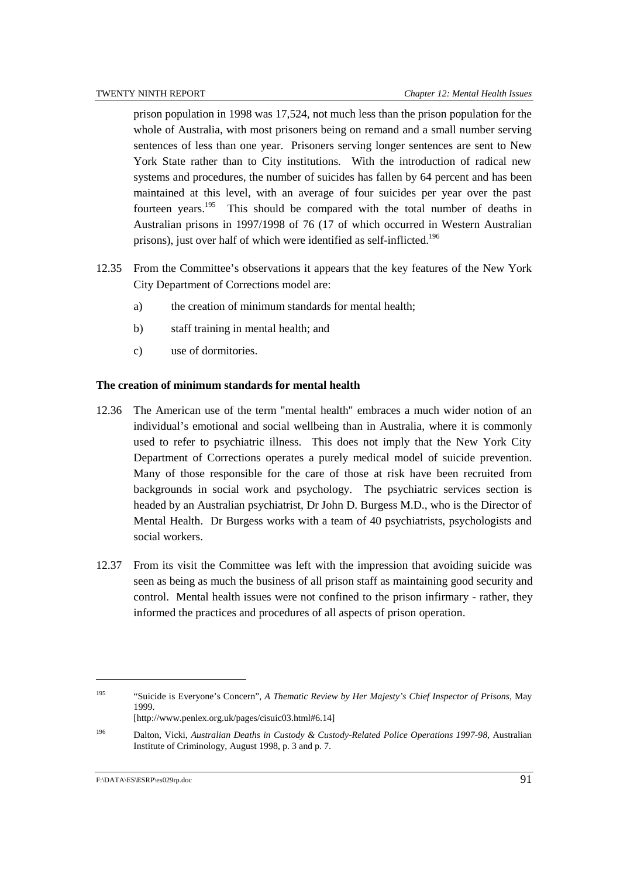prison population in 1998 was 17,524, not much less than the prison population for the whole of Australia, with most prisoners being on remand and a small number serving sentences of less than one year. Prisoners serving longer sentences are sent to New York State rather than to City institutions. With the introduction of radical new systems and procedures, the number of suicides has fallen by 64 percent and has been maintained at this level, with an average of four suicides per year over the past fourteen years.[195] This should be compared with the total number of deaths in Australian prisons in 1997/1998 of 76 (17 of which occurred in Western Australian prisons), just over half of which were identified as self-inflicted.[196]

12.35 From the Committee's observations it appears that the key features of the New York City Department of Corrections model are:

a) the creation of minimum standards for mental health;

b) staff training in mental health; and

c) use of dormitories.

**The creation of minimum standards for mental health**

12.36 The American use of the term "mental health" embraces a much wider notion of an individual's emotional and social wellbeing than in Australia, where it is commonly used to refer to psychiatric illness. This does not imply that the New York City Department of Corrections operates a purely medical model of suicide prevention. Many of those responsible for the care of those at risk have been recruited from backgrounds in social work and psychology. The psychiatric services section is headed by an Australian psychiatrist, Dr John D. Burgess M.D., who is the Director of Mental Health. Dr Burgess works with a team of 40 psychiatrists, psychologists and social workers.

12.37 From its visit the Committee was left with the impression that avoiding suicide was seen as being as much the business of all prison staff as maintaining good security and control. Mental health issues were not confined to the prison infirmary - rather, they informed the practices and procedures of all aspects of prison operation.

---

[195] "Suicide is Everyone's Concern", *A Thematic Review by Her Majesty's Chief Inspector of Prisons*, May 1999. [http://www.penlex.org.uk/pages/cisuic03.html#6.14]

[196] Dalton, Vicki, *Australian Deaths in Custody & Custody-Related Police Operations 1997-98*, Australian Institute of Criminology, August 1998, p. 3 and p. 7.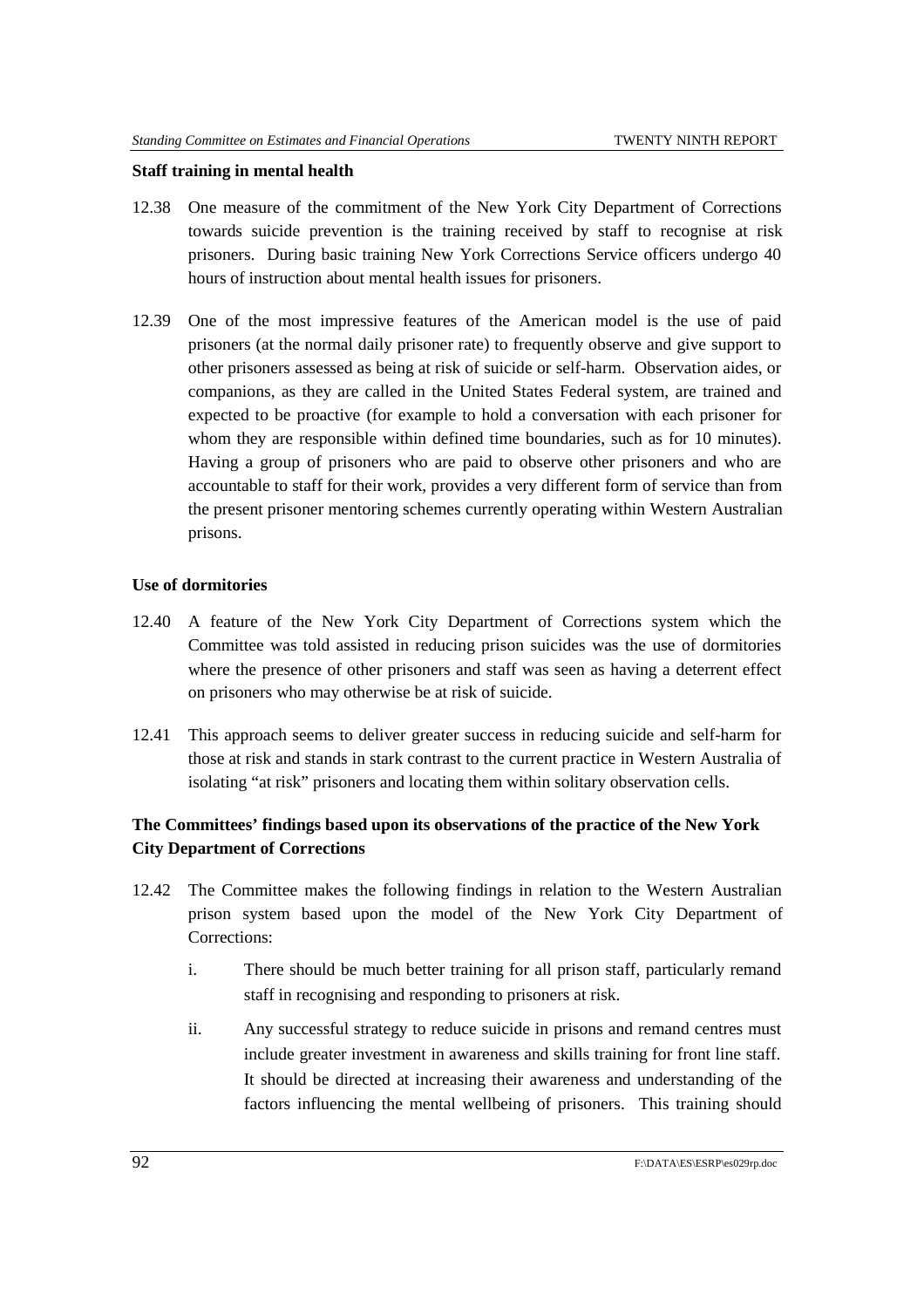**Staff training in mental health**

12.38 One measure of the commitment of the New York City Department of Corrections towards suicide prevention is the training received by staff to recognise at risk prisoners. During basic training New York Corrections Service officers undergo 40 hours of instruction about mental health issues for prisoners.

12.39 One of the most impressive features of the American model is the use of paid prisoners (at the normal daily prisoner rate) to frequently observe and give support to other prisoners assessed as being at risk of suicide or self-harm. Observation aides, or companions, as they are called in the United States Federal system, are trained and expected to be proactive (for example to hold a conversation with each prisoner for whom they are responsible within defined time boundaries, such as for 10 minutes). Having a group of prisoners who are paid to observe other prisoners and who are accountable to staff for their work, provides a very different form of service than from the present prisoner mentoring schemes currently operating within Western Australian prisons.

**Use of dormitories**

12.40 A feature of the New York City Department of Corrections system which the Committee was told assisted in reducing prison suicides was the use of dormitories where the presence of other prisoners and staff was seen as having a deterrent effect on prisoners who may otherwise be at risk of suicide.

12.41 This approach seems to deliver greater success in reducing suicide and self-harm for those at risk and stands in stark contrast to the current practice in Western Australia of isolating "at risk" prisoners and locating them within solitary observation cells.

**The Committees' findings based upon its observations of the practice of the New York City Department of Corrections**

12.42 The Committee makes the following findings in relation to the Western Australian prison system based upon the model of the New York City Department of Corrections:

i. There should be much better training for all prison staff, particularly remand staff in recognising and responding to prisoners at risk.

ii. Any successful strategy to reduce suicide in prisons and remand centres must include greater investment in awareness and skills training for front line staff. It should be directed at increasing their awareness and understanding of the factors influencing the mental wellbeing of prisoners. This training should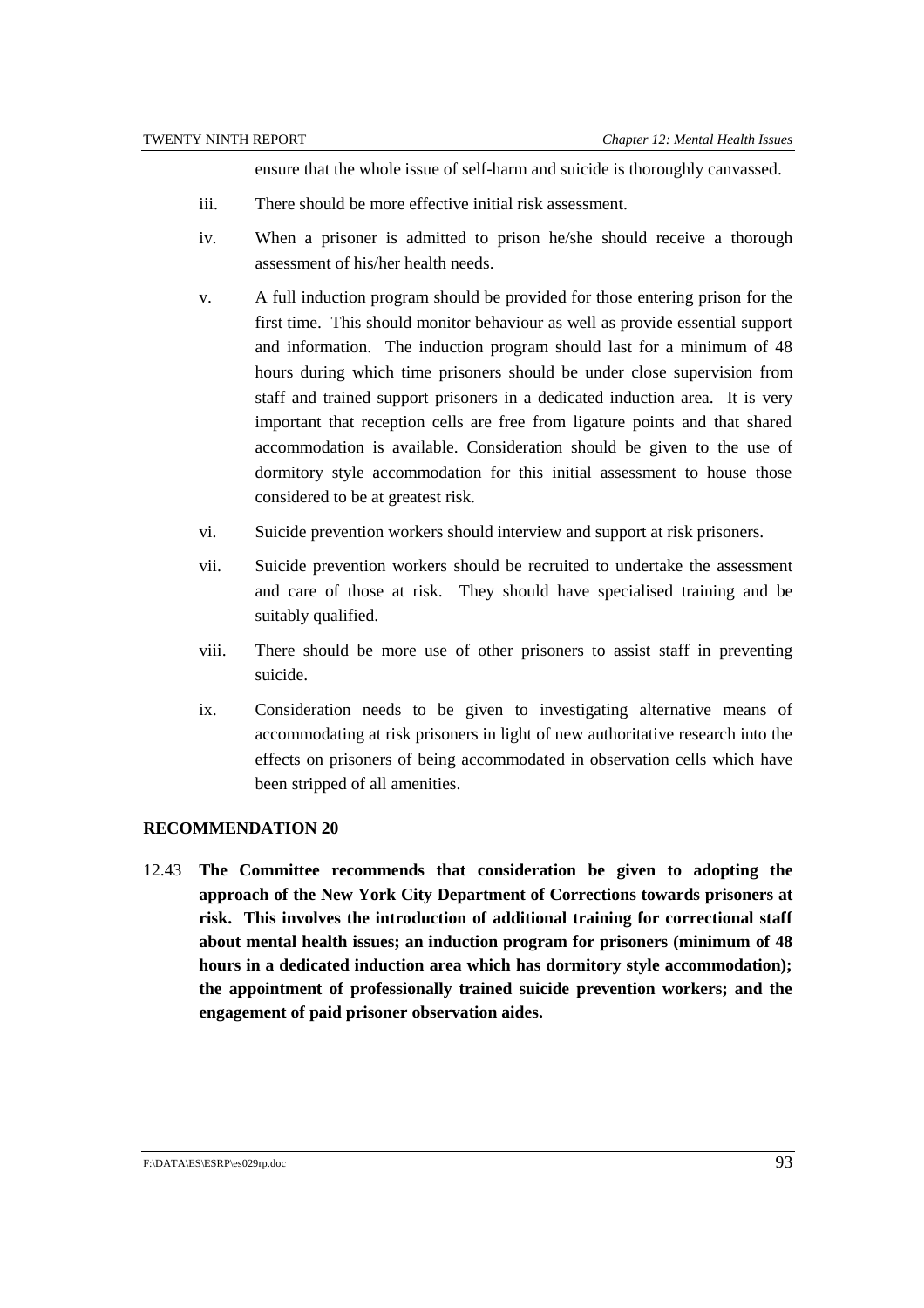ensure that the whole issue of self-harm and suicide is thoroughly canvassed.

iii. There should be more effective initial risk assessment.

iv. When a prisoner is admitted to prison he/she should receive a thorough assessment of his/her health needs.

v. A full induction program should be provided for those entering prison for the first time. This should monitor behaviour as well as provide essential support and information. The induction program should last for a minimum of 48 hours during which time prisoners should be under close supervision from staff and trained support prisoners in a dedicated induction area. It is very important that reception cells are free from ligature points and that shared accommodation is available. Consideration should be given to the use of dormitory style accommodation for this initial assessment to house those considered to be at greatest risk.

vi. Suicide prevention workers should interview and support at risk prisoners.

vii. Suicide prevention workers should be recruited to undertake the assessment and care of those at risk. They should have specialised training and be suitably qualified.

viii. There should be more use of other prisoners to assist staff in preventing suicide.

ix. Consideration needs to be given to investigating alternative means of accommodating at risk prisoners in light of new authoritative research into the effects on prisoners of being accommodated in observation cells which have been stripped of all amenities.

**RECOMMENDATION 20**

12.43 **The Committee recommends that consideration be given to adopting the approach of the New York City Department of Corrections towards prisoners at risk. This involves the introduction of additional training for correctional staff about mental health issues; an induction program for prisoners (minimum of 48 hours in a dedicated induction area which has dormitory style accommodation); the appointment of professionally trained suicide prevention workers; and the engagement of paid prisoner observation aides.**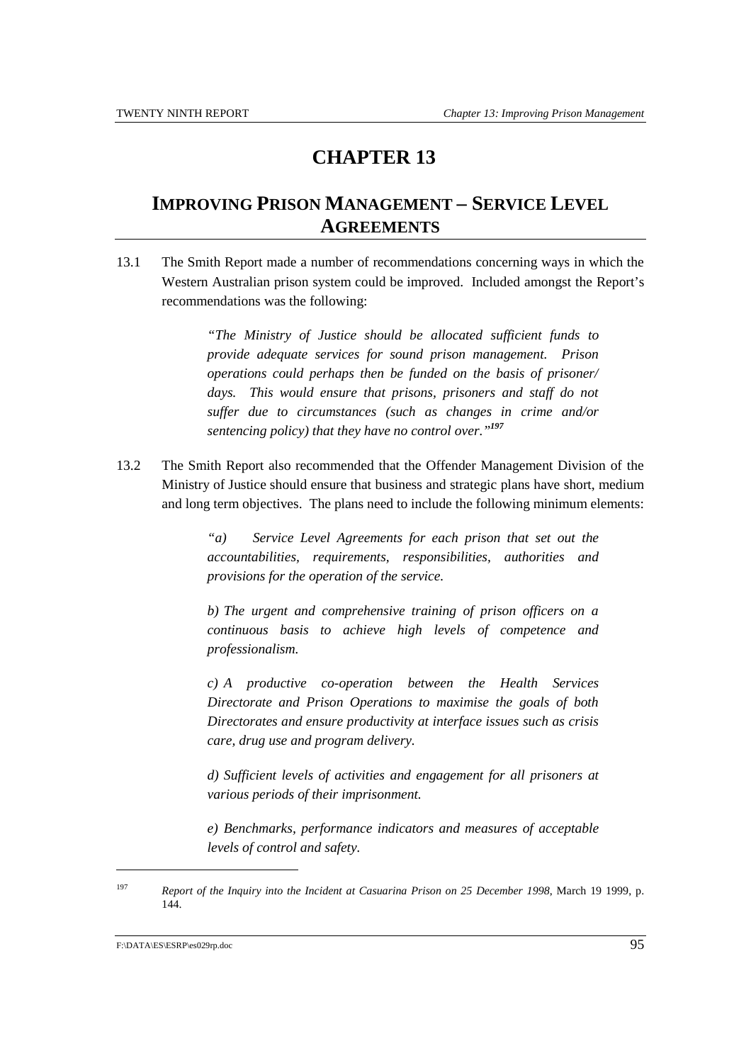# CHAPTER 13

## IMPROVING PRISON MANAGEMENT – SERVICE LEVEL AGREEMENTS

13.1 The Smith Report made a number of recommendations concerning ways in which the Western Australian prison system could be improved. Included amongst the Report's recommendations was the following:

> *"The Ministry of Justice should be allocated sufficient funds to provide adequate services for sound prison management. Prison operations could perhaps then be funded on the basis of prisoner/ days. This would ensure that prisons, prisoners and staff do not suffer due to circumstances (such as changes in crime and/or sentencing policy) that they have no control over."*[197]

13.2 The Smith Report also recommended that the Offender Management Division of the Ministry of Justice should ensure that business and strategic plans have short, medium and long term objectives. The plans need to include the following minimum elements:

> *"a) Service Level Agreements for each prison that set out the accountabilities, requirements, responsibilities, authorities and provisions for the operation of the service.*
>
> *b) The urgent and comprehensive training of prison officers on a continuous basis to achieve high levels of competence and professionalism.*
>
> *c) A productive co-operation between the Health Services Directorate and Prison Operations to maximise the goals of both Directorates and ensure productivity at interface issues such as crisis care, drug use and program delivery.*
>
> *d) Sufficient levels of activities and engagement for all prisoners at various periods of their imprisonment.*
>
> *e) Benchmarks, performance indicators and measures of acceptable levels of control and safety.*

---

[197] *Report of the Inquiry into the Incident at Casuarina Prison on 25 December 1998*, March 19 1999, p. 144.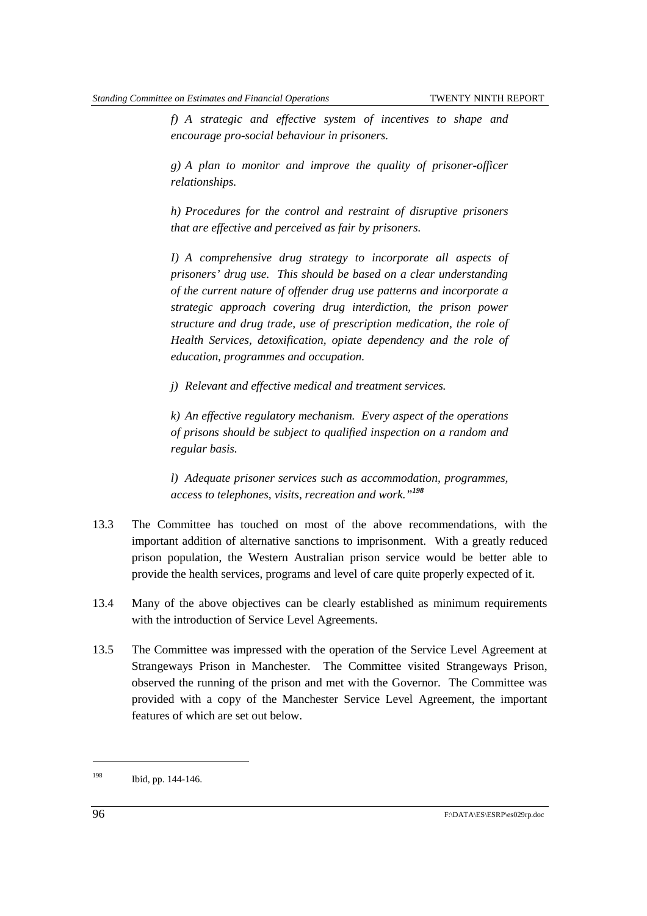> *f) A strategic and effective system of incentives to shape and encourage pro-social behaviour in prisoners.*
>
> *g) A plan to monitor and improve the quality of prisoner-officer relationships.*
>
> *h) Procedures for the control and restraint of disruptive prisoners that are effective and perceived as fair by prisoners.*
>
> *I) A comprehensive drug strategy to incorporate all aspects of prisoners' drug use. This should be based on a clear understanding of the current nature of offender drug use patterns and incorporate a strategic approach covering drug interdiction, the prison power structure and drug trade, use of prescription medication, the role of Health Services, detoxification, opiate dependency and the role of education, programmes and occupation.*
>
> *j) Relevant and effective medical and treatment services.*
>
> *k) An effective regulatory mechanism. Every aspect of the operations of prisons should be subject to qualified inspection on a random and regular basis.*
>
> *l) Adequate prisoner services such as accommodation, programmes, access to telephones, visits, recreation and work."*[198]

13.3 The Committee has touched on most of the above recommendations, with the important addition of alternative sanctions to imprisonment. With a greatly reduced prison population, the Western Australian prison service would be better able to provide the health services, programs and level of care quite properly expected of it.

13.4 Many of the above objectives can be clearly established as minimum requirements with the introduction of Service Level Agreements.

13.5 The Committee was impressed with the operation of the Service Level Agreement at Strangeways Prison in Manchester. The Committee visited Strangeways Prison, observed the running of the prison and met with the Governor. The Committee was provided with a copy of the Manchester Service Level Agreement, the important features of which are set out below.

---

[198] Ibid, pp. 144-146.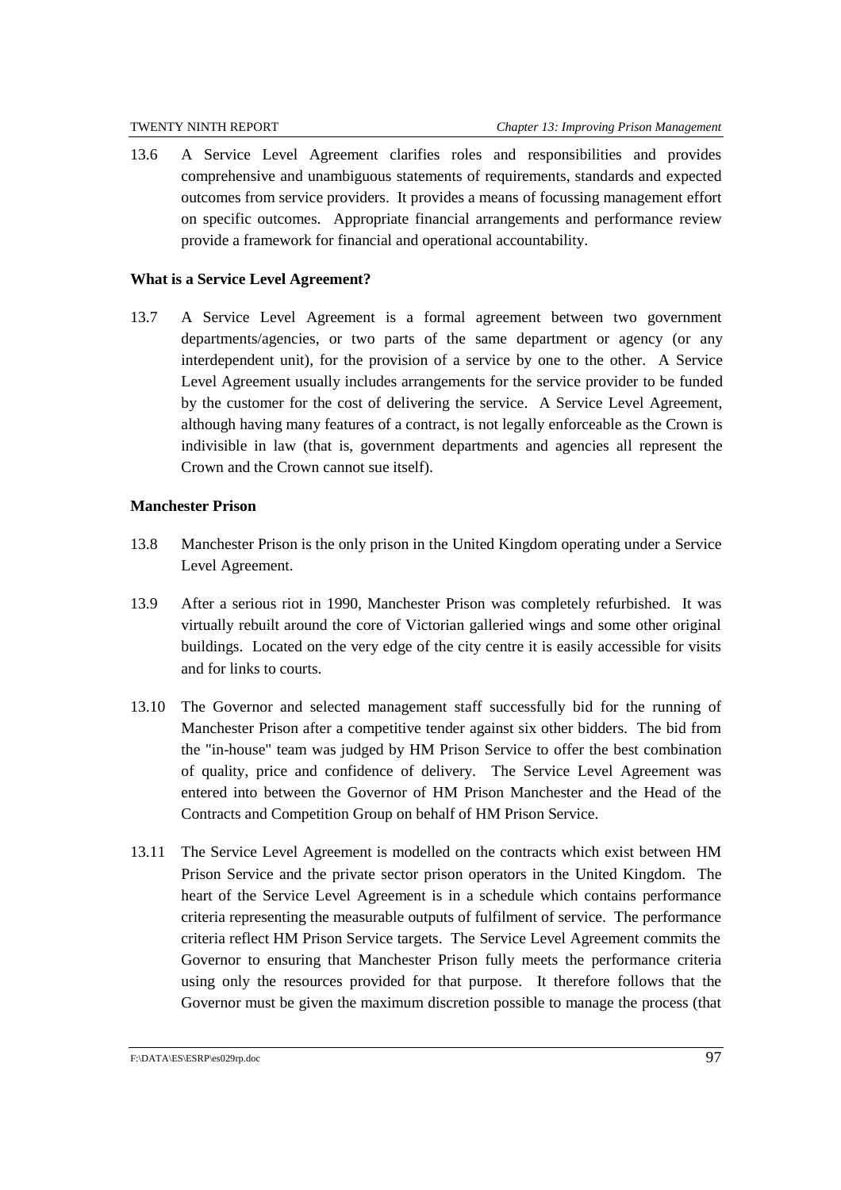13.6 A Service Level Agreement clarifies roles and responsibilities and provides comprehensive and unambiguous statements of requirements, standards and expected outcomes from service providers. It provides a means of focussing management effort on specific outcomes. Appropriate financial arrangements and performance review provide a framework for financial and operational accountability.

**What is a Service Level Agreement?**

13.7 A Service Level Agreement is a formal agreement between two government departments/agencies, or two parts of the same department or agency (or any interdependent unit), for the provision of a service by one to the other. A Service Level Agreement usually includes arrangements for the service provider to be funded by the customer for the cost of delivering the service. A Service Level Agreement, although having many features of a contract, is not legally enforceable as the Crown is indivisible in law (that is, government departments and agencies all represent the Crown and the Crown cannot sue itself).

**Manchester Prison**

13.8 Manchester Prison is the only prison in the United Kingdom operating under a Service Level Agreement.

13.9 After a serious riot in 1990, Manchester Prison was completely refurbished. It was virtually rebuilt around the core of Victorian galleried wings and some other original buildings. Located on the very edge of the city centre it is easily accessible for visits and for links to courts.

13.10 The Governor and selected management staff successfully bid for the running of Manchester Prison after a competitive tender against six other bidders. The bid from the "in-house" team was judged by HM Prison Service to offer the best combination of quality, price and confidence of delivery. The Service Level Agreement was entered into between the Governor of HM Prison Manchester and the Head of the Contracts and Competition Group on behalf of HM Prison Service.

13.11 The Service Level Agreement is modelled on the contracts which exist between HM Prison Service and the private sector prison operators in the United Kingdom. The heart of the Service Level Agreement is in a schedule which contains performance criteria representing the measurable outputs of fulfilment of service. The performance criteria reflect HM Prison Service targets. The Service Level Agreement commits the Governor to ensuring that Manchester Prison fully meets the performance criteria using only the resources provided for that purpose. It therefore follows that the Governor must be given the maximum discretion possible to manage the process (that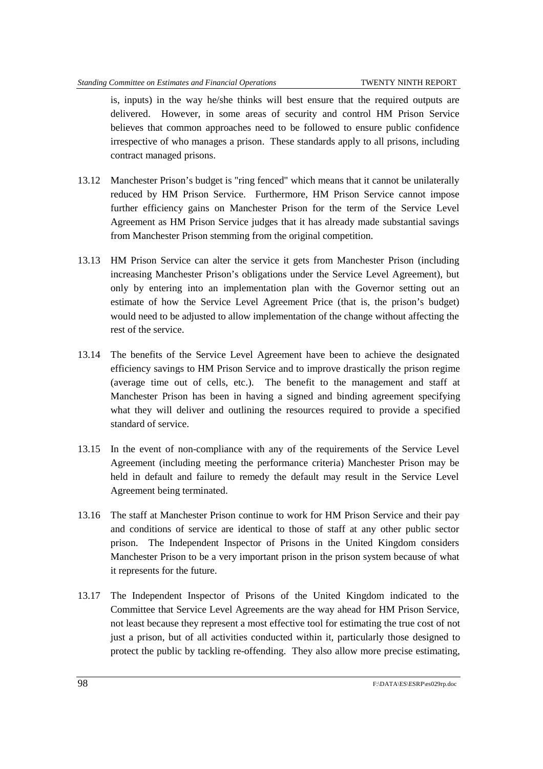is, inputs) in the way he/she thinks will best ensure that the required outputs are delivered. However, in some areas of security and control HM Prison Service believes that common approaches need to be followed to ensure public confidence irrespective of who manages a prison. These standards apply to all prisons, including contract managed prisons.

13.12 Manchester Prison's budget is "ring fenced" which means that it cannot be unilaterally reduced by HM Prison Service. Furthermore, HM Prison Service cannot impose further efficiency gains on Manchester Prison for the term of the Service Level Agreement as HM Prison Service judges that it has already made substantial savings from Manchester Prison stemming from the original competition.

13.13 HM Prison Service can alter the service it gets from Manchester Prison (including increasing Manchester Prison's obligations under the Service Level Agreement), but only by entering into an implementation plan with the Governor setting out an estimate of how the Service Level Agreement Price (that is, the prison's budget) would need to be adjusted to allow implementation of the change without affecting the rest of the service.

13.14 The benefits of the Service Level Agreement have been to achieve the designated efficiency savings to HM Prison Service and to improve drastically the prison regime (average time out of cells, etc.). The benefit to the management and staff at Manchester Prison has been in having a signed and binding agreement specifying what they will deliver and outlining the resources required to provide a specified standard of service.

13.15 In the event of non-compliance with any of the requirements of the Service Level Agreement (including meeting the performance criteria) Manchester Prison may be held in default and failure to remedy the default may result in the Service Level Agreement being terminated.

13.16 The staff at Manchester Prison continue to work for HM Prison Service and their pay and conditions of service are identical to those of staff at any other public sector prison. The Independent Inspector of Prisons in the United Kingdom considers Manchester Prison to be a very important prison in the prison system because of what it represents for the future.

13.17 The Independent Inspector of Prisons of the United Kingdom indicated to the Committee that Service Level Agreements are the way ahead for HM Prison Service, not least because they represent a most effective tool for estimating the true cost of not just a prison, but of all activities conducted within it, particularly those designed to protect the public by tackling re-offending. They also allow more precise estimating,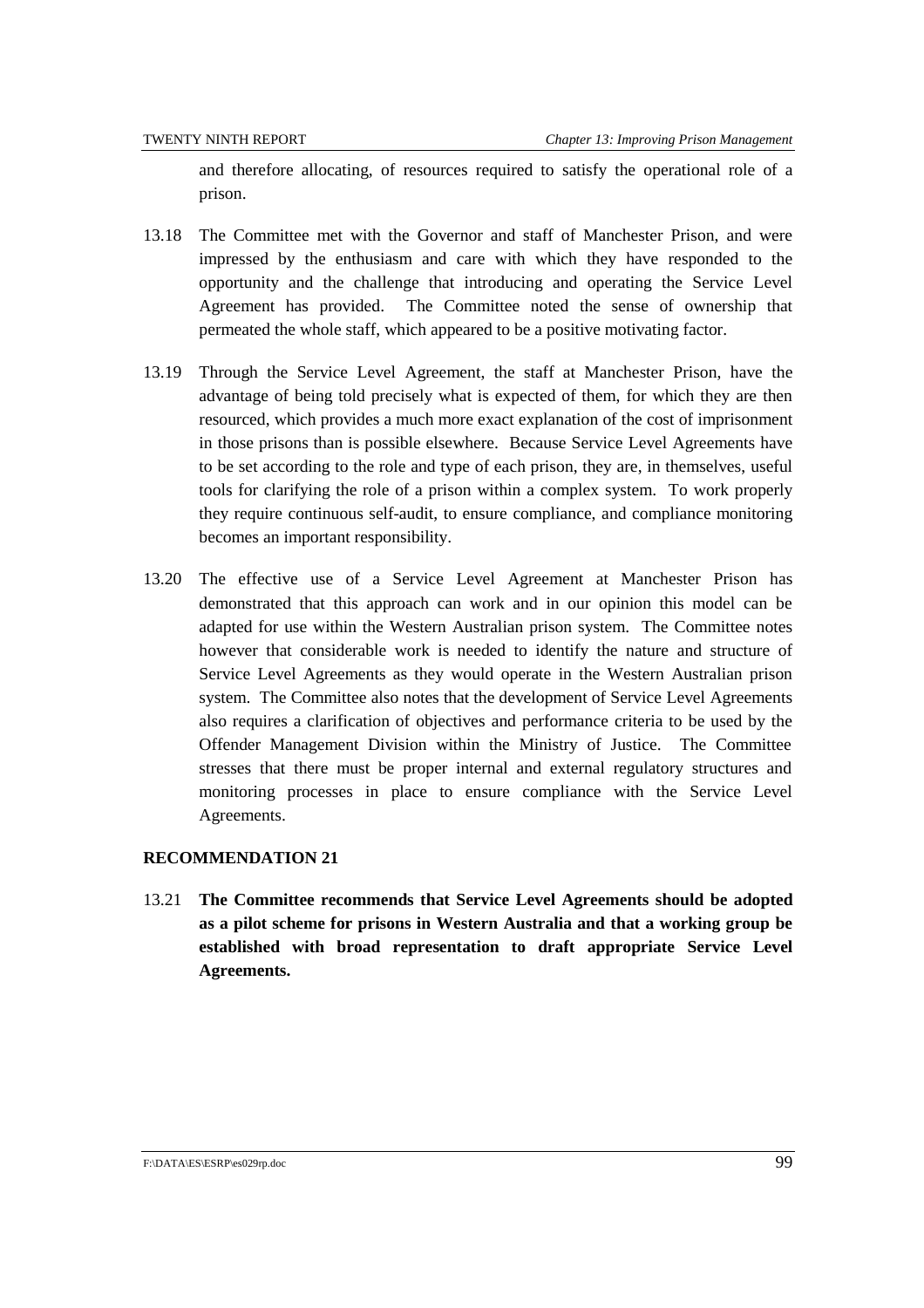and therefore allocating, of resources required to satisfy the operational role of a prison.

13.18 The Committee met with the Governor and staff of Manchester Prison, and were impressed by the enthusiasm and care with which they have responded to the opportunity and the challenge that introducing and operating the Service Level Agreement has provided. The Committee noted the sense of ownership that permeated the whole staff, which appeared to be a positive motivating factor.

13.19 Through the Service Level Agreement, the staff at Manchester Prison, have the advantage of being told precisely what is expected of them, for which they are then resourced, which provides a much more exact explanation of the cost of imprisonment in those prisons than is possible elsewhere. Because Service Level Agreements have to be set according to the role and type of each prison, they are, in themselves, useful tools for clarifying the role of a prison within a complex system. To work properly they require continuous self-audit, to ensure compliance, and compliance monitoring becomes an important responsibility.

13.20 The effective use of a Service Level Agreement at Manchester Prison has demonstrated that this approach can work and in our opinion this model can be adapted for use within the Western Australian prison system. The Committee notes however that considerable work is needed to identify the nature and structure of Service Level Agreements as they would operate in the Western Australian prison system. The Committee also notes that the development of Service Level Agreements also requires a clarification of objectives and performance criteria to be used by the Offender Management Division within the Ministry of Justice. The Committee stresses that there must be proper internal and external regulatory structures and monitoring processes in place to ensure compliance with the Service Level Agreements.

**RECOMMENDATION 21**

13.21 **The Committee recommends that Service Level Agreements should be adopted as a pilot scheme for prisons in Western Australia and that a working group be established with broad representation to draft appropriate Service Level Agreements.**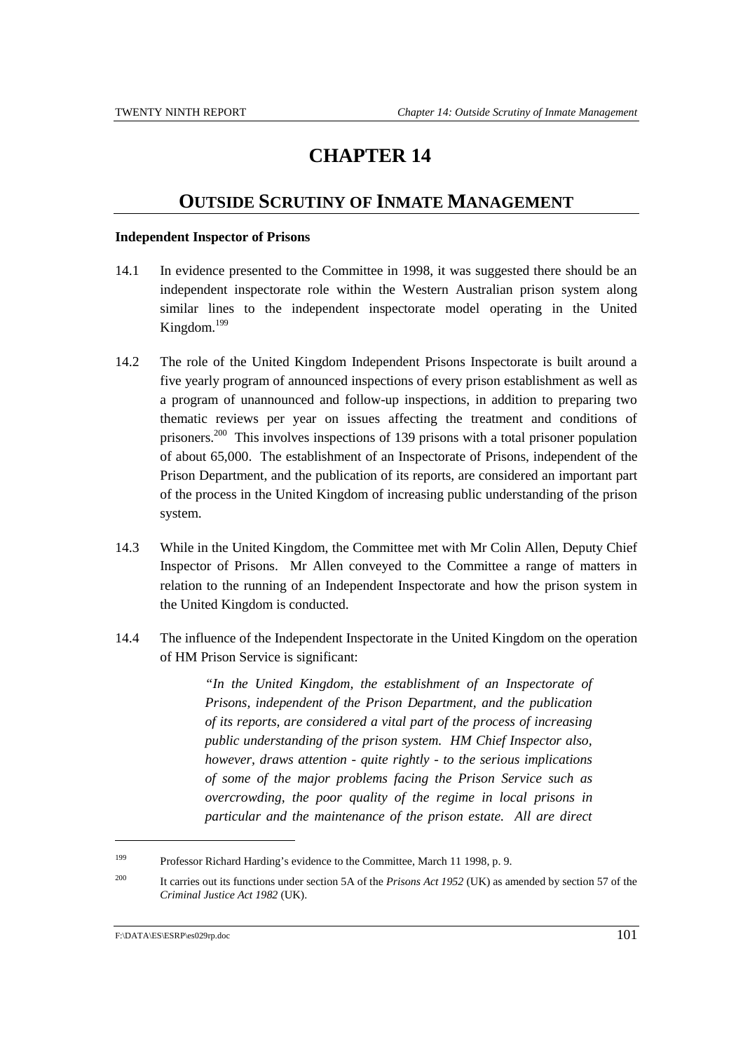# CHAPTER 14

## OUTSIDE SCRUTINY OF INMATE MANAGEMENT

**Independent Inspector of Prisons**

14.1 In evidence presented to the Committee in 1998, it was suggested there should be an independent inspectorate role within the Western Australian prison system along similar lines to the independent inspectorate model operating in the United Kingdom.[199]

14.2 The role of the United Kingdom Independent Prisons Inspectorate is built around a five yearly program of announced inspections of every prison establishment as well as a program of unannounced and follow-up inspections, in addition to preparing two thematic reviews per year on issues affecting the treatment and conditions of prisoners.[200] This involves inspections of 139 prisons with a total prisoner population of about 65,000. The establishment of an Inspectorate of Prisons, independent of the Prison Department, and the publication of its reports, are considered an important part of the process in the United Kingdom of increasing public understanding of the prison system.

14.3 While in the United Kingdom, the Committee met with Mr Colin Allen, Deputy Chief Inspector of Prisons. Mr Allen conveyed to the Committee a range of matters in relation to the running of an Independent Inspectorate and how the prison system in the United Kingdom is conducted.

14.4 The influence of the Independent Inspectorate in the United Kingdom on the operation of HM Prison Service is significant:

> *"In the United Kingdom, the establishment of an Inspectorate of Prisons, independent of the Prison Department, and the publication of its reports, are considered a vital part of the process of increasing public understanding of the prison system. HM Chief Inspector also, however, draws attention - quite rightly - to the serious implications of some of the major problems facing the Prison Service such as overcrowding, the poor quality of the regime in local prisons in particular and the maintenance of the prison estate. All are direct*

---

[199] Professor Richard Harding's evidence to the Committee, March 11 1998, p. 9.

[200] It carries out its functions under section 5A of the *Prisons Act 1952* (UK) as amended by section 57 of the *Criminal Justice Act 1982* (UK).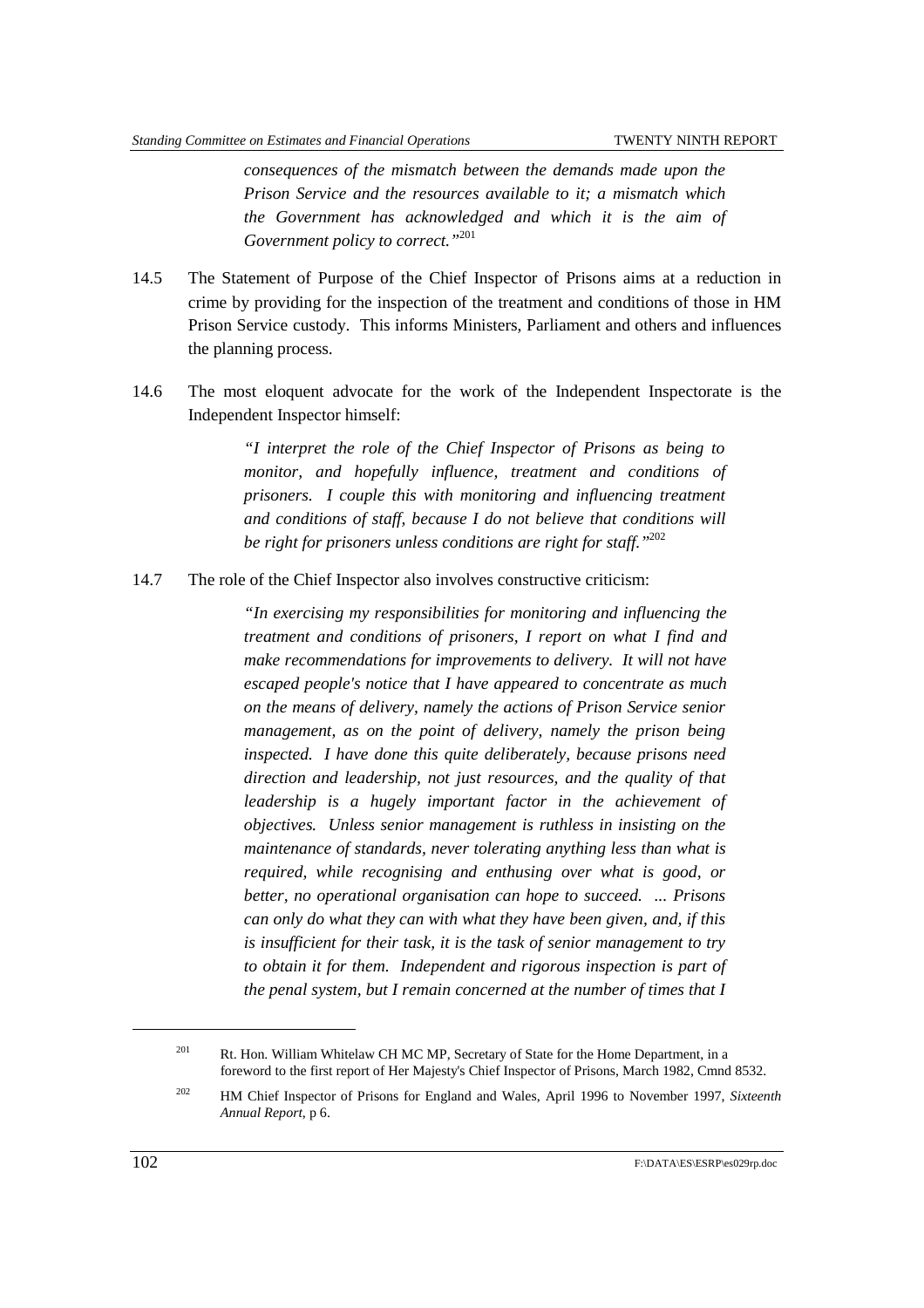> *consequences of the mismatch between the demands made upon the Prison Service and the resources available to it; a mismatch which the Government has acknowledged and which it is the aim of Government policy to correct."*[201]

14.5 The Statement of Purpose of the Chief Inspector of Prisons aims at a reduction in crime by providing for the inspection of the treatment and conditions of those in HM Prison Service custody. This informs Ministers, Parliament and others and influences the planning process.

14.6 The most eloquent advocate for the work of the Independent Inspectorate is the Independent Inspector himself:

> *"I interpret the role of the Chief Inspector of Prisons as being to monitor, and hopefully influence, treatment and conditions of prisoners. I couple this with monitoring and influencing treatment and conditions of staff, because I do not believe that conditions will be right for prisoners unless conditions are right for staff."*[202]

14.7 The role of the Chief Inspector also involves constructive criticism:

> *"In exercising my responsibilities for monitoring and influencing the treatment and conditions of prisoners, I report on what I find and make recommendations for improvements to delivery. It will not have escaped people's notice that I have appeared to concentrate as much on the means of delivery, namely the actions of Prison Service senior management, as on the point of delivery, namely the prison being inspected. I have done this quite deliberately, because prisons need direction and leadership, not just resources, and the quality of that leadership is a hugely important factor in the achievement of objectives. Unless senior management is ruthless in insisting on the maintenance of standards, never tolerating anything less than what is required, while recognising and enthusing over what is good, or better, no operational organisation can hope to succeed. ... Prisons can only do what they can with what they have been given, and, if this is insufficient for their task, it is the task of senior management to try to obtain it for them. Independent and rigorous inspection is part of the penal system, but I remain concerned at the number of times that I*

---

[201] Rt. Hon. William Whitelaw CH MC MP, Secretary of State for the Home Department, in a foreword to the first report of Her Majesty's Chief Inspector of Prisons, March 1982, Cmnd 8532.

[202] HM Chief Inspector of Prisons for England and Wales, April 1996 to November 1997, *Sixteenth Annual Report*, p 6.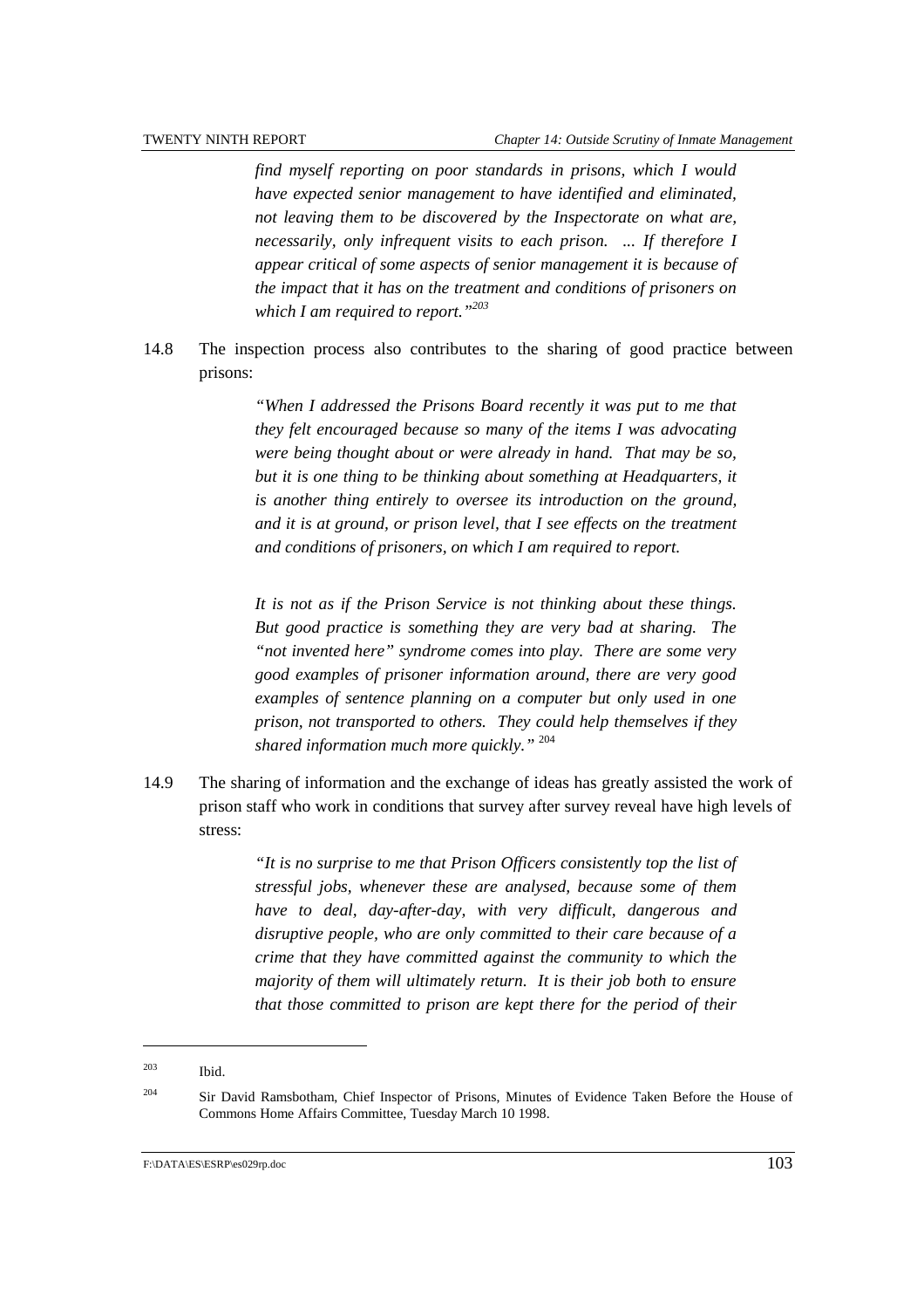*find myself reporting on poor standards in prisons, which I would have expected senior management to have identified and eliminated, not leaving them to be discovered by the Inspectorate on what are, necessarily, only infrequent visits to each prison. ... If therefore I appear critical of some aspects of senior management it is because of the impact that it has on the treatment and conditions of prisoners on which I am required to report."*[203]

14.8 The inspection process also contributes to the sharing of good practice between prisons:

> *"When I addressed the Prisons Board recently it was put to me that they felt encouraged because so many of the items I was advocating were being thought about or were already in hand. That may be so, but it is one thing to be thinking about something at Headquarters, it is another thing entirely to oversee its introduction on the ground, and it is at ground, or prison level, that I see effects on the treatment and conditions of prisoners, on which I am required to report.*
>
> *It is not as if the Prison Service is not thinking about these things. But good practice is something they are very bad at sharing. The "not invented here" syndrome comes into play. There are some very good examples of prisoner information around, there are very good examples of sentence planning on a computer but only used in one prison, not transported to others. They could help themselves if they shared information much more quickly."* [204]

14.9 The sharing of information and the exchange of ideas has greatly assisted the work of prison staff who work in conditions that survey after survey reveal have high levels of stress:

> *"It is no surprise to me that Prison Officers consistently top the list of stressful jobs, whenever these are analysed, because some of them have to deal, day-after-day, with very difficult, dangerous and disruptive people, who are only committed to their care because of a crime that they have committed against the community to which the majority of them will ultimately return. It is their job both to ensure that those committed to prison are kept there for the period of their*

---

[203] Ibid.

[204] Sir David Ramsbotham, Chief Inspector of Prisons, Minutes of Evidence Taken Before the House of Commons Home Affairs Committee, Tuesday March 10 1998.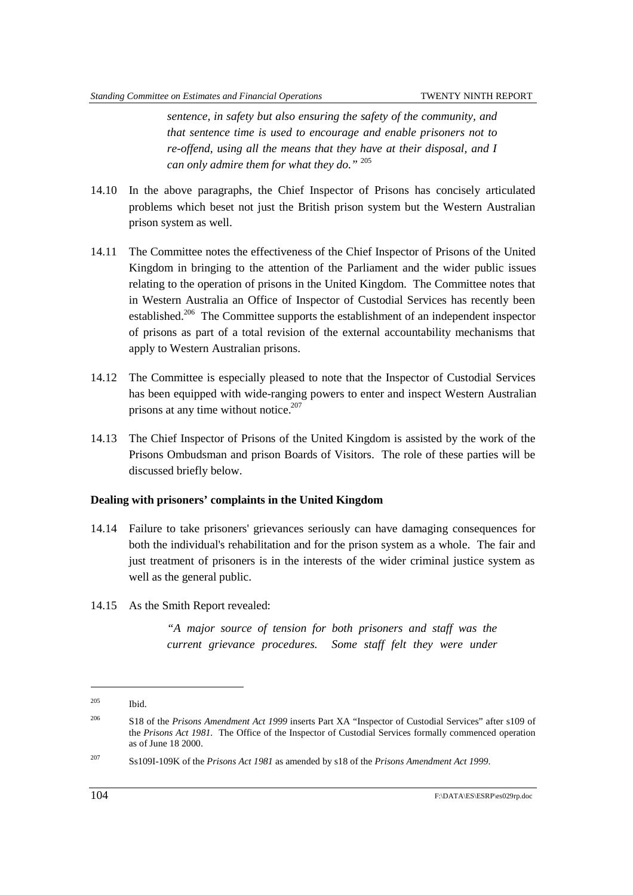*sentence, in safety but also ensuring the safety of the community, and that sentence time is used to encourage and enable prisoners not to re-offend, using all the means that they have at their disposal, and I can only admire them for what they do."* [205]

14.10 In the above paragraphs, the Chief Inspector of Prisons has concisely articulated problems which beset not just the British prison system but the Western Australian prison system as well.

14.11 The Committee notes the effectiveness of the Chief Inspector of Prisons of the United Kingdom in bringing to the attention of the Parliament and the wider public issues relating to the operation of prisons in the United Kingdom. The Committee notes that in Western Australia an Office of Inspector of Custodial Services has recently been established.[206] The Committee supports the establishment of an independent inspector of prisons as part of a total revision of the external accountability mechanisms that apply to Western Australian prisons.

14.12 The Committee is especially pleased to note that the Inspector of Custodial Services has been equipped with wide-ranging powers to enter and inspect Western Australian prisons at any time without notice.[207]

14.13 The Chief Inspector of Prisons of the United Kingdom is assisted by the work of the Prisons Ombudsman and prison Boards of Visitors. The role of these parties will be discussed briefly below.

**Dealing with prisoners' complaints in the United Kingdom**

14.14 Failure to take prisoners' grievances seriously can have damaging consequences for both the individual's rehabilitation and for the prison system as a whole. The fair and just treatment of prisoners is in the interests of the wider criminal justice system as well as the general public.

14.15 As the Smith Report revealed:

> *"A major source of tension for both prisoners and staff was the current grievance procedures. Some staff felt they were under*

---

[205] Ibid.

[206] S18 of the *Prisons Amendment Act 1999* inserts Part XA "Inspector of Custodial Services" after s109 of the *Prisons Act 1981*. The Office of the Inspector of Custodial Services formally commenced operation as of June 18 2000.

[207] Ss109I-109K of the *Prisons Act 1981* as amended by s18 of the *Prisons Amendment Act 1999*.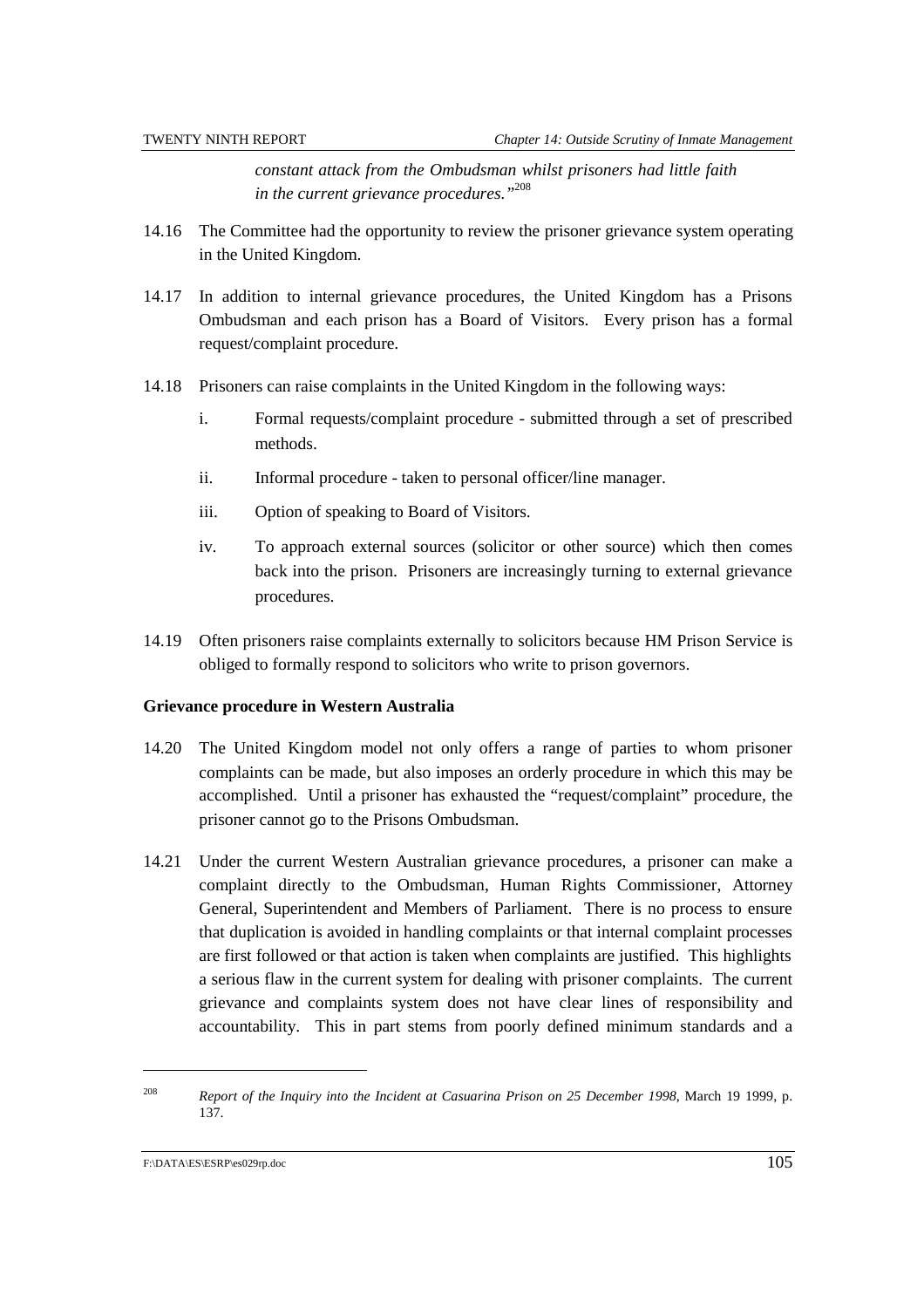*constant attack from the Ombudsman whilst prisoners had little faith in the current grievance procedures."*[208]

14.16 The Committee had the opportunity to review the prisoner grievance system operating in the United Kingdom.

14.17 In addition to internal grievance procedures, the United Kingdom has a Prisons Ombudsman and each prison has a Board of Visitors. Every prison has a formal request/complaint procedure.

14.18 Prisoners can raise complaints in the United Kingdom in the following ways:

i. Formal requests/complaint procedure - submitted through a set of prescribed methods.

ii. Informal procedure - taken to personal officer/line manager.

iii. Option of speaking to Board of Visitors.

iv. To approach external sources (solicitor or other source) which then comes back into the prison. Prisoners are increasingly turning to external grievance procedures.

14.19 Often prisoners raise complaints externally to solicitors because HM Prison Service is obliged to formally respond to solicitors who write to prison governors.

**Grievance procedure in Western Australia**

14.20 The United Kingdom model not only offers a range of parties to whom prisoner complaints can be made, but also imposes an orderly procedure in which this may be accomplished. Until a prisoner has exhausted the "request/complaint" procedure, the prisoner cannot go to the Prisons Ombudsman.

14.21 Under the current Western Australian grievance procedures, a prisoner can make a complaint directly to the Ombudsman, Human Rights Commissioner, Attorney General, Superintendent and Members of Parliament. There is no process to ensure that duplication is avoided in handling complaints or that internal complaint processes are first followed or that action is taken when complaints are justified. This highlights a serious flaw in the current system for dealing with prisoner complaints. The current grievance and complaints system does not have clear lines of responsibility and accountability. This in part stems from poorly defined minimum standards and a

[208] *Report of the Inquiry into the Incident at Casuarina Prison on 25 December 1998*, March 19 1999, p. 137.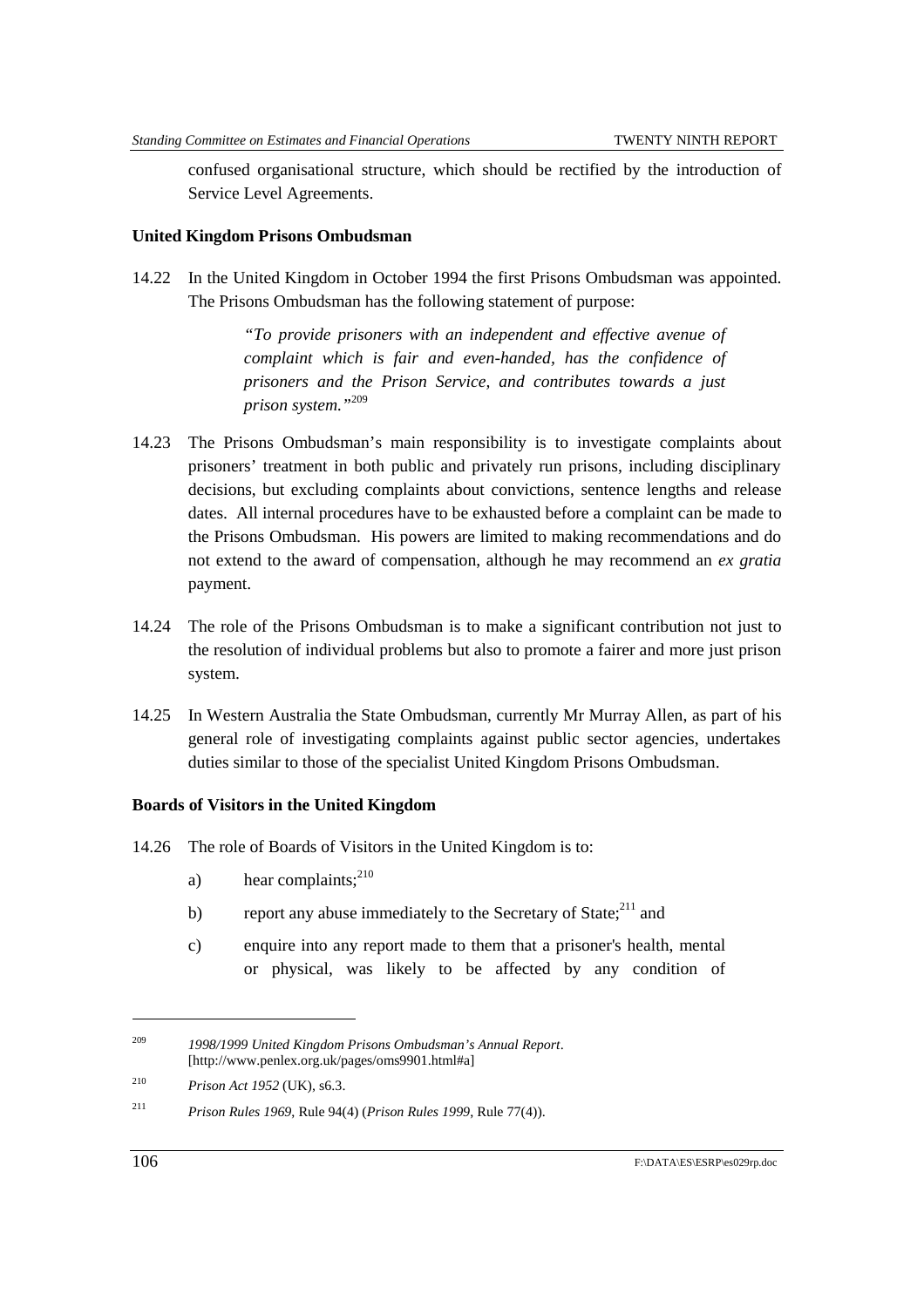confused organisational structure, which should be rectified by the introduction of Service Level Agreements.

**United Kingdom Prisons Ombudsman**

14.22 In the United Kingdom in October 1994 the first Prisons Ombudsman was appointed. The Prisons Ombudsman has the following statement of purpose:

> *"To provide prisoners with an independent and effective avenue of complaint which is fair and even-handed, has the confidence of prisoners and the Prison Service, and contributes towards a just prison system."*[209]

14.23 The Prisons Ombudsman's main responsibility is to investigate complaints about prisoners' treatment in both public and privately run prisons, including disciplinary decisions, but excluding complaints about convictions, sentence lengths and release dates. All internal procedures have to be exhausted before a complaint can be made to the Prisons Ombudsman. His powers are limited to making recommendations and do not extend to the award of compensation, although he may recommend an *ex gratia* payment.

14.24 The role of the Prisons Ombudsman is to make a significant contribution not just to the resolution of individual problems but also to promote a fairer and more just prison system.

14.25 In Western Australia the State Ombudsman, currently Mr Murray Allen, as part of his general role of investigating complaints against public sector agencies, undertakes duties similar to those of the specialist United Kingdom Prisons Ombudsman.

**Boards of Visitors in the United Kingdom**

14.26 The role of Boards of Visitors in the United Kingdom is to:

a) hear complaints;[210]

b) report any abuse immediately to the Secretary of State;[211] and

c) enquire into any report made to them that a prisoner's health, mental or physical, was likely to be affected by any condition of

---

[209] *1998/1999 United Kingdom Prisons Ombudsman's Annual Report*. [http://www.penlex.org.uk/pages/oms9901.html#a]

[210] *Prison Act 1952* (UK), s6.3.

[211] *Prison Rules 1969*, Rule 94(4) (*Prison Rules 1999*, Rule 77(4)).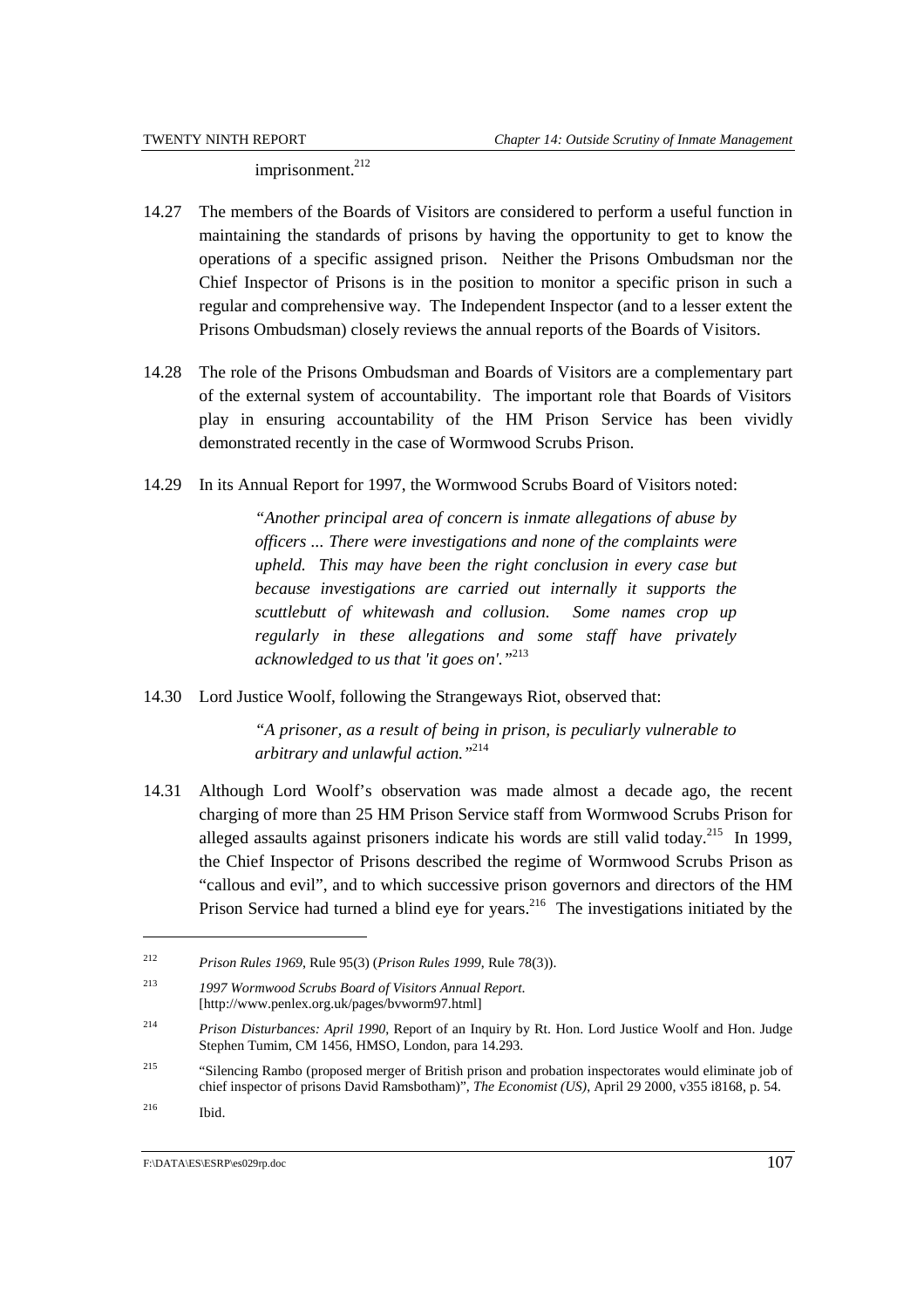imprisonment.[212]

14.27 The members of the Boards of Visitors are considered to perform a useful function in maintaining the standards of prisons by having the opportunity to get to know the operations of a specific assigned prison. Neither the Prisons Ombudsman nor the Chief Inspector of Prisons is in the position to monitor a specific prison in such a regular and comprehensive way. The Independent Inspector (and to a lesser extent the Prisons Ombudsman) closely reviews the annual reports of the Boards of Visitors.

14.28 The role of the Prisons Ombudsman and Boards of Visitors are a complementary part of the external system of accountability. The important role that Boards of Visitors play in ensuring accountability of the HM Prison Service has been vividly demonstrated recently in the case of Wormwood Scrubs Prison.

14.29 In its Annual Report for 1997, the Wormwood Scrubs Board of Visitors noted:

> *"Another principal area of concern is inmate allegations of abuse by officers ... There were investigations and none of the complaints were upheld. This may have been the right conclusion in every case but because investigations are carried out internally it supports the scuttlebutt of whitewash and collusion. Some names crop up regularly in these allegations and some staff have privately acknowledged to us that 'it goes on'."*[213]

14.30 Lord Justice Woolf, following the Strangeways Riot, observed that:

> *"A prisoner, as a result of being in prison, is peculiarly vulnerable to arbitrary and unlawful action."*[214]

14.31 Although Lord Woolf's observation was made almost a decade ago, the recent charging of more than 25 HM Prison Service staff from Wormwood Scrubs Prison for alleged assaults against prisoners indicate his words are still valid today.[215] In 1999, the Chief Inspector of Prisons described the regime of Wormwood Scrubs Prison as "callous and evil", and to which successive prison governors and directors of the HM Prison Service had turned a blind eye for years.[216] The investigations initiated by the

---

[212] *Prison Rules 1969*, Rule 95(3) (*Prison Rules 1999*, Rule 78(3)).

[213] *1997 Wormwood Scrubs Board of Visitors Annual Report.* [http://www.penlex.org.uk/pages/bvworm97.html]

[214] *Prison Disturbances: April 1990*, Report of an Inquiry by Rt. Hon. Lord Justice Woolf and Hon. Judge Stephen Tumim, CM 1456, HMSO, London, para 14.293.

[215] "Silencing Rambo (proposed merger of British prison and probation inspectorates would eliminate job of chief inspector of prisons David Ramsbotham)", *The Economist (US)*, April 29 2000, v355 i8168, p. 54.

[216] Ibid.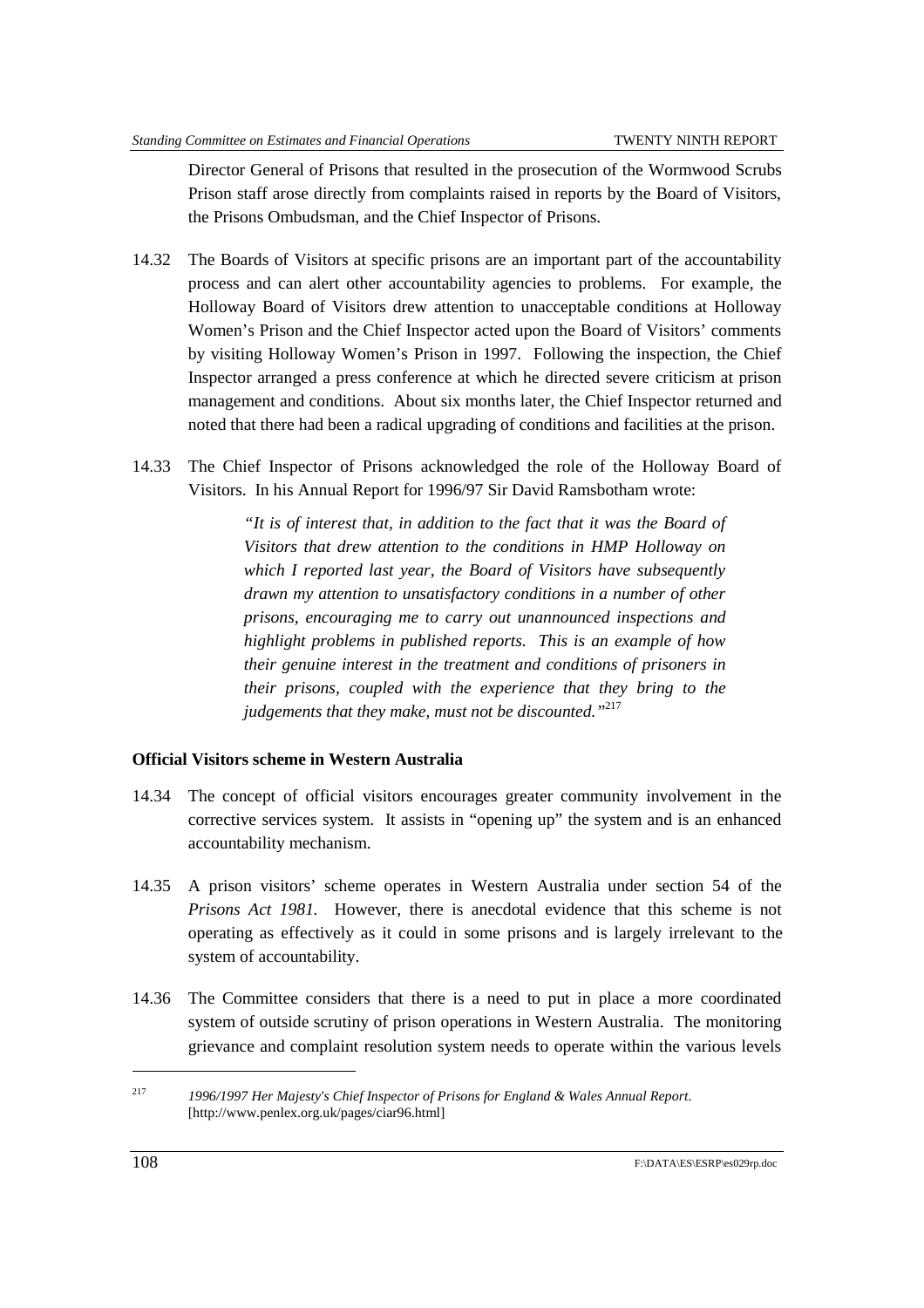Director General of Prisons that resulted in the prosecution of the Wormwood Scrubs Prison staff arose directly from complaints raised in reports by the Board of Visitors, the Prisons Ombudsman, and the Chief Inspector of Prisons.

14.32 The Boards of Visitors at specific prisons are an important part of the accountability process and can alert other accountability agencies to problems. For example, the Holloway Board of Visitors drew attention to unacceptable conditions at Holloway Women's Prison and the Chief Inspector acted upon the Board of Visitors' comments by visiting Holloway Women's Prison in 1997. Following the inspection, the Chief Inspector arranged a press conference at which he directed severe criticism at prison management and conditions. About six months later, the Chief Inspector returned and noted that there had been a radical upgrading of conditions and facilities at the prison.

14.33 The Chief Inspector of Prisons acknowledged the role of the Holloway Board of Visitors. In his Annual Report for 1996/97 Sir David Ramsbotham wrote:

> *"It is of interest that, in addition to the fact that it was the Board of Visitors that drew attention to the conditions in HMP Holloway on which I reported last year, the Board of Visitors have subsequently drawn my attention to unsatisfactory conditions in a number of other prisons, encouraging me to carry out unannounced inspections and highlight problems in published reports. This is an example of how their genuine interest in the treatment and conditions of prisoners in their prisons, coupled with the experience that they bring to the judgements that they make, must not be discounted."*[217]

**Official Visitors scheme in Western Australia**

14.34 The concept of official visitors encourages greater community involvement in the corrective services system. It assists in "opening up" the system and is an enhanced accountability mechanism.

14.35 A prison visitors' scheme operates in Western Australia under section 54 of the *Prisons Act 1981.* However, there is anecdotal evidence that this scheme is not operating as effectively as it could in some prisons and is largely irrelevant to the system of accountability.

14.36 The Committee considers that there is a need to put in place a more coordinated system of outside scrutiny of prison operations in Western Australia. The monitoring grievance and complaint resolution system needs to operate within the various levels

---

[217] *1996/1997 Her Majesty's Chief Inspector of Prisons for England & Wales Annual Report*. [http://www.penlex.org.uk/pages/ciar96.html]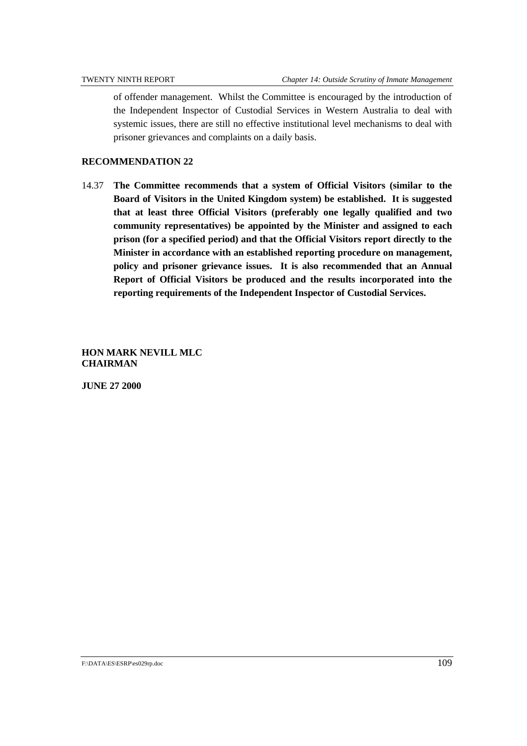of offender management. Whilst the Committee is encouraged by the introduction of the Independent Inspector of Custodial Services in Western Australia to deal with systemic issues, there are still no effective institutional level mechanisms to deal with prisoner grievances and complaints on a daily basis.

**RECOMMENDATION 22**

14.37 **The Committee recommends that a system of Official Visitors (similar to the Board of Visitors in the United Kingdom system) be established. It is suggested that at least three Official Visitors (preferably one legally qualified and two community representatives) be appointed by the Minister and assigned to each prison (for a specified period) and that the Official Visitors report directly to the Minister in accordance with an established reporting procedure on management, policy and prisoner grievance issues. It is also recommended that an Annual Report of Official Visitors be produced and the results incorporated into the reporting requirements of the Independent Inspector of Custodial Services.**

**HON MARK NEVILL MLC**
**CHAIRMAN**

**JUNE 27 2000**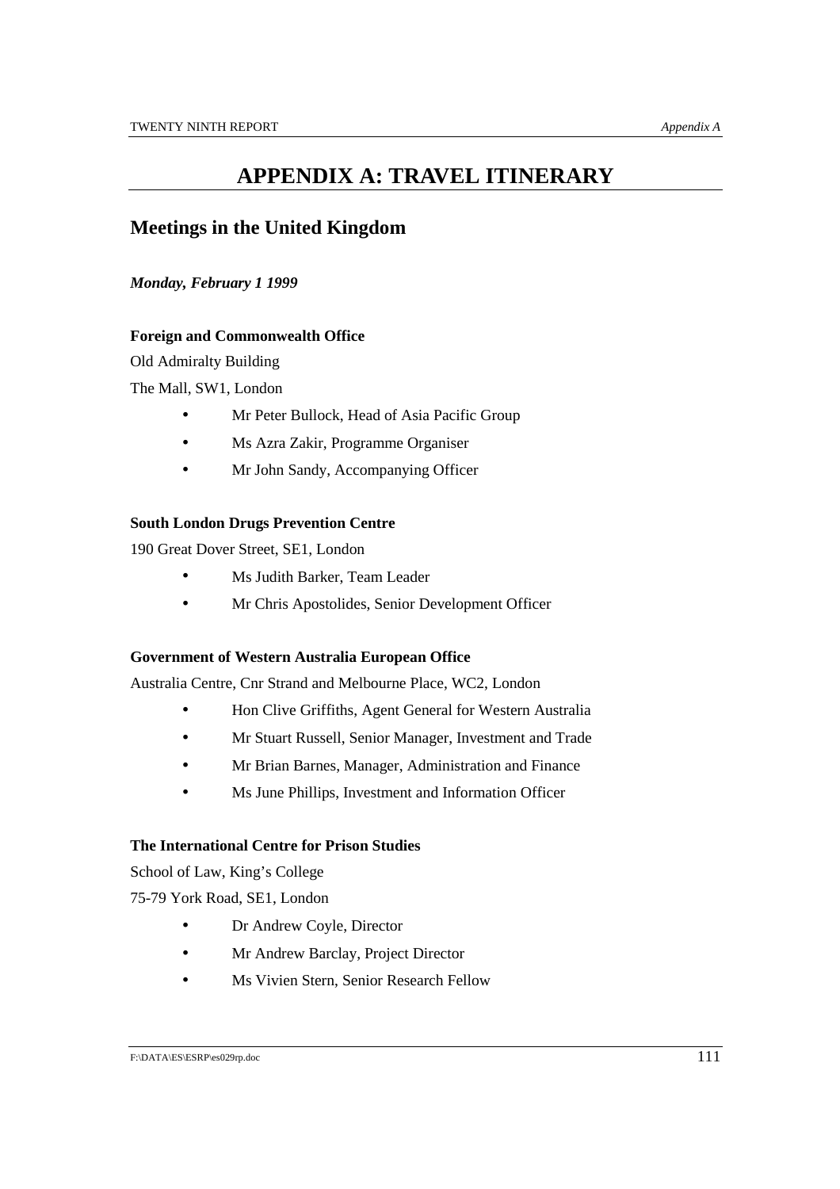# APPENDIX A: TRAVEL ITINERARY

## Meetings in the United Kingdom

***Monday, February 1 1999***

**Foreign and Commonwealth Office**

Old Admiralty Building

The Mall, SW1, London

- Mr Peter Bullock, Head of Asia Pacific Group
- Ms Azra Zakir, Programme Organiser
- Mr John Sandy, Accompanying Officer

**South London Drugs Prevention Centre**

190 Great Dover Street, SE1, London

- Ms Judith Barker, Team Leader
- Mr Chris Apostolides, Senior Development Officer

**Government of Western Australia European Office**

Australia Centre, Cnr Strand and Melbourne Place, WC2, London

- Hon Clive Griffiths, Agent General for Western Australia
- Mr Stuart Russell, Senior Manager, Investment and Trade
- Mr Brian Barnes, Manager, Administration and Finance
- Ms June Phillips, Investment and Information Officer

**The International Centre for Prison Studies**

School of Law, King's College

75-79 York Road, SE1, London

- Dr Andrew Coyle, Director
- Mr Andrew Barclay, Project Director
- Ms Vivien Stern, Senior Research Fellow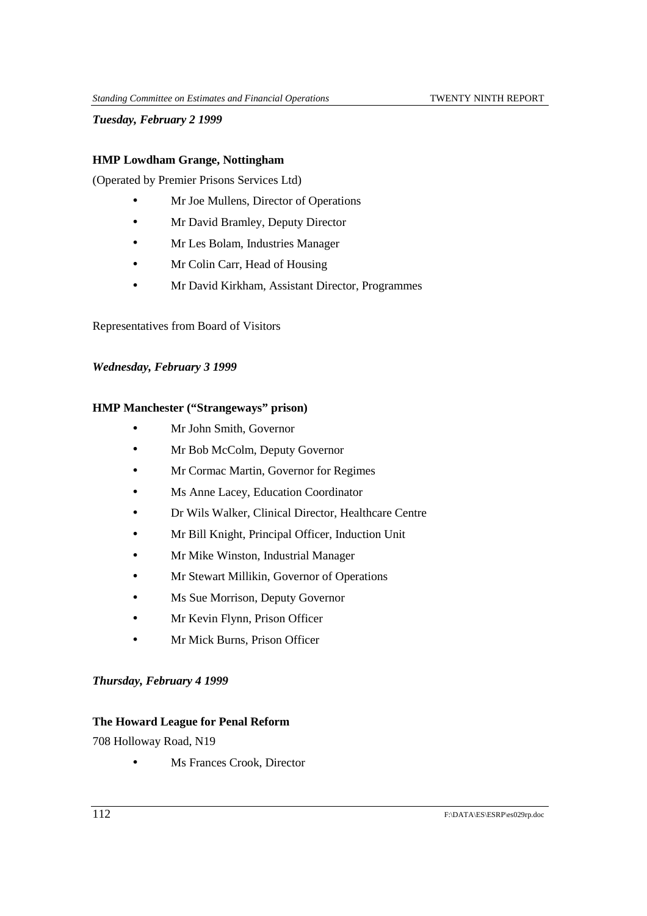***Tuesday, February 2 1999***

**HMP Lowdham Grange, Nottingham**

(Operated by Premier Prisons Services Ltd)

- Mr Joe Mullens, Director of Operations
- Mr David Bramley, Deputy Director
- Mr Les Bolam, Industries Manager
- Mr Colin Carr, Head of Housing
- Mr David Kirkham, Assistant Director, Programmes

Representatives from Board of Visitors

***Wednesday, February 3 1999***

**HMP Manchester ("Strangeways" prison)**

- Mr John Smith, Governor
- Mr Bob McColm, Deputy Governor
- Mr Cormac Martin, Governor for Regimes
- Ms Anne Lacey, Education Coordinator
- Dr Wils Walker, Clinical Director, Healthcare Centre
- Mr Bill Knight, Principal Officer, Induction Unit
- Mr Mike Winston, Industrial Manager
- Mr Stewart Millikin, Governor of Operations
- Ms Sue Morrison, Deputy Governor
- Mr Kevin Flynn, Prison Officer
- Mr Mick Burns, Prison Officer

***Thursday, February 4 1999***

**The Howard League for Penal Reform**

708 Holloway Road, N19

- Ms Frances Crook, Director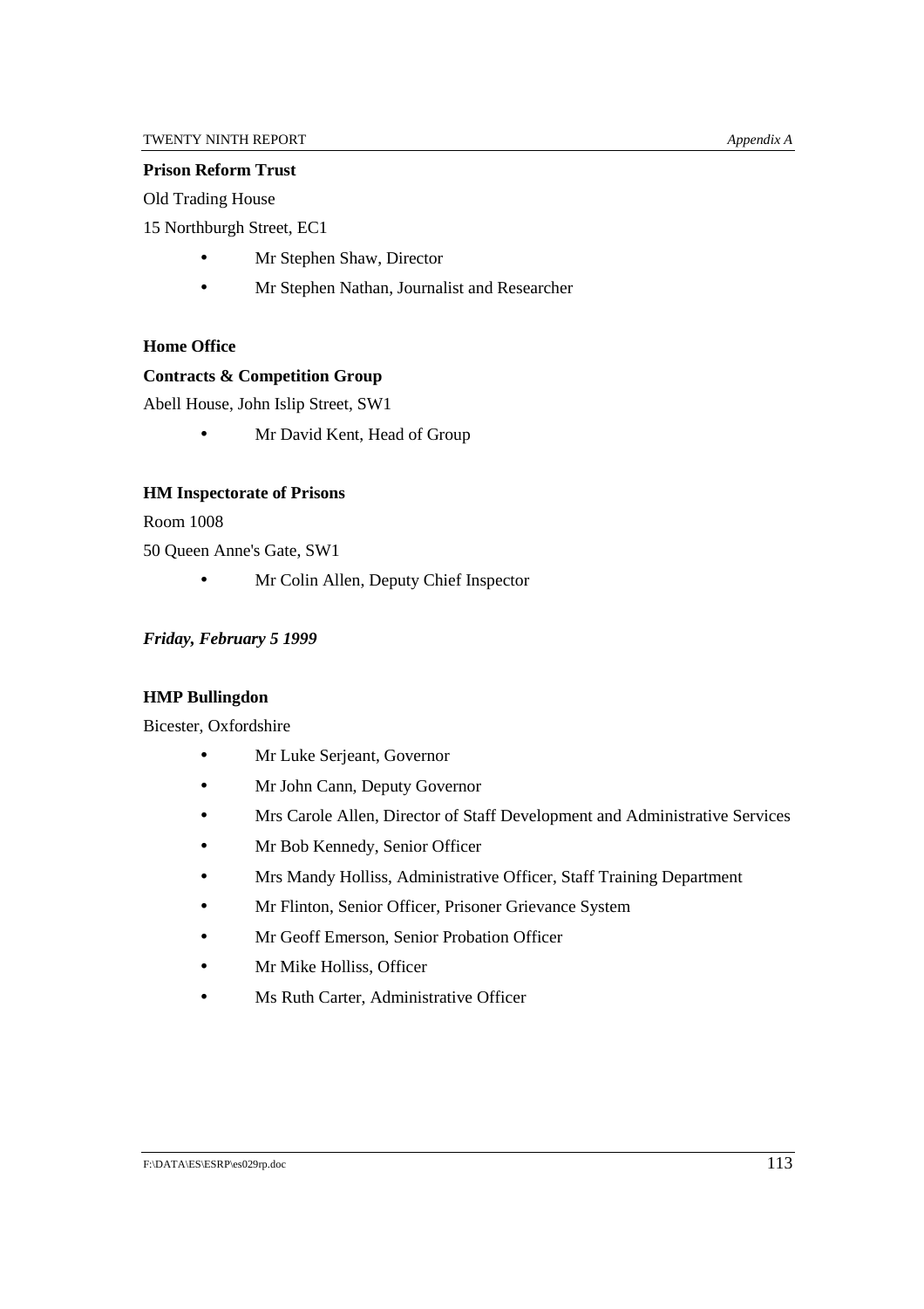**Prison Reform Trust**

Old Trading House

15 Northburgh Street, EC1

- Mr Stephen Shaw, Director
- Mr Stephen Nathan, Journalist and Researcher

**Home Office**

**Contracts & Competition Group**

Abell House, John Islip Street, SW1

- Mr David Kent, Head of Group

**HM Inspectorate of Prisons**

Room 1008

50 Queen Anne's Gate, SW1

- Mr Colin Allen, Deputy Chief Inspector

***Friday, February 5 1999***

**HMP Bullingdon**

Bicester, Oxfordshire

- Mr Luke Serjeant, Governor
- Mr John Cann, Deputy Governor
- Mrs Carole Allen, Director of Staff Development and Administrative Services
- Mr Bob Kennedy, Senior Officer
- Mrs Mandy Holliss, Administrative Officer, Staff Training Department
- Mr Flinton, Senior Officer, Prisoner Grievance System
- Mr Geoff Emerson, Senior Probation Officer
- Mr Mike Holliss, Officer
- Ms Ruth Carter, Administrative Officer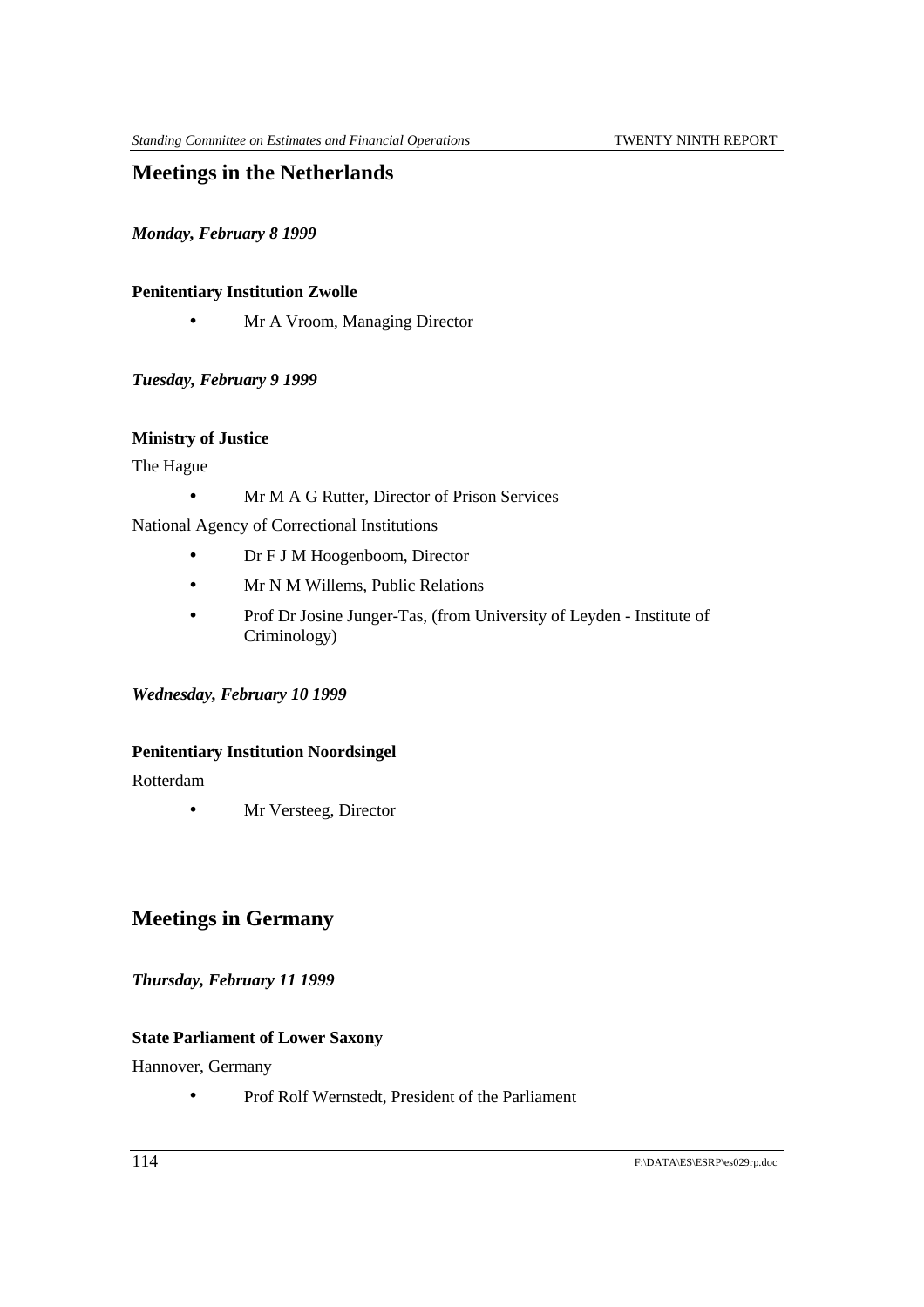## Meetings in the Netherlands

***Monday, February 8 1999***

**Penitentiary Institution Zwolle**

- Mr A Vroom, Managing Director

***Tuesday, February 9 1999***

**Ministry of Justice**

The Hague

- Mr M A G Rutter, Director of Prison Services

National Agency of Correctional Institutions

- Dr F J M Hoogenboom, Director
- Mr N M Willems, Public Relations
- Prof Dr Josine Junger-Tas, (from University of Leyden - Institute of Criminology)

***Wednesday, February 10 1999***

**Penitentiary Institution Noordsingel**

Rotterdam

- Mr Versteeg, Director

## Meetings in Germany

***Thursday, February 11 1999***

**State Parliament of Lower Saxony**

Hannover, Germany

- Prof Rolf Wernstedt, President of the Parliament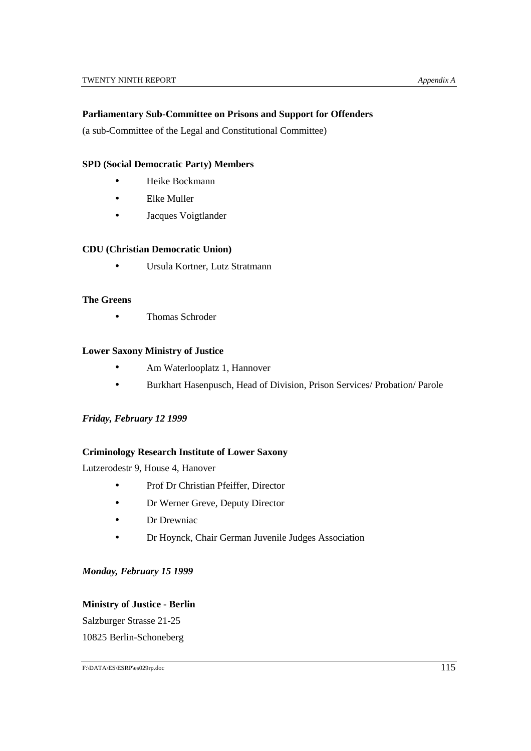**Parliamentary Sub-Committee on Prisons and Support for Offenders**

(a sub-Committee of the Legal and Constitutional Committee)

**SPD (Social Democratic Party) Members**

- Heike Bockmann
- Elke Muller
- Jacques Voigtlander

**CDU (Christian Democratic Union)**

- Ursula Kortner, Lutz Stratmann

**The Greens**

- Thomas Schroder

**Lower Saxony Ministry of Justice**

- Am Waterlooplatz 1, Hannover
- Burkhart Hasenpusch, Head of Division, Prison Services/ Probation/ Parole

***Friday, February 12 1999***

**Criminology Research Institute of Lower Saxony**

Lutzerodestr 9, House 4, Hanover

- Prof Dr Christian Pfeiffer, Director
- Dr Werner Greve, Deputy Director
- Dr Drewniac
- Dr Hoynck, Chair German Juvenile Judges Association

***Monday, February 15 1999***

**Ministry of Justice - Berlin**

Salzburger Strasse 21-25

10825 Berlin-Schoneberg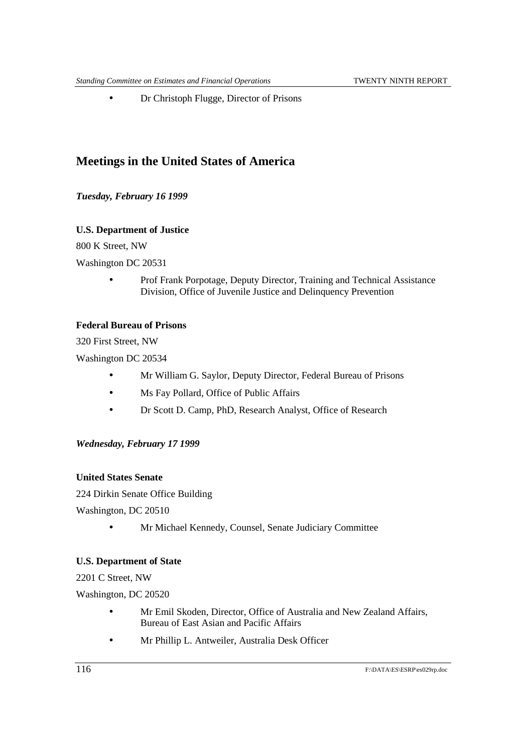- Dr Christoph Flugge, Director of Prisons

## Meetings in the United States of America

***Tuesday, February 16 1999***

**U.S. Department of Justice**

800 K Street, NW

Washington DC 20531

- Prof Frank Porpotage, Deputy Director, Training and Technical Assistance Division, Office of Juvenile Justice and Delinquency Prevention

**Federal Bureau of Prisons**

320 First Street, NW

Washington DC 20534

- Mr William G. Saylor, Deputy Director, Federal Bureau of Prisons
- Ms Fay Pollard, Office of Public Affairs
- Dr Scott D. Camp, PhD, Research Analyst, Office of Research

***Wednesday, February 17 1999***

**United States Senate**

224 Dirkin Senate Office Building

Washington, DC 20510

- Mr Michael Kennedy, Counsel, Senate Judiciary Committee

**U.S. Department of State**

2201 C Street, NW

Washington, DC 20520

- Mr Emil Skoden, Director, Office of Australia and New Zealand Affairs, Bureau of East Asian and Pacific Affairs
- Mr Phillip L. Antweiler, Australia Desk Officer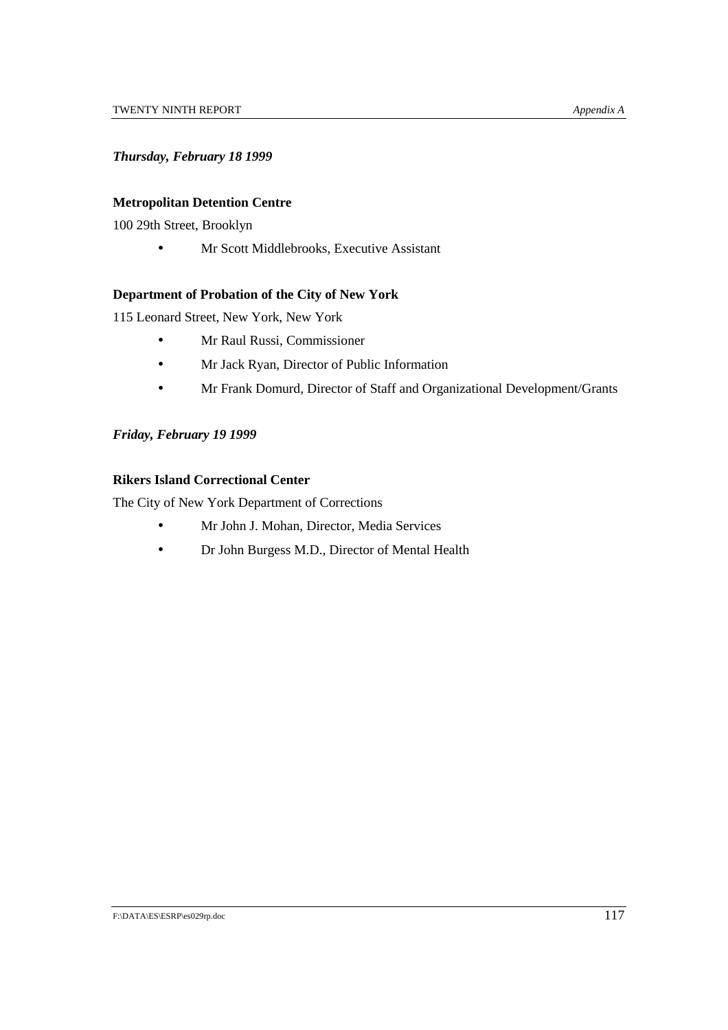***Thursday, February 18 1999***

**Metropolitan Detention Centre**

100 29th Street, Brooklyn

- Mr Scott Middlebrooks, Executive Assistant

**Department of Probation of the City of New York**

115 Leonard Street, New York, New York

- Mr Raul Russi, Commissioner
- Mr Jack Ryan, Director of Public Information
- Mr Frank Domurd, Director of Staff and Organizational Development/Grants

***Friday, February 19 1999***

**Rikers Island Correctional Center**

The City of New York Department of Corrections

- Mr John J. Mohan, Director, Media Services
- Dr John Burgess M.D., Director of Mental Health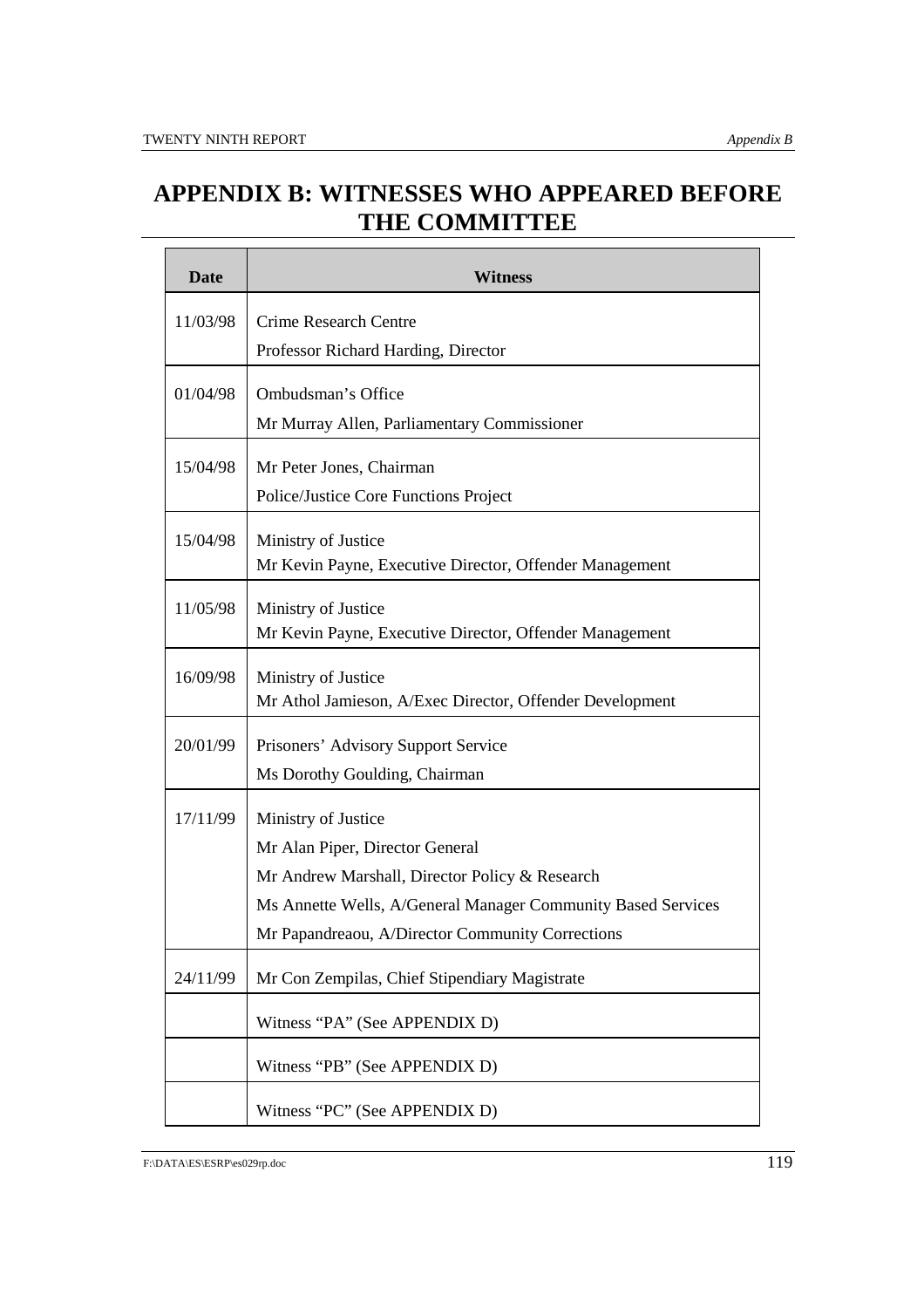# APPENDIX B: WITNESSES WHO APPEARED BEFORE THE COMMITTEE

| Date | Witness |
|---|---|
| 11/03/98 | Crime Research Centre<br>Professor Richard Harding, Director |
| 01/04/98 | Ombudsman's Office<br>Mr Murray Allen, Parliamentary Commissioner |
| 15/04/98 | Mr Peter Jones, Chairman<br>Police/Justice Core Functions Project |
| 15/04/98 | Ministry of Justice<br>Mr Kevin Payne, Executive Director, Offender Management |
| 11/05/98 | Ministry of Justice<br>Mr Kevin Payne, Executive Director, Offender Management |
| 16/09/98 | Ministry of Justice<br>Mr Athol Jamieson, A/Exec Director, Offender Development |
| 20/01/99 | Prisoners' Advisory Support Service<br>Ms Dorothy Goulding, Chairman |
| 17/11/99 | Ministry of Justice<br>Mr Alan Piper, Director General<br>Mr Andrew Marshall, Director Policy & Research<br>Ms Annette Wells, A/General Manager Community Based Services<br>Mr Papandreaou, A/Director Community Corrections |
| 24/11/99 | Mr Con Zempilas, Chief Stipendiary Magistrate |
| | Witness "PA" (See APPENDIX D) |
| | Witness "PB" (See APPENDIX D) |
| | Witness "PC" (See APPENDIX D) |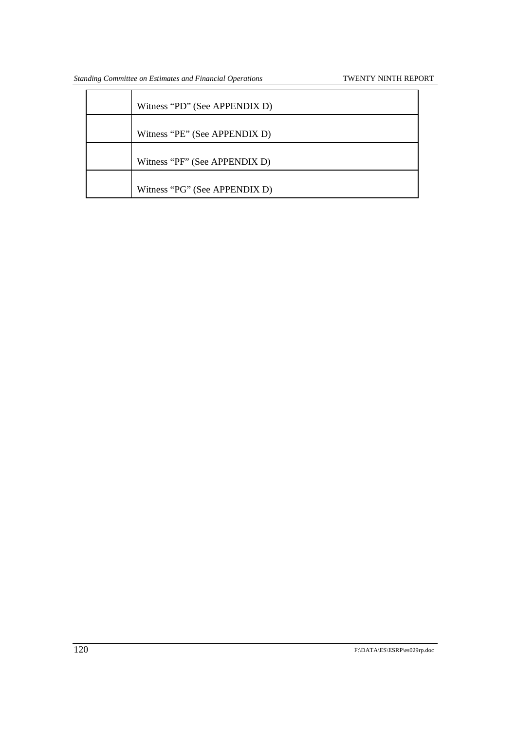| | |
|---|---|
| | Witness “PD” (See APPENDIX D) |
| | Witness “PE” (See APPENDIX D) |
| | Witness “PF” (See APPENDIX D) |
| | Witness “PG” (See APPENDIX D) |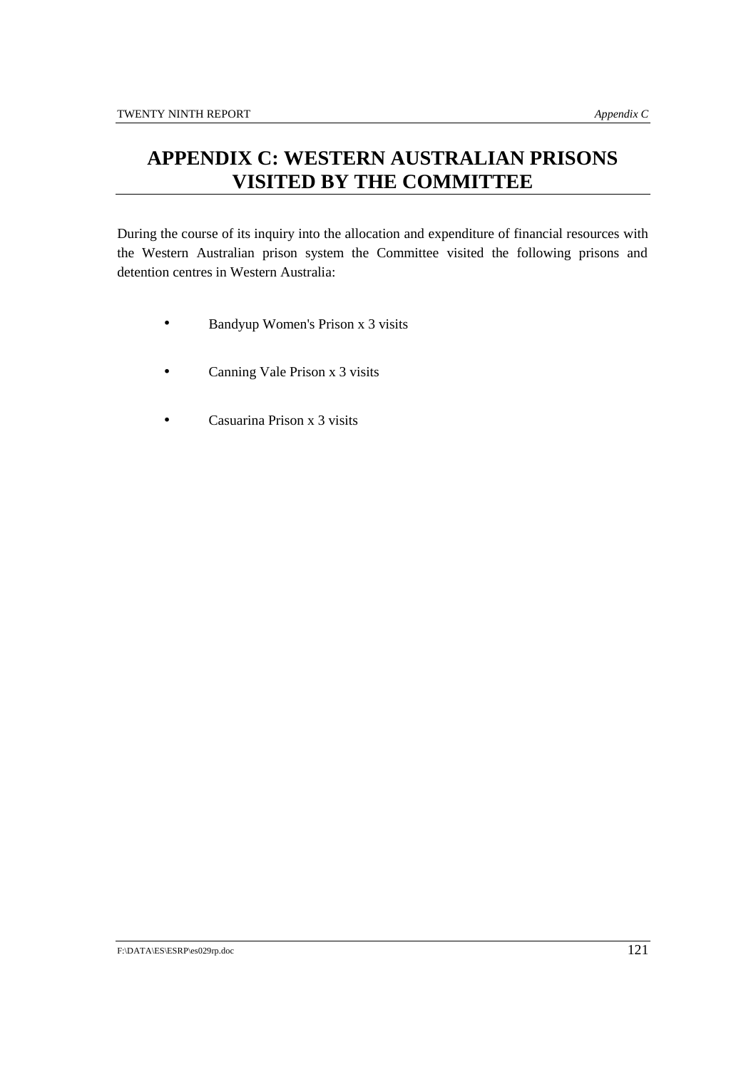# APPENDIX C: WESTERN AUSTRALIAN PRISONS VISITED BY THE COMMITTEE

During the course of its inquiry into the allocation and expenditure of financial resources with the Western Australian prison system the Committee visited the following prisons and detention centres in Western Australia:

- Bandyup Women's Prison x 3 visits
- Canning Vale Prison x 3 visits
- Casuarina Prison x 3 visits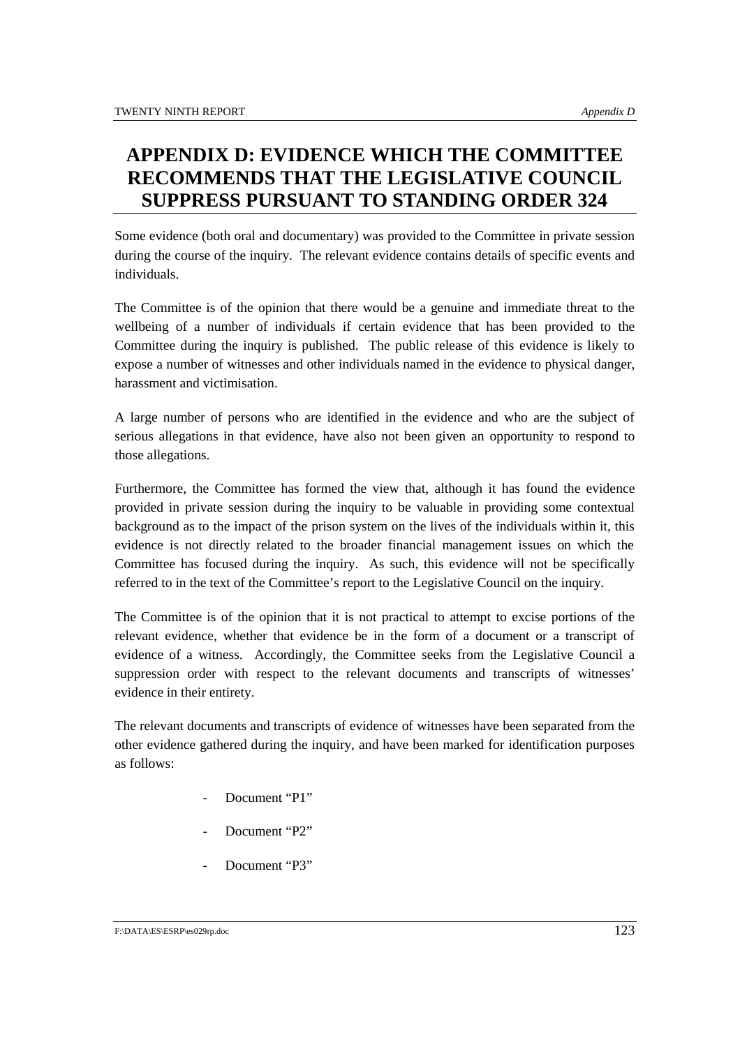# APPENDIX D: EVIDENCE WHICH THE COMMITTEE RECOMMENDS THAT THE LEGISLATIVE COUNCIL SUPPRESS PURSUANT TO STANDING ORDER 324

Some evidence (both oral and documentary) was provided to the Committee in private session during the course of the inquiry. The relevant evidence contains details of specific events and individuals.

The Committee is of the opinion that there would be a genuine and immediate threat to the wellbeing of a number of individuals if certain evidence that has been provided to the Committee during the inquiry is published. The public release of this evidence is likely to expose a number of witnesses and other individuals named in the evidence to physical danger, harassment and victimisation.

A large number of persons who are identified in the evidence and who are the subject of serious allegations in that evidence, have also not been given an opportunity to respond to those allegations.

Furthermore, the Committee has formed the view that, although it has found the evidence provided in private session during the inquiry to be valuable in providing some contextual background as to the impact of the prison system on the lives of the individuals within it, this evidence is not directly related to the broader financial management issues on which the Committee has focused during the inquiry. As such, this evidence will not be specifically referred to in the text of the Committee's report to the Legislative Council on the inquiry.

The Committee is of the opinion that it is not practical to attempt to excise portions of the relevant evidence, whether that evidence be in the form of a document or a transcript of evidence of a witness. Accordingly, the Committee seeks from the Legislative Council a suppression order with respect to the relevant documents and transcripts of witnesses' evidence in their entirety.

The relevant documents and transcripts of evidence of witnesses have been separated from the other evidence gathered during the inquiry, and have been marked for identification purposes as follows:

- Document "P1"
- Document "P2"
- Document "P3"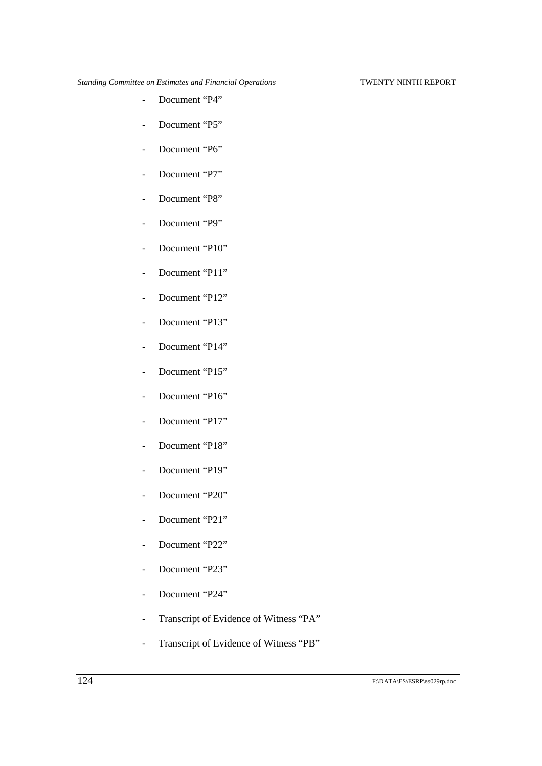- Document "P4"
- Document "P5"
- Document "P6"
- Document "P7"
- Document "P8"
- Document "P9"
- Document "P10"
- Document "P11"
- Document "P12"
- Document "P13"
- Document "P14"
- Document "P15"
- Document "P16"
- Document "P17"
- Document "P18"
- Document "P19"
- Document "P20"
- Document "P21"
- Document "P22"
- Document "P23"
- Document "P24"
- Transcript of Evidence of Witness "PA"
- Transcript of Evidence of Witness "PB"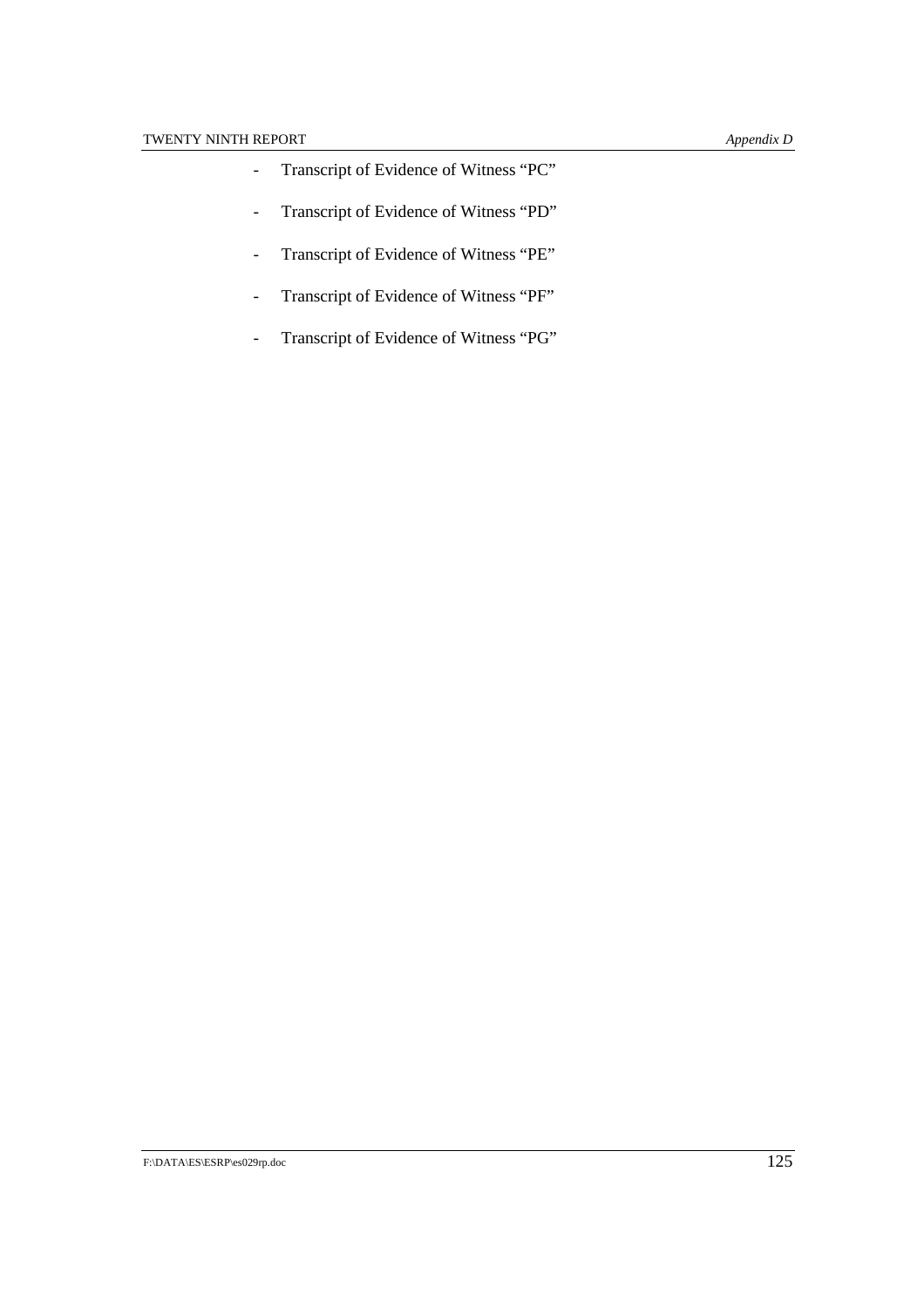- Transcript of Evidence of Witness "PC"
- Transcript of Evidence of Witness "PD"
- Transcript of Evidence of Witness "PE"
- Transcript of Evidence of Witness "PF"
- Transcript of Evidence of Witness "PG"